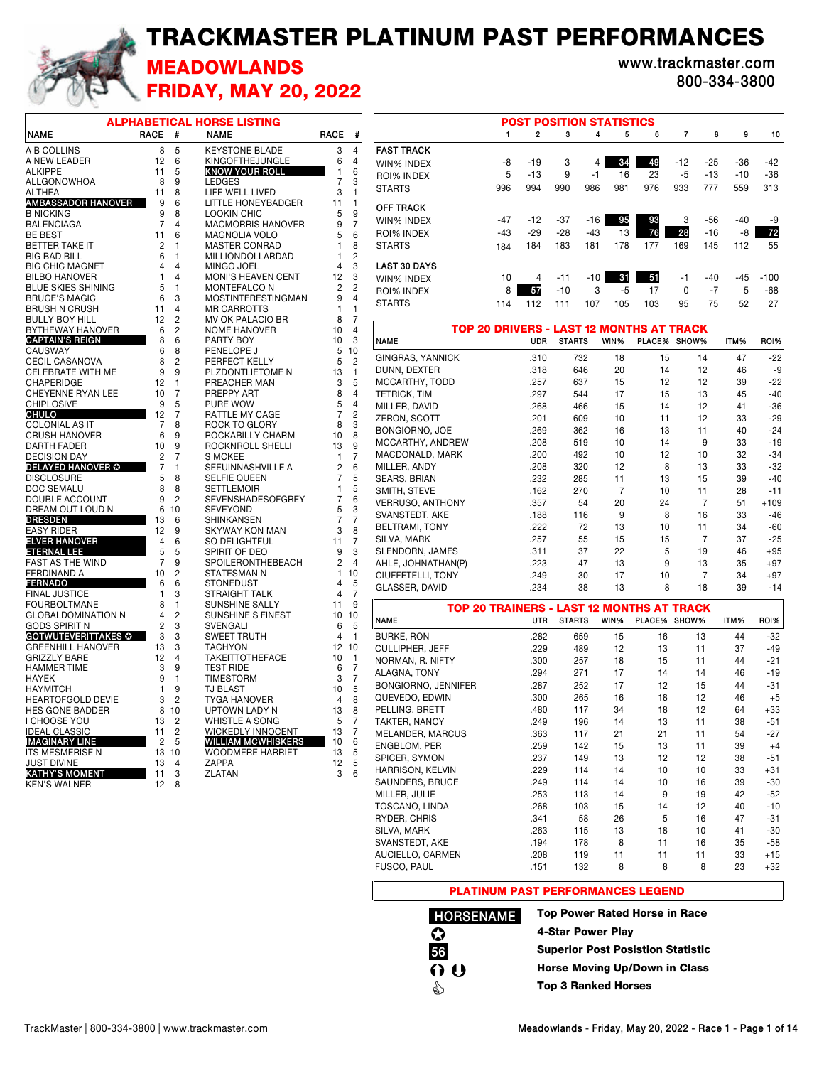# TRACKMASTER PLATINUM PAST PERFORMANCES

## MEADOWLANDS

## FRIDAY, MAY 20, 2022

www.trackmaster.com
800-334-3800

### ALPHABETICAL HORSE LISTING

| NAME | RACE | # | NAME | RACE | # |
|---|---|---|---|---|---|
| A B COLLINS | 8 | 5 | KEYSTONE BLADE | 3 | 4 |
| A NEW LEADER | 12 | 6 | KINGOFTHEJUNGLE | 6 | 4 |
| ALKIPPE | 11 | 5 | **KNOW YOUR ROLL** | 1 | 6 |
| ALLGONOWHOA | 8 | 9 | LEDGES | 7 | 3 |
| ALTHEA | 11 | 8 | LIFE WELL LIVED | 3 | 1 |
| **AMBASSADOR HANOVER** | 9 | 6 | LITTLE HONEYBADGER | 11 | 1 |
| B NICKING | 9 | 8 | LOOKIN CHIC | 5 | 9 |
| BALENCIAGA | 7 | 4 | MACMORRIS HANOVER | 9 | 7 |
| BE BEST | 11 | 6 | MAGNOLIA VOLO | 5 | 6 |
| BETTER TAKE IT | 2 | 1 | MASTER CONRAD | 1 | 8 |
| BIG BAD BILL | 6 | 1 | MILLIONDOLLARDAD | 1 | 2 |
| BIG CHIC MAGNET | 4 | 4 | MINGO JOEL | 4 | 3 |
| BILBO HANOVER | 1 | 4 | MONI'S HEAVEN CENT | 12 | 3 |
| BLUE SKIES SHINING | 5 | 1 | MONTEFALCO N | 2 | 2 |
| BRUCE'S MAGIC | 6 | 3 | MOSTINTERESTINGMAN | 9 | 4 |
| BRUSH N CRUSH | 11 | 4 | MR CARROTTS | 1 | 1 |
| BULLY BOY HILL | 12 | 2 | MV OK PALACIO BR | 8 | 7 |
| BYTHEWAY HANOVER | 6 | 2 | NOME HANOVER | 10 | 4 |
| **CAPTAIN'S REIGN** | 8 | 6 | PARTY BOY | 10 | 3 |
| CAUSWAY | 6 | 8 | PENELOPE J | 5 | 10 |
| CECIL CASANOVA | 8 | 2 | PERFECT KELLY | 5 | 2 |
| CELEBRATE WITH ME | 9 | 9 | PLZDONTLIETOME N | 13 | 1 |
| CHAPERIDGE | 12 | 1 | PREACHER MAN | 3 | 5 |
| CHEYENNE RYAN LEE | 10 | 7 | PREPPY ART | 8 | 4 |
| CHIPLOSIVE | 9 | 5 | PURE WOW | 5 | 4 |
| **CHULO** | 12 | 7 | RATTLE MY CAGE | 7 | 2 |
| COLONIAL AS IT | 7 | 8 | ROCK TO GLORY | 8 | 3 |
| CRUSH HANOVER | 6 | 9 | ROCKABILLY CHARM | 10 | 8 |
| DARTH FADER | 10 | 9 | ROCKNROLL SHELLI | 13 | 9 |
| DECISION DAY | 2 | 7 | S MCKEE | 1 | 7 |
| **DELAYED HANOVER** ✪ | 7 | 1 | SEEUINNASHVILLE A | 2 | 6 |
| DISCLOSURE | 5 | 8 | SELFIE QUEEN | 7 | 5 |
| DOC SEMAULU | 8 | 8 | SETTLEMOIR | 1 | 5 |
| DOUBLE ACCOUNT | 9 | 2 | SEVENSHADESOFGREY | 7 | 6 |
| DREAM OUT LOUD N | 6 | 10 | SEVEYOND | 5 | 3 |
| **DRESDEN** | 13 | 6 | SHINKANSEN | 7 | 7 |
| EASY RIDER | 12 | 9 | SKYWAY KON MAN | 3 | 8 |
| **ELVER HANOVER** | 4 | 6 | SO DELIGHTFUL | 11 | 7 |
| **ETERNAL LEE** | 5 | 5 | SPIRIT OF DEO | 9 | 3 |
| FAST AS THE WIND | 7 | 9 | SPOILERONTHEBEACH | 2 | 4 |
| FERDINAND A | 10 | 2 | STATESMAN N | 1 | 10 |
| **FERNADO** | 6 | 6 | STONEDUST | 4 | 5 |
| FINAL JUSTICE | 1 | 3 | STRAIGHT TALK | 4 | 7 |
| FOURBOLTMANE | 8 | 1 | SUNSHINE SALLY | 11 | 9 |
| GLOBALDOMINATION N | 4 | 2 | SUNSHINE'S FINEST | 10 | 10 |
| GODS SPIRIT N | 2 | 3 | SVENGALI | 6 | 5 |
| **GOTWUTEVERITTAKES** ✪ | 3 | 3 | SWEET TRUTH | 4 | 1 |
| GREENHILL HANOVER | 13 | 3 | TACHYON | 12 | 10 |
| GRIZZLY BARE | 12 | 4 | TAKEITTOTHEFACE | 10 | 1 |
| HAMMER TIME | 3 | 9 | TEST RIDE | 6 | 7 |
| HAYEK | 9 | 1 | TIMESTORM | 3 | 7 |
| HAYMITCH | 1 | 9 | TJ BLAST | 10 | 5 |
| HEARTOFGOLD DEVIE | 3 | 2 | TYGA HANOVER | 4 | 8 |
| HES GONE BADDER | 8 | 10 | UPTOWN LADY N | 13 | 8 |
| I CHOOSE YOU | 13 | 2 | WHISTLE A SONG | 5 | 7 |
| IDEAL CLASSIC | 11 | 2 | WICKEDLY INNOCENT | 13 | 7 |
| **IMAGINARY LINE** | 2 | 5 | **WILLIAM MCWHISKERS** | 10 | 6 |
| ITS MESMERISE N | 13 | 10 | WOODMERE HARRIET | 13 | 5 |
| JUST DIVINE | 13 | 4 | ZAPPA | 12 | 5 |
| **KATHY'S MOMENT** | 11 | 3 | ZLATAN | 3 | 6 |
| KEN'S WALNER | 12 | 8 | | | |

### POST POSITION STATISTICS

| | 1 | 2 | 3 | 4 | 5 | 6 | 7 | 8 | 9 | 10 |
|---|---|---|---|---|---|---|---|---|---|---|
| **FAST TRACK** | | | | | | | | | | |
| WIN% INDEX | -8 | -19 | 3 | 4 | **34** | **49** | -12 | -25 | -36 | -42 |
| ROI% INDEX | 5 | -13 | 9 | -1 | 16 | 23 | -5 | -13 | -10 | -36 |
| STARTS | 996 | 994 | 990 | 986 | 981 | 976 | 933 | 777 | 559 | 313 |
| **OFF TRACK** | | | | | | | | | | |
| WIN% INDEX | -47 | -12 | -37 | -16 | **95** | **93** | 3 | -56 | -40 | -9 |
| ROI% INDEX | -43 | -29 | -28 | -43 | 13 | **76** | **28** | -16 | -8 | **72** |
| STARTS | 184 | 184 | 183 | 181 | 178 | 177 | 169 | 145 | 112 | 55 |
| **LAST 30 DAYS** | | | | | | | | | | |
| WIN% INDEX | 10 | 4 | -11 | -10 | **31** | **51** | -1 | -40 | -45 | -100 |
| ROI% INDEX | 8 | **57** | -10 | 3 | -5 | 17 | 0 | -7 | 5 | -68 |
| STARTS | 114 | 112 | 111 | 107 | 105 | 103 | 95 | 75 | 52 | 27 |

### TOP 20 DRIVERS - LAST 12 MONTHS AT TRACK

| NAME | UDR | STARTS | WIN% | PLACE% | SHOW% | ITM% | ROI% |
|---|---|---|---|---|---|---|---|
| GINGRAS, YANNICK | .310 | 732 | 18 | 15 | 14 | 47 | -22 |
| DUNN, DEXTER | .318 | 646 | 20 | 14 | 12 | 46 | -9 |
| MCCARTHY, TODD | .257 | 637 | 15 | 12 | 12 | 39 | -22 |
| TETRICK, TIM | .297 | 544 | 17 | 15 | 13 | 45 | -40 |
| MILLER, DAVID | .268 | 466 | 15 | 14 | 12 | 41 | -36 |
| ZERON, SCOTT | .201 | 609 | 10 | 11 | 12 | 33 | -29 |
| BONGIORNO, JOE | .269 | 362 | 16 | 13 | 11 | 40 | -24 |
| MCCARTHY, ANDREW | .208 | 519 | 10 | 14 | 9 | 33 | -19 |
| MACDONALD, MARK | .200 | 492 | 10 | 12 | 10 | 32 | -34 |
| MILLER, ANDY | .208 | 320 | 12 | 8 | 13 | 33 | -32 |
| SEARS, BRIAN | .232 | 285 | 11 | 13 | 15 | 39 | -40 |
| SMITH, STEVE | .162 | 270 | 7 | 10 | 11 | 28 | -11 |
| VERRUSO, ANTHONY | .357 | 54 | 20 | 24 | 7 | 51 | +109 |
| SVANSTEDT, AKE | .188 | 116 | 9 | 8 | 16 | 33 | -46 |
| BELTRAMI, TONY | .222 | 72 | 13 | 10 | 11 | 34 | -60 |
| SILVA, MARK | .257 | 55 | 15 | 15 | 7 | 37 | -25 |
| SLENDORN, JAMES | .311 | 37 | 22 | 5 | 19 | 46 | +95 |
| AHLE, JOHNATHAN(P) | .223 | 47 | 13 | 9 | 13 | 35 | +97 |
| CIUFFETELLI, TONY | .249 | 30 | 17 | 10 | 7 | 34 | +97 |
| GLASSER, DAVID | .234 | 38 | 13 | 8 | 18 | 39 | -14 |

### TOP 20 TRAINERS - LAST 12 MONTHS AT TRACK

| NAME | UTR | STARTS | WIN% | PLACE% | SHOW% | ITM% | ROI% |
|---|---|---|---|---|---|---|---|
| BURKE, RON | .282 | 659 | 15 | 16 | 13 | 44 | -32 |
| CULLIPHER, JEFF | .229 | 489 | 12 | 13 | 11 | 37 | -49 |
| NORMAN, R. NIFTY | .300 | 257 | 18 | 15 | 11 | 44 | -21 |
| ALAGNA, TONY | .294 | 271 | 17 | 14 | 14 | 46 | -19 |
| BONGIORNO, JENNIFER | .287 | 252 | 17 | 12 | 15 | 44 | -31 |
| QUEVEDO, EDWIN | .300 | 265 | 16 | 18 | 12 | 46 | +5 |
| PELLING, BRETT | .480 | 117 | 34 | 18 | 12 | 64 | +33 |
| TAKTER, NANCY | .249 | 196 | 14 | 13 | 11 | 38 | -51 |
| MELANDER, MARCUS | .363 | 117 | 21 | 21 | 11 | 54 | -27 |
| ENGBLOM, PER | .259 | 142 | 15 | 13 | 11 | 39 | +4 |
| SPICER, SYMON | .237 | 149 | 13 | 12 | 12 | 38 | -51 |
| HARRISON, KELVIN | .229 | 114 | 14 | 10 | 10 | 33 | +31 |
| SAUNDERS, BRUCE | .249 | 114 | 14 | 10 | 16 | 39 | -30 |
| MILLER, JULIE | .253 | 113 | 14 | 9 | 19 | 42 | -52 |
| TOSCANO, LINDA | .268 | 103 | 15 | 14 | 12 | 40 | -10 |
| RYDER, CHRIS | .341 | 58 | 26 | 5 | 16 | 47 | -31 |
| SILVA, MARK | .263 | 115 | 13 | 18 | 10 | 41 | -30 |
| SVANSTEDT, AKE | .194 | 178 | 8 | 11 | 16 | 35 | -58 |
| AUCIELLO, CARMEN | .208 | 119 | 11 | 11 | 11 | 33 | +15 |
| FUSCO, PAUL | .151 | 132 | 8 | 8 | 8 | 23 | +32 |

### PLATINUM PAST PERFORMANCES LEGEND

| Symbol | Meaning |
|---|---|
| **HORSENAME** | Top Power Rated Horse in Race |
| ✪ | 4-Star Power Play |
| **56** | Superior Post Posistion Statistic |
| ⬆ ⬇ | Horse Moving Up/Down in Class |
| 👍 | Top 3 Ranked Horses |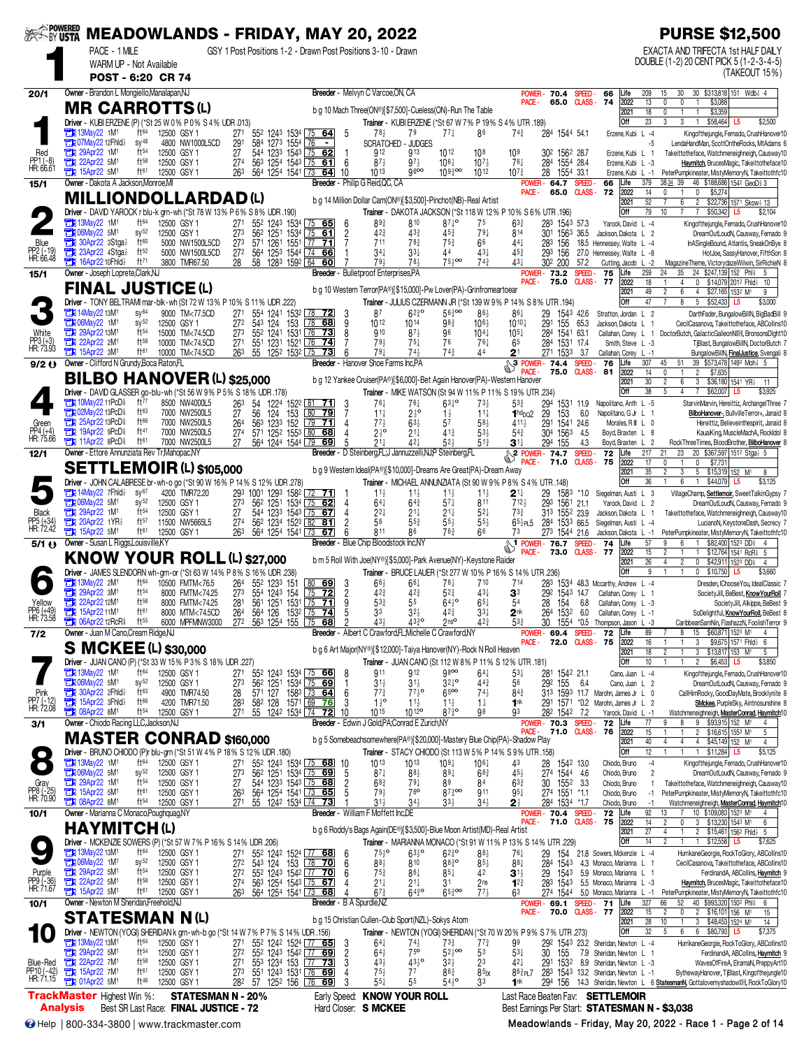# MEADOWLANDS - FRIDAY, MAY 20, 2022

**PURSE $12,500**

## Race 1

PACE - 1 MILE — GSY 1 Post Positions 1-2 - Drawn Post Positions 3-10 - Drawn

WARM UP - Not Available

**POST - 6:20 CR 74**

EXACTA AND TRIFECTA 1st HALF DAILY DOUBLE (1-2) 20 CENT PICK 5 (1-2-3-4-5) (TAKEOUT 15%)

---

### 1 — MR CARROTTS (L) — 20/1 — Red — PP1 (-8) — HR: 66.61

Owner - Brandon L Mongiello,Manalapan,NJ | Breeder - Melvyn C Varcoe,ON, CA

b g 10 Mach Three(ON®)[$7,500]-Cueless(ON)-Run The Table

Driver - KUBI ERZENE (P) (*St 25 W 0% P 0% S 4% UDR .013) | Trainer - KUBI ERZENE (P) (*St 67 W 7% P 19% S 4% UTR .189)

POWER - 70.4 SPEED - 66 | PACE - 65.0 CLASS - 74

| | Starts | W | P | S | Earnings | Best |
|---|---|---|---|---|---|---|
| Life | 209 | 15 | 30 | 30 | $313,818 | 151 Wdb⅝ 4 |
| 2022 | 13 | 0 | 0 | 1 | $3,088 | |
| 2021 | 18 | 0 | 1 | 1 | $3,359 | |
| Off | 23 | 3 | 3 | 1 | $58,464 | L5 $2,500 |

| Date | Race | Track | Purse | Class | Fractions | Ratings | PP | 1/4 | 1/2 | 3/4 | Str | Fin | Last Q | Time | Odds | Driver | Top 3 |
|---|---|---|---|---|---|---|---|---|---|---|---|---|---|---|---|---|---|
| 13May22 | 1M1 | ft64 | 12500 | GSY 1 | 27¹ 55² 124³ 153⁴ | 75 64 | 5 | 7⁸½ | 7⁹ | 7⁷½ | 8⁶ | 7⁴¾ | 28⁴ | 154⁴ | 54.1 | Erzene, Kubi L -4 | Kingofthejungle, Fernado, CrushHanover10 |
| 07May22 | 12Fhld½ | sy48 | 4800 | NW1000L5CD | 29¹ 58⁴ 127³ 155⁴ | 76 - | | SCRATCHED - JUDGES | | | | | | | | -5 | LendaHandMan, ScottOntheRocks, MtAdams 6 |
| 29Apr22 | 1M1 | ft54 | 12500 | GSY 1 | 27 54⁴ 123³ 154³ | 75 62 | 1 | 9¹² | 9¹³ | 10¹² | 10⁸ | 10⁹ | 30² | 156² | 28.7 | Erzene, Kubi L 1 | Takeittotheface, Watchmeneighneigh, Causway10 |
| 22Apr22 | 5M1 | ft58 | 12500 | GSY 1 | 27⁴ 56³ 125⁴ 154³ | 75 61 | 6 | 8⁷½ | 9⁷½ | 10⁶½ | 10⁷½ | 7⁶½ | 28⁴ | 155⁴ | 28.4 | Erzene, Kubi L -3 | Haymitch, BrucesMagic, Takeittotheface10 |
| 15Apr22 | 5M1 | ft61 | 12500 | GSY 1 | 26³ 56⁴ 125⁴ 154¹ | 73 64 | 10 | 10¹³ | 9⁶°° | 10⁹½°° | 10¹² | 10⁷½ | 28 | 155⁴ | 33.1 | Erzene, Kubi L -1 | PeterPumpkineater, MistyMemoryN, Takeittothfc10 |

---

### 2 — MILLIONDOLLARDAD (L) — 15/1 — Blue — PP2 (-19) — HR: 66.48

Owner - Dakota A Jackson,Monroe,MI | Breeder - Philip G Reid,QC, CA

b g 14 Million Dollar Cam(ON®)[$3,500]-Pinchot(NB)-Real Artist

Driver - DAVID YAROCK r blu-k grn-wh (*St 78 W 13% P 6% S 8% UDR .190) | Trainer - DAKOTA JACKSON (*St 118 W 12% P 10% S 6% UTR .196)

POWER - 64.7 SPEED - 66 | PACE - 65.0 CLASS - 72

| | Starts | W | P | S | Earnings | Best |
|---|---|---|---|---|---|---|
| Life | 379 | 38 34 | 39 | 46 | $188,686 | 154² GeoD⅝ 3 |
| 2022 | 14 | 0 | 0 | 1 | $5,274 | |
| 2021 | 52 | 7 | 6 | 2 | $22,736 | 157¹ Skow⅝ 13 |
| Off | 79 | 10 | 7 | 7 | $50,342 | L5 $2,104 |

| Date | Race | Track | Purse | Class | Fractions | Ratings | PP | 1/4 | 1/2 | 3/4 | Str | Fin | Last Q | Time | Odds | Driver | Top 3 |
|---|---|---|---|---|---|---|---|---|---|---|---|---|---|---|---|---|---|
| 13May22 | 1M1 | ft64 | 12500 | GSY 1 | 27¹ 55² 124³ 153⁴ | 75 65 | 6 | 8⁹½ | 8¹⁰ | 8⁷½° | 7⁵ | 6³½ | 28³ | 154³ | 57.3 | Yarock, David L -4 | Kingofthejungle, Fernado, CrushHanover10 |
| 06May22 | 5M1 | sy52 | 12500 | GSY 1 | 27³ 56² 125¹ 153⁴ | 75 61 | 2 | 4²½ | 4³½ | 4⁵½ | 7⁹¼ | 8¹⁴ | 30¹ | 156³ | 36.5 | Jackson, Dakota L 2 | DreamOutLoudN, Causway, Fernado 9 |
| 30Apr22 | 3Stga⅝ | ft60 | 5000 | NW1500L5CD | 27³ 57¹ 126¹ 155¹ | 77 71 | 7 | 7¹¹ | 7⁸½ | 7⁵½ | 6⁴ | 4⁴¼ | 28³ | 156 | 18.5 | Hennessey, Walte L -4 | InASingleBound, Atlantis, SneakOnBye 8 |
| 23Apr22 | 4Stga⅝ | ft52 | 5000 | NW1500L5CD | 27² 56⁴ 125³ 154⁴ | 74 66 | 1 | 3⁴½ | 3³½ | 4⁴ | 4³½ | 4⁵½ | 29³ | 156 | 27.0 | Hennessey, Walte L -8 | HotJoe, SassyHanover, FifthSon 8 |
| 16Apr22 | 10Fhld½ | ft71 | 3800 | TMR67.50 | 28 58 128³ 159² | 64 60 | 7 | 7⁹½ | 7⁸½ | 7⁵½°° | 7⁴½ | 4³¼ | 30² | 200 | 57.2 | Cutting, Jacob L -2 | MagazineTheme, VictorydazeWillwin, SirRichieN 8 |

---

### 3 — FINAL JUSTICE (L) — 15/1 — White — PP3 (+3) — HR: 73.93

Owner - Joseph Loprete,Clark,NJ | Breeder - Bulletproof Enterprises,PA

b g 10 Western Terror(PA®)[$15,000]-Pw Lover(PA)-Grinfromeartoear

Driver - TONY BELTRAMI mar-blk-wh (St 72 W 13% P 10% S 11% UDR .222) | Trainer - JULIUS CZERMANN JR (*St 139 W 9% P 14% S 8% UTR .194)

POWER - 73.2 SPEED - 75 | PACE - 75.0 CLASS - 77

| | Starts | W | P | S | Earnings | Best |
|---|---|---|---|---|---|---|
| Life | 259 | 24 | 35 | 24 | $247,139 | 152 Phl⅝ 5 |
| 2022 | 18 | 1 | 4 | 0 | $14,079 | 201² Fhld½ 10 |
| 2021 | 49 | 2 | 6 | 4 | $27,165 | 153² M1 9 |
| Off | 47 | 7 | 8 | 5 | $52,433 | L5 $3,000 |

| Date | Race | Track | Purse | Class | Fractions | Ratings | PP | 1/4 | 1/2 | 3/4 | Str | Fin | Last Q | Time | Odds | Driver | Top 3 |
|---|---|---|---|---|---|---|---|---|---|---|---|---|---|---|---|---|---|
| 14May22 | 13M1 | sy64 | 9000 | TM<77.5CD | 27¹ 55⁴ 124¹ 153² | 78 72 | 3 | 8⁷ | 6²½° | 5⁶½°° | 8⁶½ | 8⁶¼ | 29 | 154³ | 42.6 | Stratton, Jordan L 2 | DarthFader, BungalowBillN, BigBadBill 9 |
| 06May22 | 1M1 | sy52 | 12500 | GSY 1 | 27² 54³ 124 153 | 78 68 | 9 | 10¹² | 10¹⁴ | 9⁸½ | 10⁶½ | 10¹⁰¼ | 29¹ | 155 | 65.3 | Jackson, Dakota L 2 | CecilCasanova, Takeittotheface, ABCollins10 |
| 29Apr22 | 13M1 | ft54 | 15000 | TM<74.5CD | 27³ 55² 124¹ 153¹ | 76 73 | 8 | 9¹⁰ | 8⁷½ | 9⁶ | 10⁴½ | 10⁵½ | 28⁴ | 154¹ | 63.1 | Callahan, Corey L 1 | DoctorButch, GalacticGalleonN, BronsonsDight10 |
| 22Apr22 | 2M1 | ft58 | 10000 | TM<74.5CD | 27¹ 55¹ 123¹ 152¹ | 76 74 | 7 | 7⁹½ | 7⁵½ | 7⁶ | 7⁶½ | 6⁵ | 28⁴ | 153¹ | 17.4 | Smith, Steve L -3 | TjBlast, BungalowBillN, DoctorButch 7 |
| 15Apr22 | 3M1 | ft61 | 10000 | TM<74.5CD | 26³ 55 125² 153² | 75 73 | 6 | 7⁹½ | 7⁴½ | 7⁴½ | 4⁴ | 2¹ | 27¹ | 153³ | 3.7 | Callahan, Corey L -1 | BungalowBillN, FinalJustice, Svengali 8 |

---

### 4 — BILBO HANOVER (L) $25,000 — 9/2 — Green — PP4 (+4) — HR: 75.66

Owner - Clifford N Grundy,Boca Raton,FL | Breeder - Hanover Shoe Farms Inc,PA

b g 12 Yankee Cruiser(PA®)[$6,000]-Bet Again Hanover(PA)-Western Hanover

Driver - DAVID GLASSER go-blu-wh (*St 56 W 9% P 5% S 18% UDR .178) | Trainer - MIKE WATSON (St 94 W 11% P 11% S 19% UTR .234)

3 POWER - 74.4 SPEED - 76 | PACE - 75.0 CLASS - 81

| | Starts | W | P | S | Earnings | Best |
|---|---|---|---|---|---|---|
| Life | 307 | 45 | 51 | 39 | $573,478 | 149³ Mohi⅞ 5 |
| 2022 | 14 | 0 | 1 | 2 | $7,635 | |
| 2021 | 30 | 2 | 6 | 3 | $36,180 | 154¹ YR½ 11 |
| Off | 38 | 5 | 4 | 7 | $62,007 | L5 $3,925 |

| Date | Race | Track | Purse | Class | Fractions | Ratings | PP | 1/4 | 1/2 | 3/4 | Str | Fin | Last Q | Time | Odds | Driver | Top 3 |
|---|---|---|---|---|---|---|---|---|---|---|---|---|---|---|---|---|---|
| 10May22 | 11PcD⅝ | ft77 | 8500 | NW4000L5 | 26³ 54 122⁴ 152² | 81 71 | 3 | 7⁶½ | 7⁶½ | 6³½° | 7³½ | 5³½ | 29⁴ | 153¹ | 11.9 | Napolitano, Anth L -5 | StarvinMarvin, Hereittiz, ArchangelThree 7 |
| 02May22 | 13PcD⅝ | ft63 | 7000 | NW2500L5 | 27 56 124 153 | 80 79 | 7 | 1¹½ | 2½° | 1½ | 1¹½ | 1hdpo2 | 29 | 153 | 6.0 | Napolitano, G Jr L 1 | BilboHanover-, BullvilleTerror+, Janaid 8 |
| 25Apr22 | 13PcD⅝ | ft66 | 7000 | NW2500L5 | 26⁴ 56³ 123³ 152 | 79 71 | 4 | 7⁷½ | 6³½ | 5⁷ | 5⁸½ | 4¹¹½ | 29¹ | 154¹ | 24.6 | Morales, R III L 0 | Hereittiz, Believeinthespirit, Janaid 8 |
| 19Apr22 | 9PcD⅝ | ft41 | 7000 | NW2500L5 | 27⁴ 57¹ 125² 155³ | 80 68 | 4 | 2¹½° | 2¹½ | 4¹½ | 5³½ | 5⁴½ | 30⁴ | 156³ | 4.5 | Boyd, Braxten L 8 | KauaiKing, MuscleMachA, Rockldol 8 |
| 11Apr22 | 8PcD⅝ | ft61 | 7000 | NW2500L5 | 27 56⁴ 125⁴ 154⁴ | 79 69 | 5 | 2¹½ | 4²½ | 5²½ | 5¹½ | 3¹¼ | 29⁴ | 155 | 4.3 | Boyd, Braxten L 2 | RockThreeTimes, BloodBrother, BilboHanover 8 |

---

### 5 — SETTLEMOIR (L) $105,000 — 12/1 — Black — PP5 (+34) — HR: 72.42

Owner - Ettore Annunziata Rev Tr,Mahopac,NY | Breeder - D Steinberg,FL;J Jannuzzelli,NJ;P Steinberg,FL

b g 9 Western Ideal(PA®)[$10,000]-Dreams Are Great(PA)-Dream Away

Driver - JOHN CALABRESE br-wh-o go (*St 90 W 16% P 14% S 12% UDR .278) | Trainer - MICHAEL ANNUNZIATA (St 90 W 9% P 8% S 4% UTR .148)

2 POWER - 74.7 SPEED - 72 | PACE - 71.0 CLASS - 75

| | Starts | W | P | S | Earnings | Best |
|---|---|---|---|---|---|---|
| Life | 217 | 21 | 23 | 20 | $367,597 | 151² Stga⅝ 5 |
| 2022 | 17 | 0 | 1 | 0 | $7,731 | |
| 2021 | 35 | 2 | 3 | 5 | $15,319 | 152 M1 8 |
| Off | 36 | 1 | 6 | 1 | $44,079 | L5 $3,125 |

| Date | Race | Track | Purse | Class | Fractions | Ratings | PP | 1/4 | 1/2 | 3/4 | Str | Fin | Last Q | Time | Odds | Driver | Top 3 |
|---|---|---|---|---|---|---|---|---|---|---|---|---|---|---|---|---|---|
| 14May22 | 7Fhld½ | sy67 | 4200 | TMR72.20 | 29³ 100¹ 129³ 158² | 72 71 | 1 | 1¹½ | 1¹½ | 1¹½ | 1¹½ | 2¹¼ | 29 | 158³ | *1.0 | Siegelman, Austi L 3 | VillageChamp, Settlemoir, SweetTalkinGypsy 7 |
| 06May22 | 5M1 | sy52 | 12500 | GSY 1 | 27³ 56² 125¹ 153⁴ | 75 62 | 4 | 6⁴½ | 6⁴¾ | 5⁷½ | 8¹¹ | 7¹²½ | 29³ | 156¹ | 21.1 | Yarock, David L 2 | DreamOutLoudN, Causway, Fernado 9 |
| 29Apr22 | 1M1 | ft54 | 12500 | GSY 1 | 27 54⁴ 123³ 154³ | 75 67 | 4 | 2²½ | 2¹½ | 2¹½ | 5²½ | 7³¾ | 31³ | 155² | 23.9 | Jackson, Dakota L 1 | Takeittotheface, Watchmeneighneigh, Causway10 |
| 20Apr22 | 1YR½ | ft57 | 11500 | NW5665L5 | 27⁴ 56² 123⁴ 152⁴ | 82 81 | 2 | 5⁸ | 5⁵½ | 5⁵½ | 5⁵½ | 6⁵½PL5 | 28⁴ | 153³ | 66.5 | Siegelman, Austi L -4 | LucianoN, KeystoneDash, Secrecy 7 |
| 15Apr22 | 5M1 | ft61 | 12500 | GSY 1 | 26³ 56⁴ 125⁴ 154¹ | 73 67 | 6 | 8¹¹ | 8⁶ | 7⁶½ | 6⁶ | 7³ | 27³ | 154⁴ | 21.6 | Jackson, Dakota L -1 | PeterPumpkineater, MistyMemoryN, Takeittothfc10 |

---

### 6 — KNOW YOUR ROLL (L) $27,000 — 5/1 — Yellow — PP6 (+49) — HR: 73.58

Owner - Susan L Riggs,Louisville,KY | Breeder - Blue Chip Bloodstock Inc,NY

b m 5 Roll With Joe(NY®)[$5,000]-Park Avenue(NY)-Keystone Raider

Driver - JAMES SLENDORN wh-grn-or (*St 63 W 14% P 8% S 16% UDR .238) | Trainer - BRUCE LAUER (*St 277 W 10% P 16% S 14% UTR .236)

1 POWER - 76.7 SPEED - 74 | PACE - 73.0 CLASS - 77

| | Starts | W | P | S | Earnings | Best |
|---|---|---|---|---|---|---|
| Life | 57 | 9 | 9 | 6 | $82,400 | 152³ DD⅝ 4 |
| 2022 | 15 | 2 | 1 | 1 | $12,764 | 154¹ RcR⅝ 5 |
| 2021 | 26 | 4 | 2 | 0 | $42,911 | 152³ DD⅝ 4 |
| Off | 9 | 1 | 1 | 0 | $10,750 | L5 $3,660 |

| Date | Race | Track | Purse | Class | Fractions | Ratings | PP | 1/4 | 1/2 | 3/4 | Str | Fin | Last Q | Time | Odds | Driver | Top 3 |
|---|---|---|---|---|---|---|---|---|---|---|---|---|---|---|---|---|---|
| 13May22 | 2M1 | ft64 | 10500 | FMTM<76.5 | 26⁴ 55² 123³ 151 | 80 69 | 3 | 6⁶½ | 6⁶½ | 7⁸½ | 7¹⁰ | 7¹⁴ | 28³ | 153⁴ | 48.3 | Mccarthy, Andrew L -4 | Dresden, IChooseYou, IdealClassic 7 |
| 29Apr22 | 3M1 | ft54 | 8000 | FMTM<74.25 | 27³ 55⁴ 124³ 154 | 75 72 | 2 | 4²½ | 4²½ | 5²½ | 4³½ | 3³ | 29² | 154³ | 14.7 | Callahan, Corey L 1 | SocietyJill, BeBest, KnowYourRoll 7 |
| 22Apr22 | 12M1 | ft58 | 8000 | FMTM<74.25 | 28¹ 56¹ 125¹ 153¹ | 75 71 | 9 | 5³½ | 5⁵ | 6⁴½° | 6⁵½ | 5⁴ | 28 | 154 | 6.8 | Callahan, Corey L -3 | SocietyJill, Alkippe, BeBest 9 |
| 15Apr22 | 11M1 | ft61 | 8000 | MTM<74.5CD | 26⁴ 56⁴ 126 153² | 75 74 | 5 | 3³ | 3²½ | 4²½ | 2³ | 2nk | 26⁴ | 153² | 6.0 | Callahan, Corey L -1 | SoDelightful, KnowYourRoll, BeBest 8 |
| 06Apr22 | 12RcR⅝ | ft55 | 6000 | MPFMNW3000 | 27² 56³ 125⁴ 155 | 75 68 | 2 | 4³½ | 4³½° | 2ns° | 4²½ | 5³¾ | 30 | 155⁴ | *0.5 | Thompson, Jason L -3 | CaribbeanSamNin, FlashazzN, FoolishTerror 9 |

---

### 7 — S MCKEE (L) $30,000 — 7/2 — Orange — PP7 (-12) — HR: 72.08

Owner - Juan M Cano,Cream Ridge,NJ | Breeder - Albert C Crawford,FL;Michelle C Crawford,NY

b g 6 Art Major(NY®)[$12,000]-Taiya Hanover(NY)-Rock N Roll Heaven

Driver - JUAN CANO (P) (*St 33 W 15% P 3% S 18% UDR .227) | Trainer - JUAN CANO (St 112 W 8% P 11% S 12% UTR .181)

POWER - 69.4 SPEED - 72 | PACE - 72.0 CLASS - 75

| | Starts | W | P | S | Earnings | Best |
|---|---|---|---|---|---|---|
| Life | 89 | 7 | 8 | 15 | $60,871 | 152³ M1 4 |
| 2022 | 16 | 1 | 1 | 3 | $9,675 | 157¹ Fhld⅝ 6 |
| 2021 | 18 | 2 | 1 | 3 | $13,817 | 153 M1 5 |
| Off | 10 | 1 | 1 | 2 | $6,453 | L5 $3,850 |

| Date | Race | Track | Purse | Class | Fractions | Ratings | PP | 1/4 | 1/2 | 3/4 | Str | Fin | Last Q | Time | Odds | Driver | Top 3 |
|---|---|---|---|---|---|---|---|---|---|---|---|---|---|---|---|---|---|
| 13May22 | 1M1 | ft64 | 12500 | GSY 1 | 27¹ 55² 124³ 153⁴ | 75 66 | 8 | 9¹¹ | 9¹² | 9⁸°° | 6⁴½ | 5³½ | 28¹ | 154² | 21.1 | Cano, Juan L -4 | Kingofthejungle, Fernado, CrushHanover10 |
| 06May22 | 5M1 | sy52 | 12500 | GSY 1 | 27³ 56² 125¹ 153⁴ | 75 69 | 5 | 3¹½ | 3¹½ | 3²½° | 4⁴¾ | 5⁶ | 29² | 155 | 6.4 | Cano, Juan L 2 | DreamOutLoudN, Causway, Fernado 9 |
| 30Apr22 | 2Fhld½ | ft63 | 4900 | TMR74.50 | 28 57¹ 127 158³ | 73 64 | 6 | 7⁷½ | 7⁷½° | 6⁵°° | 7⁴½ | 8⁴¾ | 31³ | 159³ | 11.7 | Marohn, James Jr L 0 | CallHimRocky, GoodDayMate, Brooklynite 8 |
| 15Apr22 | 3Fhld½ | ft66 | 4200 | TMR71.50 | 28³ 58² 128 157¹ | 69 76 | 3 | 1³½° | 1¹½ | 1¹½ | 1½ | 1nk | 29¹ | 157¹ | *0.2 | Marohn, James Jr L -1 | SMckee, PurpleSky, Aintnosunshine 8 |
| 08Apr22 | 8M1 | ft54 | 12500 | GSY 1 | 27¹ 55 124² 153⁴ | 74 72 | 10 | 10¹⁵ | 10¹²° | 8⁷½° | 9⁸ | 9³ | 28² | 154² | 7.2 | Yarock, David L -1 | Watchmeneighneigh, MasterConrad, Haymitch10 |

---

### 8 — MASTER CONRAD $160,000 — 3/1 — Gray — PP8 (+23) — HR: 70.90

Owner - Chiodo Racing LLC,Jackson,NJ | Breeder - Edwin J Gold,PA;Conrad E Zurich,NY

b g 5 Somebeachsomewhere(PA®)[$20,000]-Mastery Blue Chip(PA)-Shadow Play

Driver - BRUNO CHIODO (P) r blu-grn (*St 51 W 4% P 18% S 12% UDR .180) | Trainer - STACY CHIODO (St 113 W 5% P 14% S 9% UTR .158)

POWER - 70.3 SPEED - 72 | PACE - 71.0 CLASS - 76

| | Starts | W | P | S | Earnings | Best |
|---|---|---|---|---|---|---|
| Life | 77 | 9 | 8 | 8 | $93,915 | 152 M1 4 |
| 2022 | 15 | 1 | 1 | 2 | $16,615 | 155³ M1 5 |
| 2021 | 40 | 4 | 4 | 4 | $45,149 | 152 M1 4 |
| Off | 12 | 1 | 1 | 1 | $11,284 | L5 $5,125 |

| Date | Race | Track | Purse | Class | Fractions | Ratings | PP | 1/4 | 1/2 | 3/4 | Str | Fin | Last Q | Time | Odds | Driver | Top 3 |
|---|---|---|---|---|---|---|---|---|---|---|---|---|---|---|---|---|---|
| 13May22 | 1M1 | ft64 | 12500 | GSY 1 | 27¹ 55² 124³ 153⁴ | 75 68 | 10 | 10¹³ | 10¹³ | 10⁹½ | 10⁶½ | 4³ | 28 | 154² | 13.0 | Chiodo, Bruno -4 | Kingofthejungle, Fernado, CrushHanover10 |
| 06May22 | 5M1 | sy52 | 12500 | GSY 1 | 27³ 56² 125¹ 153⁴ | 75 69 | 5 | 8⁷½ | 8⁸½ | 8⁹½ | 6⁸½ | 4⁵½ | 27⁴ | 154⁴ | 4.6 | Chiodo, Bruno 2 | DreamOutLoudN, Causway, Fernado 9 |
| 29Apr22 | 1M1 | ft54 | 12500 | GSY 1 | 27 54⁴ 123³ 154³ | 75 68 | 2 | 6⁸½ | 7⁹½ | 8⁹ | 8⁴ | 6³½ | 30 | 155² | 3.3 | Chiodo, Bruno 1 | Takeittotheface, Watchmeneighneigh, Causway10 |
| 15Apr22 | 5M1 | ft61 | 12500 | GSY 1 | 26³ 56⁴ 125⁴ 154¹ | 73 65 | 5 | 7⁹½ | 7⁶° | 8⁷½°° | 9¹¹ | 9⁵½ | 27⁴ | 155¹ | *1.1 | Chiodo, Bruno -1 | PeterPumpkineater, MistyMemoryN, Takeittothfc10 |
| 08Apr22 | 8M1 | ft54 | 12500 | GSY 1 | 27¹ 55 124² 153⁴ | 74 73 | 5 | 3¹½ | 3⁴½ | 3³½ | 3⁴½ | 2½ | 28⁴ | 153⁴ | *1.7 | Chiodo, Bruno -1 | Watchmeneighneigh, MasterConrad, Haymitch10 |

---

### 9 — HAYMITCH (L) — 10/1 — Purple — PP9 (-36) — HR: 71.67

Owner - Marianna C Monaco,Poughquag,NY | Breeder - William F Moffett Inc,DE

b g 6 Roddy's Bags Again(DE®)[$3,500]-Blue Moon Artist(MD)-Real Artist

Driver - MCKENZIE SOWERS (P) (*St 57 W 7% P 16% S 14% UDR .206) | Trainer - MARIANNA MONACO (*St 91 W 11% P 13% S 14% UTR .229)

POWER - 70.4 SPEED - 72 | PACE - 71.0 CLASS - 75

| | Starts | W | P | S | Earnings | Best |
|---|---|---|---|---|---|---|
| Life | 92 | 13 | 7 | 10 | $109,083 | 152³ M1 4 |
| 2022 | 14 | 2 | 0 | 3 | $13,230 | 154³ M1 6 |
| 2021 | 27 | 4 | 1 | 2 | $15,461 | 156² Fhld⅝ 5 |
| Off | 14 | 2 | 1 | 1 | $12,558 | L5 $7,625 |

| Date | Race | Track | Purse | Class | Fractions | Ratings | PP | 1/4 | 1/2 | 3/4 | Str | Fin | Last Q | Time | Odds | Driver | Top 3 |
|---|---|---|---|---|---|---|---|---|---|---|---|---|---|---|---|---|---|
| 13May22 | 13M1 | ft64 | 12500 | GSY 1 | 27¹ 55² 124² 152⁴ | 77 68 | 6 | 7⁵½° | 6³½° | 6²½° | 8⁸½ | 7⁶½ | 29 | 154 | 21.8 | Sowers, Mckenzie L -4 | HurricaneGeorgie, RockToGlory, ABCollins10 |
| 06May22 | 1M1 | sy52 | 12500 | GSY 1 | 27² 54³ 124 153 | 78 70 | 6 | 8⁸½ | 8¹⁰ | 8⁸½°° | 8⁵½ | 8⁸¼ | 28⁴ | 154³ | 4.3 | Monaco, Marianna L 2 | CecilCasanova, Takeittotheface, ABCollins10 |
| 29Apr22 | 5M1 | ft54 | 12500 | GSY 1 | 27² 55² 124³ 154² | 77 70 | 6 | 7⁵½ | 8⁶½ | 8⁵½ | 4² | 3¹½ | 29 | 154³ | 5.9 | Monaco, Marianna L 1 | FerdinandA, ABColins, Haymitch 9 |
| 22Apr22 | 5M1 | ft58 | 12500 | GSY 1 | 27⁴ 56³ 125⁴ 154³ | 75 67 | 4 | 2¹½ | 2¹½ | 3¹ | 2ns | 1²½ | 28³ | 154³ | 5.5 | Monaco, Marianna L -3 | Haymitch, BrucesMagic, Takeittotheface10 |
| 15Apr22 | 5M1 | ft61 | 12500 | GSY 1 | 26³ 56⁴ 125⁴ 154¹ | 73 68 | 4 | 6⁷½ | 6⁴½° | 6⁵½°° | 7⁷½ | 6³ | 27⁴ | 154⁴ | 5.0 | Monaco, Marianna L -1 | PeterPumpkineater, MistyMemoryN, Takeittothfc10 |

---

### 10 — STATESMAN N (L) — 10/1 — Blue-Red — PP10 (-42) — HR: 71.15

Owner - Newton M Sheridan,Freehold,NJ | Breeder - B A Spurdle,NZ

b g 15 Christian Cullen-Club Sport(NZL)-Sokys Atom

Driver - NEWTON (YOGI) SHERIDAN k grn-wh-b go (*St 14 W 7% P 7% S 14% UDR .156) | Trainer - NEWTON (YOGI) SHERIDAN (*St 70 W 20% P 9% S 7% UTR .273)

POWER - 69.1 SPEED - 71 | PACE - 70.0 CLASS - 77

| | Starts | W | P | S | Earnings | Best |
|---|---|---|---|---|---|---|
| Life | 327 | 66 | 52 | 40 | $993,320 | 150² Phl⅝ 6 |
| 2022 | 15 | 2 | 0 | 2 | $16,101 | 156 M1 15 |
| 2021 | 28 | 10 | 1 | 3 | $48,453 | 152⁴ M1 14 |
| Off | 32 | 5 | 6 | 6 | $80,793 | L5 $7,375 |

| Date | Race | Track | Purse | Class | Fractions | Ratings | PP | 1/4 | 1/2 | 3/4 | Str | Fin | Last Q | Time | Odds | Driver | Top 3 |
|---|---|---|---|---|---|---|---|---|---|---|---|---|---|---|---|---|---|
| 13May22 | 13M1 | ft64 | 12500 | GSY 1 | 27¹ 55² 124² 152⁴ | 77 65 | 3 | 6⁴½ | 7⁴½ | 7³½ | 7⁷½ | 9⁹ | 29² | 154³ | 23.2 | Sheridan, Newton L -4 | HurricaneGeorgie, RockToGlory, ABCollins10 |
| 29Apr22 | 5M1 | ft54 | 12500 | GSY 1 | 27² 55² 124³ 154² | 77 69 | 2 | 6⁴½ | 7⁵° | 5²½°° | 5³ | 5³½ | 30 | 155 | 7.9 | Sheridan, Newton L 1 | FerdinandA, ABColins, Haymitch 9 |
| 22Apr22 | 7M1 | ft58 | 12500 | GSY 1 | 27³ 55³ 123⁴ 153 | 77 73 | 3 | 4³½ | 4³½° | 3²½ | 2³ | 4²½ | 29¹ | 153² | 8.9 | Sheridan, Newton L -3 | WavesOfFireA, ElramaN, PreppyArt10 |
| 15Apr22 | 3M1 | ft61 | 12500 | GSY 1 | 27³ 55¹ 123³ 152¹ | 76 69 | 4 | 7⁵½ | 7⁷ | 8⁶½ | 8⁵½x | 8⁶½PL7 | 28³ | 153⁴ | 13.2 | Sheridan, Newton L -1 | BythewayHanover, TjBlast, Kingofthejungle10 |
| 01Apr22 | 5M1 | ft46 | 12500 | GSY 1 | 28² 57 125² 156 | 76 69 | 3 | 5⁵ | 5⁵ | 5⁴½° | 3³ | 1nk | 29⁴ | 156 | 14.3 | Sheridan, Newton L 6 | StatesmanN, Gottalovemyshadow, RockToGlory10 |

---

**TrackMaster Analysis**

- Highest Win %: **STATESMAN N - 20%**
- Best SR Last Race: **FINAL JUSTICE - 72**
- Early Speed: **KNOW YOUR ROLL**
- Hard Closer: **S MCKEE**
- Last Race Beaten Fav: **SETTLEMOIR**
- Best Earnings Per Start: **STATESMAN N - $3,038**

Help | 800-334-3800 | www.trackmaster.com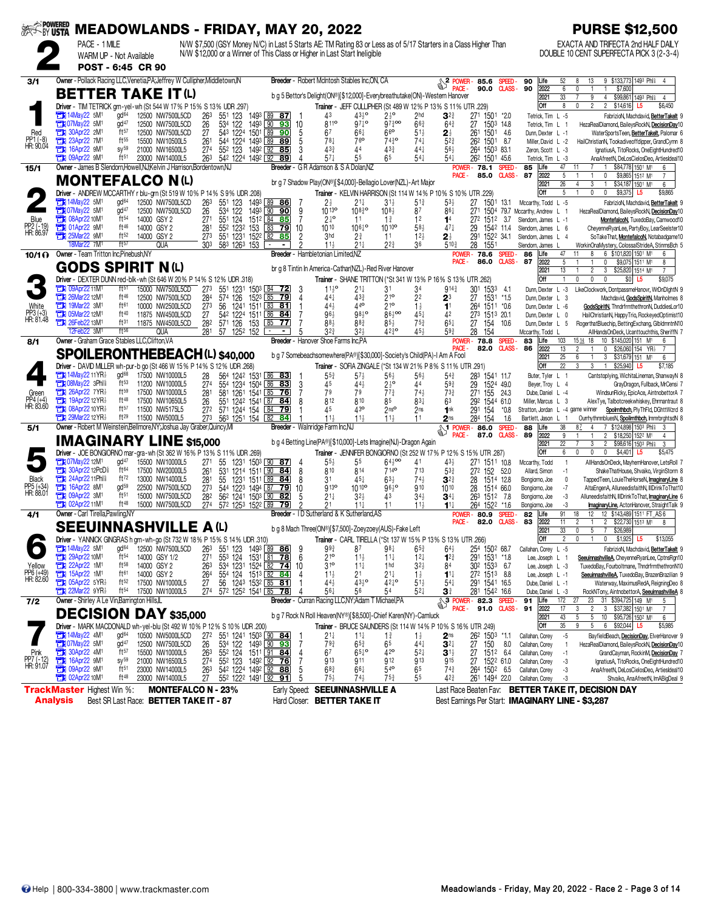# MEADOWLANDS - FRIDAY, MAY 20, 2022

**PURSE $12,500**

## 2

PACE - 1 MILE
WARM UP - Not Available
**POST - 6:45 CR 90**

N/W $7,500 (GSY Money N/C) in Last 5 Starts AE: TM Rating 83 or Less as of 5/17 Starters in a Class Higher Than N/W $12,000 or a Winner of This Class or Higher in Last Start Ineligible

EXACTA AND TRIFECTA 2nd HALF DAILY DOUBLE 10 CENT SUPERFECTA PICK 3 (2-3-4)

---

### 1 — BETTER TAKE IT (L) — 3/1 — Red — PP1 (-8) — HR: 90.04

Owner - Pollack Racing LLC,Venetia,PA;Jeffrey W Cullipher,Middletown,IN
Breeder - Robert McIntosh Stables Inc,ON, CA
b g 5 Bettor's Delight(ON®)[$12,000]-Everybreathutake(ON)-Western Hanover
Driver - TIM TETRICK grn-yel-wh (St 544 W 17% P 15% S 13% UDR .297)
Trainer - JEFF CULLIPHER (St 489 W 12% P 13% S 11% UTR .229)
POWER - 85.6 SPEED - 90 | PACE - 90.0 CLASS - 90

| | Starts | W | P | S | Earnings | Best |
|---|---|---|---|---|---|---|
| Life | 52 | 8 | 13 | 9 | $133,773 | 1493 Phl⅝ 4 |
| 2022 | 6 | 0 | 1 | 1 | $7,600 | |
| 2021 | 33 | 7 | 9 | 4 | $99,861 | 1493 Phl⅝ 4 |
| Off | 8 | 0 | 2 | 2 | $14,616 | L5 $6,450 |

| Date | Trk | Cond | Purse | Class | Fractions | Time | Rtg | PP | 1/4 | 1/2 | 3/4 | Str | Fin | Last Q | Time | Odds | Driver | Top 3 |
|---|---|---|---|---|---|---|---|---|---|---|---|---|---|---|---|---|---|---|
| 14May22 5M1 | | gd64 | 12500 | NW7500L5CD | 263 551 123 | 1493 | 89 87 | 1 | 43 | 43½o | 2½o | 2hd | 32¾ | 271 | 1501 | *2.0 | Tetrick, Tim L -5 | FabrizioN, Machdavid, BetterTakeIt 9 |
| 07May22 5M1 | | gd47 | 12500 | NW7500L5CD | 26 534 122 | 1493 | 90 93 | 10 | 811o | 97½o | 97¾oo | 66¾ | 64¾ | 27 | 1503 | 14.8 | Tetrick, Tim L 1 | HezaRealDiamond, BaileysRockN, DecisionDay10 |
| 30Apr22 2M1 | | ft57 | 12500 | NW7500L5CD | 27 543 1224 | 1501 | 89 90 | 5 | 67 | 66½ | 66o | 51½ | 2½ | 261 | 1501 | 4.6 | Dunn, Dexter L -1 | WaterSportsTeen, BetterTakeIt, Palomar 6 |
| 23Apr22 7M1 | | ft55 | 15500 | NW10500L5 | 261 544 1224 | 1493 | 89 89 | 5 | 78¼ | 76o | 74¾o | 74½ | 52¾ | 262 | 1501 | 8.7 | Miller, David L -2 | HailChristianN, Tookadiveoffdipper, GrandCymn 8 |
| 16Apr22 9M1 | | sy59 | 21000 | NW16500L5 | 274 552 123 | 1492 | 92 85 | 3 | 43¾ | 44 | 43¾ | 44½ | 56½ | 264 | 1503 | 83.1 | Zeron, Scott L -3 | IgnatiusA, TitoRocks, OneEightHundred10 |
| 09Apr22 9M1 | | ft51 | 23000 | NW14000L5 | 263 542 1224 | 1492 | 92 89 | 4 | 57¼ | 55 | 65 | 54¼ | 54¼ | 262 | 1501 | 45.6 | Tetrick, Tim L -3 | AnaAfreetN, DeLosCielosDeo, ArtiesIdeal10 |

---

### 2 — MONTEFALCO N (L) — 15/1 — Blue — PP2 (-19) — HR: 86.97

Owner - James B Slendorn,Howell,NJ;Kelvin J Harrison,Bordentown,NJ
Breeder - G R Adamson & S A Dolan,NZ
br g 7 Shadow Play(ON®)[$4,000]-Bellagio Lover(NZL)-Art Major
Driver - ANDREW McCARTHY r blu-grn (St 519 W 10% P 14% S 9% UDR .208)
Trainer - KELVIN HARRISON (St 114 W 14% P 10% S 10% UTR .229)
POWER - 78.1 SPEED - 85 | PACE - 85.0 CLASS - 87

| | Starts | W | P | S | Earnings | Best |
|---|---|---|---|---|---|---|
| Life | 47 | 11 | 7 | 1 | $84,778 | 1501 M1 6 |
| 2022 | 5 | 1 | 1 | 0 | $9,865 | 1512 M1 7 |
| 2021 | 26 | 4 | 3 | 1 | $34,187 | 1501 M1 6 |
| Off | 5 | 1 | 0 | 0 | $9,865 | L5 $9,865 |

| Date | Trk | Cond | Purse | Class | Fractions | Time | Rtg | PP | 1/4 | 1/2 | 3/4 | Str | Fin | Last Q | Time | Odds | Driver | Top 3 |
|---|---|---|---|---|---|---|---|---|---|---|---|---|---|---|---|---|---|---|
| 14May22 5M1 | | gd64 | 12500 | NW7500L5CD | 263 551 123 | 1493 | 89 86 | 7 | 2½ | 21¼ | 31½ | 51¾ | 53½ | 27 | 1501 | 13.1 | Mccarthy, Todd L -5 | FabrizioN, Machdavid, BetterTakeIt 9 |
| 07May22 5M1 | | gd47 | 12500 | NW7500L5CD | 26 534 122 | 1493 | 90 90 | 9 | 1013o | 108¾o | 108½ | 87 | 86¼ | 271 | 1504 | 79.7 | Mccarthy, Andrew L 1 | HezaRealDiamond, BaileysRockN, DecisionDay10 |
| 08Apr22 10M1 | | ft54 | 14000 | GSY 2 | 271 551 124 | 1512 | 84 85 | 7 | 2½o | 11 | 1¾ | 12 | 1¼ | 272 | 1512 | 3.7 | Slendorn, James L -1 | MontefalcoN, TuxedoBay, Camwood10 |
| 01Apr22 9M1 | | ft46 | 14000 | GSY 2 | 281 552 1232 | 153 | 83 79 | 10 | 1010 | 106½o | 1010o | 58½ | 47½ | 29 | 1542 | 11.4 | Slendorn, James L 6 | CheyenneRyanLee, PartyBoy, LearSeelster10 |
| 25Mar22 9M1 | | ft52 | 14000 | GSY 2 | 273 551 1231 | 1522 | 82 85 | 2 | 3hd | 2¾ | 11 | 12½ | 2¾ | 291 | 1522 | 34.1 | Slendorn, James L 4 | SoTakeThat, MontefalcoN, Notabadgame10 |
| 18Mar22 7M1 | | ft57 | | QUA | 303 583 1263 | 153 | - - | 2 | 1½ | 21¼ | 22¾ | 36 | 510¾ | 28 | 1551 | | Slendorn, James L | WorkinOnaMystery, ColossalStrideA, StimmsBch 5 |

---

### 3 — GODS SPIRIT N (L) — 10/1 — White — PP3 (+3) — HR: 81.48

Owner - Team Tritton Inc,Pinebush,NY
Breeder - Hambletonian Limited,NZ
br g 8 Tintin In America-Cathar(NZL)-Red River Hanover
Driver - DEXTER DUNN red-blk-wh (St 646 W 20% P 14% S 12% UDR .318)
Trainer - SHANE TRITTON (*St 341 W 13% P 16% S 13% UTR .262)
POWER - 78.6 SPEED - 86 | PACE - 86.0 CLASS - 87

| | Starts | W | P | S | Earnings | Best |
|---|---|---|---|---|---|---|
| Life | 47 | 11 | 8 | 6 | $101,820 | 1501 M1 6 |
| 2022 | 5 | 1 | 1 | 0 | $9,075 | 1511 M1 8 |
| 2021 | 13 | 1 | 2 | 3 | $25,820 | 1514 M1 7 |
| Off | 1 | 0 | 0 | 0 | $0 | L5 $9,075 |

| Date | Trk | Cond | Purse | Class | Fractions | Time | Rtg | PP | 1/4 | 1/2 | 3/4 | Str | Fin | Last Q | Time | Odds | Driver | Top 3 |
|---|---|---|---|---|---|---|---|---|---|---|---|---|---|---|---|---|---|---|
| 09Apr22 11M1 | | ft51 | 15000 | NW7500L5CD | 273 551 1231 | 1503 | 84 72 | 3 | 11½o | 21¼ | 31 | 34 | 914¾ | 301 | 1533 | 4.1 | Dunn, Dexter L -3 | LikeClockwork, DontpassmeHanovr, WrDnDlghtN 9 |
| 26Mar22 12M1 | | ft46 | 12500 | NW7500L5CD | 284 574 126 | 1523 | 85 79 | 4 | 44¼ | 43¾ | 21o | 22 | 23 | 27 | 1531 | *1.5 | Dunn, Dexter L 3 | Machdavid, GodsSpiritN, Manholmes 8 |
| 19Mar22 3M1 | | ft61 | 10000 | NW2500L5CD | 273 56 1241 | 1511 | 83 81 | 1 | 44½ | 44o | 21o | 1¾ | 1¹ | 264 | 1511 | *0.6 | Dunn, Dexter L -6 | GodsSpiritN, ThndrfrmthethronN, DuddiesLor10 |
| 05Mar22 12M1 | | ft40 | 11875 | NW4500L5CD | 27 542 1224 | 1511 | 86 84 | 7 | 96½ | 98½o | 86¾oo | 45½ | 42 | 273 | 1513 | 20.1 | Dunn, Dexter L 0 | HailChristianN, HappyTrio, RockeyedOptimist10 |
| 26Feb22 13M1 | | ft31 | 11875 | NW4500L5CD | 282 571 126 | 153 | 85 77 | 5 | 88½ | 88¾ | 85½ | 75¾ | 65¼ | 27 | 154 | 10.6 | Dunn, Dexter L 5 | RogerthatBluechip, BettingExchang, GbldmntnN10 |
| 12Feb22 3M1 | | ft56 | | QUA | 281 57 1252 | 152 | - - | 5 | 32¾ | 32½ | 42¾o | 45½ | 59¾ | 28 | 154 | | Mccarthy, Todd L | AllHandsOnDeck, Ucanttouchthis, SheriffN 7 |

---

### 4 — SPOILERONTHEBEACH (L) $40,000 — 8/1 — Green — PP4 (+4) — HR: 83.60

Owner - Graham Grace Stables LLC,Clifton,VA
Breeder - Hanover Shoe Farms Inc,PA
b g 7 Somebeachsomewhere(PA®)[$30,000]-Society's Child(PA)-I Am A Fool
Driver - DAVID MILLER wh-pur-b go (St 466 W 15% P 14% S 12% UDR .268)
Trainer - SOFIA ZINGALE (*St 134 W 21% P 8% S 11% UTR .291)
POWER - 78.8 SPEED - 83 | PACE - 82.0 CLASS - 86

| | Starts | W | P | S | Earnings | Best |
|---|---|---|---|---|---|---|
| Life | 103 | 15 14 | 18 | 10 | $145,020 | 151 M1 6 |
| 2022 | 13 | 2 | 1 | 0 | $26,060 | 154 YR⅜ 7 |
| 2021 | 25 | 6 | 1 | 3 | $31,679 | 151 M1 6 |
| Off | 22 | 3 | 3 | 1 | $25,940 | L5 $7,185 |

| Date | Trk | Cond | Purse | Class | Fractions | Time | Rtg | PP | 1/4 | 1/2 | 3/4 | Str | Fin | Last Q | Time | Odds | Driver | Top 3 |
|---|---|---|---|---|---|---|---|---|---|---|---|---|---|---|---|---|---|---|
| 14May22 11YR½ | | gd68 | 17500 | NW10000L5 | 28 564 1242 | 1531 | 86 83 | 1 | 55¾ | 57½ | 56½ | 56½ | 54¾ | 283 | 1541 | 11.7 | Buter, Tyler L 1 | Cantstoplying, WichitaLineman, ShanwayN 8 |
| 08May22 3Phl⅝ | | ft53 | 11200 | NW10000L5 | 274 554 1234 | 1504 | 86 83 | 3 | 45 | 44½ | 2½o | 44 | 59¾ | 29 | 1524 | 49.0 | Beyer, Troy L 4 | GrayDragon, Fullback, MrCensi 7 |
| 26Apr22 7YR½ | | ft59 | 17500 | NW10000L5 | 281 581 1261 | 1541 | 85 79 | 7 | 79 | 79 | 77¾ | 74½ | 73¾ | 271 | 155 | 24.3 | Dube, Daniel L -4 | WindsurRicky, EpicAce, AintnobettorA 7 |
| 19Apr22 12YR½ | | ft48 | 17500 | NW10650L5 | 26 551 1242 | 1541 | 87 84 | 8 | 812 | 810 | 85 | 83¼ | 63 | 292 | 1544 | 61.0 | Miller, Marcus L 3 | AlexTye, Talbotcreekwhiskey, Ehrmantraut 8 |
| 08Apr22 10YR½ | | ft57 | 11500 | NW5175L5 | 272 571 1244 | 154 | 84 79 | 1 | 45 | 43o | 2nso | 2ns | 1nk | 291 | 154 | *0.8 | Stratton, Jordan L -4 game winner | Spoilmthbch, PlyThFld, DGhttWzrd 8 |
| 29Mar22 12YR½ | | ft29 | 11500 | NW5000L5 | 273 563 1251 | 154 | 82 84 | 1 | 11½ | 11½ | 11½ | 11 | 2ns | 284 | 154 | 1.6 | Bartlett, Jason L 1 | OurrhythmbluesN, Spoilmthbch, ImmrbrghtsdN 8 |

---

### 5 — IMAGINARY LINE $15,000 — 5/1 — Black — PP5 (+34) — HR: 88.01

Owner - Robert M Weinstein,Bellmore,NY;Joshua Jay Graber,Quincy,MI
Breeder - Walnridge Farm Inc,NJ
b g 4 Betting Line(PA®)[$10,000]-Lets Imagine(NJ)-Dragon Again
Driver - JOE BONGIORNO mar-gra-wh (St 362 W 16% P 13% S 11% UDR .269)
Trainer - JENNIFER BONGIORNO (St 252 W 17% P 12% S 15% UTR .287)
POWER - 86.0 SPEED - 88 | PACE - 87.0 CLASS - 89

| | Starts | W | P | S | Earnings | Best |
|---|---|---|---|---|---|---|
| Life | 38 | 8⅞ | 4 | 7 | $124,898 | 1503 Phl⅝ 3 |
| 2022 | 9 | 1 | 1 | 2 | $18,250 | 1522 M1 4 |
| 2021 | 22 | 7 | 3 | 2 | $98,616 | 1503 Phl⅝ 3 |
| Off | 6 | 0 | 0 | 0 | $4,401 | L5 $5,475 |

| Date | Trk | Cond | Purse | Class | Fractions | Time | Rtg | PP | 1/4 | 1/2 | 3/4 | Str | Fin | Last Q | Time | Odds | Driver | Top 3 |
|---|---|---|---|---|---|---|---|---|---|---|---|---|---|---|---|---|---|---|
| 07May22 12M1 | | gd47 | 15500 | NW10000L5 | 271 55 1231 | 1503 | 87 4 | | 55½ | 55 | 64¾oo | 41 | 43½ | 271 | 1511 | 10.8 | Mccarthy, Todd 1 | AllHandsOnDeck, MayhemHanover, LetsRoll 7 |
| 30Apr22 12PcD⅝ | | ft64 | 17500 | NW20000L5 | 261 531 1214 | 1511 | 90 84 | 8 | 810 | 814 | 714o | 713 | 53¾ | 272 | 152 | 52.0 | Allard, Simon -1 | ShakeThatHouse, Shvaiko, VirginStorm 8 |
| 24Apr22 11Phl⅝ | | ft72 | 13000 | NW14000L5 | 281 55 1231 | 1511 | 89 84 | 8 | 31 | 45½ | 63½ | 74½ | 32¾ | 28 | 1514 | 12.8 | Bongiorno, Joe 0 | TappedTeen, LouieTheHorseN, ImaginaryLine 8 |
| 16Apr22 8M1 | | gd59 | 22500 | NW7500L5CD | 273 544 1223 | 1494 | 87 79 | 10 | 913o | 1010o | 96¾o | 910 | 1010 | 28 | 1514 | 66.0 | Bongiorno, Joe -7 | AltaEngenA, AllueedisfaithN, IllDrinkToThat10 |
| 09Apr22 3M1 | | ft51 | 15000 | NW7500L5CD | 282 562 1241 | 1503 | 90 82 | 5 | 21¼ | 32½ | 43 | 34½ | 34¼ | 263 | 1512 | 7.8 | Bongiorno, Joe -3 | AllueedisfaithN, IllDrinkToThat, ImaginaryLine 6 |
| 02Apr22 11M1 | | ft48 | 15000 | NW7500L5CD | 274 572 1253 | 1522 | 89 79 | 2 | 21 | 11½ | 11 | 11½ | 1¼ | 264 | 1522 | *1.6 | Bongiorno, Joe -3 | ImaginaryLine, ActonHanover, StraightTalk 9 |

---

### 6 — SEEUINNASHVILLE A (L) — 4/1 — Yellow — PP6 (+49) — HR: 82.60

Owner - Carl Tirella,Pawling,NY
Breeder - I D Sutherland & K Sutherland,AS
b g 8 Mach Three(ON®)[$7,500]-Zoeyzoey(AUS)-Fake Left
Driver - YANNICK GINGRAS h grn-wh-go (St 732 W 18% P 15% S 14% UDR .310)
Trainer - CARL TIRELLA (*St 137 W 15% P 13% S 13% UTR .266)
POWER - 80.9 SPEED - 82 | PACE - 82.0 CLASS - 83

| | Starts | W | P | S | Earnings | Best |
|---|---|---|---|---|---|---|
| Life | 91 | 18 | 12 | 12 | $143,489 | 1511 FT_AS 6 |
| 2022 | 11 | 2 | 1 | 2 | $22,730 | 1513 M1 8 |
| 2021 | 33 | 0 | 5 | 7 | $26,989 | |
| Off | 2 | 0 | 1 | 0 | $1,925 | L5 $13,055 |

| Date | Trk | Cond | Purse | Class | Fractions | Time | Rtg | PP | 1/4 | 1/2 | 3/4 | Str | Fin | Last Q | Time | Odds | Driver | Top 3 |
|---|---|---|---|---|---|---|---|---|---|---|---|---|---|---|---|---|---|---|
| 14May22 5M1 | | gd64 | 12500 | NW7500L5CD | 263 551 123 | 1493 | 89 86 | 9 | 99¾ | 87 | 98¼ | 65¾ | 64½ | 254 | 1502 | 68.7 | Callahan, Corey L -5 | FabrizioN, Machdavid, BetterTakeIt 9 |
| 29Apr22 10M1 | | ft54 | 14000 | GSY 1/2 | 271 553 124 | 1531 | 81 78 | 6 | 21o | 11½ | 11½ | 12½ | 12¾ | 291 | 1531 | *1.8 | Lee, Joseph L 1 | SeeuinnashvilleA, CheyenneRyanLee, CptnsRgn10 |
| 22Apr22 1M1 | | ft58 | 14000 | GSY 2 | 263 531 1524 | 82 74 | 10 | | 31o | 11½ | 1hd | 32¾ | 84 | 302 | 1533 | 6.7 | Lee, Joseph L -3 | TuxedoBay, Fourboltmane, ThndrfrmthethronN10 |
| 15Apr22 1M1 | | ft61 | 14000 | GSY 2 | 264 554 124 | 1513 | 82 84 | 4 | 11½ | 21 | 21¼ | 1¾ | 1¹¼ | 272 | 1513 | 8.8 | Lee, Joseph L -1 | SeeuinnashvilleA, TuxedoBay, BrazenBrazilian 9 |
| 05Apr22 5YR½ | | ft52 | 17500 | NW10000L5 | 27 56 1243 | 1532 | 85 81 | 5 | 44½ | 43½o | 42¾o | 51½ | 54½ | 291 | 1541 | 16.5 | Dube, Daniel L -1 | Waterway, MaximusRedA, ReigningDeo 8 |
| 22Mar22 9YR½ | | ft54 | 17500 | NW10000L5 | 274 572 1252 | 1541 | 85 78 | 4 | 56½ | 56 | 54 | 52¼ | 3¾ | 281 | 1542 | 16.6 | Dube, Daniel L -3 | RockNTony, AintnobettorA, SeeuinnashvilleA 8 |

---

### 7 — DECISION DAY $35,000 — 7/2 — Pink — PP7 (-12) — HR: 91.07

Owner - Shirley A Le Vin,Barrington Hills,IL
Breeder - Curran Racing LLC,NY;Adam T Michael,PA
b g 7 Rock N Roll Heaven(NY®)[$8,500]-Chief Karen(NY)-Camluck
Driver - MARK MACDONALD wh-yel-blu (St 492 W 10% P 12% S 10% UDR .200)
Trainer - BRUCE SAUNDERS (St 114 W 14% P 10% S 16% UTR .249)
POWER - 82.3 SPEED - 91 | PACE - 91.0 CLASS - 91

| | Starts | W | P | S | Earnings | Best |
|---|---|---|---|---|---|---|
| Life | 172 | 27 | 23 | 31 | $394,725 | 149 M1 5 |
| 2022 | 17 | 3 | 2 | 3 | $37,382 | 1501 M1 7 |
| 2021 | 43 | 5 | 5 | 10 | $95,726 | 1502 M1 6 |
| Off | 35 | 9 | 5 | 6 | $92,044 | L5 $5,985 |

| Date | Trk | Cond | Purse | Class | Fractions | Time | Rtg | PP | 1/4 | 1/2 | 3/4 | Str | Fin | Last Q | Time | Odds | Driver | Top 3 |
|---|---|---|---|---|---|---|---|---|---|---|---|---|---|---|---|---|---|---|
| 14May22 4M1 | | gd64 | 10500 | NW5000L5CD | 272 551 1241 | 1503 | 90 84 | 1 | 21¼ | 11½ | 1¾ | 1¾ | 2ns | 262 | 1503 | *1.1 | Callahan, Corey -5 | BayfieldBeach, DecisionDay, ElverHanover 9 |
| 07May22 5M1 | | gd47 | 12500 | NW7500L5CD | 26 534 122 | 1493 | 90 93 | 7 | 79¾ | 65¾ | 65 | 44¼ | 32¼ | 27 | 150 | 8.0 | Callahan, Corey 1 | HezaRealDiamond, BaileysRockN, DecisionDay10 |
| 30Apr22 4M1 | | ft57 | 15500 | NW10000L5 | 263 552 124 | 1511 | 91 84 | 4 | 67 | 65½o | 42o | 52¼ | 31½ | 27 | 1512 | 6.4 | Callahan, Corey -1 | GrandCayman, RockinM, DecisionDay 7 |
| 16Apr22 9M1 | | sy59 | 21000 | NW16500L5 | 274 552 123 | 1492 | 92 76 | 7 | 913 | 911 | 912 | 913 | 915 | 27 | 1522 | 61.0 | Callahan, Corey -3 | IgnatiusA, TitoRocks, OneEightHundred10 |
| 09Apr22 9M1 | | ft51 | 23000 | NW14000L5 | 263 542 1224 | 1492 | 92 88 | 5 | 68¾ | 66¼ | 54o | 65 | 74¾ | 264 | 1502 | 6.5 | Callahan, Corey -3 | AnaAfreetN, DeLosCielosDeo, ArtiesIdeal10 |
| 02Apr22 11M1 | | ft48 | 23000 | NW14000L5 | 27 552 1222 | 1491 | 92 91 | 5 | 75½ | 74½ | 75¾ | 55 | 42¾ | 261 | 1494 | 22.0 | Callahan, Corey -3 | Shvaiko, AnaAfreetN, ImABigDeal 9 |

---

**TrackMaster Analysis**

- Highest Win %: **MONTEFALCO N - 23%**
- Best SR Last Race: **BETTER TAKE IT - 87**
- Early Speed: **SEEUINNASHVILLE A**
- Hard Closer: **BETTER TAKE IT**
- Last Race Beaten Fav: **BETTER TAKE IT, DECISION DAY**
- Best Earnings Per Start: **IMAGINARY LINE - $3,287**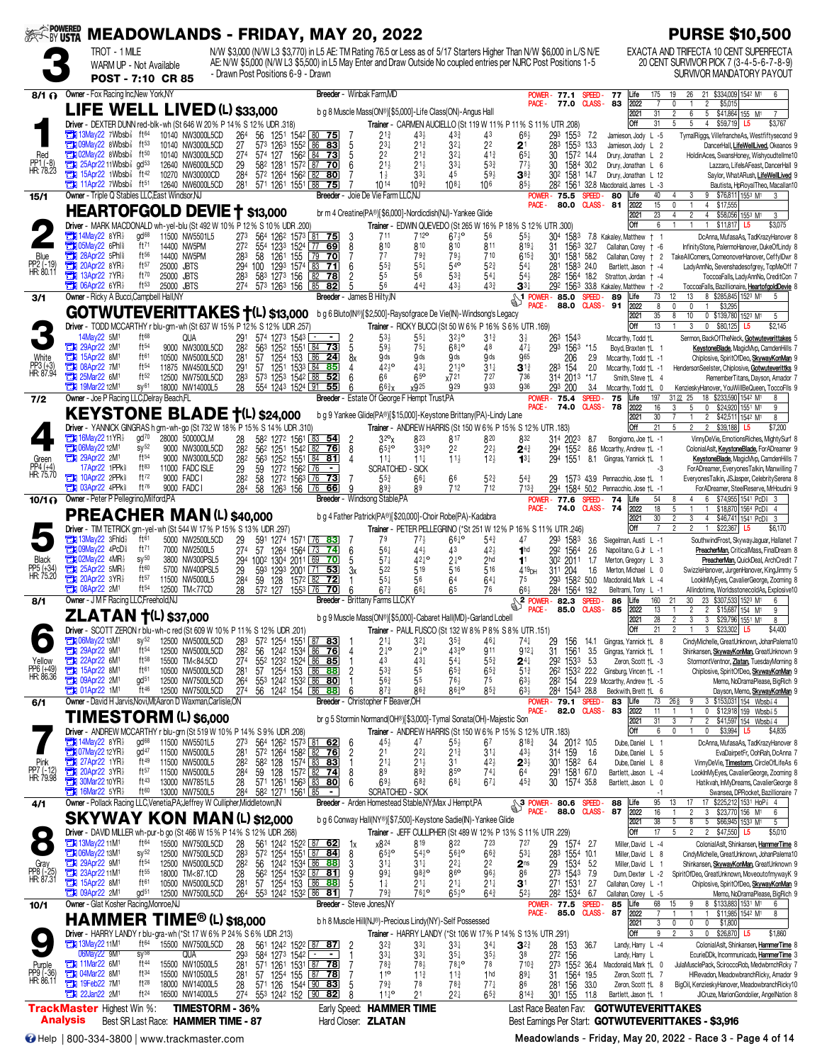# MEADOWLANDS - FRIDAY, MAY 20, 2022

**PURSE $10,500**

**3**

TROT - 1 MILE
WARM UP - Not Available
**POST - 7:10 CR 85**

N/W $3,000 (N/W L3 $3,770) in L5 AE: TM Rating 76.5 or Less as of 5/17 Starters Higher Than N/W $6,000 in L/S N/E
AE: N/W $5,000 (N/W L3 $5,500) in L5 May Enter and Draw Outside No coupled entries per NJRC Post Positions 1-5
- Drawn Post Positions 6-9 - Drawn

EXACTA AND TRIFECTA 10 CENT SUPERFECTA
20 CENT SURVIVOR PICK 7 (3-4-5-6-7-8-9)
SURVIVOR MANDATORY PAYOUT

---

## 1 — LIFE WELL LIVED (L) $33,000 — 8/1 — Red

Owner - Fox Racing Inc,New York,NY | Breeder - Winbak Farm,MD
b g 8 Muscle Mass(ON®)[$5,000]-Life Class(ON)-Angus Hall
Driver - DEXTER DUNN red-blk-wh (St 646 W 20% P 14% S 12% UDR .318) | Trainer - CARMEN AUCIELLO (St 119 W 11% P 11% S 11% UTR .208)
POWER - 77.1 SPEED - 77 | PACE - 77.0 CLASS - 83
PP1 (-8) HR: 78.23

| | Starts | Win | Place | Show | Earnings | Record |
|---|---|---|---|---|---|---|
| Life | 175 | 19 | 26 | 21 | $334,009 | 1542 M1 6 |
| 2022 | 7 | 0 | 1 | 2 | $5,015 | |
| 2021 | 31 | 2 | 6 | 5 | $41,864 | 155 M1 7 |
| Off | 31 | 5 | 5 | 4 | $59,719 | L5 $3,767 |

- 13May22 7Wbsb½ ft64 10140 NW3000L5CD 264 56 1251 1542 80 75 7 | 2½ 4¾ 4¾ 43 6½ | 293 1553 7.2 Jamieson, Jody L -5 | TymalRiggs, VillefranchеAs, Westfiftysecond 9
- 09May22 8Wbsb½ ft53 10140 NW3000L5CD 27 573 1263 1552 86 83 5 | 2¾ 2½ 3¼ 2² 2¹ | 283 1553 13.3 Jamieson, Jody L 2 | DancerHall, LifeWellLived, Okeanos 9
- 02May22 8Wbsb½ ft50 10140 NW3000L5CD 274 574 127 1562 84 73 5 | 2² 2½ 3¼ 4½ 6¾ | 30 1572 14.4 Drury, Jonathan L 2 | HoldinAces, SwansHoney, Wishyoudtellme10
- 25Apr22 11Wbsb½ gd53 12640 NW6000L5CD 29 582 1281 1572 87 70 6 | 2½ 2½ 3¾ 5¾ 7¾ | 30 1584 30.2 Drury, Jonathan L 6 | Lazzaro, LifesAFeast, Okeanos 9
- 15Apr22 1Wbsb½ ft42 10270 NW3000CD 284 572 1264 1562 82 80 7 | 1¾ 3¾ 45 5¾ 3³ | 302 1581 14.7 Drury, Jonathan L 12 | Saylor, WhatARush, LifeWellLived 9
- 11Apr22 7Wbsb½ ft51 12640 NW6000L5CD 281 571 1261 1551 88 75 7 | 10¼ 10⁹ 10⁸ 10⁶ 8⁵ | 282 1561 32.8 Macdonald, James L -3 | Bautista, HpRoyalTheo, Macallan10

## 2 — HEARTOFGOLD DEVIE † $13,000 — 15/1 — Blue

Owner - Triple Q Stables LLC,East Windsor,NJ | Breeder - Joie De Vie Farm LLC,NJ
br m 4 Creatine(PA®)[$6,000]-Nordicdish(NJ)-Yankee Glide
Driver - MARK MACDONALD wh-yel-blu (St 492 W 10% P 12% S 10% UDR .200) | Trainer - EDWIN QUEVEDO (St 265 W 16% P 18% S 12% UTR .300)
POWER - 75.5 SPEED - 80 | PACE - 80.0 CLASS - 81
PP2 (-19) HR: 80.11

| | Starts | Win | Place | Show | Earnings | Record |
|---|---|---|---|---|---|---|
| Life | 40 | 4 | 3 | 9 | $76,811 | 1553 M1 3 |
| 2022 | 15 | 0 | 1 | 4 | $17,555 | |
| 2021 | 23 | 4 | 2 | 4 | $58,056 | 1553 M1 3 |
| Off | 6 | 1 | 1 | 1 | $11,817 | L5 $3,075 |

- 14May22 8YR½ gd68 11500 NW5501L5 273 564 1262 1573 81 75 3 | 7¹¹ 7¹²° 6⁷½° 5⁶ 5⁵ | 304 1583 7.8 Kakaley, Matthew † 1 | DcAnna, MufasaAs, TadKrazyHanover 8
- 05May22 6Phl½ ft71 14400 NW5PM 272 554 1233 1524 77 69 8 | 8¹⁰ 8¹⁰ 8¹⁰ 8¹¹ 8¹⁹ | 31 1563 32.7 Callahan, Corey † -6 | InfinityStone, PalermoHanover, DukeOfLindy 8
- 28Apr22 5Phl½ ft56 14400 NW5PM 283 58 1261 155 79 70 7 | 7⁷ 7⁹ 7⁹ 7¹⁰ 6¹⁵ | 301 1581 58.2 Callahan, Corey † 2 | TakeAllComers, ComeonoverHanover, CeffylDwr 8
- 20Apr22 8YR½ ft71 25000 JBTS 294 100 1293 1574 83 71 6 | 5⁵ 5⁵ 5⁴° 5² 5⁴ | 281 1583 24.0 Bartlett, Jason † -4 | LadyAnnNo, Sevenshadesofgrey, TopMeOff 7
- 13Apr22 7YR½ ft70 25000 JBTS 283 583 1273 156 82 78 2 | 5⁵ 5⁶ 5³ 5⁴ 5⁴ | 282 1564 18.2 Stratton, Jordan † -4 | ToccoaFalls, LadyAnnNo, CreditCon 7
- 06Apr22 6YR½ ft53 25000 JBTS 274 573 1263 156 85 82 5 | 5⁶ 4⁴ 4³ 4³ 3³ | 292 1563 33.8 Kakaley, Matthew † -2 | ToccoaFalls, Bazillionaire, HeartofgoldDevie 8

## 3 — GOTWUTEVERITTAKES †(L) $13,000 — 3/1 — White

Owner - Ricky A Bucci,Campbell Hall,NY | Breeder - James B Hilty,IN
b g 6 Bluto(IN®)[$2,500]-Raysofgrace De Vie(IN)-Windsong's Legacy
Driver - TODD MCCARTHY r blu-grn-wh (St 637 W 15% P 12% S 12% UDR .257) | Trainer - RICKY BUCCI (St 50 W 6% P 16% S 6% UTR .169)
POWER - 85.0 SPEED - 89 | PACE - 88.0 CLASS - 91
PP3 (+3) HR: 87.94

| | Starts | Win | Place | Show | Earnings | Record |
|---|---|---|---|---|---|---|
| Life | 73 | 12 | 13 | 8 | $285,845 | 1523 M1 5 |
| 2022 | 8 | 0 | 0 | 1 | $3,295 | |
| 2021 | 35 | 8 | 10 | 0 | $139,780 | 1523 M1 5 |
| Off | 13 | 1 | 3 | 0 | $80,125 | L5 $2,145 |

- 14May22 5M1 ft68 QUA 291 574 1273 1543 - - 2 | 5³ 5⁵ 3²° 3¹ 3¾ | 263 1543 Mccarthy, Todd †L | Sermon, BackOfTheNeck, Gotwuteverittakes 5
- 29Apr22 2M1 ft54 9000 NW3000L5CD 282 563 1252 1551 84 73 5 | 5⁹ 7⁵ 6⁸¹° 4⁸ 4⁷ | 293 1563 *1.5 Boyd, Braxten †L 1 | KeystoneBlade, MagicMvp, CamdenHills 7
- 15Apr22 8M1 ft61 10500 NW5000L5CD 281 57 1254 153 86 24 8x | 9ds 9ds 9ds 9ds 9⁶⁵ | 206 29.9 Mccarthy, Todd †L -1 | Chiplosive, SpiritOfDeo, SkywayKonMan 9
- 08Apr22 7M1 ft54 11875 NW4500L5CD 291 57 1251 1533 85 85 4 | 4²¹° 4³ 2¹¹° 3¹ 3¹ | 283 154 2.0 Mccarthy, Todd †L -1 | HendersonSeelster, Chiplosive, Gotwuteverittks 9
- 25Mar22 6M1 ft52 12500 NW7500L5CD 283 573 1253 1542 88 52 6 | 6⁶ 6⁵° x7²¹ 7²⁷ 7³⁶ | 314 2013 *1.7 Smith, Steve †L 4 | RememberTitans, Dayson, Amador 7
- 19Mar22 12M1 sy61 18000 NW14000L5 28 554 1243 1524 91 55 6 | 6⁶ x9²⁵ 9²⁹ 9³³ 9³⁶ | 293 200 3.4 Mccarthy, Todd †L 0 | KenzieskyHanover, YouWillBeQueen, ToccoFlls 9

## 4 — KEYSTONE BLADE †(L) $24,000 — 7/2 — Green

Owner - Joe P Racing LLC,Delray Beach,FL | Breeder - Estate Of George F Hempt Trust,PA
b g 9 Yankee Glide(PA®)[$15,000]-Keystone Brittany(PA)-Lindy Lane
Driver - YANNICK GINGRAS h grn-wh-go (St 732 W 18% P 15% S 14% UDR .310) | Trainer - ANDREW HARRIS (St 150 W 6% P 15% S 12% UTR .183)
POWER - 75.4 SPEED - 75 | PACE - 74.0 CLASS - 78
PP4 (+4) HR: 75.70

| | Starts | Win | Place | Show | Earnings | Record |
|---|---|---|---|---|---|---|
| Life | 197 | 31 | 22 | 25 | 18 $233,590 | 1542 M1 8 |
| 2022 | 16 | 3 | 5 | 0 | $24,920 | 1551 M1 9 |
| 2021 | 30 | 7 | 1 | 2 | $42,511 | 1542 M1 8 |
| Off | 21 | 5 | 2 | 2 | $39,188 | L5 $7,200 |

- 16May22 11YR½ gd70 28000 50000CLM 28 582 1272 1561 83 54 2 | 3²x 8²³ 8¹⁷ 8²⁰ 8³² | 314 2023 8.7 Bongiorno, Joe †L -1 | VinnyDeVie, EmotionsRiches, MightySurf 8
- 06May22 12M1 sy52 9000 NW3000L5CD 282 562 1251 1542 82 76 8 | 6⁵³° 3³²° 2² 2² 2⁴ | 294 1552 8.6 Mccarthy, Andrew †L -1 | ColonialAsh, KeystoneBlade, ForDreamer 9
- 29Apr22 2M1 ft54 9000 NW3000L5CD 282 563 1252 1551 84 81 4 | 1½ 1½ 1½ 1½ 1³ | 294 1551 8.1 Gingras, Yannick †L 1 | KeystoneBlade, MagicMvp, CamdenHills 7
- 17Apr22 1PPk½ ft63 11000 FADC ISLE 29 59 1272 1562 76 - | SCRATCHED - SICK | -3 | ForADreamer, EverygonesTalkin, Manwilling 7
- 10Apr22 2PPk½ ft57 9000 FADC I 282 58 1272 1563 76 73 7 | 5⁵ 6⁶ 6⁶ 5² 5⁴ | 29 1573 43.9 Pennacchio, Jose †L 1 | EveryonesTalkin, JSJasper, CelebritySerena 8
- 03Apr22 4PPk½ ft76 9000 FADC I 284 58 1263 156 76 66 9 | 8⁹ 8⁹ 7¹² 7¹² 7¹³ | 294 1584 50.2 Pennacchio, Jose †L -1 | ForADreamer, SteelReserve, MrHoudini 9

## 5 — PREACHER MAN (L) $40,000 — 10/1 — Black

Owner - Peter P Pellegrino,Milford,PA | Breeder - Windsong Stable,PA
b g 4 Father Patrick(PA®)[$20,000]-Choir Robe(PA)-Kadabra
Driver - TIM TETRICK grn-yel-wh (St 544 W 17% P 15% S 13% UDR .297) | Trainer - PETER PELLEGRINO (*St 251 W 12% P 16% S 11% UTR .246)
POWER - 77.6 SPEED - 74 | PACE - 74.0 CLASS - 74
PP5 (+34) HR: 75.20

| | Starts | Win | Place | Show | Earnings | Record |
|---|---|---|---|---|---|---|
| Life | 54 | 8 | 4 | 6 | $74,955 | 1541 PcD⅝ 3 |
| 2022 | 18 | 5 | 1 | 1 | $18,870 | 1541 PcD⅝ 4 |
| 2021 | 30 | 2 | 3 | 4 | $46,741 | 1541 PcD⅝ 3 |
| Off | 7 | 2 | 2 | 1 | $22,367 | L5 $6,170 |

- 13May22 3Fhld½ ft61 5000 NW2500L5CD 29 591 1274 1571 76 83 7 | 7⁹ 7⁷ 6⁶¹° 5⁴ 4⁷ | 293 1583 3.6 Siegelman, Austi L -1 | SouthwindFrost, SkywayJaguar, Hallanet 7
- 09May22 4PcD⅝ ft71 7000 NW2500L5 274 57 1264 1564 73 74 6 | 5⁶ 4⁴ 4³ 4² 1hd | 292 1564 2.6 Napolitano, G Jr L -1 | PreacherMan, CriticalMass, FinalDream 8
- 02May22 4M1 sy50 3800 NW300PSL5 294 1002 1304 2011 69 70 5 | 5⁷ 4²¹° 2¹° 2hd 1¹ | 302 2011 1.7 Merton, Gregory L 3 | PreacherMan, QuickDeal, ArchCredit 7
- 25Apr22 5MR½ ft60 5700 NW400PSL5 29 593 1293 2001 71 53 3x | 5²² 5¹⁹ 5¹⁶ 5¹⁶ 4¹⁹DH | 311 204 1.6 Merton, Michael L 0 | SwizzleHanover, JurgenHanover, KingJimmy 5
- 20Apr22 3YR½ ft57 11500 NW5000L5 284 59 128 1572 82 72 1 | 5⁵ 5⁶ 6⁴ 6⁴ 7⁵ | 293 1582 50.0 Macdonald, Mark L -4 | LooknMyEyes, CavalierGeorge, Zooming 8
- 08Apr22 2M1 ft54 12500 NW<77CD 28 572 127 1553 76 70 6 | 6⁷ 6⁶ 6⁵ 7⁶ 6⁶ | 284 1564 19.2 Beltrami, Tony L -1 | Allindotime, WorldsstonecoldAs, Explosive10

## 6 — ZLATAN †(L) $37,000 — 8/1 — Yellow

Owner - J M F Racing LLC,Freehold,NJ | Breeder - Brittany Farms LLC,KY
b g 9 Muscle Mass(ON®)[$5,000]-Cabaret Hall(MD)-Garland Lobell
Driver - SCOTT ZERON r blu-wh-c red (St 609 W 10% P 11% S 12% UDR .201) | Trainer - PAUL FUSCO (St 132 W 8% P 8% S 8% UTR .151)
POWER - 82.3 SPEED - 86 | PACE - 85.0 CLASS - 85
PP6 (+49) HR: 86.36

| | Starts | Win | Place | Show | Earnings | Record |
|---|---|---|---|---|---|---|
| Life | 160 | 21 | 30 | 23 | $307,533 | 1523 M1 6 |
| 2022 | 13 | 1 | 2 | 2 | $15,687 | 154 M1 9 |
| 2021 | 28 | 2 | 3 | 3 | $29,796 | 1551 M1 8 |
| Off | 21 | 2 | 1 | 3 | $23,302 | L5 $4,400 |

- 06May22 13M1 sy52 12500 NW5000L5CD 283 572 1254 1551 87 83 1 | 2½ 3² 3⁵ 4⁶ 7⁴ | 29 156 14.1 Gingras, Yannick †L 8 | CindyMichelle, GreatUnknown, JohanPalema10
- 29Apr22 9M1 ft54 12500 NW5000L5CD 282 56 1242 1534 86 76 4 | 2¹° 2¹° 4³²° 9¹¹ 9¹² | 31 1561 3.5 Gingras, Yannick †L 1 | Shinkansen, SkywayKonMan, GreatUnknown 9
- 22Apr22 6M1 ft58 15500 TM<84.5CD 274 552 1232 1524 86 85 1 | 4³ 4³ 5⁴ 5⁵ 2⁴ | 292 1533 5.3 Zeron, Scott †L -3 | StormontVentnor, Zlatan, TuesdayMorning 8
- 15Apr22 8M1 ft61 10500 NW5000L5CD 281 57 1254 153 86 88 2 | 5³ 5⁵ 6⁵ 6⁵ 5¹ | 262 1532 22.2 Ginsburg, Vincen †L -1 | Chiplosive, SpiritOfDeo, SkywayKonMan 9
- 09Apr22 2M1 gd51 12500 NW7500L5CD 264 553 1242 1532 86 80 1 | 5⁶ 5⁵ 7⁶ 7⁵ 6³ | 282 154 22.9 Mccarthy, Andrew †L -5 | Memo, NoDramaPlease, BigRich 9
- 01Apr22 1M1 ft46 12500 NW7500L5CD 274 56 1242 154 86 88 6 | 8⁷ 8⁶ 8⁶³° 8⁵ 6³ | 284 1543 28.8 Beckwith, Brett †L 6 | Dayson, Memo, SkywayKonMan 9

## 7 — TIMESTORM (L) $6,000 — 6/1 — Pink

Owner - David H Jarvis,Novi,MI;Aaron D Waxman,Carlisle,ON | Breeder - Christopher F Beaver,OH
br g 5 Stormin Normand(OH®)[$3,000]-Tymal Sonata(OH)-Majestic Son
Driver - ANDREW MCCARTHY r blu-grn (St 519 W 10% P 14% S 9% UDR .208) | Trainer - ANDREW HARRIS (St 150 W 6% P 15% S 12% UTR .183)
POWER - 79.1 SPEED - 83 | PACE - 82.0 CLASS - 83
PP7 (-12) HR: 79.98

| | Starts | Win | Place | Show | Earnings | Record |
|---|---|---|---|---|---|---|
| Life | 73 | 26 | 9 | 3 | $153,031 | 154 Wbsb⅞ 4 |
| 2022 | 11 | 1 | 0 | 1 | $12,918 | 159 Wbsb⅞ 5 |
| 2021 | 31 | 3 | 7 | 2 | $41,597 | 154 Wbsb⅞ 4 |
| Off | 6 | 0 | 1 | 0 | $3,994 | L5 $4,835 |

- 14May22 8YR½ gd68 11500 NW5501L5 273 564 1262 1573 81 62 6 | 4⁵ 4⁷ 5⁵ 6⁷ 8¹⁸ | 34 2012 10.5 Dube, Daniel L 1 | DcAnna, MufasaAs, TadKrazyHanover 8
- 07May22 12YR½ gd47 11500 NW5000L5 281 572 1264 1582 82 76 7 | 2¹ 2² 2¹ 3¹ 4³ | 314 159 1.6 Dube, Daniel L 5 | EvaDairpetFr, OohRah, DcAnna 7
- 27Apr22 1YR½ ft49 11500 NW5000L5 282 582 128 1574 83 83 1 | 2¹ 2¹ 3¹ 4² 2³ | 301 1582 6.4 Dube, Daniel L 8 | VinnyDeVie, Timestorm, CircleOfLifeAs 6
- 20Apr22 3YR½ ft57 11500 NW5000L5 284 59 128 1572 82 74 8 | 8⁹ 8⁹ 8⁵° 7⁴ 6⁴ | 291 1581 67.0 Bartlett, Jason L -4 | LooknMyEyes, CavalierGeorge, Zooming 8
- 30Mar22 10YR½ ft43 13000 NW7851L5 28 571 1261 1563 83 80 6 | 6⁹ 6⁸ 6⁸ 6⁷ 4⁵ | 30 1574 35.8 Bartlett, Jason L 0 | Hatikvah, InMyDreams, CavalierGeorge 8
- 16Mar22 5YR½ ft60 13000 NW7500L5 284 582 1271 1561 85 - | SCRATCHED - SICK | -1 | Swansea, DPRocket, Bazillionaire 7

## 8 — SKYWAY KON MAN (L) $12,000 — 4/1 — Gray

Owner - Pollack Racing LLC,Venetia,PA;Jeffrey W Cullipher,Middletown,IN | Breeder - Arden Homestead Stable,NY;Max J Hempt,PA
b g 6 Conway Hall(NY®)[$7,500]-Keystone Sadie(IN)-Yankee Glide
Driver - DAVID MILLER wh-pur-b go (St 466 W 15% P 14% S 12% UDR .268) | Trainer - JEFF CULLIPHER (St 489 W 12% P 13% S 11% UTR .229)
POWER - 80.6 SPEED - 88 | PACE - 88.0 CLASS - 87
PP8 (-25) HR: 87.31

| | Starts | Win | Place | Show | Earnings | Record |
|---|---|---|---|---|---|---|
| Life | 95 | 13 | 17 | 17 | $225,212 | 1531 HoP⅞ 4 |
| 2022 | 16 | 1 | 2 | 3 | $23,770 | 156 M1 6 |
| 2021 | 38 | 5 | 8 | 5 | $66,945 | 1533 M1 5 |
| Off | 17 | 5 | 2 | 1 | $47,550 | L5 $5,010 |

- 13May22 11M1 ft64 15500 NW7500L5CD 28 561 1242 1522 87 62 1x | x8²⁴ 8¹⁹ 8²² 7²³ 7²⁷ | 29 1574 2.7 Miller, David L -4 | ColonialAsh, Shinkansen, HammerTime 8
- 06May22 13M1 sy52 12500 NW5000L5CD 283 572 1254 1551 87 84 8 | 6⁵³° 5⁴¹° 5⁶³° 6⁶ 5³ | 283 1554 10.1 Miller, David L 8 | CindyMichelle, GreatUnknown, JohanPalema10
- 29Apr22 9M1 ft54 12500 NW5000L5CD 282 56 1242 1534 86 88 3 | 3¹ 3¹ 2² 2² 2ns | 29 1534 5.2 Miller, David L 1 | Shinkansen, SkywayKonMan, GreatUnknown 9
- 23Apr22 11M1 ft56 18000 TM<87.0CD 274 562 1254 1532 87 81 9 | 9⁹ 9⁸²° 8⁶° 9⁶ 8⁶ | 273 1543 7.9 Dunn, Dexter L -2 | SpiritOfDeo, GreatUnknown, Moveoutofmywayk 9
- 15Apr22 8M1 ft61 10500 NW5000L5CD 281 57 1254 153 86 88 5 | 1¾ 2¹ 2¹ 2¹ 3¹ | 271 1531 2.7 Callahan, Corey L -1 | Chiplosive, SpiritOfDeo, SkywayKonMan 9
- 09Apr22 2M1 gd51 12500 NW7500L5CD 264 553 1242 1532 86 81 7 | 7⁹ 7⁶¹° 6⁵³° 6⁴ 5² | 282 1534 6.7 Callahan, Corey L -5 | Memo, NoDramaPlease, BigRich 9

## 9 — HAMMER TIME® (L) $18,000 — 10/1 — Purple

Owner - Glat Kosher Racing,Monroe,NJ | Breeder - Steve Jones,NY
b h 8 Muscle Hill(NJ®)-Precious Lindy(NY)-Self Possessed
Driver - HARRY LANDY r blu-gra-wh (*St 17 W 6% P 24% S 6% UDR .213) | Trainer - HARRY LANDY (*St 106 W 17% P 14% S 13% UTR .291)
POWER - 77.5 SPEED - 85 | PACE - 85.0 CLASS - 87
PP9 (-36) HR: 86.11

| | Starts | Win | Place | Show | Earnings | Record |
|---|---|---|---|---|---|---|
| Life | 68 | 15 | 9 | 8 | $133,883 | 1531 M1 6 |
| 2022 | 7 | 1 | 1 | 1 | $11,985 | 1542 M1 8 |
| 2021 | 3 | 0 | 0 | 0 | $1,800 | |
| Off | 9 | 2 | 3 | 0 | $26,870 | L5 $1,860 |

- 13May22 11M1 ft64 15500 NW7500L5CD 28 561 1242 1522 87 87 2 | 3²³ 3³ 3³ 3⁴ 3² | 28 153 36.7 Landy, Harry L -4 | ColonialAsh, Shinkansen, HammerTime 8
- 06May22 9M1 sy56 QUA 293 584 1273 1542 - - 1 | 3³ 3³ 3⁵ 3⁵ 3⁸ | 272 156 Landy, Harry L | EcurieDDK, Incommunicado, HammerTime 3
- 11Mar22 6M1 ft44 15500 NW10500L5 281 571 1261 1531 87 78 7 | 7⁸ 7⁸ 7⁸¹° 7⁸ 7¹⁰ | 273 1552 36.4 Macdonald, Mark L 0 | JulaMusclePack, ScirоccoRob, MedwbrnchRicky 7
- 04Mar22 8M1 ft34 15500 NW10500L5 281 57 1254 155 87 78 3 | 1¹° 1½ 1½ 1hd 8⁹ | 31 1564 19.5 Zeron, Scott †L 8 | HiFlevadon, MeadowbranchRicky, Amador 9
- 19Feb22 7M1 ft28 18000 NW14000L5 28 571 126 1544 90 83 5 | 7⁹ 7⁸ 7⁸ 7⁷ 8⁶ | 281 156 33.0 Zeron, Scott †L 8 | BigOil, KenzieskyHanover, MeadowbranchRicky10
- 22Jan22 2M1 ft26 16500 NW10500L5 274 553 1242 152 90 82 8 | 1¹° 2¹ 2² 6⁵ 8¹⁴ | 301 155 11.8 Bartlett, Jason L 1 | JIOruze, MarionGondolier, AngelNation 8

---

**TrackMaster Analysis**

Highest Win %: **TIMESTORM - 36%** | Early Speed: **HAMMER TIME** | Last Race Beaten Fav: **GOTWUTEVERITTAKES**
Best SR Last Race: **HAMMER TIME - 87** | Hard Closer: **ZLATAN** | Best Earnings Per Start: **GOTWUTEVERITTAKES - $3,916**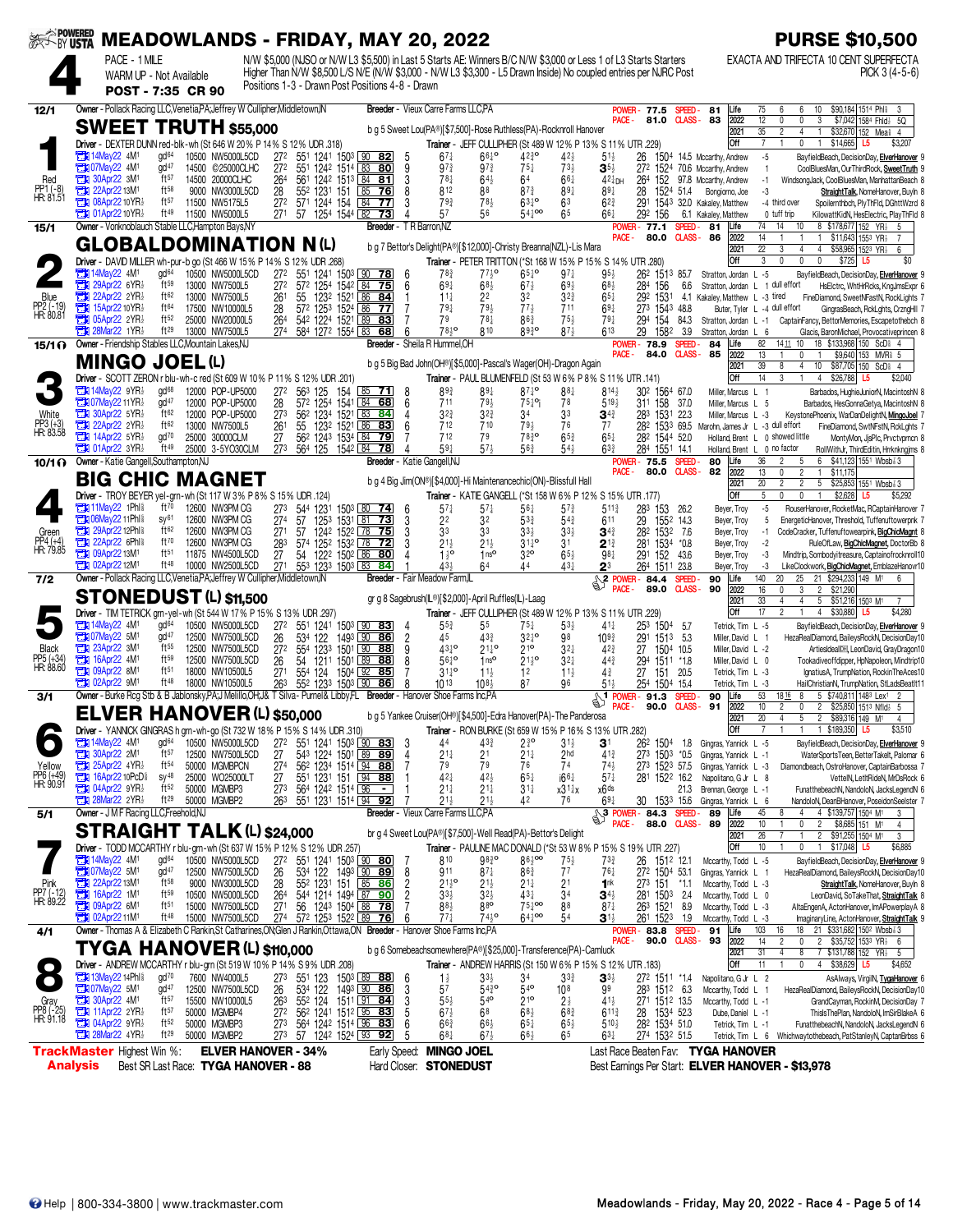# MEADOWLANDS - FRIDAY, MAY 20, 2022 — PURSE $10,500

**Race 4** — PACE - 1 MILE — WARM UP - Not Available — **POST - 7:35 CR 90**

N/W $5,000 (NJSO or N/W L3 $5,500) in Last 5 Starts AE: Winners B/C N/W $3,000 or Less 1 of L3 Starts Starters Higher Than N/W $8,500 L/5 N/E (N/W $3,000 - N/W L3 $3,300 - L5 Drawn Inside) No coupled entries per NJRC Post Positions 1-3 - Drawn Post Positions 4-8 - Drawn

EXACTA AND TRIFECTA 10 CENT SUPERFECTA PICK 3 (4-5-6)

---

## 1 — SWEET TRUTH $55,000 (12/1) — Red, PP1 (-8), HR: 81.51

Owner - Pollack Racing LLC,Venetia,PA;Jeffrey W Cullipher,Middletown,N — Breeder - Vieux Carre Farms LLC,PA

b g 5 Sweet Lou(PA®)[$7,500]-Rose Ruthless(PA)-Rocknroll Hanover

Driver - DEXTER DUNN red-blk-wh (St 646 W 20% P 14% S 12% UDR .318) — Trainer - JEFF CULLIPHER (St 489 W 12% P 13% S 11% UTR .229)

POWER - 77.5 SPEED - 81 PACE - 81.0 CLASS - 83

| | Starts | W | P | S | Earnings | Best |
|---|---|---|---|---|---|---|
| Life | 75 | 6 | 6 | 10 | $90,184 | 1514 Phl⅝ 3 |
| 2022 | 12 | 0 | 0 | 3 | $7,042 | 1584 Fhld⅞ 5Q |
| 2021 | 35 | 2 | 4 | 1 | $32,670 | 152 Mea⅝ 4 |
| Off | 7 | 1 | 0 | 1 | $14,665 | L5 $3,207 |

| Date | Trk | Cond | Purse | Class | Fractions | SR | Var | PP | 1/4 | 1/2 | 3/4 | Str | Fin | Time | Odds | Driver | Top 3 |
|---|---|---|---|---|---|---|---|---|---|---|---|---|---|---|---|---|---|
| 14May22 4M1 | gd64 | 10500 | NW5000L5CD | 272 551 1241 1503 | 90 82 | 5 | 6⁷¼ | 6⁶½° | 4²³⁄₄° | 4²¾ | 5¹½ | 26 1504 14.5 | Mccarthy, Andrew -5 | BayfieldBeach, DecisionDay, ElverHanover 9 |
| 07May22 4M1 | gd47 | 14500 | ©25000CLHC | 272 551 1242 1514 | 83 80 | 9 | 9⁷¾ | 9⁷¾ | 7⁵¼ | 7³¼ | 3⁵½ | 272 1524 70.6 | Mccarthy, Andrew 1 | CoolBluesMan, OurThirdRock, SweetTruth 9 |
| 30Apr22 3M1 | ft57 | 14500 | 20000CLHC | 264 561 1242 1513 | 84 81 | 3 | 7⁸¼ | 6⁴½ | 6⁴ | 6⁶¼ | 4²½DH | 264 152 97.8 | Mccarthy, Andrew -1 | WindsongJack, CoolBluesMan, ManhattanBeach 8 |
| 22Apr22 13M1 | ft58 | 9000 | NW3000L5CD | 28 552 1231 151 | 85 76 | 8 | 8¹² | 8⁸ | 8⁷¾ | 8⁷¾ | 8⁹¼ | 28 1524 51.4 | Bongiorno, Joe -3 | StraightTalk, NomeHanover, BuyIn 8 |
| 08Apr22 10YR⅝ | ft57 | 11500 | NW5175L5 | 272 571 1244 154 | 84 77 | 3 | 7⁹¾ | 7⁸½ | 6³½° | 6³ | 6²¾ | 291 1543 32.0 | Kakaley, Matthew -4 third over | Spoilernthbch, PlyThFld, DGhttWzrd 8 |
| 01Apr22 10YR⅝ | ft49 | 11500 | NW5000L5 | 271 57 1254 1544 | 82 73 | 4 | 5⁷ | 5⁶ | 5⁴½°° | 6⁵ | 6⁸½ | 292 156 6.1 | Kakaley, Matthew 0 tuff trip | KilowattKidN, HesElectric, PlayThFld 8 |

## 2 — GLOBALDOMINATION N (L) (15/1) — Blue, PP2 (-19), HR: 80.81

Owner - Vonknoblauch Stable LLC,Hampton Bays,NY — Breeder - T R Barron,NZ

b g 7 Bettor's Delight(PA®)[$12,000]-Christy Breanna(NZL)-Lis Mara

Driver - DAVID MILLER wh-pur-b go (St 466 W 15% P 14% S 12% UDR .268) — Trainer - PETER TRITTON (*St 168 W 15% P 15% S 14% UTR .280)

POWER - 77.1 SPEED - 81 PACE - 80.0 CLASS - 86

| | Starts | W | P | S | Earnings | Best |
|---|---|---|---|---|---|---|
| Life | 74 | 14 | 14 | 10 | $178,677 | 152 YR⅝ 5 |
| 2022 | 14 | 1 | 1 | 1 | $11,643 | 1553 YR⅝ 7 |
| 2021 | 22 | 3 | 4 | 4 | $58,965 | 1523 YR⅝ 6 |
| Off | 3 | 0 | 0 | 0 | $725 | L5 $0 |

| Date | Trk | Cond | Purse | Class | Fractions | SR | Var | PP | 1/4 | 1/2 | 3/4 | Str | Fin | Time | Odds | Driver | Top 3 |
|---|---|---|---|---|---|---|---|---|---|---|---|---|---|---|---|---|---|
| 14May22 4M1 | gd64 | 10500 | NW5000L5CD | 272 551 1241 1503 | 90 78 | 6 | 7⁸¾ | 7⁷½° | 6⁵½° | 9⁷¼ | 9⁵½ | 262 1513 85.7 | Stratton, Jordan L -5 | BayfieldBeach, DecisionDay, ElverHanover 9 |
| 29Apr22 6YR⅝ | ft59 | 13000 | NW7500L5 | 272 572 1254 1542 | 84 75 | 6 | 6⁹¼ | 6⁸¾ | 6⁷¾ | 6⁹¾ | 6⁸½ | 284 156 6.6 | Stratton, Jordan L 1 dull effort | HsElctrc, WhtHrRcks, KngJmsExpr 6 |
| 22Apr22 2YR⅝ | ft62 | 13000 | NW7500L5 | 261 55 1232 1521 | 86 84 | 1 | 1¹¼ | 2² | 3² | 3²¾ | 6⁵¼ | 292 1531 4.1 | Kakaley, Matthew L -3 tired | FineDiamond, SweetNFastN, RockLights 7 |
| 15Apr22 10YR⅝ | ft64 | 17500 | NW10000L5 | 28 572 1253 1524 | 86 77 | 7 | 7⁹¼ | 7⁹¾ | 7⁷¾ | 7¹¹ | 6⁹¼ | 273 1543 48.8 | Buter, Tyler L -4 dull effort | GingrasBeach, RckLghts, CrzngHll 7 |
| 05Apr22 2YR⅝ | ft52 | 25000 | NW20000L5 | 264 542 1224 1521 | 89 83 | 7 | 7⁹ | 7⁸¼ | 8⁶¾ | 7⁵½ | 7⁹¼ | 294 154 84.3 | Stratton, Jordan L -1 | CaptainFancy, BettorMemories, Escapetothebch 8 |
| 28Mar22 1YR⅝ | ft29 | 13000 | NW7500L5 | 274 584 1272 1554 | 83 68 | 6 | 7⁸½° | 8¹⁰ | 8⁹½°° | 8⁷½ | 6¹³ | 29 1582 3.9 | Stratton, Jordan L 6 | Glacis, BaronMichael, Provocativeprincen 8 |

## 3 — MINGO JOEL (L) (15/1 ∩) — White, PP3 (+3), HR: 83.58

Owner - Friendship Stables LLC,Mountain Lakes,NJ — Breeder - Sheila R Hummel,OH

b g 5 Big Bad John(OH®)[$5,000]-Pascal's Wager(OH)-Dragon Again

Driver - SCOTT ZERON r blu-wh-c red (St 609 W 10% P 11% S 12% UDR .201) — Trainer - PAUL BLUMENFELD (St 53 W 6% P 8% S 11% UTR .141)

POWER - 78.9 SPEED - 84 PACE - 84.0 CLASS - 85

| | Starts | W | P | S | Earnings | Best |
|---|---|---|---|---|---|---|
| Life | 82 | 14 | 11 | 10 | $133,968 | 150 ScD⅝ 4 |
| 2022 | 13 | 1 | 0 | 1 | $9,640 | 153 MVR⅝ 5 |
| 2021 | 39 | 8 | 4 | 10 | $87,705 | 150 ScD⅝ 4 |
| Off | 14 | 3 | 1 | 4 | $26,788 | L5 $2,040 |

| Date | Trk | Cond | Purse | Class | Fractions | SR | Var | PP | 1/4 | 1/2 | 3/4 | Str | Fin | Time | Odds | Driver | Top 3 |
|---|---|---|---|---|---|---|---|---|---|---|---|---|---|---|---|---|---|
| 14May22 9YR⅝ | gd68 | 12000 | POP-UP5000 | 272 563 125 154 | 85 71 | 8 | 8⁹¾ | 8⁹¼ | 8⁷½° | 8⁸¼ | 8¹⁴½ | 302 1564 67.0 | Miller, Marcus L 1 | Barbados, HughieJuniorN, MacintoshN 8 |
| 07May22 11YR⅝ | gd47 | 12000 | POP-UP5000 | 28 572 1254 1541 | 84 68 | 6 | 7¹¹ | 7⁹½ | 7⁵½°ʟ | 7⁸ | 5¹⁹½ | 311 158 37.0 | Miller, Marcus L 5 | Barbados, HesGonnaGetya, MacintoshN 8 |
| 30Apr22 5YR⅝ | ft62 | 12000 | POP-UP5000 | 273 562 1234 1521 | 83 84 | 4 | 3²½ | 3²½ | 3⁴ | 3³ | 3⁴½ | 283 1531 22.3 | Miller, Marcus L 2 | KeystonePhoenix, WarDanTheFlight(N), MingoJoel 7 |
| 22Apr22 2YR⅝ | ft62 | 13000 | NW7500L5 | 261 55 1232 1521 | 86 83 | 6 | 7¹² | 7¹⁰ | 7⁹½ | 7⁶ | 7⁷ | 282 1533 69.5 | Marohn, James Jr L -3 dull effort | FineDiamond, SwtNFstN, RckLghts 7 |
| 14Apr22 5YR⅝ | gd70 | 25000 | 30000CLM | 27 562 1243 1534 | 84 79 | 7 | 7¹² | 7⁹ | 7⁸½°° | 6⁵½ | 6⁵¼ | 282 1544 52.0 | Holland, Brent L 0 showed little | MontyMon, JjsPlc, Prvctvprncn 8 |
| 01Apr22 3YR⅝ | ft49 | 25000 | 3-5YO30CLM | 273 564 125 1542 | 84 78 | 4 | 5⁹¼ | 5⁷½ | 5⁶¾ | 5⁴½ | 6³¾ | 284 1551 14.1 | Holland, Brent L 0 no factor | RollWithJr, ThirdEditin, Hrrknkngms 8 |

## 4 — BIG CHIC MAGNET (10/1 ∩) — Green, PP4 (+4), HR: 79.85

Owner - Katie Gangell,Southampton,NJ — Breeder - Katie Gangell,NJ

b g 4 Big Jim(ON®)[$4,000]-Hi Maintenancechic(ON)-Blissfull Hall

Driver - TROY BEYER yel-grn-wh (St 117 W 3% P 8% S 15% UDR .124) — Trainer - KATIE GANGELL (*St 158 W 6% P 12% S 15% UTR .177)

POWER - 75.5 SPEED - 80 PACE - 80.0 CLASS - 82

| | Starts | W | P | S | Earnings | Best |
|---|---|---|---|---|---|---|
| Life | 36 | 2 | 5 | 6 | $41,123 | 1551 Wbsb⅞ 3 |
| 2022 | 13 | 0 | 2 | 2 | $11,175 | |
| 2021 | 20 | 2 | 2 | 5 | $25,853 | 1551 Wbsb⅞ 3 |
| Off | 5 | 0 | 0 | 1 | $2,628 | L5 $5,292 |

| Date | Trk | Cond | Purse | Class | Fractions | SR | Var | PP | 1/4 | 1/2 | 3/4 | Str | Fin | Time | Odds | Driver | Top 3 |
|---|---|---|---|---|---|---|---|---|---|---|---|---|---|---|---|---|---|
| 11May22 1Phl⅝ | ft70 | 12600 | NW3PM CG | 273 544 1231 1503 | 80 74 | 6 | 5⁷¼ | 5⁷¼ | 5⁶¼ | 5⁷¾ | 5¹¹¾ | 283 153 26.2 | Beyer, Troy -5 | SecureHanover, RocketMac, RCaptainHanover 7 |
| 06May22 11Phl⅝ | sy61 | 12600 | NW3PM CG | 274 57 1253 1531 | 81 73 | 3 | 2² | 3² | 5³¾ | 5⁴¾ | 6¹¹ | 29 1552 14.3 | Beyer, Troy 5 | EnergeticHanover, Threshold, Tuffenuftowerpnk 7 |
| 29Apr22 12Phl⅝ | ft62 | 12600 | NW3PM CG | 271 57 1242 1522 | 75 75 | 3 | 3³ | 3³ | 3³½ | 3³¾ | 3⁴¾ | 282 1532 7.6 | Beyer, Troy -1 | CodeCracker, Tuffenuftowearpink, BigChicMagnet 8 |
| 22Apr22 6Phl⅝ | ft70 | 12600 | NW3PM CG | 283 574 1252 1532 | 78 72 | 3 | 2¹½ | 2¹½ | 3¹½° | 3¹ | 2¹¾ | 281 1534 *0.8 | Beyer, Troy -2 | RuleOfLaw, BigChicMagnet, DoctorBb 8 |
| 09Apr22 13M1 | ft51 | 11875 | NW4500L5CD | 27 561 1243 1502 | 86 80 | 4 | 1¹½° | 1ⁿˢ° | 3²° | 6⁵½ | 9⁸¼ | 291 152 43.6 | Beyer, Troy -3 | Mindtrip, Sombodytreasure, Captainofrocknroll10 |
| 02Apr22 12M1 | ft48 | 10000 | NW2500L5CD | 271 553 1233 1503 | 83 84 | 1 | 4³½ | 6⁴ | 4⁴ | 4³½ | 2³ | 264 1511 23.8 | Beyer, Troy -3 | LikeClockwork, BigChicMagnet, EmblazeHanovr10 |

## 5 — STONEDUST (L) $11,500 (7/2) — Black, PP5 (+34), HR: 88.60

Owner - Pollack Racing LLC,Venetia,PA;Jeffrey W Cullipher,Middletown,N — Breeder - Fair Meadow Farm,IL

gr g 8 Sagebrush(IL®)[$2,000]-April Ruffles(IL)-Laag

Driver - TIM TETRICK grn-yel-wh (St 544 W 17% P 15% S 13% UDR .297) — Trainer - JEFF CULLIPHER (St 489 W 12% P 13% S 11% UTR .229)

POWER - 84.4 SPEED - 90 PACE - 89.0 CLASS - 90

| | Starts | W | P | S | Earnings | Best |
|---|---|---|---|---|---|---|
| Life | 140 | 20 | 25 | 21 | $294,233 | 149 M1 6 |
| 2022 | 16 | 0 | 3 | 2 | $21,290 | |
| 2021 | 33 | 4 | 4 | 5 | $51,216 | 1503 M1 7 |
| Off | 17 | 2 | 1 | 4 | $30,880 | L5 $4,280 |

| Date | Trk | Cond | Purse | Class | Fractions | SR | Var | PP | 1/4 | 1/2 | 3/4 | Str | Fin | Time | Odds | Driver | Top 3 |
|---|---|---|---|---|---|---|---|---|---|---|---|---|---|---|---|---|---|
| 14May22 4M1 | gd64 | 10500 | NW5000L5CD | 272 551 1241 1503 | 90 83 | 4 | 5⁵¾ | 5⁵ | 7⁵¼ | 5³¼ | 4¹½ | 253 1504 5.7 | Tetrick, Tim L -5 | BayfieldBeach, DecisionDay, ElverHanover 9 |
| 07May22 5M1 | gd47 | 12500 | NW7500L5CD | 26 534 122 1493 | 90 86 | 2 | 4⁵ | 4³¾ | 3²½° | 9⁸ | 10⁹¾ | 291 1513 5.3 | Miller, David L 1 | HezaRealDiamond, BaileysRockN, DecisionDay10 |
| 23Apr22 3M1 | ft55 | 12500 | NW7500L5CD | 272 554 1233 1501 | 90 88 | 9 | 4³½° | 2¹½° | 2¹° | 3²¼ | 4²¾ | 27 1504 10.5 | Miller, David L -2 | ArtiesIdeal(IE), LeonDavid, GrayDragon10 |
| 16Apr22 4M1 | ft59 | 12500 | NW7500L5CD | 26 54 1211 1501 | 89 88 | 8 | 5⁶½° | 1ⁿˢ° | 2¹½° | 3²¼ | 4⁴¾ | 294 1511 *1.8 | Miller, David L 0 | Tookadiveoffdipper, HpNapoleon, Mindtrip10 |
| 09Apr22 8M1 | ft51 | 18000 | NW10500L5 | 271 54 1224 1504 | 92 85 | 7 | 3¹½° | 1¹½ | 1² | 1¹½ | 4³ | 27 151 20.5 | Tetrick, Tim L -3 | IgnatiusA, TrumpNation, RockinTheAces10 |
| 02Apr22 9M1 | ft48 | 18000 | NW10500L5 | 263 552 1233 1503 | 90 86 | 8 | 10¹³ | 10⁸½ | 8⁷ | 9⁶ | 5¹½ | 254 1504 15.4 | Tetrick, Tim L -3 | HailChristianN, TrumpNation, StLadsBeatIt11 |

## 6 — ELVER HANOVER (L) $50,000 (3/1) — Yellow, PP6 (+49), HR: 90.91

Owner - Burke Rcg Stb & B Jablonsky,PA;J Melillo,OH;J&T Silva-Purnel&Libby,FL — Breeder - Hanover Shoe Farms Inc,PA

b g 5 Yankee Cruiser(OH®)[$4,500]-Edra Hanover(PA)-The Panderosa

Driver - YANNICK GINGRAS h grn-wh-go (St 732 W 18% P 15% S 14% UDR .310) — Trainer - RON BURKE (St 659 W 15% P 16% S 13% UTR .282)

POWER - 91.3 SPEED - 90 PACE - 90.0 CLASS - 91 (1)

| | Starts | W | P | S | Earnings | Best |
|---|---|---|---|---|---|---|
| Life | 53 | 18 | 16 | 8 | 5 $740,811 | 1483 Lex1 2 |
| 2022 | 10 | 0 | 2 | 2 | $25,850 | 1513 Nfld⅞ 5 |
| 2021 | 20 | 4 | 5 | 2 | $89,316 | 149 M1 4 |
| Off | 7 | 1 | 1 | 1 | $189,350 | L5 $3,510 |

| Date | Trk | Cond | Purse | Class | Fractions | SR | Var | PP | 1/4 | 1/2 | 3/4 | Str | Fin | Time | Odds | Driver | Top 3 |
|---|---|---|---|---|---|---|---|---|---|---|---|---|---|---|---|---|---|
| 14May22 4M1 | gd64 | 10500 | NW5000L5CD | 272 551 1241 1503 | 90 83 | 3 | 4⁴ | 4³¾ | 2³° | 3¹ | 3¹ | 262 1504 1.8 | Gingras, Yannick L -5 | BayfieldBeach, DecisionDay, ElverHanover 9 |
| 30Apr22 2M1 | ft57 | 10500 | NW7500L5CD | 27 543 1224 1501 | 89 89 | 4 | 2¹¼ | 2¹ | 2¹¼ | 2hd | 4¹¾ | 273 1503 *0.5 | Gingras, Yannick L -1 | WaterSportsTeen, BetterTakeIt, Palomar 6 |
| 25Apr22 4YR⅝ | ft54 | 50000 | MGMBPCN | 274 562 1234 1514 | 94 88 | 1 | 7⁹ | 7⁹ | 7⁶ | 7⁴ | 7⁴½ | 273 1523 57.5 | Gingras, Yannick L -3 | Diamondbeach, OstrichHanover, CaptainBarbossa 7 |
| 16Apr22 10PcD⅝ | sy48 | 25000 | WO25000LT | 27 551 1231 151 | 94 88 | 1 | 4²½ | 4²½ | 6⁵¼ | i6⁶½ | 5⁷¼ | 281 1522 16.2 | Napolitano, G Jr L 8 | VetteN, LettRideN, MrDsRock 6 |
| 04Apr22 9YR⅝ | ft52 | 50000 | MGMBP3 | 273 564 1242 1514 | 96 - | 1 | 2¹¼ | 2¹¼ | 3¹¼ | x3¹¼x | x6ᵈˢ | 21.3 | Brennan, George L -1 | FunatthebeachN, NandoloN, JacksLegendN 6 |
| 28Mar22 2YR⅝ | ft29 | 50000 | MGMBP2 | 263 551 1231 1514 | 94 92 | 1 | 2¹½ | 2¹½ | 4² | 7⁶ | 6⁹¼ | 30 1533 15.6 | Gingras, Yannick L 6 | NandoloN, DeanBHanover, PoseidonSeelster 7 |

## 7 — STRAIGHT TALK (L) $24,000 (5/1) — Pink, PP7 (-12), HR: 89.22

Owner - J M F Racing LLC,Freehold,NJ — Breeder - Vieux Carre Farms LLC,PA

br g 4 Sweet Lou(PA®)[$7,500]-Well Read(PA)-Bettor's Delight

Driver - TODD MCCARTHY r blu-grn-wh (St 637 W 15% P 12% S 12% UDR .257) — Trainer - PAULINE MAC DONALD (*St 53 W 8% P 15% S 19% UTR .227)

POWER - 84.3 SPEED - 89 PACE - 88.0 CLASS - 89 (3)

| | Starts | W | P | S | Earnings | Best |
|---|---|---|---|---|---|---|
| Life | 45 | 8 | 4 | 4 | $139,757 | 1504 M1 3 |
| 2022 | 10 | 1 | 0 | 2 | $8,685 | 151 M1 4 |
| 2021 | 26 | 7 | 1 | 2 | $91,255 | 1504 M1 3 |
| Off | 10 | 1 | 0 | 1 | $17,048 | L5 $6,885 |

| Date | Trk | Cond | Purse | Class | Fractions | SR | Var | PP | 1/4 | 1/2 | 3/4 | Str | Fin | Time | Odds | Driver | Top 3 |
|---|---|---|---|---|---|---|---|---|---|---|---|---|---|---|---|---|---|
| 14May22 4M1 | gd64 | 10500 | NW5000L5CD | 272 551 1241 1503 | 90 80 | 7 | 8¹⁰ | 9⁸½° | 8⁶½°° | 7⁵¼ | 7³¾ | 26 1512 12.1 | Mccarthy, Todd L -5 | BayfieldBeach, DecisionDay, ElverHanover 9 |
| 07May22 5M1 | gd47 | 12500 | NW7500L5CD | 26 534 122 1493 | 90 89 | 8 | 9¹¹ | 8⁷½ | 8⁶¾ | 7⁷ | 7⁶½ | 28 1504 53.1 | Gingras, Yannick L 1 | HezaRealDiamond, BaileysRockN, DecisionDay10 |
| 22Apr22 13M1 | ft58 | 9000 | NW3000L5CD | 28 552 1231 151 | 85 86 | 2 | 2¹½° | 2¹½ | 2¹¼ | 2¹ | 1ⁿᵏ | 273 151 *1.1 | Mccarthy, Todd L -3 | StraightTalk, NomeHanover, BuyIn 8 |
| 16Apr22 1M1 | ft59 | 10500 | NW5000L5CD | 264 544 1214 1494 | 87 90 | 2 | 3³½ | 3²½ | 4³¼ | 3⁴ | 3⁴½ | 281 1503 2.4 | Mccarthy, Todd L 0 | LeonDavid, SoTakeThat, StraightTalk 8 |
| 09Apr22 6M1 | ft51 | 15000 | NW7500L5CD | 271 56 1243 1504 | 88 78 | 8 | 8⁸½ | 8⁸° | 7⁵½°° | 8⁸ | 8⁷¼ | 263 1521 8.9 | Mccarthy, Todd L -3 | AltaEgenA, ActonHanover, ImAPowerplayA 8 |
| 02Apr22 11M1 | ft48 | 15000 | NW7500L5CD | 274 572 1253 1522 | 89 76 | 6 | 7⁷½ | 7⁴½° | 6⁴½°° | 5⁴ | 3¹½ | 261 1523 1.9 | Mccarthy, Todd L -3 | ImaginaryLine, ActonHanover, StraightTalk 9 |

## 8 — TYGA HANOVER (L) $110,000 (4/1) — Gray, PP8 (-25), HR: 91.18

Owner - Thomas A & Elizabeth C Rankin,St Catharines,ON;Glen J Rankin,Ottawa,ON — Breeder - Hanover Shoe Farms Inc,PA

b g 6 Somebeachsomewhere(PA®)[$25,000]-Transference(PA)-Camluck

Driver - ANDREW MCCARTHY r blu-grn (St 519 W 10% P 14% S 9% UDR .208) — Trainer - ANDREW HARRIS (St 150 W 6% P 15% S 12% UTR .183)

POWER - 83.8 SPEED - 91 PACE - 90.0 CLASS - 93

| | Starts | W | P | S | Earnings | Best |
|---|---|---|---|---|---|---|
| Life | 103 | 16 | 18 | 21 | $331,682 | 1502 Wbsb⅞ 3 |
| 2022 | 14 | 2 | 0 | 2 | $35,752 | 1533 YR⅝ 6 |
| 2021 | 31 | 4 | 8 | 7 | $131,788 | 152 YR⅝ 5 |
| Off | 11 | 1 | 1 | 0 | 4 $38,629 | L5 $4,652 |

| Date | Trk | Cond | Purse | Class | Fractions | SR | Var | PP | 1/4 | 1/2 | 3/4 | Str | Fin | Time | Odds | Driver | Top 3 |
|---|---|---|---|---|---|---|---|---|---|---|---|---|---|---|---|---|---|
| 13May22 14Phl⅝ | gd70 | 7600 | NW4000L5 | 273 551 123 1503 | 89 88 | 6 | 1½ | 3³½ | 3⁴ | 3³¾ | 3³½ | 272 1511 *1.4 | Napolitano, G Jr L 2 | AsAlways, VirgilN, TygaHanover 6 |
| 07May22 5M1 | gd47 | 12500 | NW7500L5CD | 26 534 122 1493 | 90 86 | 3 | 5⁷ | 5⁴½° | 5⁴° | 10⁸ | 9⁹ | 283 1512 6.3 | Mccarthy, Todd L 1 | HezaRealDiamond, BaileysRockN, DecisionDay10 |
| 30Apr22 4M1 | ft57 | 15500 | NW10000L5 | 263 552 124 1511 | 91 84 | 3 | 5⁵½ | 5⁴° | 2¹½° | 2½ | 4¹½ | 271 1512 13.5 | Mccarthy, Todd L -1 | GrandCayman, RockinM, DecisionDay 7 |
| 11Apr22 2YR⅝ | ft57 | 50000 | MGMBP4 | 272 562 1241 1512 | 95 83 | 5 | 6⁷½ | 6⁸ | 6⁸½ | 6⁸½ | 6¹¹¾ | 28 1534 52.3 | Dube, Daniel L -1 | ThislsThePlan, NandoloN, ImSirBlakeA 6 |
| 04Apr22 9YR⅝ | ft52 | 50000 | MGMBP3 | 273 564 1242 1514 | 96 83 | 6 | 6⁶¾ | 6⁶½ | 6⁵¼ | 6⁵½ | 5¹⁰¾ | 282 1534 51.0 | Tetrick, Tim L -1 | FunatthebeachN, NandoloN, JacksLegendN 6 |
| 28Mar22 2YR⅝ | ft29 | 50000 | MGMBP2 | 273 57 1242 1524 | 93 92 | 5 | 6⁸¼ | 6⁷½ | 6⁶¾ | 6⁵ | 6³¾ | 274 1532 51.5 | Tetrick, Tim L 6 | Whichwaytothebeach, PatStanleyN, CaptanBrbss 6 |

---

**TrackMaster Analysis**

- Highest Win %: **ELVER HANOVER - 34%**
- Best SR Last Race: **TYGA HANOVER - 88**
- Early Speed: **MINGO JOEL**
- Hard Closer: **STONEDUST**
- Last Race Beaten Fav: **TYGA HANOVER**
- Best Earnings Per Start: **ELVER HANOVER - $13,978**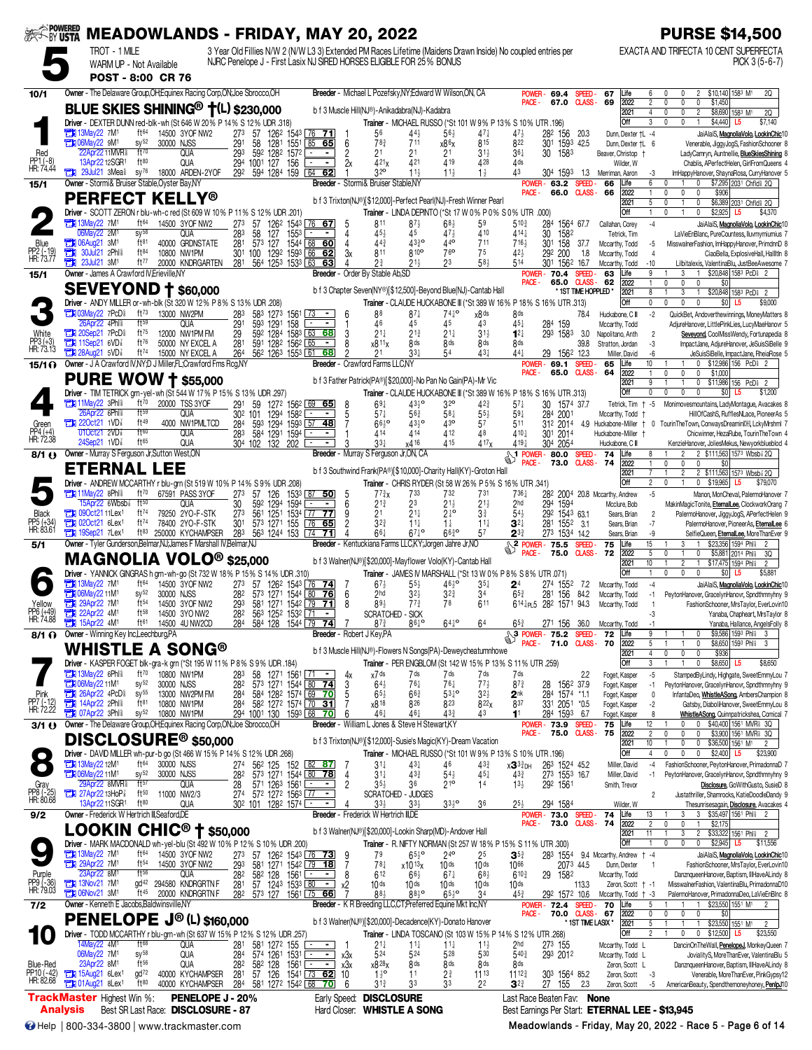# MEADOWLANDS - FRIDAY, MAY 20, 2022

**PURSE $14,500**

## 5

TROT - 1 MILE
WARM UP - Not Available
POST - 8:00 CR 76

3 Year Old Fillies N/W 2 (N/W L3 3) Extended PM Races Lifetime (Maidens Drawn Inside) No coupled entries per NJRC Penelope J - First Lasix NJ SIRED HORSES ELIGIBLE FOR 25% BONUS

EXACTA AND TRIFECTA 10 CENT SUPERFECTA PICK 3 (5-6-7)

---

### 1 — BLUE SKIES SHINING® †(L) $230,000 — 10/1 (Red, PP1 (-8), HR: 74.44)

Owner - The Delaware Group,OH;Equinex Racing Corp,ON;Joe Sbrocco,OH
Breeder - Michael L Pozefsky,NY;Edward W Wilson,ON, CA
b f 3 Muscle Hill(NJ®)-Anikadabra(NJ)-Kadabra
Driver - DEXTER DUNN red-blk-wh (St 646 W 20% P 14% S 12% UDR .318)
Trainer - MICHAEL RUSSO (*St 101 W 9% P 13% S 10% UTR .196)
POWER - 69.4 SPEED - 67 | PACE - 67.0 CLASS - 69

| Life | 6 | 0 | 0 | 2 | $10,140 | 1583 M1 | 2Q |
|---|---|---|---|---|---|---|---|
| 2022 | 2 | 0 | 0 | 0 | $1,450 | | |
| 2021 | 4 | 0 | 0 | 2 | $8,690 | 1583 M1 | 2Q |
| Off | 3 | 0 | 0 | 1 | $4,440 | L5 | $7,140 |

| Date | Track | Cond | Race | Fractions | SR | PP | 1/4 | 1/2 | 3/4 | Str | Fin | Time | Odds | Driver | | Finishers |
|---|---|---|---|---|---|---|---|---|---|---|---|---|---|---|---|---|
| 13May22 7M1 | ft64 | 14500 3YOF NW2 | 273 57 1262 1543 | 76 71 | 1 | 56 | 44½ | 56½ | 47¼ | 47¾ | 282 156 20.3 | | Dunn, Dexter †L -4 | | JaiAlaiS, MagnoliaVolo, LookinChic10 |
| 06May22 9M1 | sy52 | 30000 NJSS | 291 58 1281 1551 | 85 65 | 6 | 78½ | 711 | x86x | 815 | 822 | 301 1593 42.5 | | Dunn, Dexter †L 6 | | Venerable, JiggyJogS, FashionSchooner 8 |
| 22Apr22 11MVR⅝ | ft70 | QUA | 293 592 1282 1572 | - | 2 | 21 | 21 | 21 | 31½ | 36½ | 30 1583 | | Beaver, Christop † | | LadyCamryn, Auntnellie, BlueSkiesShining 8 |
| 13Apr22 12SGR1 | ft80 | QUA | 294 1001 127 156 | - | 2x | 421x | 421 | 419 | 428 | 4ds | | | Wilder, W | | Chablis, APerfectHelen, GirlFromQueens 4 |
| 29Jul21 3Mea⅝ | sy76 | 18000 ARDEN-2YOF | 292 594 1284 159 | 64 62 | 1 | 32° | 11½ | 11½ | 1½ | 43 | 304 1593 1.3 | | Merriman, Aaron -3 | | ImHappyHanover, ShaynaRosa, CurryHanover 5 |

---

### 2 — PERFECT KELLY® — 15/1 (Blue, PP2 (-19), HR: 73.77)

Owner - Stormi& Bruiser Stable,Oyster Bay,NY
Breeder - Stormi& Bruiser Stable,NY
b f 3 Trixton(NJ®)[$12,000]-Perfect Pearl(NJ)-Fresh Winner Pearl
Driver - SCOTT ZERON r blu-wh-c red (St 609 W 10% P 11% S 12% UDR .201)
Trainer - LINDA DEPINTO (*St 17 W 0% P 0% S 0% UTR .000)
POWER - 63.2 SPEED - 66 | PACE - 66.0 CLASS - 66

| Life | 6 | 0 | 1 | 0 | $7,295 | 2031 Chfld⅝ | 2Q |
|---|---|---|---|---|---|---|---|
| 2022 | 1 | 0 | 0 | 0 | $906 | | |
| 2021 | 5 | 0 | 1 | 0 | $6,389 | 2031 Chfld⅝ | 2Q |
| Off | 1 | 0 | 1 | 0 | $2,925 | L5 | $4,370 |

| Date | Track | Cond | Race | Fractions | SR | PP | 1/4 | 1/2 | 3/4 | Str | Fin | Time | Odds | Driver | | Finishers |
|---|---|---|---|---|---|---|---|---|---|---|---|---|---|---|---|---|
| 13May22 7M1 | ft64 | 14500 3YOF NW2 | 273 57 1262 1543 | 76 67 | 5 | 811 | 87¼ | 68½ | 59 | 510¾ | 284 1564 67.7 | | Callahan, Corey -4 | | JaiAlaiS, MagnoliaVolo, LookinChic10 |
| 06May22 2M1 | sy58 | QUA | 283 58 127 1553 | - | 4 | 45½ | 45 | 47½ | 410 | 414¼ | 30 1582 | | Tetrick, Tim | | LaVieEnBlanc, PureCountess, Ilumymiumius 7 |
| 06Aug21 3M1 | ft81 | 40000 GRDNSTATE | 281 573 127 1544 | 68 60 | 4 | 44¾ | 43¾° | 44° | 711 | 716½ | 301 158 37.7 | | Mccarthy, Todd -5 | | MisswalnerFashion, ImHappyHanover, PrimdnnD 8 |
| 30Jul21 2Phl⅝ | ft84 | 10800 NW1PM | 301 100 1292 1593 | 66 62 | 3x | 811 | 810° | 76° | 75 | 42½ | 292 200 1.8 | | Mccarthy, Todd 4 | | CiaoBella, ExplosiveHall, Hallith 8 |
| 23Jul21 3M1 | ft77 | 20000 KNDRGARTEN | 281 564 1253 1533 | 63 63 | 4 | 2¾ | 21½ | 23 | 58¾ | 514 | 301 1562 16.7 | | Mccarthy, Todd -10 | | Lilbitalexis, ValentinaBlu, JustBeeAwesome 7 |

---

### 3 — SEVEYOND † $60,000 — 15/1 (White, PP3 (+3), HR: 73.13)

Owner - James A Crawford IV,Erieville,NY
Breeder - Order By Stable AB,SD
b f 3 Chapter Seven(NY®)[$12,500]-Beyond Blue(NJ)-Cantab Hall
Driver - ANDY MILLER or-wh-blk (St 320 W 12% P 8% S 13% UDR .208)
Trainer - CLAUDE HUCKABONE III (*St 389 W 16% P 18% S 16% UTR .313)
POWER - 70.4 SPEED - 63 | PACE - 65.0 CLASS - 62 | * 1ST TIME HOPPLED *

| Life | 9 | 1 | 3 | 1 | $20,848 | 1583 PcD⅝ | 2 |
|---|---|---|---|---|---|---|---|
| 2022 | 1 | 0 | 0 | 0 | $0 | | |
| 2021 | 8 | 1 | 3 | 1 | $20,848 | 1583 PcD⅝ | 2 |
| Off | 0 | 0 | 0 | 0 | $0 | L5 | $9,000 |

| Date | Track | Cond | Race | Fractions | SR | PP | 1/4 | 1/2 | 3/4 | Str | Fin | Time | Odds | Driver | | Finishers |
|---|---|---|---|---|---|---|---|---|---|---|---|---|---|---|---|---|
| 03May22 7PcD⅝ | ft73 | 13000 NW2PM | 283 583 1273 1561 | 73 - | 6 | 88 | 87¼ | 74¾° | x8ds | 8ds | 78.4 | | Huckabone, C III -2 | | QuickBet, Andoverthewinnings, MoneyMatters 8 |
| 26Apr22 4Phl⅝ | ft58 | QUA | 291 593 1291 158 | - | 1 | 46 | 45 | 45 | 43 | 45¼ | 284 159 | | Mccarthy, Todd | | AdjureHanover, LittlePinkLies, LucyMaeHanovr 5 |
| 20Sep21 7PcD⅝ | ft75 | 12000 NW1PM FM | 29 592 1284 1583 | 63 68 | 3 | 21¼ | 21¾ | 21¼ | 31½ | 1²½ | 293 1583 3.0 | | Napolitano, Anth 2 | | Seveyond, CoolMissWendy, Fortunapedia 8 |
| 11Sep21 6VD⅝ | ft76 | 50000 NY EXCEL A | 281 591 1281 1562 | 65 - | 8 | x811x | 8ds | 8ds | 8ds | 8ds | 39.8 | | Stratton, Jordan -3 | | ImpactJane, AdjureHanover, JeSuisSiBelle 9 |
| 28Aug21 5VD⅝ | ft74 | 15000 NY EXCEL A | 264 562 1263 1553 | 61 68 | 2 | 21 | 33½ | 54 | 43¼ | 44¼ | 29 1562 12.3 | | Miller, David -6 | | JeSuisSiBelle, ImpactJane, RheiaRose 5 |

---

### 4 — PURE WOW † $55,000 — 15/1 (Green, PP4 (+4), HR: 72.38)

Owner - J A Crawford IV,NY;D J Miller,FL;Crawford Fms Rcg,NY
Breeder - Crawford Farms LLC,NY
b f 3 Father Patrick(PA®)[$20,000]-No Pan No Gain(PA)-Mr Vic
Driver - TIM TETRICK grn-yel-wh (St 544 W 17% P 15% S 13% UDR .297)
Trainer - CLAUDE HUCKABONE III (*St 389 W 16% P 18% S 16% UTR .313)
POWER - 69.1 SPEED - 65 | PACE - 65.0 CLASS - 64

| Life | 10 | 1 | 1 | 0 | $12,986 | 156 PcD⅝ | 2 |
|---|---|---|---|---|---|---|---|
| 2022 | 1 | 0 | 0 | 0 | $1,000 | | |
| 2021 | 9 | 1 | 1 | 0 | $11,986 | 156 PcD⅝ | 2 |
| Off | 0 | 0 | 0 | 0 | $0 | L5 | $1,200 |

| Date | Track | Cond | Race | Fractions | SR | PP | 1/4 | 1/2 | 3/4 | Str | Fin | Time | Odds | Driver | | Finishers |
|---|---|---|---|---|---|---|---|---|---|---|---|---|---|---|---|---|
| 11May22 3Phl⅝ | ft70 | 20000 TSS 3YOF | 291 59 1272 1562 | 69 65 | 8 | 69¼ | 43½° | 32° | 42¾ | 57¼ | 30 1574 37.7 | | Tetrick, Tim † -5 | | Morimovesmountains, LadyMontague, Avacakes 8 |
| 26Apr22 6Phl⅝ | ft59 | QUA | 302 101 1294 1582 | - | 5 | 57¼ | 56¾ | 58¼ | 55½ | 59¼ | 284 2001 | | Mccarthy, Todd † | | HillOfCashS, RufflesNLace, PioneerAs 5 |
| 22Oct21 1VD⅝ | ft49 | 4000 NW1PMLTCD | 284 593 1294 1593 | 57 48 | 7 | 66¾° | 43½° | 43° | 57 | 511 | 312 2014 4.9 | | Huckabone-Miller † 0 | | TourinTheTown, ConwaysDreaminDH, LokyMrshml 7 |
| 01Oct21 2VD⅝ | ft60 | QUA | 283 584 1291 1594 | - | 1 | 414 | 414 | 412 | 48 | 410½ | 301 2014 | | Huckabone-Miller † | | Chicwinner, HezaRube, TourinTheTown 4 |
| 24Sep21 1VD⅝ | ft65 | QUA | 304 102 132 202 | - | 3 | 33¼ | x416 | 415 | 417x | 419½ | 304 2054 | | Huckabone, C III | | KenzieHanover, JoliesMekus, Newyorkblueblod 4 |

---

### 5 — ETERNAL LEE — 8/1 (Black, PP5 (+34), HR: 83.61)

Owner - Murray S Ferguson Jr,Sutton West,ON
Breeder - Murray S Ferguson Jr,ON, CA
b f 3 Southwind Frank(PA®)[$10,000]-Charity Hall(KY)-Groton Hall
Driver - ANDREW MCCARTHY r blu-grn (St 519 W 10% P 14% S 9% UDR .208)
Trainer - CHRIS RYDER (St 58 W 26% P 5% S 16% UTR .341)
POWER - 80.0 SPEED - 74 | PACE - 73.0 CLASS - 74

| Life | 8 | 1 | 2 | 2 | $111,563 | 1573 Wbsb⅞ | 2Q |
|---|---|---|---|---|---|---|---|
| 2022 | 1 | 0 | 0 | 0 | $0 | | |
| 2021 | 7 | 1 | 2 | 2 | $111,563 | 1573 Wbsb⅞ | 2Q |
| Off | 2 | 0 | 1 | 0 | $19,965 | L5 | $79,070 |

| Date | Track | Cond | Race | Fractions | SR | PP | 1/4 | 1/2 | 3/4 | Str | Fin | Time | Odds | Driver | | Finishers |
|---|---|---|---|---|---|---|---|---|---|---|---|---|---|---|---|---|
| 11May22 8Phl⅝ | ft70 | 67591 PASS 3YOF | 273 57 126 1533 | 87 50 | 5 | 77¾x | 733 | 732 | 731 | 736¼ | 282 2004 20.8 | | Mccarthy, Andrew -5 | | Manon, MonCheval, PalermoHanover 7 |
| 15Apr22 6Wbsb⅞ | ft50 | QUA | 30 592 1294 1594 | - | 6 | 21¾ | 23 | 21½ | 21½ | 2hd | 294 1594 | | Mcclure, Bob | | MakinMagicTonite, EternalLee, ClockworkOrang 7 |
| 09Oct21 11Lex1 | ft74 | 79250 2YO-F-STK | 273 561 1251 1534 | 77 77 | 9 | 21 | 21½ | 21° | 3¾ | 5⁴½ | 292 1543 63.1 | | Sears, Brian 2 | | PalermoHanover, JiggyJogS, APerfectHelen 9 |
| 02Oct21 6Lex1 | ft74 | 78400 2YO-F-STK | 301 573 1271 155 | 76 65 | 2 | 32¾ | 11½ | 1½ | 11¼ | 3²¼ | 281 1552 3.1 | | Sears, Brian -7 | | PalermoHanover, PioneerAs, EternalLee 6 |
| 19Sep21 7Lex1 | ft83 | 250000 KYCHAMPSER | 283 563 1244 153 | 74 71 | 4 | 66½ | 67½° | 66¾° | 57 | 2³¾ | 273 1534 14.2 | | Sears, Brian -9 | | SelfieQueen, EternalLee, MoreThanEver 9 |

---

### 6 — MAGNOLIA VOLO® $25,000 — 5/1 (Yellow, PP6 (+49), HR: 74.88)

Owner - Tyler Gunderson,Belmar,NJ;James F Marshall IV,Belmar,NJ
Breeder - Kentuckiana Farms LLC,KY;Jorgen Jahre Jr,NO
b f 3 Walner(NJ®)[$20,000]-Mayflower Volo(KY)-Cantab Hall
Driver - YANNICK GINGRAS h grn-wh-go (St 732 W 18% P 15% S 14% UDR .310)
Trainer - JAMES IV MARSHALL (*St 13 W 0% P 8% S 8% UTR .071)
POWER - 75.5 SPEED - 75 | PACE - 75.0 CLASS - 72

| Life | 15 | 1 | 3 | 1 | $23,356 | 1594 Phl⅝ | 2 |
|---|---|---|---|---|---|---|---|
| 2022 | 5 | 0 | 1 | 0 | $5,881 | 2014 Phl⅝ | 3Q |
| 2021 | 10 | 1 | 2 | 1 | $17,475 | 1594 Phl⅝ | 2 |
| Off | 1 | 0 | 0 | 0 | $0 | L5 | $5,881 |

| Date | Track | Cond | Race | Fractions | SR | PP | 1/4 | 1/2 | 3/4 | Str | Fin | Time | Odds | Driver | | Finishers |
|---|---|---|---|---|---|---|---|---|---|---|---|---|---|---|---|---|
| 13May22 7M1 | ft64 | 14500 3YOF NW2 | 273 57 1262 1543 | 76 74 | 7 | 67½ | 55½ | 46½° | 35¼ | 2⁴ | 274 1552 7.2 | | Mccarthy, Todd -4 | | JaiAlaiS, MagnoliaVolo, LookinChic10 |
| 06May22 11M1 | sy52 | 30000 NJSS | 282 573 1271 1544 | 80 76 | 6 | 2hd | 32½ | 32¾ | 3¾ | 65¾ | 282 156 84.2 | | Mccarthy, Todd -1 | | PeytonHanover, GracelynHanovr, Spndthmnyhny 9 |
| 29Apr22 7M1 | ft54 | 14500 3YOF NW2 | 293 581 1271 1542 | 79 71 | 8 | 89½ | 77¾ | 78 | 611 | 614¼PL5 | 282 1571 94.3 | | Mccarthy, Todd 1 | | FashionSchooner, MrsTaylor, EverLovin10 |
| 22Apr22 4M1 | ft58 | 14500 3YO NW2 | 282 563 1252 1532 | 71 - | | SCRATCHED - SICK | | | | | | | -3 | | Yanaba, Chapheart, MrsTaylor 8 |
| 15Apr22 4M1 | ft61 | 14500 4U NW2CD | 284 584 128 1544 | 79 74 | 7 | 87¾ | 86¼° | 64¼° | 64 | 65¾ | 271 156 36.0 | | Mccarthy, Todd -1 | | Yanaba, Hallance, AngelsFolly 8 |

---

### 7 — WHISTLE A SONG® — 8/1 (Pink, PP7 (-12), HR: 72.22)

Owner - Winning Key Inc,Leechburg,PA
Breeder - Robert J Key,PA
b f 3 Muscle Hill(NJ®)-Flowers N Songs(PA)-Deweycheatumnhowe
Driver - KASPER FOGET blk-gra-k grn (*St 195 W 11% P 8% S 9% UDR .184)
Trainer - PER ENGBLOM (St 142 W 15% P 13% S 11% UTR .259)
POWER - 75.2 SPEED - 72 | PACE - 71.0 CLASS - 70

| Life | 9 | 1 | 1 | 0 | $9,586 | 1593 Phl⅝ | 3 |
|---|---|---|---|---|---|---|---|
| 2022 | 5 | 1 | 1 | 0 | $8,650 | 1593 Phl⅝ | 3 |
| 2021 | 4 | 0 | 0 | 0 | $936 | | |
| Off | 3 | 1 | 1 | 0 | $8,650 | L5 | $8,650 |

| Date | Track | Cond | Race | Fractions | SR | PP | 1/4 | 1/2 | 3/4 | Str | Fin | Time | Odds | Driver | | Finishers |
|---|---|---|---|---|---|---|---|---|---|---|---|---|---|---|---|---|
| 13May22 6Phl⅝ | ft70 | 10800 NW1PM | 283 58 1271 1561 | 71 - | 4x | x7ds | 7ds | 7ds | 7ds | 7ds | 2.2 | | Foget, Kasper -5 | | StampedByLindy, Highgate, SweetEmmyLou 7 |
| 06May22 11M1 | sy52 | 30000 NJSS | 282 573 1271 1544 | 80 74 | 3 | 64½ | 76½ | 76½ | 77½ | 87¾ | 28 1562 37.9 | | Foget, Kasper -1 | | PeytonHanover, GracelynHanovr, Spndthmnyhny 9 |
| 26Apr22 4PcD⅝ | sy55 | 13000 NW2PM FM | 284 584 1282 1574 | 69 70 | 5 | 65½ | 66¾ | 53½° | 32 | 2nk | 284 1574 *1.1 | | Foget, Kasper 0 | | InfantaDeo, WhistleASong, AmbersChampion 8 |
| 14Apr22 2Phl⅝ | ft81 | 10800 NW1PM | 282 582 128 1574 | 70 31 | 7 | x818 | 826 | 823 | 822x | 837 | 331 2051 *0.5 | | Foget, Kasper -2 | | Gatsby, DiabolHanover, SweetEmmyLou 8 |
| 07Apr22 3Phl⅝ | sy52 | 10800 NW1PM | 294 1001 130 1593 | 68 70 | 6 | 46¼ | 46¼ | 43¾ | 43 | 1¹ | 284 1593 6.7 | | Foget, Kasper 8 | | WhistleASong, Quinnpatrickshea, Comical 7 |

---

### 8 — DISCLOSURE® $50,000 — 3/1 (Gray, PP8 (-25), HR: 80.68)

Owner - The Delaware Group,OH;Equinex Racing Corp,ON;Joe Sbrocco,OH
Breeder - William L Jones & Steve H Stewart,KY
b f 3 Trixton(NJ®)[$12,000]-Susie's Magic(KY)-Dream Vacation
Driver - DAVID MILLER wh-pur-b go (St 466 W 15% P 14% S 12% UDR .268)
Trainer - MICHAEL RUSSO (*St 101 W 9% P 13% S 10% UTR .196)
POWER - 73.9 SPEED - 75 | PACE - 75.0 CLASS - 75

| Life | 12 | 1 | 0 | 0 | $40,400 | 1561 MVR⅝ | 3Q |
|---|---|---|---|---|---|---|---|
| 2022 | 2 | 0 | 0 | 0 | $3,900 | 1561 MVR⅝ | 3Q |
| 2021 | 10 | 1 | 0 | 0 | $36,500 | 1561 M1 | 2 |
| Off | 4 | 0 | 0 | 0 | $2,400 | L5 | $23,900 |

| Date | Track | Cond | Race | Fractions | SR | PP | 1/4 | 1/2 | 3/4 | Str | Fin | Time | Odds | Driver | | Finishers |
|---|---|---|---|---|---|---|---|---|---|---|---|---|---|---|---|---|
| 13May22 12M1 | ft64 | 30000 NJSS | 274 562 125 152 | 82 87 | 7 | 31¼ | 43¼ | 46 | 43¾ | x3³½DH | 263 1524 45.2 | | Miller, David -4 | | FashionSchooner, PeytonHanover, PrimadonnaD 7 |
| 06May22 11M1 | sy52 | 30000 NJSS | 282 573 1271 1544 | 80 78 | 4 | 31¼ | 43½ | 54½ | 45¼ | 43¾ | 273 1553 16.7 | | Miller, David -1 | | PeytonHanover, GracelynHanovr, Spndthmnyhny 9 |
| 29Apr22 8MVR⅝ | ft57 | QUA | 28 571 1263 1561 | - | 2 | 35½ | 36 | 21° | 14 | 13½ | 292 1561 | | Smith, Trevor | | Disclosure, GoWithGusto, SusieD 8 |
| 27Apr22 13HoP⅞ | ft50 | 11000 NW2/3 | 274 572 1272 1563 | 77 - | | SCRATCHED - JUDGES | | | | | | | 2 | | Justathriller, Shamrocks, KatieDoodleDandy 9 |
| 13Apr22 11SGR1 | ft80 | QUA | 302 101 1282 1574 | - | 4 | 33¾ | 33½ | 33½° | 36 | 25½ | 294 1584 | | Wilder, W | | Thesunrisesagain, Disclosure, Avacakes 4 |

---

### 9 — LOOKIN CHIC® † $50,000 — 9/2 (Purple, PP9 (-36), HR: 79.03)

Owner - Frederick W Hertrich III,Seaford,DE
Breeder - Frederick W Hertrich III,DE
b f 3 Walner(NJ®)[$20,000]-Lookin Sharp(MD)-Andover Hall
Driver - MARK MACDONALD wh-yel-blu (St 492 W 10% P 12% S 10% UDR .200)
Trainer - R. NIFTY NORMAN (St 257 W 18% P 15% S 11% UTR .300)
POWER - 73.0 SPEED - 74 | PACE - 73.0 CLASS - 74

| Life | 13 | 1 | 3 | 3 | $35,497 | 1561 Phl⅝ | 2 |
|---|---|---|---|---|---|---|---|
| 2022 | 2 | 0 | 0 | 1 | $2,175 | | |
| 2021 | 11 | 1 | 3 | 2 | $33,322 | 1561 Phl⅝ | 2 |
| Off | 1 | 0 | 0 | 0 | $2,945 | L5 | $11,556 |

| Date | Track | Cond | Race | Fractions | SR | PP | 1/4 | 1/2 | 3/4 | Str | Fin | Time | Odds | Driver | | Finishers |
|---|---|---|---|---|---|---|---|---|---|---|---|---|---|---|---|---|
| 13May22 7M1 | ft64 | 14500 3YOF NW2 | 273 57 1262 1543 | 76 73 | 9 | 79 | 65½° | 24° | 25 | 3⁵½ | 283 1554 9.4 | | Mccarthy, Andrew † -4 | | JaiAlaiS, MagnoliaVolo, LookinChic10 |
| 29Apr22 7M1 | ft54 | 14500 3YOF NW2 | 293 581 1271 1542 | 79 18 | 7 | 78¼ | x1013x | 10ds | 10ds | 1066 | 2073 44.5 | | Dunn, Dexter † 1 | | FashionSchooner, MrsTaylor, EverLovin10 |
| 23Apr22 8M1 | ft56 | QUA | 282 582 128 1561 | - | 8 | 612 | 66½ | 67¼ | 68¾ | 610¾ | 29 1582 | | Mccarthy, Todd | | DanznqueenHanover, Baptism, IllHaveALindy 8 |
| 13Nov21 7M1 | gd42 | 294580 KNDRGRTN F | 281 57 1243 1533 | 80 - | x2 | 10ds | 10ds | 10ds | 10ds | 10ds | 113.3 | | Zeron, Scott † -1 | | MisswalnerFashion, ValentinaBlu, PrimadonnaD10 |
| 06Nov21 3M1 | ft45 | 20000 KNDRGRTN F | 282 573 127 1561 | 75 66 | 7 | 88½ | 88½° | 65¾° | 34 | 45¾ | 292 1572 10.6 | | Mccarthy, Todd † -3 | | PalermoHanover, PrimadonnaDeo, LaVieEnBlnc 8 |

---

### 10 — PENELOPE J® (L) $160,000 — 7/2 (Blue-Red, PP10 (-42), HR: 82.68)

Owner - Kenneth E Jacobs,Baldwinsville,NY
Breeder - K R Breeding LLC,CT;Preferred Equine Mkt Inc,NY
b f 3 Walner(NJ®)[$20,000]-Decadence(KY)-Donato Hanover
Driver - TODD MCCARTHY r blu-grn-wh (St 637 W 15% P 12% S 12% UDR .257)
Trainer - LINDA TOSCANO (St 103 W 15% P 14% S 12% UTR .268)
POWER - 72.4 SPEED - 70 | PACE - 70.0 CLASS - 67 | * 1ST TIME LASIX *

| Life | 5 | 1 | 1 | 1 | $23,550 | 1551 M1 | 2 |
|---|---|---|---|---|---|---|---|
| 2022 | 0 | 0 | 0 | 0 | $0 | | |
| 2021 | 5 | 1 | 1 | 1 | $23,550 | 1551 M1 | 2 |
| Off | 2 | 1 | 0 | 0 | $12,500 | L5 | $23,550 |

| Date | Track | Cond | Race | Fractions | SR | PP | 1/4 | 1/2 | 3/4 | Str | Fin | Time | Odds | Driver | | Finishers |
|---|---|---|---|---|---|---|---|---|---|---|---|---|---|---|---|---|
| 14May22 4M1 | ft68 | QUA | 281 581 1272 155 | - | 1 | 21¼ | 11¼ | 11¼ | 11½ | 2hd | 273 155 | | Mccarthy, Todd L | | DancinOnTheWall, PenelopeJ, MonkeyQueen 7 |
| 06May22 2M1 | sy58 | QUA | 284 574 1261 1531 | - | x3x | 524 | 524 | 528 | 530 | 540¾ | 293 2012 | | Mccarthy, Todd L | | JovialityS, MoreThanEver, ValentinaBlu 5 |
| 23Apr22 8M1 | ft56 | QUA | 282 582 128 1561 | - | x3x | x828x | 8ds | 8ds | 8ds | 8ds | | | Zeron, Scott L | | DanznqueenHanover, Baptism, IllHaveALindy 8 |
| 15Aug21 6Lex1 | gd72 | 40000 KYCHAMPSER | 281 57 126 1541 | 73 62 | 10 | 1³° | 11 | 2¾ | 1113 | 1112¾ | 303 1564 85.2 | | Zeron, Scott -3 | | Venerable, MoreThanEver, PinkGypsy12 |
| 01Aug21 8Lex1 | ft80 | 40000 KYCHAMPSER | 284 581 1272 1542 | 68 70 | 6 | 31¼ | 33 | 33 | 22 | 3²¾ | 27 155 2.3 | | Zeron, Scott -5 | | AmericanBeauty, Spendthemoneyhoney, PenlpJ10 |

---

**TrackMaster Analysis**

- Highest Win %: **PENELOPE J - 20%**
- Best SR Last Race: **DISCLOSURE - 87**
- Early Speed: **DISCLOSURE**
- Hard Closer: **WHISTLE A SONG**
- Last Race Beaten Fav: **None**
- Best Earnings Per Start: **ETERNAL LEE - $13,945**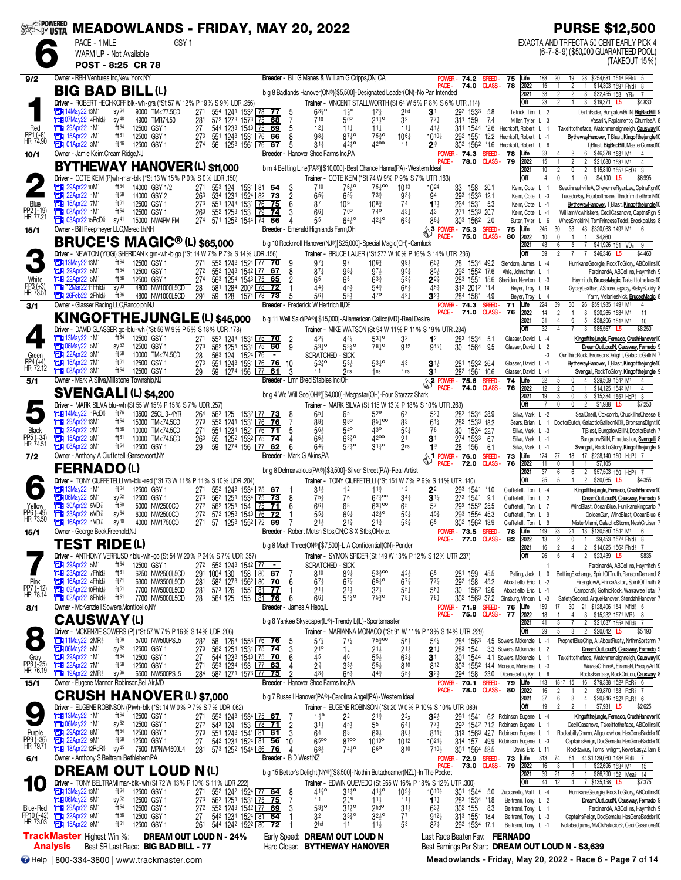# MEADOWLANDS - FRIDAY, MAY 20, 2022

**PURSE $12,500**

**Race 6** — PACE - 1 MILE — GSY 1 — WARM UP - Not Available — POST - 8:25 CR 78

EXACTA AND TRIFECTA 50 CENT EARLY PICK 4 (6-7-8-9) ($50,000 GUARANTEED POOL) (TAKEOUT 15%)

---

## 1 — BIG BAD BILL (L) — 9/2 — Red

Owner - RBH Ventures Inc,New York,NY — Breeder - Bill G Manes & William G Cripps,ON, CA

b g 8 Badlands Hanover(ON®)[$5,500]-Designated Leader(ON)-No Pan Intended

Driver - ROBERT HECHKOFF blk-wh-gra (*St 57 W 12% P 19% S 9% UDR .256) — Trainer - VINCENT STALLWORTH (St 64 W 5% P 8% S 6% UTR .114)

POWER - 74.2 SPEED - 75 — PACE - 74.0 CLASS - 78

PP1 (-8) HR: 74.90

| Life | 188 | 20 | 19 | 28 | $254,681 | 1514 PPk⅝ | 5 |
|---|---|---|---|---|---|---|---|
| 2022 | 15 | 1 | 2 | 1 | $14,303 | 1591 Fhld⅞ | 8 |
| 2021 | 33 | 2 | 2 | 3 | $32,455 | 153 YR⅞ | 7 |
| Off | 23 | 2 | 1 | 3 | $19,371 | L5 | $4,830 |

| Date | Track | Cond | Class | Fractions | SR | Post | Q | H | 3Q | S | Fin | Time | Odds | Driver | Top 3 |
|---|---|---|---|---|---|---|---|---|---|---|---|---|---|---|---|
| 14May22 13M1 | sy64 | 9000 TM<77.5CD | 27¹ 55⁴ 124¹ 153² | 78 77 | 5 | 6³½° | 1½° | 1²½ | 2hd | 3¹ | 29² 153³ | 5.8 | Tetrick, Tim L 2 | DarthFader, BungalowBillN, BigBadBill 9 |
| 07May22 4Fhld⅞ | sy48 | 4900 TMR74.50 | 28¹ 57² 127³ 157³ | 75 68 | 7 | 7¹⁰ | 5⁶° | 2¹½° | 3² | 7⁷½ | 31¹ 159 | 7.4 | Miller, Tyler L 3 | VasariN, Papiamento, ChumleeA 8 |
| 29Apr22 1M1 | ft54 | 12500 GSY 1 | 27 54⁴ 123³ 154³ | 75 69 | 5 | 1²½ | 1¹½ | 1¹½ | 1¹½ | 4¹½ | 31¹ 154⁴ | *2.6 | Heckhoff, Robert L 1 | Takeittotheface, Watchmeneighbeigh, Causway 10 |
| 15Apr22 7M1 | ft61 | 12500 GSY 1 | 27³ 55¹ 124³ 153⁴ | 76 66 | 8 | 9⁸½ | 8⁷½° | 7⁵¾° | 10⁶½ | 10¹⁰½ | 29² 155¹ | 12.2 | Heckhoff, Robert L -1 | BythewayHanover, TjBlast, Kingofthejungle 10 |
| 01Apr22 3M1 | ft46 | 12500 GSY 1 | 27⁴ 56 125³ 156¹ | 76 67 | 5 | 3¹½ | 4²½° | 4²⁰⁰ | 1¹ | 2¾ | 30² 156² | *1.6 | Heckhoff, Robert L 6 | TjBlast, BigBadBill, MasterConrad 10 |

---

## 2 — BYTHEWAY HANOVER (L) $11,000 — 10/1 — Blue

Owner - Jamie Keim,Cream Ridge,NJ — Breeder - Hanover Shoe Farms Inc,PA

b m 4 Betting Line(PA®)[$10,000]-Best Chance Hanna(PA)-Western Ideal

Driver - COTE KEIM (P)wh-mar-blk (*St 13 W 15% P 0% S 0% UDR .150) — Trainer - COTE KEIM (*St 74 W 9% P 9% S 7% UTR .163)

POWER - 74.3 SPEED - 78 — PACE - 78.0 CLASS - 79

PP2 (-19) HR: 77.21

| Life | 33 | 4 | 2 | 6 | $46,378 | 1531 M¹ | 4 |
|---|---|---|---|---|---|---|---|
| 2022 | 15 | 2 | 1 | 2 | $21,680 | 1531 M¹ | 4 |
| 2021 | 10 | 2 | 0 | 2 | $15,810 | 1551 PcD⅝ | 3 |
| Off | 4 | 0 | 1 | 0 | $4,100 | L5 | $6,995 |

| Date | Track | Cond | Class | Fractions | SR | Post | Q | H | 3Q | S | Fin | Time | Odds | Driver | Top 3 |
|---|---|---|---|---|---|---|---|---|---|---|---|---|---|---|---|
| 29Apr22 10M1 | ft54 | 14000 GSY 1/2 | 27¹ 55³ 124 153¹ | 81 54 | 3 | 7¹⁰ | 7⁶½° | 7⁵½°° | 10¹³ | 10²⁴ | 33 158 | 20.1 | Keim, Cote L 1 | SeeuinnashvilleA, CheyenneRyanLee, CaptnsRgn 10 |
| 22Apr22 1M1 | ft58 | 14000 GSY 2 | 26³ 53⁴ 123¹ 152⁴ | 82 73 | 2 | 6⁵½ | 6⁵¾ | 7³¾ | 9³½ | 9⁴ | 29³ 153³ | 12.1 | Keim, Cote L -3 | TuxedoBay, Fourboltmane, ThndrfrmthethronN 10 |
| 15Apr22 7M1 | ft61 | 12500 GSY 1 | 27³ 55¹ 124³ 153⁴ | 76 75 | 6 | 8⁷ | 10⁹ | 10⁸½ | 7⁴ | 1¹½ | 26⁴ 153¹ | 5.3 | Keim, Cote L -1 | BythewayHanover, TjBlast, Kingofthejungle 10 |
| 08Apr22 3M1 | ft54 | 12500 GSY 1 | 26³ 55² 125³ 153 | 79 74 | 3 | 6⁶½ | 7⁶° | 7⁴° | 4³½ | 4³ | 27¹ 153³ | 20.7 | Keim, Cote L -1 | WilliamMcwhiskers, CecilCasanova, CaptnsRgn 9 |
| 03Apr22 15PcD⅝ | sy41 | 15000 NW4PM FM | 27⁴ 57¹ 125² 154⁴ | 74 66 | 4 | 5⁵ | 6⁴½° | 4²½° | 6³¾ | 8⁸¼ | 30³ 156² | 2.0 | Butler, Tyler L 6 | WhosSmokinN, TsmPrincessTeddi, BrookdaLiss 8 |

---

## 3 — BRUCE'S MAGIC® (L) $65,000 — 15/1 — White

Owner - Bill Reepmeyer LLC,Meredith,NH — Breeder - Emerald Highlands Farm,OH

b g 10 Rocknroll Hanover(NJ®)[$25,000]-Special Magic(OH)-Camluck

Driver - NEWTON (YOGI) SHERIDAN k grn-wh-b go (*St 14 W 7% P 7% S 14% UDR .156) — Trainer - BRUCE LAUER (*St 277 W 10% P 16% S 14% UTR .236)

POWER - 75.3 SPEED - 75 — PACE - 75.0 CLASS - 80

PP3 (+3) HR: 73.51

| Life | 245 | 30 | 33 | 43 | $320,063 | 1493 M¹ | 6 |
|---|---|---|---|---|---|---|---|
| 2022 | 10 | 0 | 1 | 1 | $4,860 | | |
| 2021 | 43 | 6 | 5 | 7 | $41,926 | 151 VD⅞ | 9 |
| Off | 39 | 2 | 7 | 7 | $46,346 | L5 | $4,460 |

| Date | Track | Cond | Class | Fractions | SR | Post | Q | H | 3Q | S | Fin | Time | Odds | Driver | Top 3 |
|---|---|---|---|---|---|---|---|---|---|---|---|---|---|---|---|
| 13May22 13M1 | ft64 | 12500 GSY 1 | 27¹ 55² 124² 152⁴ | 77 70 | 9 | 9⁷½ | 9⁷ | 10⁶¾ | 9⁹½ | 6³½ | 28 153⁴ | 49.2 | Slendorn, James L -4 | HurricaneGeorgie, RockToGlory, ABColins 10 |
| 29Apr22 5M1 | ft54 | 12500 GSY 1 | 27² 55² 124³ 154² | 77 67 | 8 | 8⁷½ | 9⁸½ | 9⁷½ | 9⁵¾ | 8⁵½ | 29² 155² | 17.6 | Ahle, Johnathan L 1 | FerdinandA, ABColins, Haymitch 9 |
| 22Apr22 5M1 | ft58 | 12500 GSY 1 | 27⁴ 56³ 125⁴ 154³ | 75 65 | 2 | 6⁵ | 6⁵ | 6³¾ | 5³½ | 2²½ | 28³ 155¹ | 15.6 | Sheridan, Newton L -3 | Haymitch, BrucesMagic, Takeittotheface 10 |
| 12Mar22 11Fhld⅞ | sy33 | 4800 NW1000L5CD | 28 58¹ 128⁴ 200² | 78 72 | 1 | 4⁴½ | 4⁵½ | 5⁴¾ | 6⁶½ | 4⁵½ | 31³ 201² | *1.4 | Beyer, Troy L 19 | GypsyLeather, AShoreLegacy, RiskyBuddy 8 |
| 26Feb22 2Fhld⅞ | ft36 | 4800 NW1000L5CD | 29¹ 59 128 157⁴ | 78 73 | 5 | 5⁶½ | 5⁸½ | 4⁷° | 4²½ | 3²½ | 28⁴ 158¹ | 4.9 | Beyer, Troy L 4 | Yarm, MelaniesNick, BrucesMagic 8 |

---

## 4 — KINGOFTHEJUNGLE (L) $45,000 — 3/1 — Green

Owner - Glasser Racing LLC,Randolph,NJ — Breeder - Frederick W Hertrich III,DE

b g 11 Well Said(PA®)[$15,000]-Allamerican Calico(MD)-Real Desire

Driver - DAVID GLASSER go-blu-wh (*St 56 W 9% P 5% S 18% UDR .178) — Trainer - MIKE WATSON (St 94 W 11% P 11% S 19% UTR .234)

POWER - 74.3 SPEED - 71 — PACE - 71.0 CLASS - 76

PP4 (+4) HR: 72.12

| Life | 224 | 39 | 30 | 26 | $591,985 | 1491 M¹ | 4 |
|---|---|---|---|---|---|---|---|
| 2022 | 14 | 2 | 1 | 3 | $20,265 | 1534 M¹ | 11 |
| 2021 | 31 | 4 | 6 | 5 | $58,206 | 1513 M¹ | 10 |
| Off | 32 | 4 | 7 | 3 | $85,567 | L5 | $8,250 |

| Date | Track | Cond | Class | Fractions | SR | Post | Q | H | 3Q | S | Fin | Time | Odds | Driver | Top 3 |
|---|---|---|---|---|---|---|---|---|---|---|---|---|---|---|---|
| 13May22 1M1 | ft64 | 12500 GSY 1 | 27¹ 55² 124³ 153⁴ | 75 70 | 2 | 4²½ | 4⁴¾ | 5³½° | 3² | 1² | 28³ 153⁴ | 5.1 | Glasser, David L -4 | Kingofthejungle, Fernado, CrushHanover 10 |
| 06May22 5M1 | sy52 | 12500 GSY 1 | 27³ 56² 125¹ 153⁴ | 75 60 | 9 | 5³½° | 5³½° | 7⁸½° | 9¹² | 9¹⁵½ | 30 156⁴ | 9.5 | Glasser, David L 2 | DreamOutLoudN, Causway, Fernado 9 |
| 22Apr22 3M1 | ft58 | 10000 TM<74.5CD | 28 56³ 124 152⁴ | 76 - | | SCRATCHED - SICK | | | | | | | -3 | OurThirdRock, BronsonsDelight, GalacticGallnN 7 |
| 15Apr22 7M1 | ft61 | 12500 GSY 1 | 27³ 55¹ 124³ 153⁴ | 76 76 | 10 | 5²½° | 5³½ | 5³½° | 4³ | 3¹½ | 28¹ 153² | 26.4 | Glasser, David L -1 | BythewayHanover, TjBlast, Kingofthejungle 10 |
| 08Apr22 3M1 | ft54 | 12500 GSY 1 | 29 59 127⁴ 156 | 77 61 | 3 | 1¹ | 2ns | 1ns | 1ns | 3¹ | 28² 156¹ | 10.6 | Glasser, David L -1 | Svengali, RockToGlory, Kingofthejungle 9 |

---

## 5 — SVENGALI (L) $4,200 — 5/1 — Black

Owner - Mark A Silva,Millstone Township,NJ — Breeder - Lmn Bred Stables Inc,OH

br g 4 We Will See(OH®)[$4,000]-Megastar(OH)-Four Starzzz Shark

Driver - MARK SILVA blu-wh (St 55 W 15% P 15% S 7% UDR .257) — Trainer - MARK SILVA (St 115 W 13% P 18% S 10% UTR .263)

POWER - 75.6 SPEED - 74 — PACE - 74.0 CLASS - 76

PP5 (+34) HR: 74.51

| Life | 32 | 5 | 0 | 4 | $29,509 | 1542 M¹ | 4 |
|---|---|---|---|---|---|---|---|
| 2022 | 12 | 2 | 0 | 1 | $14,125 | 1542 M¹ | 4 |
| 2021 | 19 | 3 | 0 | 3 | $15,384 | 1553 HoP⅞ | 3 |
| Off | 7 | 0 | 0 | 2 | $1,988 | L5 | $7,250 |

| Date | Track | Cond | Class | Fractions | SR | Post | Q | H | 3Q | S | Fin | Time | Odds | Driver | Top 3 |
|---|---|---|---|---|---|---|---|---|---|---|---|---|---|---|---|
| 14May22 1PcD⅝ | ft76 | 13500 25CL 3-4YR | 26⁴ 56² 125 153² | 77 73 | 8 | 6⁵½ | 6⁵ | 5²° | 6³ | 5²½ | 28² 153⁴ | 28.9 | Silva, Mark L -2 | SealOneill, Coxcomb, ChuckTheCheese 8 |
| 29Apr22 13M1 | ft54 | 15000 TM<74.5CD | 27³ 55² 124¹ 153¹ | 76 76 | 7 | 8⁸½ | 9⁸° | 8⁵½°° | 8³ | 6¹¾ | 28² 153³ | 18.2 | Sears, Brian L 1 | DoctorButch, GalacticGalleonN, BronsonsDight 10 |
| 22Apr22 2M1 | ft58 | 10000 TM<74.5CD | 27¹ 55¹ 123¹ 152¹ | 76 71 | 5 | 5⁶½ | 5⁴° | 4³° | 5⁵½ | 7⁸ | 30 153⁴ | 22.7 | Silva, Mark L -3 | TjBlast, BungalowBillN, DoctorButch 7 |
| 15Apr22 3M1 | ft61 | 10000 TM<74.5CD | 26³ 55 125² 153² | 75 74 | 4 | 6⁶½ | 6³½° | 4²⁰⁰ | 2¹ | 3¹ | 27⁴ 153³ | 6.7 | Silva, Mark L -1 | BungalowBillN, FinalJustice, Svengali 8 |
| 08Apr22 3M1 | ft54 | 12500 GSY 1 | 29 59 127⁴ 156 | 77 62 | 6 | 6⁴½ | 5²½° | 3¹½° | 2ns | 1¾ | 28 156 | 6.1 | Silva, Mark L -1 | Svengali, RockToGlory, Kingofthejungle 9 |

---

## 6 — FERNADO (L) — 7/2 — Yellow

Owner - Anthony A Ciuffetelli,Gansevoort,NY — Breeder - Mark G Akins,PA

br g 8 Delmarvalous(PA®)[$3,500]-Silver Street(PA)-Real Artist

Driver - TONY CIUFFETELLI wh-blu-red (*St 73 W 11% P 11% S 10% UDR .204) — Trainer - TONY CIUFFETELLI (*St 151 W 7% P 6% S 11% UTR .140)

POWER - 76.0 SPEED - 73 — PACE - 72.0 CLASS - 76

PP6 (+49) HR: 73.50

| Life | 174 | 27 | 18 | 17 | $228,140 | 150 HoP⅞ | 7 |
|---|---|---|---|---|---|---|---|
| 2022 | 11 | 0 | 1 | 1 | $7,105 | | |
| 2021 | 37 | 6 | 6 | 2 | $57,503 | 150 HoP⅞ | 7 |
| Off | 25 | 5 | 1 | 2 | $30,065 | L5 | $4,355 |

| Date | Track | Cond | Class | Fractions | SR | Post | Q | H | 3Q | S | Fin | Time | Odds | Driver | Top 3 |
|---|---|---|---|---|---|---|---|---|---|---|---|---|---|---|---|
| 13May22 1M1 | ft64 | 12500 GSY 1 | 27¹ 55² 124³ 153⁴ | 75 67 | 1 | 3¹½ | 1² | 1¹¾ | 1² | 2² | 29³ 154¹ | *1.0 | Ciuffetelli, Ton L -4 | Kingofthejungle, Fernado, CrushHanover 10 |
| 06May22 5M1 | sy52 | 12500 GSY 1 | 27³ 56² 125¹ 153⁴ | 75 73 | 8 | 7⁵½ | 7⁶ | 6⁷½°° | 3⁴½ | 3¹¾ | 27³ 154¹ | 9.1 | Ciuffetelli, Ton L 2 | DreamOutLoudN, Causway, Fernado 9 |
| 30Apr22 5VD⅞ | ft60 | 5000 NW2500CD | 27² 56² 125¹ 154 | 75 71 | 6 | 6⁶½ | 6⁸ | 6³½°° | 6⁵ | 5⁷ | 29³ 155² | 25.5 | Ciuffetelli, Ton L 7 | WindBlast, OceanBlue, Hurrikanekingcarlo 7 |
| 23Apr22 6VD⅞ | sy54 | 6000 NW2500CD | 27² 57² 125³ 154³ | 76 72 | 1 | 5⁵½ | 6⁶½ | 4²½° | 5⁵ | 4⁵¾ | 29³ 155⁴ | 45.3 | Ciuffetelli, Ton L 9 | GoldenGun, WindBlast, OceanBlue 6 |
| 16Apr22 1VD⅞ | sy40 | 4000 NW1750CD | 27¹ 57 125³ 155² | 72 69 | 7 | 2¹½ | 2¹¾ | 2¹¾ | 5³¾ | 6⁵ | 30² 156² | 13.9 | Ciuffetelli, Ton L 9 | MisterMiami, GalacticStorm, NeshCruiser 7 |

---

## 7 — TEST RIDE (L) — 15/1 — Pink

Owner - George Beck,Freehold,NJ — Breeder - Robert Mctsh Stbs,ON;C S X Stbs,OH;etc.

b g 8 Mach Three(ON®)[$7,500]-L A Confidential(ON)-Ponder

Driver - ANTHONY VERRUSO r blu-wh-go (St 54 W 20% P 24% S 7% UDR .357) — Trainer - SYMON SPICER (St 149 W 13% P 12% S 12% UTR .237)

POWER - 73.5 SPEED - 78 — PACE - 77.0 CLASS - 82

PP7 (-12) HR: 78.14

| Life | 149 | 23 | 21 | 13 | $130,580 | 1542 M¹ | 6 |
|---|---|---|---|---|---|---|---|
| 2022 | 13 | 2 | 0 | 1 | $9,453 | 1574 Fhld⅞ | 8 |
| 2021 | 16 | 2 | 4 | 2 | $14,025 | 1562 Fhld⅞ | 7 |
| Off | 26 | 5 | 4 | 2 | $23,439 | L5 | $835 |

| Date | Track | Cond | Class | Fractions | SR | Post | Q | H | 3Q | S | Fin | Time | Odds | Driver | Top 3 |
|---|---|---|---|---|---|---|---|---|---|---|---|---|---|---|---|
| 29Apr22 5M1 | ft54 | 12500 GSY 1 | 27² 55² 124³ 154² | 77 - | | SCRATCHED - SICK | | | | | | | 1 | FerdinandA, ABColins, Haymitch 9 |
| 23Apr22 7Fhld⅞ | ft61 | 6250 NW2500L5CD | 29¹ 100⁴ 130 158 | 80 67 | 7 | 8¹⁰ | 8⁹½ | 5³½°° | 4²½ | 6⁵ | 28¹ 159 | 45.5 | Pelling, Jack L 0 | BettingExchange, SpiritOfTruth, RansomDemand 8 |
| 16Apr22 4Fhld⅞ | ft71 | 6300 NW3500L5CD | 28¹ 58² 127³ 156² | 80 70 | 6 | 6⁷½ | 6⁷¾ | 6⁵½° | 6⁷½ | 7⁷¾ | 29² 158 | 45.2 | Abbatiello, Eric L -2 | FirenglowA, PrinceAston, SpiritOfTruth 8 |
| 09Apr22 10Fhld⅞ | ft51 | 7700 NW5000L5CD | 28¹ 57³ 126 155¹ | 81 77 | 1 | 2¹½ | 2¹½ | 3²½ | 5⁵½ | 5⁶½ | 30 156² | 12.6 | Abbatiello, Eric L 1 | CamporaN, GothicRock, WarraweeTotal 7 |
| 02Apr22 8Fhld⅞ | ft51 | 7700 NW5000L5CD | 28 56⁴ 125 155 | 81 76 | 6 | 6⁶½ | 5⁴½° | 7⁵½° | 7⁸½ | 7⁸½ | 30² 156³ | 37.2 | Ginsburg, Vincen L -3 | SafetySecond, ArqueHanover, StendahlHanover 7 |

---

## 8 — CAUSWAY (L) — 8/1 — Gray

Owner - McKenzie I Sowers,Monticello,NY — Breeder - James A Hepp,IL

b g 8 Yankee Skyscaper(IL®)-Trendy L(IL)-Sportsmaster

Driver - MCKENZIE SOWERS (P) (*St 57 W 7% P 16% S 14% UDR .206) — Trainer - MARIANNA MONACO (*St 91 W 11% P 13% S 14% UTR .229)

POWER - 71.9 SPEED - 76 — PACE - 75.0 CLASS - 77

PP8 (+85) HR: 76.19

| Life | 189 | 17 | 30 | 21 | $128,406 | 154 Nfld⅞ | 5 |
|---|---|---|---|---|---|---|---|
| 2022 | 18 | 1 | 4 | 3 | $15,232 | 1571 MR⅞ | 8 |
| 2021 | 41 | 3 | 7 | 2 | $21,637 | 1553 Nfld⅞ | 7 |
| Off | 29 | 5 | 3 | 2 | $20,042 | L5 | $5,190 |

| Date | Track | Cond | Class | Fractions | SR | Post | Q | H | 3Q | S | Fin | Time | Odds | Driver | Top 3 |
|---|---|---|---|---|---|---|---|---|---|---|---|---|---|---|---|
| 11May22 2MR⅞ | ft68 | 5700 NW500PSL5 | 28² 58 126³ 155³ | 76 76 | 5 | 5⁷½ | 7⁷½ | 7⁵¾°° | 5⁶½ | 5⁴½ | 28⁴ 156³ | 4.5 | Sowers, Mckenzie L -1 | ProphetBlueChip, AllAboutRusty, NrthrnSprtsmn 7 |
| 06May22 5M1 | sy52 | 12500 GSY 1 | 27³ 56² 125¹ 153⁴ | 75 74 | 3 | 2¹° | 1½ | 2¹½ | 2¹½ | 2¹½ | 28³ 154 | 3.3 | Sowers, Mckenzie L 2 | DreamOutLoudN, Causway, Fernado 9 |
| 29Apr22 1M1 | ft54 | 12500 GSY 1 | 27 54⁴ 123³ 154³ | 75 70 | 6 | 4⁵ | 4⁶ | 5⁵½ | 6²½ | 3¹ | 30¹ 154⁴ | 4.1 | Sowers, Mckenzie L 1 | Takeittotheface, Watchmeneighbeigh, Causway 10 |
| 22Apr22 7M1 | ft58 | 12500 GSY 1 | 27¹ 55³ 123⁴ 153 | 71 63 | 4 | 2³ | 3³½ | 5⁵½ | 8¹⁰ | 8¹² | 30³ 155² | 14.4 | Monaco, Marianna L -3 | WavesOfFireA, ElramaN, PreppyArt 10 |
| 19Apr22 2MR⅞ | sy36 | 6500 NW500PSL5 | 28⁴ 58² 127¹ 157³ | 77 75 | 2 | 4³½ | 6⁶½ | 4⁴¾ | 5⁵½ | 3²½ | 29⁴ 158 | 23.0 | Dibenedetto, Kyl L 6 | RocksFantasy, RockOnLou, Causway 8 |

---

## 9 — CRUSH HANOVER (L) $7,000 — 15/1 — Purple

Owner - Eugene Mannon Robinson,Bel Air,MD — Breeder - Hanover Shoe Farms Inc,PA

b g 7 Russell Hanover(PA®)-Carolina Angel(PA)-Western Ideal

Driver - EUGENE ROBINSON (P)wh-blk (*St 14 W 0% P 7% S 7% UDR .062) — Trainer - EUGENE ROBINSON (*St 20 W 0% P 10% S 10% UTR .089)

POWER - 70.1 SPEED - 79 — PACE - 78.0 CLASS - 80

PP9 (-36) HR: 79.71

| Life | 143 | 18 | 17 | 15 | 16 | $79,388 | 1523 RcR⅝ | 6 |
|---|---|---|---|---|---|---|---|---|
| 2022 | 16 | 2 | 1 | 2 | $9,870 | 153 RcR⅝ | 7 | |
| 2021 | 37 | 6 | 3 | 4 | $20,846 | 1523 RcR⅝ | 6 | |
| Off | 19 | 2 | 2 | 1 | $7,931 | L5 | $2,625 | |

| Date | Track | Cond | Class | Fractions | SR | Post | Q | H | 3Q | S | Fin | Time | Odds | Driver | Top 3 |
|---|---|---|---|---|---|---|---|---|---|---|---|---|---|---|---|
| 13May22 1M1 | ft64 | 12500 GSY 1 | 27¹ 55² 124³ 153⁴ | 75 67 | 7 | 1¾° | 2² | 2¹¾ | 2²x | 3²½ | 29¹ 154¹ | 6.2 | Robinson, Eugene L -4 | Kingofthejungle, Fernado, CrushHanover 10 |
| 06May22 1M1 | sy52 | 12500 GSY 1 | 27² 54³ 124 153 | 78 71 | 2 | 3¹½ | 4⁵½ | 5⁵ | 6⁴¼ | 7⁷½ | 29² 154² | 71.2 | Robinson, Eugene L 2 | CecilCasanova, Takeittotheface, ABColins 10 |
| 29Apr22 8M1 | ft54 | 12500 GSY 1 | 27³ 55¹ 124² 154¹ | 81 61 | 3 | 6⁴ | 6³ | 6³½ | 8⁶½ | 8¹¹¾ | 31³ 156³ | 42.7 | Robinson, Eugene L 1 | RockabillyCharm, Allgonowhoa, HesGoneBadder 10 |
| 22Apr22 9M1 | ft58 | 12500 GSY 1 | 27 54² 123¹ 152⁴ | 81 56 | 10 | 6⁶⁰⁰ | 8⁷⁰⁰ | 10¹⁰° | 10¹² | 10²¹½ | 31⁴ 157 | 49.9 | Robinson, Eugene L -3 | CaptainsReign, DocSemalu, HesGoneBadder 10 |
| 18Apr22 12RcR⅝ | sy45 | 7500 MPNW4500L4 | 28¹ 57³ 125² 154⁴ | 86 76 | 4 | 6⁸½ | 7⁴½° | 6⁶° | 8¹⁰ | 7¹⁰½ | 30¹ 156⁴ | 53.5 | Davis, Eric L 11 | Rocktavius, TomsTwilight, NeverEasyZTam 8 |

---

## 10 — DREAM OUT LOUD N (L) — 6/1 — Blue-Red

Owner - Anthony S Beltrami,Bethlehem,PA — Breeder - B D West,NZ

b g 15 Bettor's Delight(NY®)[$8,500]-Nothin Butadreamer(NZL)-In The Pocket

Driver - TONY BELTRAMI mar-blk-wh (St 72 W 13% P 10% S 11% UDR .222) — Trainer - EDWIN QUEVEDO (St 265 W 16% P 18% S 12% UTR .300)

POWER - 72.9 SPEED - 73 — PACE - 73.0 CLASS - 79

PP10 (-42) HR: 73.03

| Life | 313 | 74 | 61 | 44 | $1,139,060 | 1484 Phl⅝ | 7 |
|---|---|---|---|---|---|---|---|
| 2022 | 16 | 3 | 1 | 1 | $22,696 | 1534 M¹ | 15 |
| 2021 | 39 | 21 | 8 | 1 | $86,790 | 152 Mea⅝ | 14 |
| Off | 44 | 12 | 4 | 7 | $135,158 | L5 | $7,375 |

| Date | Track | Cond | Class | Fractions | SR | Post | Q | H | 3Q | S | Fin | Time | Odds | Driver | Top 3 |
|---|---|---|---|---|---|---|---|---|---|---|---|---|---|---|---|
| 13May22 13M1 | ft64 | 12500 GSY 1 | 27¹ 55² 124² 152⁴ | 77 64 | 8 | 4¹³½ | 3¹½° | 4¹³½ | 10⁹½ | 10¹⁰½ | 30¹ 154⁴ | 5.0 | Zuccarello, Matt L -4 | HurricaneGeorgie, RockToGlory, ABColins 10 |
| 06May22 5M1 | sy52 | 12500 GSY 1 | 27³ 56² 125¹ 153⁴ | 75 75 | 7 | 1¹ | 2¹° | 1¹½ | 1¹½ | 1¹½ | 28³ 153⁴ | *1.8 | Beltrami, Tony L 2 | DreamOutLoudN, Causway, Fernado 9 |
| 29Apr22 5M1 | ft54 | 12500 GSY 1 | 27² 55² 124³ 154² | 77 69 | 3 | 5³½° | 3¹½° | 2hd° | 3¹½ | 6³½ | 30² 155 | 8.3 | Beltrami, Tony L 1 | FerdinandA, ABColins, Haymitch 9 |
| 22Apr22 9M1 | ft58 | 12500 GSY 1 | 27 54² 123¹ 152⁴ | 81 64 | 1 | 3² | 3³½° | 3²½° | 7⁷ | 9¹²½ | 31³ 155¹ | 18.4 | Beltrami, Tony L -3 | CaptainsReign, DocSemalu, HesGoneBadder 10 |
| 15Apr22 9M1 | ft61 | 12500 GSY 1 | 26¹ 54⁴ 124² 152² | 80 72 | 4 | 2hd | 1¹ | 1¹½ | 5³ | 8⁷¼ | 29² 153⁴ | 17.1 | Beltrami, Tony L -1 | Notabadgame, MvOkPalacioBr, CecilCasanova 10 |

---

**TrackMaster Analysis**

- Highest Win %: **DREAM OUT LOUD N - 24%**
- Best SR Last Race: **BIG BAD BILL - 77**
- Early Speed: **DREAM OUT LOUD N**
- Hard Closer: **BYTHEWAY HANOVER**
- Last Race Beaten Fav: **FERNADO**
- Best Earnings Per Start: **DREAM OUT LOUD N - $3,639**

Help | 800-334-3800 | www.trackmaster.com — Meadowlands - Friday, May 20, 2022 - Race 6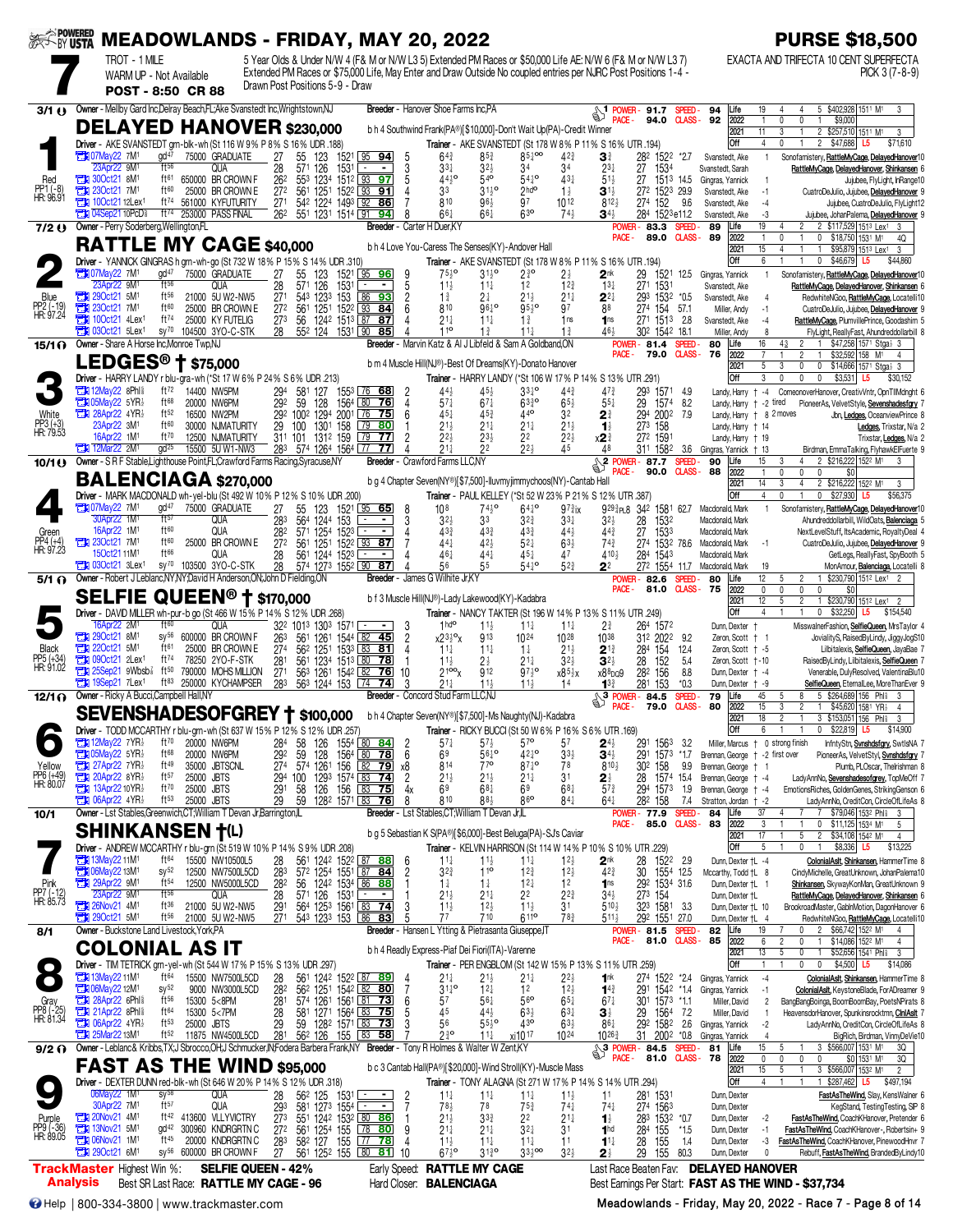# MEADOWLANDS - FRIDAY, MAY 20, 2022

**PURSE $18,500**

**7** — TROT - 1 MILE — WARM UP - Not Available — POST - 8:50 CR 88

5 Year Olds & Under N/W 4 (F& M or N/W L3 5) Extended PM Races or $50,000 Life AE: N/W 6 (F& M or N/W L3 7) Extended PM Races or $75,000 Life, May Enter and Draw Outside No coupled entries per NJRC Post Positions 1-4 - Drawn Post Positions 5-9 - Draw

EXACTA AND TRIFECTA 10 CENT SUPERFECTA PICK 3 (7-8-9)

---

## 1 — DELAYED HANOVER $230,000 (3/1)

Owner - Mellby Gard Inc,Delray Beach,FL;Ake Svanstedt Inc,Wrightstown,NJ — Breeder - Hanover Shoe Farms Inc,PA

b h 4 Southwind Frank(PA®)[$10,000]-Don't Wait Up(PA)-Credit Winner

Driver - AKE SVANSTEDT grn-blk-wh (St 116 W 9% P 8% S 16% UDR .188) — Trainer - AKE SVANSTEDT (St 178 W 8% P 11% S 16% UTR .194)

POWER - 91.7 SPEED - 94 / PACE - 94.0 CLASS - 92

Red — PP1 (-8) — HR: 96.91

| Life | 19 | 4 | 4 | 5 | $402,928 | 1511 M1 | 3 |
|---|---|---|---|---|---|---|---|
| 2022 | 1 | 0 | 0 | 1 | $9,000 | | |
| 2021 | 11 | 3 | 1 | 2 | $257,510 | 1511 M1 | 3 |
| Off | 4 | 0 | 1 | 2 | $47,688 | L5 | $71,610 |

| Date | Race | Track | Class | Fractions | Speed | PP | Calls | Finish | Last Q / Time | Odds | Driver | Comment | Top 3 |
|---|---|---|---|---|---|---|---|---|---|---|---|---|---|
| 07May22 7M1 | gd47 | 75000 GRADUATE | 27 55 123 1521 | 95 94 | 5 | 6 4¾ 8 5½ 8 5½° 4 2¾ | 3¾ | 28² 152² *2.7 | Svanstedt, Ake | 1 | Sonofamistery, RattleMyCage, DelayedHanover10 |
| 23Apr22 9M1 | ft56 | QUA | 28 57¹ 126 153¹ | - - | 3 | 3 3½ 3 2½ 3 4 3 4 | 2 3½ | 27 153⁴ | Svanstedt, Sarah | | RattleMyCage, DelayedHanover, Shinkansen 6 |
| 30Oct21 8M1 | ft61 | 650000 BR CROWN F | 26² 55³ 123⁴ 151² | 93 97 | 5 | 4 4½° 5 4° 5 4½° 4 3½ | 5 1½ | 27 151³ 14.5 | Gingras, Yannick | 1 | Jujubee, FlyLight, InRange10 |
| 23Oct21 7M1 | ft60 | 25000 BR CROWN E | 27² 56¹ 125¹ 152² | 93 91 | 4 | 3³ 3 1½° 2hd° 1 ¾ | 3 1½ | 27² 152³ 29.9 | Svanstedt, Ake | -1 | CuatroDeJulio, Jujubee, DelayedHanover 9 |
| 10Oct21 12Lex1 | ft74 | 561000 KYFUTURITY | 27¹ 54² 122⁴ 149³ | 92 86 | 7 | 8¹⁰ 9 6½ 9⁷ 10¹² | 8 12½ | 27⁴ 152 9.6 | Svanstedt, Ake | -4 | Jujubee, CuatroDeJulio, FlyLight12 |
| 04Sep21 10PcD⅝ | ft74 | 253000 PASS FINAL | 26² 55¹ 123¹ 151⁴ | 91 94 | 8 | 6 6¼ 6 6½ 6 3° 7 4½ | 3 4½ | 28⁴ 152³e11.2 | Svanstedt, Ake | -3 | Jujubee, JohanPalema, DelayedHanover 9 |

---

## 2 — RATTLE MY CAGE $40,000 (7/2)

Owner - Perry Soderberg,Wellington,FL — Breeder - Carter H Duer,KY

b h 4 Love You-Caress The Senses(KY)-Andover Hall

Driver - YANNICK GINGRAS h grn-wh-go (St 732 W 18% P 15% S 14% UDR .310) — Trainer - AKE SVANSTEDT (St 178 W 8% P 11% S 16% UTR .194)

POWER - 83.3 SPEED - 89 / PACE - 89.0 CLASS - 89

Blue — PP2 (-19) — HR: 97.24

| Life | 19 | 4 | 2 | 2 | $117,529 | 1513 Lex1 | 3 |
|---|---|---|---|---|---|---|---|
| 2022 | 1 | 0 | 1 | 0 | $18,750 | 1531 M1 | 4Q |
| 2021 | 15 | 4 | 1 | 1 | $95,879 | 1513 Lex1 | 3 |
| Off | 6 | 1 | 1 | 0 | $46,679 | L5 | $44,860 |

| Date | Race | Track | Class | Fractions | Speed | PP | Calls | Finish | Last Q / Time | Odds | Driver | Comment | Top 3 |
|---|---|---|---|---|---|---|---|---|---|---|---|---|---|
| 07May22 7M1 | gd47 | 75000 GRADUATE | 27 55 123 1521 | 95 96 | 9 | 7 5½° 3 1½° 2 ½° 2 ½ | 2nk | 29 152¹ 12.5 | Gingras, Yannick | 1 | Sonofamistery, RattleMyCage, DelayedHanover10 |
| 23Apr22 9M1 | ft56 | QUA | 28 57¹ 126 153¹ | - - | 5 | 1 1½ 1 1½ 1² 1 2¾ | 1 3½ | 27¹ 153¹ | Svanstedt, Ake | | RattleMyCage, DelayedHanover, Shinkansen 6 |
| 29Oct21 5M1 | ft56 | 21000 5U W2-NW5 | 27¹ 54³ 123³ 153 | 86 93 | 2 | 1 ¾ 2 ¼ 2 1½ 2 1¼ | 2 2¼ | 29³ 153² *0.5 | Svanstedt, Ake | 4 | RedwhiteNGo, RattleMyCage, Locatelli10 |
| 23Oct21 7M1 | ft60 | 25000 BR CROWN E | 27² 56¹ 125¹ 152² | 93 84 | 6 | 8¹⁰ 9 6½° 9 5½° 9⁷ | 8⁸ | 27⁴ 154 57.1 | Miller, Andy | -1 | CuatroDeJulio, Jujubee, DelayedHanover 9 |
| 10Oct21 4Lex1 | ft74 | 25000 KY FUTELIG | 27³ 56 124² 151³ | 87 87 | 4 | 2 1¼ 1 1½ 1 ¾ 1ns | 1ns | 27¹ 151³ 2.8 | Svanstedt, Ake | -4 | RattleMyCage, PlumvilePrince, Goodashim 5 |
| 03Oct21 5Lex1 | sy70 | 104500 3YO-C-STK | 28 55² 124 153¹ | 90 85 | 4 | 1¹° 1 ½ 1 ½ 1 ¾ | 4 6½ | 30² 154² 18.1 | Miller, Andy | 8 | FlyLight, ReallyFast, Ahundreddollarbill 8 |

---

## 3 — LEDGES® † $75,000 (15/1)

Owner - Share A Horse Inc,Monroe Twp,NJ — Breeder - Marvin Katz & Al J Libfeld & Sam A Goldband,ON

b m 4 Muscle Hill(NJ®)-Best Of Dreams(KY)-Donato Hanover

Driver - HARRY LANDY r blu-gra-wh (*St 17 W 6% P 24% S 6% UDR .213) — Trainer - HARRY LANDY (*St 106 W 17% P 14% S 13% UTR .291)

POWER - 81.4 SPEED - 80 / PACE - 79.0 CLASS - 76

White — PP3 (+3) — HR: 79.53

| Life | 16 | 4 | 3 | 2 | $47,258 | 1571 Stga⅞ | 3 |
|---|---|---|---|---|---|---|---|
| 2022 | 7 | 1 | 2 | 1 | $32,592 | 158 M1 | 4 |
| 2021 | 5 | 3 | 0 | 0 | $14,666 | 1571 Stga⅞ | 3 |
| Off | 3 | 0 | 0 | 0 | $3,531 | L5 | $30,152 |

| Date | Race | Track | Class | Fractions | Speed | PP | Calls | Finish | Last Q / Time | Odds | Driver | Comment | Top 3 |
|---|---|---|---|---|---|---|---|---|---|---|---|---|---|
| 12May22 8Phl⅝ | ft72 | 14400 NW5PM | 29⁴ 58¹ 127 155³ | 76 68 | 2 | 4 4½ 4 5½ 3 3½° 4 4¾ | 4 7¾ | 29³ 157¹ 4.9 | Landy, Harry † | -4 | ComeonoverHanover, CreativVntr, OpnTllMdnght 6 |
| 05May22 5YR½ | ft68 | 20000 NW6PM | 29² 59 128 156⁴ | 80 76 | 4 | 5 7¼ 6 7¼ 6 3½° 6 5¼ | 5 5¼ | 29 157⁴ 8.2 | Landy, Harry † | -2 tired | PioneerAs, VelvetStyle, Sevenshadesfgry 7 |
| 28Apr22 4YR½ | ft52 | 16500 NW2PM | 29² 100² 129⁴ 200¹ | 76 75 | 6 | 4 5½ 4 5¾ 4 4° 3² | 2¾ | 29⁴ 200² 7.9 | Landy, Harry † | 8 2 moves | Jbr, Ledges, OceanviewPrince 8 |
| 23Apr22 3M1 | ft60 | 30000 NJMATURITY | 29 100 130¹ 158 | 79 80 | 1 | 2 1½ 2 1¼ 2 1¼ 2 1¼ | 1 ¾ | 27³ 158 | Landy, Harry † | 14 | Ledges, Trixstar, N/a 2 |
| 16Apr22 1M1 | ft70 | 12500 NJMATURITY | 31¹ 101 131² 159 | 79 77 | 2 | 2 2¾ 2 3½ 2² 2 2¾ | x2 ¾ | 27² 159¹ | Landy, Harry † | 19 | Trixstar, Ledges, N/a 2 |
| 12Mar22 2M1 | gd25 | 15500 5U W1-NW3 | 28³ 57⁴ 126⁴ 156⁴ | 77 77 | 4 | 2 1¼ 2² 2 2¾ 4⁵ | 4⁸ | 31¹ 158² 3.6 | Gingras, Yannick † | 13 | Birdman, EmmaTalking, FlyhawkElFuerte 9 |

---

## 4 — BALENCIAGA $270,000 (10/1)

Owner - S R F Stable,Lighthouse Point,FL;Crawford Farms Racing,Syracuse,NY — Breeder - Crawford Farms LLC,NY

b g 4 Chapter Seven(NY®)[$7,500]-Iluvmyjimmychoos(NY)-Cantab Hall

Driver - MARK MACDONALD wh-yel-blu (St 492 W 10% P 12% S 10% UDR .200) — Trainer - PAUL KELLEY (*St 52 W 23% P 21% S 12% UTR .387)

POWER - 87.7 SPEED - 90 / PACE - 90.0 CLASS - 88

Green — PP4 (+4) — HR: 97.23

| Life | 15 | 3 | 4 | 2 | $216,222 | 1552 M1 | 3 |
|---|---|---|---|---|---|---|---|
| 2022 | 1 | 0 | 0 | 0 | $0 | | |
| 2021 | 14 | 3 | 4 | 2 | $216,222 | 1552 M1 | 3 |
| Off | 4 | 0 | 1 | 0 | $27,930 | L5 | $56,375 |

| Date | Race | Track | Class | Fractions | Speed | PP | Calls | Finish | Last Q / Time | Odds | Driver | Comment | Top 3 |
|---|---|---|---|---|---|---|---|---|---|---|---|---|---|
| 07May22 7M1 | gd47 | 75000 GRADUATE | 27 55 123 1521 | 95 65 | 8 | 10⁸ 7 4½° 6 4½° 9 7½ix | 9 29¼ p,8 | 34² 158¹ 62.7 | Macdonald, Mark | 1 | Sonofamistery, RattleMyCage, DelayedHanover10 |
| 30Apr22 1M1 | ft57 | QUA | 28³ 56⁴ 124⁴ 153 | - - | 3 | 3 2½ 3³ 3 2¾ 3 3¼ | 3 2½ | 28 153² | Macdonald, Mark | | Ahundreddollarbill, WildOats, Balenciaga 5 |
| 16Apr22 1M1 | ft60 | QUA | 28² 57¹ 125⁴ 152³ | - - | 4 | 4 3¾ 4 3¾ 4 3¾ 4 4¼ | 4 4¾ | 27 153³ | Macdonald, Mark | | NextLevelStuff, ItsAcademic, RoyaltyDeal 4 |
| 23Oct21 7M1 | ft60 | 25000 BR CROWN E | 27² 56¹ 125¹ 152² | 93 87 | 7 | 4 4¼ 4 2½ 5 2¼ 6 3½ | 7 4¾ | 27⁴ 153² 78.6 | Macdonald, Mark | -1 | CuatroDeJulio, Jujubee, DelayedHanover 9 |
| 15Oct21 11M1 | ft66 | QUA | 28 56¹ 124⁴ 152³ | - - | 4 | 4 6¼ 4 4¼ 4 5½ 4⁷ | 4 10¾ | 28⁴ 154³ | Macdonald, Mark | | GetLegs, ReallyFast, SpyBooth 5 |
| 03Oct21 3Lex1 | sy70 | 103500 3YO-C-STK | 28 57⁴ 127³ 155² | 90 87 | 4 | 5⁶ 5⁵ 5 4½° 5 2¾ | 2² | 27² 155⁴ 11.7 | Macdonald, Mark | 19 | MonAmour, Balenciaga, Locatelli 8 |

---

## 5 — SELFIE QUEEN® † $170,000 (5/1)

Owner - Robert J Leblanc,NY,NY;David H Anderson,ON;John D Fielding,ON — Breeder - James G Wilhite Jr,KY

b f 3 Muscle Hill(NJ®)-Lady Lakewood(KY)-Kadabra

Driver - DAVID MILLER wh-pur-b go (St 466 W 15% P 14% S 12% UDR .268) — Trainer - NANCY TAKTER (St 196 W 14% P 13% S 11% UTR .249)

POWER - 82.6 SPEED - 80 / PACE - 81.0 CLASS - 75

Black — PP5 (+34) — HR: 91.02

| Life | 12 | 5 | 2 | 1 | $230,790 | 1512 Lex1 | 2 |
|---|---|---|---|---|---|---|---|
| 2022 | 0 | 0 | 0 | 0 | $0 | | |
| 2021 | 12 | 5 | 2 | 1 | $230,790 | 1512 Lex1 | 2 |
| Off | 4 | 1 | 1 | 0 | $32,250 | L5 | $154,540 |

| Date | Race | Track | Class | Fractions | Speed | PP | Calls | Finish | Last Q / Time | Odds | Driver | Comment | Top 3 |
|---|---|---|---|---|---|---|---|---|---|---|---|---|---|
| 16Apr22 2M1 | ft60 | QUA | 32² 101³ 130³ 157¹ | - - | 3 | 1hd° 1 1½ 1 1¼ 1 1½ | 2¾ | 26⁴ 157² | Dunn, Dexter † | | MisswalnerFashion, SelfieQueen, MrsTaylor 4 |
| 29Oct21 8M1 | sy56 | 600000 BR CROWN F | 26³ 56¹ 126¹ 154⁴ | 82 45 | 2 | x2 3½°x 9¹³ 10²⁴ 10²⁸ | 10³⁸ | 31² 202² 9.2 | Zeron, Scott † | 1 | JovialityS, RaisedByLindy, JiggyJogS10 |
| 22Oct21 5M1 | ft55 | 25000 BR CROWN E | 27⁴ 56² 125¹ 153³ | 83 81 | 4 | 1 1¼ 1 1½ 1 ½ 1 1¼ | 2 1¾ | 28⁴ 154 12.4 | Zeron, Scott † | -5 | Lilbitalexis, SelfieQueen, JayaBae 7 |
| 09Oct21 2Lex1 | ft74 | 78250 2YO-F-STK | 28¹ 56¹ 123⁴ 151³ | 80 78 | 1 | 1 1½ 2 ½ 2 1¼ 3 2½ | 3 2½ | 28 152 5.4 | Zeron, Scott † | -10 | RaisedByLindy, Lilbitalexis, SelfieQueen 7 |
| 25Sep21 9Wbsb⅞ | ft50 | 790000 MOHS MILLION | 27¹ 56³ 126¹ 154² | 82 76 | 10 | 2 1⁰°x 9¹² 9 7½° x8 5½x | x8 8pq9 | 28² 156 8.8 | Dunn, Dexter † | -4 | Venerable, DulyResolved, ValentinaBlu10 |
| 19Sep21 7Lex1 | ft83 | 250000 KYCHAMPSER | 28³ 56³ 124⁴ 153 | 74 74 | 3 | 2 1¼ 1 1½ 1 1½ 1⁴ | 1 3¾ | 28¹ 153 *0.3 | Dunn, Dexter † | -9 | SelfieQueen, EternalLee, MoreThanEver 9 |

---

## 6 — SEVENSHADESOFGREY † $100,000 (12/1)

Owner - Ricky A Bucci,Campbell Hall,NY — Breeder - Concord Stud Farm LLC,NJ

b h 4 Chapter Seven(NY®)[$7,500]-Ms Naughty(NJ)-Kadabra

Driver - TODD MCCARTHY r blu-grn-wh (St 637 W 15% P 12% S 12% UDR .257) — Trainer - RICKY BUCCI (St 50 W 6% P 16% S 6% UTR .169)

POWER - 84.5 SPEED - 79 / PACE - 79.0 CLASS - 80

Yellow — PP6 (+49) — HR: 80.07

| Life | 45 | 5 | 8 | 5 | $264,689 | 156 Phl⅝ | 3 |
|---|---|---|---|---|---|---|---|
| 2022 | 15 | 3 | 2 | 1 | $45,620 | 1581 YR½ | 4 |
| 2021 | 18 | 2 | 1 | 3 | $153,051 | 156 Phl⅝ | 3 |
| Off | 6 | 1 | 1 | 0 | $22,819 | L5 | $14,900 |

| Date | Race | Track | Class | Fractions | Speed | PP | Calls | Finish | Last Q / Time | Odds | Driver | Comment | Top 3 |
|---|---|---|---|---|---|---|---|---|---|---|---|---|---|
| 12May22 7YR½ | ft70 | 20000 NW6PM | 28⁴ 58 126 155⁴ | 80 84 | 2 | 5 7¼ 5 7¼ 5 7° 5⁷ | 2 4¼ | 29¹ 156³ 3.2 | Miller, Marcus † | -4 strong finish | InfntyStn, Svnshdsfgry, SwtIsNA 7 |
| 05May22 5YR½ | ft68 | 20000 NW6PM | 29² 59 128 156⁴ | 80 78 | 6 | 6⁹ 5 6½° 4 2½° 3 3½ | 3 4¼ | 29¹ 157³ *1.7 | Brennan, George † | -2 first over | PioneerAs, VelvetStyl, Svnshdsfgry 7 |
| 27Apr22 7YR½ | ft49 | 35000 JBTSCNL | 27⁴ 57⁴ 126¹ 156 | 82 79 | x8 | 8¹⁴ 7⁷° 8 7½° 7⁸ | 7 10½ | 30² 158 9.9 | Brennan, George † | 1 | Plumb, PLOscar, Thelrishman 8 |
| 20Apr22 8YR½ | ft57 | 25000 JBTS | 29⁴ 100 129³ 157⁴ | 83 74 | 2 | 2 1½ 2 1½ 2 1¼ 3¹ | 2 ½ | 28 157⁴ 15.4 | Brennan, George † | -4 | LadyAnnNo, Sevenshadesofgrey, TopMeOff 7 |
| 13Apr22 10YR½ | ft70 | 25000 JBTS | 29¹ 58 126 156 | 83 75 | 4x | 6⁹ 6 8¼ 6⁹ 6 8½ | 5 7¾ | 29⁴ 157³ 1.9 | Brennan, George † | -4 | EmotionsRiches, GoldenGenes, StrikingGenson 6 |
| 06Apr22 4YR½ | ft53 | 25000 JBTS | 29 59 128² 157¹ | 83 76 | 8 | 8¹⁰ 8 8½ 8 6° 8 4¼ | 6 4¼ | 28² 158 7.4 | Stratton, Jordan † | -2 | LadyAnnNo, CreditCon, CircleOfLifeAs 8 |

---

## 7 — SHINKANSEN †(L) (10/1)

Owner - Lst Stables,Greenwich,CT;William T Devan Jr,Barrington,IL — Breeder - Lst Stables,CT;William T Devan Jr,IL

b g 5 Sebastian K S(PA®)[$6,000]-Best Beluga(PA)-SJs Caviar

Driver - ANDREW MCCARTHY r blu-grn (St 519 W 10% P 14% S 9% UDR .208) — Trainer - KELVIN HARRISON (St 114 W 14% P 10% S 10% UTR .229)

POWER - 77.9 SPEED - 84 / PACE - 85.0 CLASS - 83

Pink — PP7 (-12) — HR: 85.73

| Life | 37 | 4 | 7 | 7 | $79,046 | 1532 Phl⅝ | 3 |
|---|---|---|---|---|---|---|---|
| 2022 | 3 | 1 | 1 | 0 | $11,125 | 1534 M1 | 5 |
| 2021 | 17 | 1 | 5 | 2 | $34,108 | 1542 M1 | 4 |
| Off | 5 | 1 | 0 | 1 | $8,336 | L5 | $13,225 |

| Date | Race | Track | Class | Fractions | Speed | PP | Calls | Finish | Last Q / Time | Odds | Driver | Comment | Top 3 |
|---|---|---|---|---|---|---|---|---|---|---|---|---|---|
| 13May22 11M1 | ft64 | 15500 NW10500L5 | 28 56¹ 124² 152² | 87 88 | 6 | 1 1¼ 1 1½ 1 1¼ 1 2¼ | 2nk | 28 152² 2.9 | Dunn, Dexter †L | -4 | ColonialAsIt, Shinkansen, HammerTime 8 |
| 06May22 13M1 | sy52 | 12500 NW7500L5CD | 28³ 57² 125⁴ 155¹ | 87 84 | 2 | 3 2½ 1 1° 1 2½ 1 2½ | 4 2½ | 30 155⁴ 12.5 | Mccarthy, Todd †L | 8 | CindyMichelle, GreatUnknown, JohanPalema10 |
| 29Apr22 9M1 | ft54 | 12500 NW5000L5CD | 28² 56 124² 153⁴ | 86 88 | 1 | 1 ¾ 1 ¾ 1 2½ 1 2 | 1ns | 29² 153⁴ 31.6 | Dunn, Dexter †L | 1 | Shinkansen, SkywayKonMan, GreatUnknown 9 |
| 23Apr22 9M1 | ft56 | QUA | 28 57¹ 126 153¹ | - - | 2 | 2 1½ 2 1½ 2² 2 2¾ | 3 4½ | 27³ 154 | Dunn, Dexter †L | | RattleMyCage, DelayedHanover, Shinkansen 6 |
| 26Nov21 4M1 | ft36 | 21000 5U W2-NW5 | 29¹ 56⁴ 125³ 156¹ | 83 74 | 3 | 1 1½ 1 2½ 1 1½ 3¹ | 5 10¾ | 32³ 158¹ 3.3 | Dunn, Dexter †L | 10 | BrookroadMaster, GabinMotion, DragonHanover 6 |
| 29Oct21 5M1 | ft56 | 21000 5U W2-NW5 | 27¹ 54³ 123³ 153 | 86 83 | 5 | 7⁷ 7¹⁰ 6 11° 7 8½ | 5 11¼ | 29² 155¹ 27.0 | Dunn, Dexter †L | 4 | RedwhiteNGo, RattleMyCage, Locatelli10 |

---

## 8 — COLONIAL AS IT (8/1)

Owner - Buckstone Land Livestock,York,PA — Breeder - Hansen L Ytting & Pietrasanta Giuseppe,IT

b h 4 Readly Express-Piaf Dei Fiori(ITA)-Varenne

Driver - TIM TETRICK grn-yel-wh (St 544 W 17% P 15% S 13% UDR .297) — Trainer - PER ENGBLOM (St 142 W 15% P 13% S 11% UTR .259)

POWER - 81.5 SPEED - 82 / PACE - 81.0 CLASS - 85

Gray — PP8 (-25) — HR: 81.34

| Life | 19 | 7 | 0 | 2 | $66,742 | 1522 M1 | 4 |
|---|---|---|---|---|---|---|---|
| 2022 | 6 | 2 | 0 | 1 | $14,086 | 1522 M1 | 4 |
| 2021 | 13 | 5 | 0 | 1 | $52,656 | 1541 Phl⅝ | 3 |
| Off | 1 | 1 | 0 | 0 | $4,500 | L5 | $14,086 |

| Date | Race | Track | Class | Fractions | Speed | PP | Calls | Finish | Last Q / Time | Odds | Driver | Comment | Top 3 |
|---|---|---|---|---|---|---|---|---|---|---|---|---|---|
| 13May22 11M1 | ft64 | 15500 NW7500L5CD | 28 56¹ 124² 152² | 87 89 | 4 | 2 1¼ 2 1¼ 2 1¼ 2 2¼ | 1nk | 27⁴ 152² *2.4 | Gingras, Yannick | -4 | ColonialAsIt, Shinkansen, HammerTime 8 |
| 06May22 12M1 | sy52 | 9000 NW3000L5CD | 28² 56² 125¹ 154² | 82 80 | 7 | 3 1½° 1 2½ 1² 1 2½ | 1 4¾ | 29¹ 154² *1.4 | Gingras, Yannick | -1 | ColonialAsIt, KeystoneBlade, ForADreamer 9 |
| 28Apr22 6Phl⅝ | ft56 | 15300 5<8PM | 28¹ 57⁴ 126¹ 156¹ | 82 73 | 6 | 5⁷ 5 6½ 5⁶° 6 5¼ | 6 7¼ | 30¹ 157³ *1.1 | Miller, David | 2 | BangBangBoings, BoomBoomBay, PoetsNPirats 8 |
| 21Apr22 8Phl⅝ | ft64 | 13500 5<7PM | 28 58¹ 127¹ 156⁴ | 83 75 | 2 | 4⁵ 4 4¼ 6 3½ 6 3½ | 3¾ | 29 156⁴ 7.2 | Miller, David | 7 | HeavensdorHanover, Spunkinsrocktmn, ClinlAslt 7 |
| 06Apr22 4YR½ | ft53 | 25000 JBTS | 29 59 128² 157¹ | 83 73 | 3 | 5⁶ 5 5½° 4³° 6 3½ | 8 6¼ | 29² 158² 2.6 | Gingras, Yannick | -2 | LadyAnnNo, CreditCon, CircleOfLifeAs 8 |
| 25Mar22 13M1 | ft52 | 11875 NW4500L5CD | 28¹ 56² 126 155 | 83 58 | 7 | 2 3½° 1 1¼ xi10¹⁷ 10²⁴ | 10 26¾ | 31 200² *0.8 | Gingras, Yannick | 4 | BigRich, Birdman, VinnyDeVie10 |

---

## 9 — FAST AS THE WIND $95,000 (9/2)

Owner - Leblanc& Kribbs,TX;J Sbrocco,OH;J Schmucker,IN;Fodera Barbera Frank,NY — Breeder - Tony R Holmes & Walter W Zent,KY

b c 3 Cantab Hall(PA®)[$20,000]-Wind Stroll(KY)-Muscle Mass

Driver - DEXTER DUNN red-blk-wh (St 646 W 20% P 14% S 12% UDR .318) — Trainer - TONY ALAGNA (St 271 W 17% P 14% S 14% UTR .294)

POWER - 84.5 SPEED - 81 / PACE - 81.0 CLASS - 78

Purple — PP9 (-36) — HR: 89.05

| Life | 15 | 5 | 1 | 3 | $566,007 | 1531 M1 | 3Q |
|---|---|---|---|---|---|---|---|
| 2022 | 0 | 0 | 0 | 0 | $0 | 1531 M1 | 3Q |
| 2021 | 15 | 5 | 1 | 3 | $566,007 | 1531 M1 | 2 |
| Off | 4 | 1 | 0 | 1 | $287,462 | L5 | $497,190 |

| Date | Race | Track | Class | Fractions | Speed | PP | Calls | Finish | Last Q / Time | Odds | Driver | Comment | Top 3 |
|---|---|---|---|---|---|---|---|---|---|---|---|---|---|
| 06May22 1M1 | sy56 | QUA | 28 56² 125 153¹ | - - | 2 | 1 1½ 1 1¼ 1 1¼ 1 1½ | 1¹ | 28¹ 153¹ | Dunn, Dexter | | FastAsTheWind, Slay, KensWalner 6 |
| 30Apr22 1M1 | ft57 | QUA | 29³ 58¹ 127³ 155⁴ | - - | 7 | 7 8½ 7⁸ 7 5¾ 7⁴ | 7 4¼ | 27⁴ 156³ | Dunn, Dexter | | KegStand, TestingTesting, SP 8 |
| 20Nov21 4M1 | ft42 | 413600 VLLYVICTRY | 27³ 55¹ 124² 153² | 80 86 | 1 | 2 1½ 3 3½ 2² 2 1¼ | 1½ | 28³ 153² *0.7 | Dunn, Dexter | -2 | FastAsTheWind, CoachKHanover, Pretender 6 |
| 13Nov21 5M1 | gd40 | 300960 KNDRGRTN C | 27² 56¹ 125⁴ 155 | 78 80 | 9 | 2 1½ 2 1½ 3 2½ 3¹ | 1hd | 28⁴ 155 *1.5 | Dunn, Dexter | -1 | FastAsTheWind, CoachKHanover, Robertsin+ 9 |
| 06Nov21 1M1 | ft45 | 20000 KNDRGRTN C | 28³ 58² 127 155 | 77 78 | 4 | 1 1½ 1 1¼ 1 1¼ 1¹ | 1 1¼ | 28 155 1.4 | Dunn, Dexter | -3 | FastAsTheWind, CoachKHanover, PinewoodHnvr 7 |
| 29Oct21 6M1 | sy56 | 600000 BR CROWN F | 27 56¹ 125² 153³ | 80 81 | 10 | 6 7½° 3 1½° 3 3½°° 3 2½ | 2¼ | 29 155 80.3 | Dunn, Dexter | 0 | Rebuff, FastAsTheWind, BrandedByLindy10 |

---

**TrackMaster Analysis**

- Highest Win %: **SELFIE QUEEN - 42%**
- Best SR Last Race: **RATTLE MY CAGE - 96**
- Early Speed: **RATTLE MY CAGE**
- Hard Closer: **BALENCIAGA**
- Last Race Beaten Fav: **DELAYED HANOVER**
- Best Earnings Per Start: **FAST AS THE WIND - $37,734**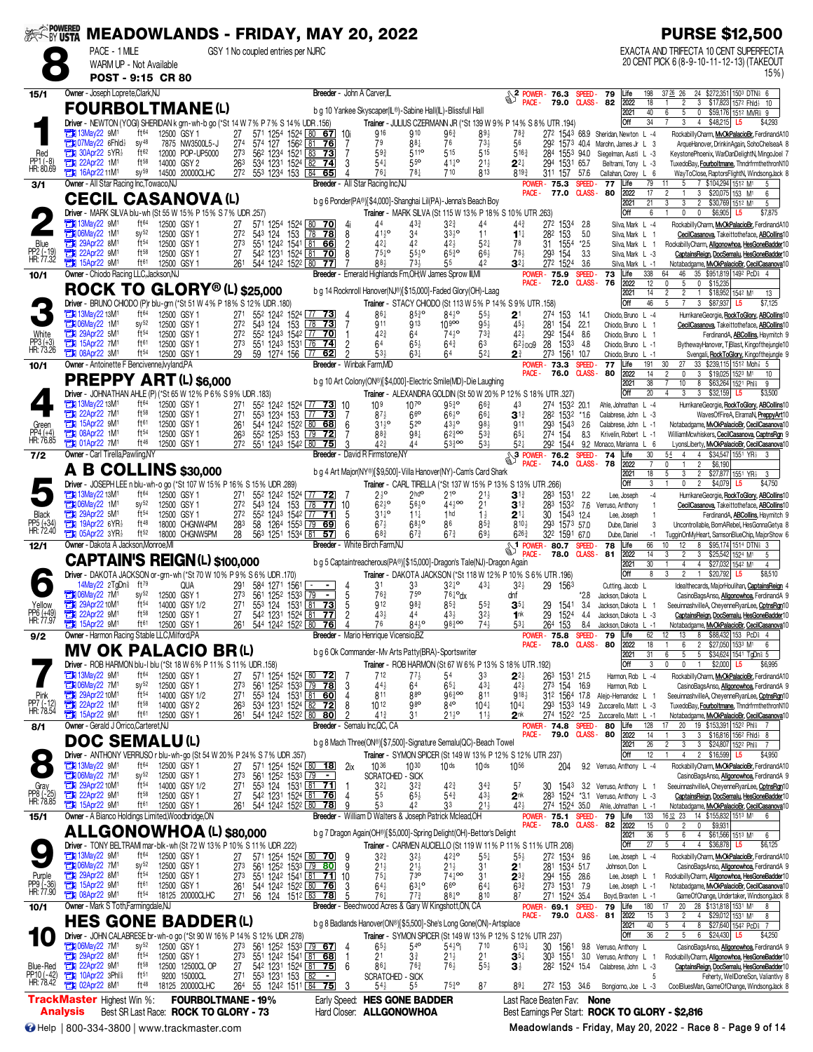# MEADOWLANDS - FRIDAY, MAY 20, 2022

**PURSE $12,500**

**8** — PACE - 1 MILE — GSY 1 No coupled entries per NJRC — WARM UP - Not Available — **POST - 9:15 CR 80**

EXACTA AND TRIFECTA 10 CENT SUPERFECTA 20 CENT PICK 6 (8-9-10-11-12-13) (TAKEOUT 15%)

---

## 1 — FOURBOLTMANE (L) — 15/1 — Red

Owner - Joseph Loprete,Clark,NJ — Breeder - John A Carver,IL
b g 10 Yankee Skyscaper(IL®)-Sabine Hall(IL)-Blissfull Hall
Driver - NEWTON (YOGI) SHERIDAN k grn-wh-b go (*St 14 W 7% P 7% S 14% UDR .156)
Trainer - JULIUS CZERMANN JR (*St 139 W 9% P 14% S 8% UTR .194)
POWER - 76.3 SPEED - 79 — PACE - 79.0 CLASS - 82
PP1 (-8) HR: 80.69

| | Starts | W | P | S | Earnings | Best |
|---|---|---|---|---|---|---|
| Life | 198 | 37 | 26 | 24 | $272,351 | 1503 DTN⅝ 6 |
| 2022 | 18 | 1 | 2 | 3 | $17,823 | 1572 Fhld⅝ 10 |
| 2021 | 40 | 6 | 5 | 0 | $59,176 | 1512 MVR⅝ 9 |
| Off | 34 | 7 | 3 | 4 | $48,215 | L5 $4,293 |

| Date | Race | Cond | Fractions | Final | PP | Calls | Last Q | Time | Odds | Driver | Top 3 |
|---|---|---|---|---|---|---|---|---|---|---|---|
| 13May22 9M1 | ft64 | 12500 GSY 1 | 27 57¹ 125⁴ 152⁴ | 80 67 | 10i | 9¹⁶ 9¹⁰ 9⁶¾ 8⁹½ 7⁸¾ | 27² | 154³ | 68.9 | Sheridan, Newton L -4 | RockabillyCharm, MvOkPalacioBr, FerdinandA10 |
| 07May22 6Fhld⅝ | sy48 | 7875 NW3500L5-J | 27⁴ 57⁴ 127 156² | 81 76 | 7 | 7⁹ 8⁸½ 7⁶ 7³½ 5⁶ | 29² | 157³ | 40.4 | Marohn, James Jr L 3 | ArqueHanover, DrinkinAgain, SohoChelseaA 8 |
| 30Apr22 5YR½ | ft62 | 12000 POP-UP5000 | 27³ 56² 123⁴ 152¹ | 83 73 | 7 | 5⁹¾ 5¹¹° 5¹⁵ 5¹⁵ 5¹⁶¾ | 28⁴ | 155³ | 94.0 | Siegelman, Austi L -3 | KeystonePhoenix, WarDanDelightN, MingoJoel 7 |
| 22Apr22 1M1 | ft58 | 14000 GSY 2 | 26³ 53⁴ 123¹ 152⁴ | 82 74 | 3 | 5⁴½ 5⁵° 4¹½° 2¹½ 2²½ | 29⁴ | 153¹ | 65.7 | Beltrami, Tony L -3 | TuxedoBay, Fourboltmane, ThndrfrmthethronN10 |
| 16Apr22 11M1 | sy59 | 14500 20000CLHC | 27² 55³ 123⁴ 153 | 84 65 | 4 | 7⁶¼ 7⁸½ 7¹⁰ 8¹³ 8¹⁹¾ | 31¹ | 157 | 57.6 | Callahan, Corey L 6 | WayToClose, RaptorsFlightN, WindsongJack 8 |

---

## 2 — CECIL CASANOVA (L) — 3/1 — Blue

Owner - All Star Racing Inc,Towaco,NJ — Breeder - All Star Racing Inc,NJ
b g 6 Ponder(PA®)[$4,000]-Shanghai Lil(PA)-Jenna's Beach Boy
Driver - MARK SILVA blu-wh (St 55 W 15% P 15% S 7% UDR .257)
Trainer - MARK SILVA (St 115 W 13% P 18% S 10% UTR .263)
POWER - 75.3 SPEED - 77 — PACE - 77.0 CLASS - 80
PP2 (-19) HR: 77.32

| | Starts | W | P | S | Earnings | Best |
|---|---|---|---|---|---|---|
| Life | 79 | 11 | 5 | 7 | $104,294 | 1512 M1 5 |
| 2022 | 17 | 2 | 1 | 3 | $20,075 | 153 M1 6 |
| 2021 | 21 | 3 | 3 | 2 | $30,769 | 1512 M1 5 |
| Off | 6 | 1 | 0 | 0 | $6,905 | L5 $7,875 |

| Date | Race | Cond | Fractions | Final | PP | Calls | Last Q | Time | Odds | Driver | Top 3 |
|---|---|---|---|---|---|---|---|---|---|---|---|
| 13May22 9M1 | ft64 | 12500 GSY 1 | 27 57¹ 125⁴ 152⁴ | 80 70 | 9 | 4⁴ 4³¾ 3²¾ 4⁴ 4⁴¾ | 27² | 153⁴ | 2.8 | Silva, Mark L -4 | RockabillyCharm, MvOkPalacioBr, FerdinandA10 |
| 06May22 1M1 | sy52 | 12500 GSY 1 | 27² 54³ 124 153 | 78 78 | 8 | 4¹½° 3⁴ 3³½° 1¹ 1¹¼ | 28² | 153 | 5.0 | Silva, Mark L 1 | CecilCasanova, Takeittotheface, ABCollins10 |
| 29Apr22 8M1 | ft54 | 12500 GSY 1 | 27³ 55¹ 124² 154¹ | 81 66 | 2 | 4²½ 4² 4²½ 5²½ 7⁸ | 31 | 155⁴ | *2.5 | Silva, Mark L 1 | RockabillyCharm, Allgonowhoa, HesGoneBadder10 |
| 22Apr22 9M1 | ft58 | 12500 GSY 1 | 27 54² 123¹ 152⁴ | 81 70 | 8 | 7⁵½° 5⁵½° 6⁵¾° 6⁶½ 7⁶½ | 29³ | 154 | 3.3 | Silva, Mark L -3 | CaptainsReign, DocSemalu, HesGoneBadder10 |
| 15Apr22 9M1 | ft61 | 12500 GSY 1 | 26¹ 54⁴ 124² 152² | 80 77 | 7 | 8⁸½ 7³½ 5⁵ 4² 3²½ | 27² | 152⁴ | 3.6 | Silva, Mark L -1 | Notabadgame, MvOkPalacioBr, CecilCasanova10 |

---

## 3 — ROCK TO GLORY® (L) $25,000 — 10/1 — White

Owner - Chiodo Racing LLC,Jackson,NJ — Breeder - Emerald Highlands Fm,OH,W James Sprow III,MI
b g 14 Rocknroll Hanover(NJ®)[$15,000]-Faded Glory(OH)-Laag
Driver - BRUNO CHIODO (P)r blu-grn (*St 51 W 4% P 18% S 12% UDR .180)
Trainer - STACY CHIODO (St 113 W 5% P 14% S 9% UTR .158)
POWER - 75.9 SPEED - 73 — PACE - 72.0 CLASS - 76
PP3 (+3) HR: 73.26

| | Starts | W | P | S | Earnings | Best |
|---|---|---|---|---|---|---|
| Life | 338 | 64 | 46 | 35 | $951,819 | 149² PcD⅝ 4 |
| 2022 | 12 | 0 | 5 | 0 | $15,235 | |
| 2021 | 14 | 2 | 2 | 1 | $18,952 | 154² M1 13 |
| Off | 46 | 5 | 7 | 3 | $87,937 | L5 $7,125 |

| Date | Race | Cond | Fractions | Final | PP | Calls | Last Q | Time | Odds | Driver | Top 3 |
|---|---|---|---|---|---|---|---|---|---|---|---|
| 13May22 13M1 | ft64 | 12500 GSY 1 | 27¹ 55² 124² 152⁴ | 77 73 | 4 | 8⁶¼ 8⁵¾° 8⁴½° 5³¼ 2¹ | 27⁴ | 153 | 14.1 | Chiodo, Bruno L -4 | HurricaneGeorgie, RockToGlory, ABCollins10 |
| 06May22 1M1 | sy52 | 12500 GSY 1 | 27² 54³ 124 153 | 78 73 | 7 | 9¹¹ 9¹³ 10⁹°° 9⁵½ 4⁵½ | 28¹ | 154 | 22.1 | Chiodo, Bruno L 1 | CecilCasanova, Takeittotheface, ABCollins10 |
| 29Apr22 5M1 | ft54 | 12500 GSY 1 | 27² 55² 124³ 154² | 77 70 | 1 | 4²½ 6⁴ 7⁴½° 7³¾ 4²½ | 29² | 154⁴ | 8.6 | Chiodo, Bruno L 1 | FerdinandA, ABCollins, Haymitch 9 |
| 15Apr22 7M1 | ft61 | 12500 GSY 1 | 27³ 55¹ 124³ 153¹ | 76 74 | 2 | 6⁴ 6⁵½ 6⁴¾ 6³ 6²½pQ9 | 28 | 153³ | 4.8 | Chiodo, Bruno L -1 | BythewayHanover, TjBlast, Kingofthejungle10 |
| 08Apr22 3M1 | ft54 | 12500 GSY 1 | 29 59 127⁴ 156 | 77 62 | 2 | 5³½ 6³¼ 6⁴ 5²¼ 2¾ | 27³ | 156¹ | 10.7 | Chiodo, Bruno L -1 | Kingofthejungle, RockToGlory, Kingofthejungle9 |

---

## 4 — PREPPY ART (L) $6,000 — 10/1 — Green

Owner - Antoinette F Bencivenne,Ivyland,PA — Breeder - Winbak Farm,MD
b g 10 Art Colony(ON®)[$4,000]-Electric Smile(MD)-Die Laughing
Driver - JOHNATHAN AHLE (P) (*St 65 W 12% P 6% S 9% UDR .183)
Trainer - ALEXANDRA GOLDIN (St 50 W 20% P 12% S 18% UTR .327)
POWER - 73.3 SPEED - 77 — PACE - 76.0 CLASS - 80
PP4 (+4) HR: 76.85

| | Starts | W | P | S | Earnings | Best |
|---|---|---|---|---|---|---|
| Life | 191 | 30 | 27 | 33 | $239,115 | 151² Moh⅞ 5 |
| 2022 | 14 | 2 | 0 | 3 | $19,025 | 152³ M1 10 |
| 2021 | 38 | 7 | 10 | 8 | $63,264 | 152¹ Phl⅝ 9 |
| Off | 20 | 4 | 3 | 3 | $32,159 | L5 $3,500 |

| Date | Race | Cond | Fractions | Final | PP | Calls | Last Q | Time | Odds | Driver | Top 3 |
|---|---|---|---|---|---|---|---|---|---|---|---|
| 13May22 13M1 | ft64 | 12500 GSY 1 | 27¹ 55² 124² 152⁴ | 77 73 | 10 | 10⁹ 10⁷° 9⁵½° 6⁶¾ 4³ | 27⁴ | 153² | 20.1 | Ahle, Johnathan L -4 | HurricaneGeorgie, RockToGlory, ABCollins10 |
| 22Apr22 7M1 | ft58 | 12500 GSY 1 | 27¹ 55³ 123⁴ 153 | 77 73 | 7 | 8⁷½ 6⁶° 6⁶½° 5³¾ 3¹¾ | 28² | 153² | *1.6 | Calabrese, John L -3 | WavesOfFireA, ElramaN, PreppyArt10 |
| 15Apr22 9M1 | ft61 | 12500 GSY 1 | 26¹ 54⁴ 124² 152² | 80 68 | 6 | 3¹½° 5²° 4³½° 9⁸½ 9¹¹ | 29³ | 154³ | 2.6 | Calabrese, John L -1 | Notabadgame, MvOkPalacioBr, CecilCasanova10 |
| 08Apr22 1M1 | ft54 | 12500 GSY 1 | 26³ 55² 125³ 153 | 79 72 | 7 | 8⁸¾ 9⁸½ 6²½°° 5³¾ 6⁵½ | 27⁴ | 154 | 8.3 | Krivelin, Robert L -1 | WilliamMcwhiskers, CecilCasanova, CaptnsRgn 9 |
| 01Apr22 7M1 | ft46 | 12500 GSY 1 | 27² 55¹ 124³ 154² | 80 75 | 3 | 4²½ 4⁴ 5³½°° 5³½ 5²½ | 29² | 154⁴ | 9.2 | Monaco, Marianna L 6 | LyonsLiberty, MvOkPalacioBr, CecilCasanova10 |

---

## 5 — A B COLLINS $30,000 — 7/2 — Black

Owner - Carl Tirella,Pawling,NY — Breeder - David R Firmstone,NY
b g 4 Art Major(NY®)[$9,500]-Villa Hanover(NY)-Cam's Card Shark
Driver - JOSEPH LEE n blu-wh-o go (*St 107 W 15% P 16% S 15% UDR .289)
Trainer - CARL TIRELLA (*St 137 W 15% P 13% S 13% UTR .266)
POWER - 76.2 SPEED - 74 — PACE - 74.0 CLASS - 78
PP5 (+34) HR: 72.40

| | Starts | W | P | S | Earnings | Best |
|---|---|---|---|---|---|---|
| Life | 30 | 5¾ | 4 | 3 | $34,547 | 155¹ YR½ 3 |
| 2022 | 7 | 0 | 1 | 2 | $6,190 | |
| 2021 | 18 | 5 | 3 | 2 | $27,877 | 155¹ YR½ 3 |
| Off | 3 | 1 | 0 | 2 | $4,079 | L5 $4,750 |

| Date | Race | Cond | Fractions | Final | PP | Calls | Last Q | Time | Odds | Driver | Top 3 |
|---|---|---|---|---|---|---|---|---|---|---|---|
| 13May22 13M1 | ft64 | 12500 GSY 1 | 27¹ 55² 124² 152⁴ | 77 72 | 7 | 2½° 2hd° 2¹° 2¹½ 3¹¾ | 28³ | 153¹ | 2.2 | Lee, Joseph -4 | HurricaneGeorgie, RockToGlory, ABCollins10 |
| 06May22 1M1 | sy52 | 12500 GSY 1 | 27² 54³ 124 153 | 78 77 | 10 | 6²½° 5⁶½° 4⁴½°° 2¹ 3¹¾ | 28³ | 153² | 7.6 | Verruso, Anthony 1 | CecilCasanova, Takeittotheface, ABCollins10 |
| 29Apr22 5M1 | ft54 | 12500 GSY 1 | 27² 55² 124³ 154² | 77 71 | 5 | 3¹½° 1½ 1hd 1½ 2¹¼ | 30 | 154³ | 12.4 | Lee, Joseph 1 | FerdinandA, ABCollins, Haymitch 9 |
| 19Apr22 6YR½ | ft48 | 18000 CHGNW4PM | 28³ 58 126⁴ 155³ | 79 69 | 6 | 6⁷½ 6⁸½° 8⁶ 8⁵¾ 8¹⁰½ | 29³ | 157³ | 57.0 | Dube, Daniel 3 | Uncontrollable, BornARebel, HesGonnaGetya 8 |
| 05Apr22 3YR½ | ft52 | 18000 CHGNW5PM | 28 56³ 125¹ 153⁴ | 81 57 | 6 | 6⁸¾ 6⁷¾ 6⁷¾ 6⁹½ 6²⁶¾ | 32² | 159¹ | 67.0 | Dube, Daniel -1 | TugginOnMyHeart, SamsonBlueChip, MajorShow 6 |

---

## 6 — CAPTAIN'S REIGN (L) $100,000 — 12/1 — Yellow

Owner - Dakota A Jackson,Monroe,MI — Breeder - White Birch Farm,NJ
b g 5 Captaintreacherous(PA®)[$15,000]-Dragon's Tale(NJ)-Dragon Again
Driver - DAKOTA JACKSON or-grn-wh (*St 70 W 10% P 9% S 6% UDR .170)
Trainer - DAKOTA JACKSON (*St 118 W 12% P 10% S 6% UTR .196)
POWER - 80.7 SPEED - 78 — PACE - 78.0 CLASS - 81
PP6 (+49) HR: 77.97

| | Starts | W | P | S | Earnings | Best |
|---|---|---|---|---|---|---|
| Life | 66 | 10 | 12 | 8 | $95,174 | 151⁴ DTN⅝ 3 |
| 2022 | 14 | 3 | 2 | 3 | $25,542 | 152⁴ M1 5 |
| 2021 | 30 | 1 | 4 | 4 | $27,032 | 154² M1 4 |
| Off | 8 | 3 | 2 | 1 | $20,792 | L5 $8,510 |

| Date | Race | Cond | Fractions | Final | PP | Calls | Last Q | Time | Odds | Driver | Top 3 |
|---|---|---|---|---|---|---|---|---|---|---|---|
| 14May22 2TgDn⅞ | ft79 | QUA | 29¹ 58⁴ 127¹ 156¹ | - - | 4 | 3¹ 3³ 3²½° 4³¼ 3²½ | 29 | 156³ | | Cutting, Jacob L | Idealthecards, MajorHoulihan, CaptainsReign 4 |
| 06May22 7M1 | sy52 | 12500 GSY 1 | 27³ 56¹ 125² 153³ | 79 - | 5 | 7⁶¾ 7⁵° 7⁶½°dx | | dnf | *2.8 | Jackson, Dakota L | CasinoBagsAnso, Allgonowhoa, FerdinandA 9 |
| 29Apr22 10M1 | ft54 | 14000 GSY 1/2 | 27¹ 55³ 124 153¹ | 81 73 | 5 | 9¹² 9⁸½ 8⁵¾ 5⁵¾ 3⁵½ | 29 | 154¹ | 3.4 | Jackson, Dakota L 1 | SeeuinnashvilleA, CheyenneRyanLee, CptnsRgn10 |
| 22Apr22 9M1 | ft58 | 12500 GSY 1 | 27 54² 123¹ 152⁴ | 81 77 | 2 | 4³½ 4⁴ 4³½ 3²½ 1nk | 29 | 152⁴ | 4.4 | Jackson, Dakota L -3 | CaptainsReign, DocSemalu, HesGoneBadder10 |
| 15Apr22 9M1 | ft61 | 12500 GSY 1 | 26¹ 54⁴ 124² 152² | 80 76 | 4 | 7⁶ 8⁴½° 9⁸½°° 7⁴½ 5³½ | 26⁴ | 153 | 8.4 | Jackson, Dakota L -1 | Notabadgame, MvOkPalacioBr, CecilCasanova10 |

---

## 7 — MV OK PALACIO BR (L) — 9/2 — Green

Owner - Harmon Racing Stable LLC,Milford,PA — Breeder - Mario Henrique Vicensio,BZ
b g 6 Ok Commander-Mv Arts Patty(BRA)-Sportswriter
Driver - ROB HARMON blu-l blu (*St 18 W 6% P 11% S 11% UDR .158)
Trainer - ROB HARMON (St 67 W 6% P 13% S 18% UTR .192)
POWER - 75.8 SPEED - 79 — PACE - 78.0 CLASS - 80
PP7 (-12) HR: 78.54

| | Starts | W | P | S | Earnings | Best |
|---|---|---|---|---|---|---|
| Life | 62 | 12 | 13 | 8 | $88,432 | 153 PcD⅝ 4 |
| 2022 | 18 | 1 | 6 | 2 | $27,050 | 153³ M1 6 |
| 2021 | 31 | 6 | 5 | 5 | $34,624 | 154¹ TgDn⅞ 5 |
| Off | 3 | 0 | 0 | 1 | $2,000 | L5 $6,995 |

| Date | Race | Cond | Fractions | Final | PP | Calls | Last Q | Time | Odds | Driver | Top 3 |
|---|---|---|---|---|---|---|---|---|---|---|---|
| 13May22 9M1 | ft64 | 12500 GSY 1 | 27 57¹ 125⁴ 152⁴ | 80 72 | 7 | 7¹² 7⁷½ 5⁴ 3³ 2²½ | 26³ | 153¹ | 21.5 | Harmon, Rob L -4 | RockabillyCharm, MvOkPalacioBr, FerdinandA10 |
| 06May22 7M1 | sy52 | 12500 GSY 1 | 27³ 56¹ 125² 153³ | 79 78 | 3 | 4⁴½ 6⁴ 6⁵½ 4³½ 4²½ | 27³ | 154 | 16.9 | Harmon, Rob L 1 | CasinoBagsAnso, Allgonowhoa, FerdinandA 9 |
| 29Apr22 10M1 | ft54 | 14000 GSY 1/2 | 27¹ 55³ 124 153¹ | 81 60 | 4 | 8¹¹ 8⁸° 9⁶½°° 8¹¹ 9¹⁸½ | 31² | 156⁴ | 17.8 | Alejo-Hernandez L 1 | SeeuinnashvilleA, CheyenneRyanLee, CptnsRgn10 |
| 22Apr22 1M1 | ft58 | 14000 GSY 2 | 26³ 53⁴ 123¹ 152⁴ | 82 72 | 8 | 10¹² 9⁸° 8⁴° 10⁴½ 10⁴½ | 29³ | 153³ | 14.9 | Zuccarello, Matt L -3 | TuxedoBay, Fourboltmane, ThndrfrmthethronN10 |
| 15Apr22 9M1 | ft61 | 12500 GSY 1 | 26¹ 54⁴ 124² 152² | 80 80 | 2 | 4¹½ 3¹ 2¹½° 1½ 2nk | 27⁴ | 152² | *2.5 | Zuccarello, Matt L -1 | Notabadgame, MvOkPalacioBr, CecilCasanova10 |

---

## 8 — DOC SEMALU (L) — 8/1 — Gray

Owner - Gerald J Orrico,Carteret,NJ — Breeder - Semalu Inc,QC, CA
b g 8 Mach Three(ON®)[$7,500]-Signature Semalu(QC)-Beach Towel
Driver - ANTHONY VERRUSO r blu-wh-go (St 54 W 20% P 24% S 7% UDR .357)
Trainer - SYMON SPICER (St 149 W 13% P 12% S 12% UTR .237)
POWER - 74.8 SPEED - 80 — PACE - 79.0 CLASS - 80
PP8 (-25) HR: 78.85

| | Starts | W | P | S | Earnings | Best |
|---|---|---|---|---|---|---|
| Life | 128 | 17 | 20 | 19 | $153,391 | 152² Phl⅝ 7 |
| 2022 | 14 | 1 | 3 | 3 | $16,816 | 156² Fhld⅝ 8 |
| 2021 | 26 | 2 | 3 | 3 | $24,807 | 152² Phl⅝ 7 |
| Off | 12 | 1 | 4 | 2 | $16,599 | L5 $4,950 |

| Date | Race | Cond | Fractions | Final | PP | Calls | Last Q | Time | Odds | Driver | Top 3 |
|---|---|---|---|---|---|---|---|---|---|---|---|
| 13May22 9M1 | ft64 | 12500 GSY 1 | 27 57¹ 125⁴ 152⁴ | 80 18 | 2ix | 10³⁶ 10³⁰ 10ds 10ds 10⁵⁶ | | 204 | 9.2 | Verruso, Anthony L -4 | RockabillyCharm, MvOkPalacioBr, FerdinandA10 |
| 06May22 7M1 | sy52 | 12500 GSY 1 | 27³ 56¹ 125² 153³ | 79 - | | SCRATCHED - SICK | | | | | CasinoBagsAnso, Allgonowhoa, FerdinandA 9 |
| 29Apr22 10M1 | ft54 | 14000 GSY 1/2 | 27¹ 55³ 124 153¹ | 81 71 | 1 | 3²½ 3²½ 4²½ 3⁴¾ 5⁷ | 30 | 154³ | 3.2 | Verruso, Anthony L 1 | SeeuinnashvilleA, CheyenneRyanLee, CptnsRgn10 |
| 22Apr22 9M1 | ft58 | 12500 GSY 1 | 27 54² 123¹ 152⁴ | 81 76 | 4 | 5⁵ 6⁵½ 5⁴¾ 4³½ 2nk | 28³ | 152⁴ | *3.1 | Verruso, Anthony L -3 | CaptainsReign, DocSemalu, HesGoneBadder10 |
| 15Apr22 9M1 | ft61 | 12500 GSY 1 | 26¹ 54⁴ 124² 152² | 80 78 | 9 | 5³ 4² 3³ 2¹½ 4²½ | 27⁴ | 152⁴ | 35.0 | Ahle, Johnathan L -1 | Notabadgame, MvOkPalacioBr, CecilCasanova10 |

---

## 9 — ALLGONOWHOA (L) $80,000 — 15/1 — Purple

Owner - A Bianco Holdings Limited,Woodbridge,ON — Breeder - William D Walters & Joseph Patrick Mclead,OH
b g 7 Dragon Again(OH®)[$5,000]-Spring Delight(OH)-Bettor's Delight
Driver - TONY BELTRAMI mar-blk-wh (St 72 W 13% P 10% S 11% UDR .222)
Trainer - CARMEN AUCIELLO (St 119 W 11% P 11% S 11% UTR .208)
POWER - 75.1 SPEED - 79 — PACE - 78.0 CLASS - 82
PP9 (-36) HR: 77.90

| | Starts | W | P | S | Earnings | Best |
|---|---|---|---|---|---|---|
| Life | 133 | 16¹² | 23 | 14 | $155,832 | 151³ M1 6 |
| 2022 | 15 | 0 | 2 | 0 | $9,931 | |
| 2021 | 36 | 5 | 6 | 4 | $61,566 | 151³ M1 6 |
| Off | 27 | 5 | 4 | 4 | $36,878 | L5 $6,125 |

| Date | Race | Cond | Fractions | Final | PP | Calls | Last Q | Time | Odds | Driver | Top 3 |
|---|---|---|---|---|---|---|---|---|---|---|---|
| 13May22 9M1 | ft64 | 12500 GSY 1 | 27 57¹ 125⁴ 152⁴ | 80 70 | 9 | 3²½ 3²½ 4²¾° 5⁵¼ 5⁵½ | 27² | 153⁴ | 9.6 | Lee, Joseph L -4 | RockabillyCharm, MvOkPalacioBr, FerdinandA10 |
| 06May22 7M1 | sy52 | 12500 GSY 1 | 27³ 56¹ 125² 153³ | 79 80 | 9 | 2¹½ 2¹½ 2¹½ 3¹ 2¹ | 28¹ | 153⁴ | 51.7 | Johnson, Don L | CasinoBagsAnso, Allgonowhoa, FerdinandA 9 |
| 29Apr22 8M1 | ft54 | 12500 GSY 1 | 27³ 55¹ 124² 154¹ | 81 71 | 10 | 7⁵½ 7³° 7⁴½°° 3¹ 2³¾ | 29⁴ | 155 | 28.6 | Lee, Joseph L 1 | RockabillyCharm, Allgonowhoa, HesGoneBadder10 |
| 15Apr22 9M1 | ft61 | 12500 GSY 1 | 26¹ 54⁴ 124² 152² | 80 76 | 3 | 6⁴½ 6³½° 6⁶° 6⁴ 6³¾ | 27³ | 153¹ | 7.9 | Lee, Joseph L -1 | Notabadgame, MvOkPalacioBr, CecilCasanova10 |
| 08Apr22 9M1 | ft54 | 18125 20000CLHC | 27¹ 56 124 151² | 83 78 | 5 | 7⁶½ 7⁷¾ 8⁸½° 8¹⁰ 8⁷ | 27¹ | 152⁴ | 35.4 | Boyd, Braxten L -1 | GameOfChange, Undertaker, WindsongJack 8 |

---

## 10 — HES GONE BADDER (L) — 10/1 — Blue-Red

Owner - Mark S Toth,Farmingdale,NJ — Breeder - Beechwood Acres & Gary W Kingshott,ON, CA
b g 8 Badlands Hanover(ON®)[$5,500]-She's Long Gone(ON)-Artsplace
Driver - JOHN CALABRESE br-wh-o go (*St 90 W 16% P 14% S 12% UDR .278)
Trainer - SYMON SPICER (St 149 W 13% P 12% S 12% UTR .237)
POWER - 69.1 SPEED - 79 — PACE - 79.0 CLASS - 81
PP10 (-42) HR: 78.42

| | Starts | W | P | S | Earnings | Best |
|---|---|---|---|---|---|---|
| Life | 180 | 17 | 20 | 28 | $131,818 | 153¹ M1 8 |
| 2022 | 15 | 3 | 2 | 4 | $29,012 | 153¹ M1 8 |
| 2021 | 40 | 5 | 4 | 8 | $27,640 | 154² PcD⅝ 7 |
| Off | 36 | 2 | 5 | 6 | $24,430 | L5 $4,250 |

| Date | Race | Cond | Fractions | Final | PP | Calls | Last Q | Time | Odds | Driver | Top 3 |
|---|---|---|---|---|---|---|---|---|---|---|---|
| 06May22 7M1 | sy52 | 12500 GSY 1 | 27³ 56¹ 125² 153³ | 79 67 | 4 | 6⁵½ 5⁴° 5⁴¾°½ 7¹⁰ 6¹³½ | 30 | 156¹ | 9.8 | Verruso, Anthony L 1 | CasinoBagsAnso, Allgonowhoa, FerdinandA 9 |
| 29Apr22 8M1 | ft54 | 12500 GSY 1 | 27³ 55¹ 124² 154¹ | 81 68 | 1 | 2¹ 3¾ 2¹½ 2¹ 3⁵¼ | 30³ | 155¹ | 3.0 | Verruso, Anthony L 1 | RockabillyCharm, Allgonowhoa, HesGoneBadder10 |
| 22Apr22 9M1 | ft58 | 12500 12500CL OP | 27 54² 123¹ 152⁴ | 81 75 | 6 | 8⁶½ 7⁶¾ 7⁶½ 5⁵½ 3½ | 28² | 152⁴ | 15.4 | Calabrese, John L -3 | CaptainsReign, DocSemalu, HesGoneBadder10 |
| 10Apr22 3Phl⅝ | ft51 | 9200 15000CL | 27¹ 55³ 123¹ 153 | 82 - | | SCRATCHED - SICK | | | | | Feherty, WellDoneSon, Valiantivy 8 |
| 02Apr22 8M1 | ft48 | 18125 20000CLHC | 26⁴ 55 124² 151¹ | 84 75 | 3 | 5⁴½ 5⁵ 7⁵¾° 8⁷ 8⁹½ | 27² | 153 | 34.6 | Bongiorno, Joe L -3 | CoolBluesMan, GameOfChange, WindsongJack 8 |

---

**TrackMaster Analysis**

- Highest Win %: **FOURBOLTMANE - 19%**
- Best SR Last Race: **ROCK TO GLORY - 73**
- Early Speed: **HES GONE BADDER**
- Hard Closer: **ALLGONOWHOA**
- Last Race Beaten Fav: **None**
- Best Earnings Per Start: **ROCK TO GLORY - $2,816**

Help | 800-334-3800 | www.trackmaster.com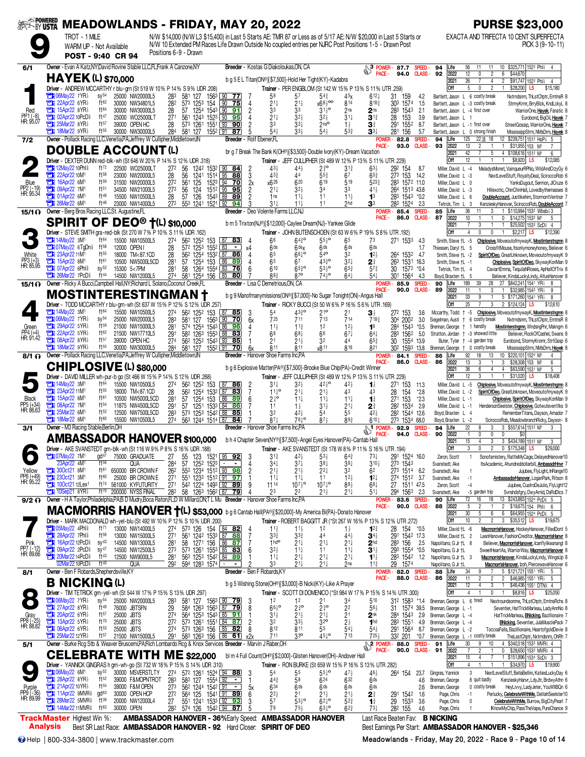# MEADOWLANDS - FRIDAY, MAY 20, 2022

**PURSE $23,000**

**9** — TROT - 1 MILE — WARM UP - Not Available — **POST - 9:40 CR 94**

N/W $14,000 (N/W L3 $15,400) in Last 5 Starts AE: TMR 87 or Less as of 5/17 AE: N/W $20,000 in Last 5 Starts or N/W 10 Extended PM Races Life Drawn Outside No coupled entries per NJRC Post Positions 1-5 - Drawn Post Positions 6-9 - Drawn

EXACTA AND TRIFECTA 10 CENT SUPERFECTA PICK 3 (9-10-11)

---

## 1 — HAYEK (L) $70,000 — 6/1 — Red — PP1 (-8) — HR: 95.07

Owner - Evan A Katz,NY;David Rovine Stable LLC,FL;Frank A Canzone,NY — Breeder - Kostas G Diakoloukas,ON, CA

b g 5 E L Titan(ON®)[$7,500]-Hold Her Tight(KY)-Kadabra

Driver - ANDREW MCCARTHY r blu-grn (St 519 W 10% P 14% S 9% UDR .208) — Trainer - PER ENGBLOM (St 142 W 15% P 13% S 11% UTR .259)

POWER - 87.7 SPEED - 94 | PACE - 94.0 CLASS - 92

| | Starts | W | P | S | Earnings | Best |
|---|---|---|---|---|---|---|
| Life | 56 | 11 | 11 | 10 | $325,771 | 1523 Phl⅞ 4 |
| 2022 | 12 | 0 | 2 | 6 | $44,670 | |
| 2021 | 26 | 7 | 4 | 2 | $91,747 | 1523 Phl⅞ 4 |
| Off | 5 | 0 | 2 | 1 | $28,200 L5 | $15,180 |

| Date | Trk | Cond | Class | Frac | SR | 1/4 | 1/2 | 3/4 | Str | Fin | Time | Odds | Driver | Comment | Finish |
|---|---|---|---|---|---|---|---|---|---|---|---|---|---|---|---|
| 06May22 7YR⅞ | sy54 | 25000 NW20000L5 | 283 581 127 1563 | 90 77 | 7 | 58 | 57 | 54¾ | 45x | 612¼ 31 159 | 4.2 | Bartlett, Jason L 6 costly break | Nxtmdsmn, ThLstChptr, EmtnsR 8 |
| 22Apr22 6YR⅞ | ft62 | 30000 NW34801L5 | 282 573 1253 154 | 90 75 | 4 | 2¹¼ | 2¹¼ | x6⁸½⁰⁰ | 814 | 818¾ 303 1574 | 1.5 | Bartlett, Jason L -3 costly break | StrmyKmr, BrryBlck, KndLckyL 8 |
| 15Apr22 8YR⅞ | ft64 | 30000 NW30000L5 | 28 57 1254 1543 | 90 91 | 2 | 33 | 33 | 3¹½⁰ | 2ns | 2ns 283 1543 | 2.1 | Bartlett, Jason L -4 first over | WarriorOne, Hayek, Fanatic 8 |
| 02Apr22 10PcD⅝ | ft47 | 25000 WO25000LT | 271 561 1243 1523 | 93 95 | 4 | 2¹¼ | 3²½ | 3²½ | 3¹¼ | 3¹¾ 28 153 | 3.9 | Bartlett, Jason L 1 | Eurobond, BigOil, Hayek 7 |
| 25Mar22 8YR⅞ | ft57 | 39000 OPEN HC | 28 573 1261 1551 | 93 90 | 2 | 33 | 33¼ | 2ns⁰ | 1½ | 3¾ 291 1552 | 8.7 | Bartlett, Jason L -1 first over | StreetGossip, WarriorOne, Hayek 7 |
| 18Mar22 9YR⅞ | ft55 | 30000 NW30000L5 | 284 581 127 1552 | 91 87 | 5 | 54½ | 33½ | 54½ | 53¾ | 3¾ 281 156 | 5.7 | Bartlett, Jason L 0 strong finish | MississippiStrm, NMsDrm, Hayek 8 |

---

## 2 — DOUBLE ACCOUNT (L) — 7/2 — Blue — PP2 (-19) — HR: 95.34

Owner - Pollack Racing LLC,Venetia,PA;Jeffrey W Cullipher,Middletown,IN — Breeder - Rolf Ebener,FL

br g 7 Break The Bank K(OH®)[$3,500]-Double Ivory(KY)-Dream Vacation

Driver - DEXTER DUNN red-blk-wh (St 646 W 20% P 14% S 12% UDR .318) — Trainer - JEFF CULLIPHER (St 489 W 12% P 13% S 11% UTR .229)

POWER - 82.8 SPEED - 94 | PACE - 93.0 CLASS - 93

| | Starts | W | P | S | Earnings | Best |
|---|---|---|---|---|---|---|
| Life | 125 | 22 | 18 | 12 | $239,751 | 1512 HoP⅞ 5 |
| 2022 | 13 | 2 | 1 | 1 | $31,955 | 153 M1 7 |
| 2021 | 42 | 7 | 5 | 4 | $108,616 | 1512 M1 6 |
| Off | 12 | 1 | 1 | 1 | $8,920 L5 | $12,085 |

| Date | Trk | Cond | Class | Frac | SR | 1/4 | 1/2 | 3/4 | Str | Fin | Time | Odds | Driver | Comment | Finish |
|---|---|---|---|---|---|---|---|---|---|---|---|---|---|---|---|
| 12May22 10Phl⅝ | ft72 | 22500 WO25000LT | 272 56 1242 1532 | 90 84 | 2 | 43½ | 44½ | 2¾⁰ | 31¾ | 63¼ 292 154 | 8.7 | Miller, David L -4 | MeladysMonet, VainqueurRPNo, WildAndCrzyGy 6 |
| 22Apr22 10M1 | ft58 | 23000 NW20000L5 | 28 56 1241 1514 | 95 88 | 3 | 43¾ | 44 | 55¾ | 67 | 65¾ 273 153 | 14.2 | Miller, David L -3 | NextLevelStuff, RoyaltyDeal, ScirocoRob 6 |
| 16Apr22 6M1 | ft59 | 31500 NW20000L5 | 272 561 125 1523 | 94 70 | 2x | x626 | 620 | 619 | 519 | 523¾ 283 1572 | 11.0 | Miller, David L 0 | YanksDugout, Sermon, JlCruze 6 |
| 09Apr22 7M1 | ft51 | 34500 NW21000L5 | 273 56 124 1512 | 95 95 | 2 | 2¹¼ | 3²½ | 34 | 33 | 41½ 264 1513 | 43.8 | Miller, David L -3 | Hillexotic, ChinChinHall, Lovedbythemasses 8 |
| 01Apr22 6M1 | ft46 | 15500 NW10500L5 | 28 57 126 1543 | 89 89 | 2 | 1ns | 1¹½ | 11 | 1¹½ | 1³ 283 1543 | *0.2 | Miller, David L 6 | DoubleAccount, JustIkehim, StormontVentnor 7 |
| 26Mar22 6M1 | ft46 | 23000 NW14000L5 | 272 553 1241 1521 | 92 94 | 3 | 3¹¼ | 1¹½ | 11 | 2hd | 3³ 283 1524 | 2.3 | Tetrick, Tim L 3 | KenziesKyHanover, ScirocoRob, DoubleAccount 7 |

---

## 3 — SPIRIT OF DEO® †(L) $10,000 — 15/1 — White — PP3 (+3) — HR: 85.95

Owner - Berg Bros Racing LLC,St. Augustine,FL — Breeder - Deo Volente Farms LLC,NJ

b m 5 Trixton(NJ®)[$12,000]-Caylee Dream(NJ)-Yankee Glide

Driver - STEVE SMITH gra-red-blk (St 270 W 7% P 10% S 11% UDR .162) — Trainer - JOHN BUTENSCHOEN (St 63 W 6% P 19% S 8% UTR .192)

POWER - 85.4 SPEED - 85 | PACE - 86.0 CLASS - 87

| | Starts | W | P | S | Earnings | Best |
|---|---|---|---|---|---|---|
| Life | 36 | 11 | 3 | 1 | $110,994 | 1532 Wbsb⅞ 3 |
| 2022 | 10 | 1 | 1 | 0 | $14,275 | 1532 M1 5 |
| 2021 | 7 | 3 | 1 | 1 | $25,502 | 1533 ScD⅝ 4 |
| Off | 4 | 0 | 0 | 1 | $2,217 L5 | $12,390 |

| Date | Trk | Cond | Class | Frac | SR | 1/4 | 1/2 | 3/4 | Str | Fin | Time | Odds | Driver | Comment | Finish |
|---|---|---|---|---|---|---|---|---|---|---|---|---|---|---|---|
| 14May22 3M1 | ft64 | 15500 NW10500L5 | 274 562 1252 153 | 87 83 | 4 | 66 | 64¾⁰ | 55½⁰ | 65 | 73 271 1533 | 4.3 | Smith, Steve †L -2 | Chiplosive, Moveoutofmywayk, Mostinterstngmn 8 |
| 07May22 6TgDn⅞ | ft58 | 12000 OPEN I | 28 572 1253 1552 | 83 - | x4 | 6ds | 6dsx | 6ds | 6ds | 6ds | 1.7 | Thiessen, Daryl †L 5 | CrossfitMouse, Itsonlymoneyhoney, Believer 6 |
| 23Apr22 11M1 | ft55 | 18000 TM<87.1CD | 28 562 1254 1532 | 87 86 | 4 | 65 | 66¹⁰ | 54⁰ | 32 | 1²½ 264 1532 | 4.7 | Smith, Steve †L -2 | SpiritOfDeo, GreatUnknown, MoveoutofmywayK 8 |
| 15Apr22 8M1 | ft61 | 10500 NW5000L5CD | 281 57 1254 153 | 86 89 | 4 | 65 | 67 | 43¾⁰ | 32¼ | 2³ 263 1531 | 16.3 | Smith, Steve †L -1 | Chiplosive, SpiritOfDeo, SkywayKonMan 9 |
| 07Apr22 6Phl⅝ | sy52 | 15300 5<7PM | 281 58 1264 1554 | 83 76 | 6 | 610 | 65¾⁰ | 53¾⁰ | 65¾ | 57¾ 30 1572 | *0.4 | Tetrick, Tim †L 4 | CaviartEmma, TequilaNRoses, ApHallOfTrix 8 |
| 26Mar22 7PcD⅝ | ft44 | 14500 NW12000L5 | 274 581 1254 156 | 85 80 | 7 | 88¾ | 87⁰ | 74¾⁰ | 64¼ | 54¼ 301 1564 | 4.3 | Boyd, Braxten †L 5 | Believer, KindaLuckyLindy, AltusHanover 8 |

---

## 4 — MOSTINTERESTINGMAN † — 15/1 — Green — PP4 (+4) — HR: 91.42

Owner - Ricky A Bucci,Campbell Hall,NY;Richard L Solano,Coconut Creek,FL — Breeder - Lisa C Demetrious,ON, CA

b g 9 Manofmanymissions(ON®)[$7,000]-No Sugar Tonight(ON)-Angus Hall

Driver - TODD MCCARTHY r blu-grn-wh (St 637 W 15% P 12% S 12% UDR .257) — Trainer - RICKY BUCCI (St 50 W 6% P 16% S 6% UTR .169)

POWER - 85.9 SPEED - 90 | PACE - 90.0 CLASS - 89

| | Starts | W | P | S | Earnings | Best |
|---|---|---|---|---|---|---|
| Life | 189 | 39 | 28 | 27 | $842,241 | 1541 YR⅞ 8 |
| 2022 | 11 | 1 | 3 | 1 | $32,985 | 1543 YR⅞ 9 |
| 2021 | 33 | 9 | 1 | 5 | $171,260 | 1541 YR⅞ 8 |
| Off | 25 | 7 | 3 | 2 | $124,124 L5 | $12,610 |

| Date | Trk | Cond | Class | Frac | SR | 1/4 | 1/2 | 3/4 | Str | Fin | Time | Odds | Driver | Comment | Finish |
|---|---|---|---|---|---|---|---|---|---|---|---|---|---|---|---|
| 14May22 3M1 | ft64 | 15500 NW10500L5 | 274 562 1252 153 | 87 85 | 3 | 54 | 43¾⁰ | 2¹⁰ | 21 | 3½ 272 153 | 3.6 | Mccarthy, Todd † -5 | Chiplosive, MoveoutofmywayK, Mostinterstngmn 8 |
| 06May22 7YR⅞ | sy54 | 25000 NW20000L5 | 283 581 127 1563 | 90 70 | 6x | 725 | 711 | 713 | 714 | 718¾ 304 2002 | 30 | Siegelman, Austi † 6 costly break | Nxtmdsmn, ThLstChptr, EmtnsR 8 |
| 29Apr22 5YR⅞ | ft59 | 21500 NW15000L5 | 281 574 1254 1543 | 96 96 | 4 | 1¹½ | 1¹½ | 12 | 12½ | 16 284 1543 | *0.5 | Brennan, George † 1 handily | Mostinterstngmn, WndsngPnr, Mskngm 6 |
| 22Apr22 5YR⅞ | ft62 | 21500 NW17710L5 | 291 582 1263 1553 | 88 83 | 7 | 68 | 68½ | 66 | 67½ | 64¼ 283 1562 | 5.0 | Stratton, Jordan † -3 showed little | Believer, RockOfCashel, Swans 8 |
| 08Apr22 8YR⅞ | ft57 | 39000 OPEN HC | 274 562 1543 1543 | 93 85 | 4 | 21 | 2¹½ | 32 | 44 | 65¾ 30 1553 | 13.9 | Buter, Tyler † -4 garden trip | Eurobond, StormyKromr, StrtGssp 6 |
| 18Mar22 9YR⅞ | ft55 | 30000 NW30000L5 | 284 581 127 1552 | 91 70 | 6x | 811 | 811 | x811 | 816 | 821 302 1593 | 13.8 | Brennan, George † 0 costly break | MississippiStrm, NMsDrm, Hayek 8 |

---

## 5 — CHIPLOSIVE (L) $80,000 — 8/1 — Black — PP5 (+34) — HR: 86.63

Owner - Pollack Racing LLC,Venetia,PA;Jeffrey W Cullipher,Middletown,IN — Breeder - Hanover Shoe Farms Inc,PA

b g 6 Explosive Matter(PA®)[$7,500]-Brooke Blue Chip(PA)-Credit Winner

Driver - DAVID MILLER wh-pur-b go (St 466 W 15% P 14% S 12% UDR .268) — Trainer - JEFF CULLIPHER (St 489 W 12% P 13% S 11% UTR .229)

POWER - 84.1 SPEED - 86 | PACE - 86.0 CLASS - 86

| | Starts | W | P | S | Earnings | Best |
|---|---|---|---|---|---|---|
| Life | 92 | 18 | 13 | 10 | $220,101 | 1524 M1 4 |
| 2022 | 13 | 3 | 1 | 3 | $28,308 | 153 M1 6 |
| 2021 | 36 | 6 | 4 | 4 | $63,590 | 1531 M1 5 |
| Off | 12 | 3 | 1 | 1 | $31,020 L5 | $18,408 |

| Date | Trk | Cond | Class | Frac | SR | 1/4 | 1/2 | 3/4 | Str | Fin | Time | Odds | Driver | Comment | Finish |
|---|---|---|---|---|---|---|---|---|---|---|---|---|---|---|---|
| 14May22 3M1 | ft64 | 15500 NW10500L5 | 274 562 1252 153 | 87 86 | 2 | 3¹¼ | 3²½ | 4²¾⁰ | 4²¼ | 1½ 271 153 | 11.3 | Miller, David L -5 | Chiplosive, MoveoutofmywayK, Mostinterstngmn 8 |
| 23Apr22 11M1 | ft55 | 18000 TM<87.1CD | 28 562 1254 1532 | 87 83 | 7 | 1¹½⁰ | 2¹¼ | 2¹½ | 43 | 43 28 154 | *2.8 | Miller, David L -2 | SpiritOfDeo, GreatUnknown, MoveoutofmywayK 8 |
| 15Apr22 8M1 | ft61 | 10500 NW5000L5CD | 281 57 1254 153 | 86 89 | 6 | 2¹⁰ | 1¹½ | 1¹½ | 1¹¼ | 1³ 271 153 | *2.3 | Miller, David L -1 | Chiplosive, SpiritOfDeo, SkywayKonMan 9 |
| 08Apr22 8M1 | ft54 | 11875 NW4500L5CD | 291 57 1251 1533 | 84 86 | 7 | 11 | 1½ | 3¹½ | 2¹¼ | 2¾ 282 1534 | 2.9 | Miller, David L -1 | HendersonSeelster, Chiplosive, Gotwuteverittks 9 |
| 25Mar22 6M1 | ft52 | 12500 NW7500L5CD | 283 573 1253 1542 | 88 85 | 1 | 32 | 4²½ | 54 | 55 | 4²½ 282 1544 | 12.6 | Boyd, Braxten L 4 | RememberTitans, Dayson, Amador 7 |
| 18Mar22 8M1 | ft60 | 15500 NW10500L5 | 274 563 1244 1514 | 87 84 | 7 | 87¼ | 76¹⁰ | 87¼ | 89¾ | 610¼ 273 1534 | 68.0 | Boyd, Braxten L -2 | SciroccoRob, MeadowbranchRicky, Dayson- 8 |

---

## 6 — AMBASSADOR HANOVER $100,000 — 3/1 — Yellow — PP6 (+49) — HR: 95.22

Owner - M3 Racing Stable,Berlin,OH — Breeder - Hanover Shoe Farms Inc,PA

b h 4 Chapter Seven(NY®)[$7,500]-Angel Eyes Hanover(PA)-Cantab Hall

Driver - AKE SVANSTEDT grn-blk-wh (St 116 W 9% P 8% S 16% UDR .188) — Trainer - AKE SVANSTEDT (St 178 W 8% P 11% S 16% UTR .194)

POWER - 92.9 SPEED - 94 | PACE - 94.0 CLASS - 90

| | Starts | W | P | S | Earnings | Best |
|---|---|---|---|---|---|---|
| Life | 22 | 8 | 3 | 3 | $557,614 | 1512 M1 3 |
| 2022 | 1 | 0 | 0 | 0 | $0 | |
| 2021 | 15 | 4 | 3 | 3 | $434,189 | 1512 M1 3 |
| Off | 3 | 0 | 2 | 0 | $175,348 L5 | $29,000 |

| Date | Trk | Cond | Class | Frac | SR | 1/4 | 1/2 | 3/4 | Str | Fin | Time | Odds | Driver | Comment | Finish |
|---|---|---|---|---|---|---|---|---|---|---|---|---|---|---|---|
| 07May22 7M1 | gd47 | 75000 GRADUATE | 27 55 123 1521 | 95 92 | 3 | 3¹½ | 4²½ | 53¼ | 6⁴¾ | 73¼ 291 1524 | 16.0 | Svanstedt, Ake 1 | Sonofamistery, RattleMyCage, DelayedHanover10 |
| 23Apr22 4M1 | ft56 | QUA | 284 57 1252 1523 | - - | 4 | 3⁴½ | 3⁷½ | 3⁸½ | 3⁸½ | 310¾ 273 1543 | | Svanstedt, Ake | ItsAcademic, Ahundreddollarbill, AmbassdrHnvr 7 |
| 30Oct21 8M1 | ft61 | 650000 BR CROWN F | 262 553 1234 1512 | 93 98 | 2 | 2¹½ | 2¹½ | 2²¼ | 32 | 62 273 1514 | 6.2 | Svanstedt, Ake 1 | Jujubee, FlyLight, InRange10 |
| 23Oct21 3M1 | ft60 | 25000 BR CROWN E | 271 551 1233 1512 | 91 97 | 1 | 1¹¼ | 1¹½ | 11 | 1²½ | 1²½ 274 1512 | 3.7 | Svanstedt, Ake -1 | AmbassadorHanover, LoganPark, Ritson 8 |
| 10Oct21 12Lex1 | ft74 | 561000 KYFUTURITY | 271 542 1224 1493 | 92 89 | 9 | 11¹⁴ | 10⁷½⁰ | 10⁷½⁰ | 88½ | 68¼ 27 1511 | 47.5 | Zeron, Scott -4 | Jujube, CuatroDeJulio, FlyLight12 |
| 10Sep21 8YR⅞ | ft70 | 200000 NYSS FINAL | 282 58 1263 1562 | 87 79 | 4 | 23 | 22 | 2¹½ | 21 | 5¹½ 294 1563 | 2.3 | Svanstedt, Ake -5 garden trip | Svnshdsfgry, DwyArnld, DsRdDlcs 7 |

---

## 7 — MACMORRIS HANOVER †(L) $53,000 — 9/2 — Pink — PP7 (-12) — HR: 89.66

Owner - H A Taylor,Philadelphia,PA;B D Mudry,Boca Raton,FL;D W Millard,ON;T L Mu — Breeder - Hanover Shoe Farms Inc,PA

b g 6 Cantab Hall(PA®)[$20,000]-My America Bi(PA)-Donato Hanover

Driver - MARK MACDONALD wh-yel-blu (St 492 W 10% P 12% S 10% UDR .200) — Trainer - ROBERT BAGGITT JR (*St 267 W 16% P 13% S 12% UTR .272)

POWER - 83.6 SPEED - 90 | PACE - 90.0 CLASS - 88

| | Starts | W | P | S | Earnings | Best |
|---|---|---|---|---|---|---|
| Life | 72 | 16 | 18 | 13 | $243,883 | 1524 PcD⅝ 5 |
| 2022 | 5 | 2 | 1 | 2 | $19,675 | 154 Phl⅝ 6 |
| 2021 | 30 | 5 | 6 | 6 | $64,955 | 1524 PcD⅝ 5 |
| Off | 10 | 2 | 2 | 3 | $35,512 L5 | $19,675 |

| Date | Trk | Cond | Class | Frac | SR | 1/4 | 1/2 | 3/4 | Str | Fin | Time | Odds | Driver | Comment | Finish |
|---|---|---|---|---|---|---|---|---|---|---|---|---|---|---|---|
| 05May22 4Phl⅝ | ft71 | 13000 NW14000L5 | 274 573 126 154 | 84 82 | 4 | 1¹½ | 1¹½ | 12 | 11 | 1²¾ 28 154 | *0.5 | Miller, David †L -6 | MacmorrisHanover, HockeyHanover, FilledDont 5 |
| 28Apr22 7Phl⅝ | ft56 | 13000 NW15000L5 | 271 561 1242 1533 | 87 88 | 7 | 33¾ | 33¾ | 44 | 44½ | 34¼ 291 1542 | 17.3 | Miller, David †L 2 | LeanHanover, FashionCreditor, MacmorrisHanvr 8 |
| 16Apr22 12PcD⅝ | sy43 | 14500 NW13000L5 | 281 58 1271 156 | 86 87 | 7 | 1hd⁰ | 2¹½ | 2¹½ | 2¹½ | 2hd 283 156 | 2.5 | Napolitano, G Jr †L 8 | Believer, MacmorrisHanover, Icanflylikeanangl 8 |
| 09Apr22 2PcD⅝ | sy47 | 14500 NW12500L5 | 273 573 1261 1553 | 85 83 | 6 | 3²½ | 1¹½ | 11 | 11 | 3¹½ 293 1554 | *0.5 | Napolitano, G Jr †L 5 | SweetHeartAs, WarriorWay, MacmorrisHanover 8 |
| 20Mar22 14PcD⅝ | ft43 | 12500 NW9000L5 | 281 563 1253 1542 | 84 89 | 1 | 1¹¼ | 2¹½ | 2¹½ | 2¹½ | 1¹½ 283 1542 | 1.2 | Napolitano, G Jr †L 3 | MacmorrisHanover, KindaLuckyLindy, WingsUp 8 |
| 02Mar22 10PcD⅝ | ft40 | QUA | 292 594 1283 1574 | - - | 2 | 33 | 2¹½ | 2¹½ | 2ns | 1¹¾ 29 1574 | | Napolitano, G Jr †L | MacmorrisHanover, Izoh, PiercewaveHanover 6 |

---

## 8 — B NICKING (L) — 8/1 — Gray — PP8 (-25) — HR: 88.82

Owner - Ben F Robards,Shepherdsville,KY — Breeder - Ben F Robards,KY

b g 5 Wishing Stone(OH®)[$3,000]-B Nicki(KY)-Like A Prayer

Driver - TIM TETRICK grn-yel-wh (St 544 W 17% P 15% S 13% UDR .297) — Trainer - SCOTT DI DOMENICO (*St 984 W 17% P 15% S 14% UTR .300)

POWER - 82.0 SPEED - 88 | PACE - 88.0 CLASS - 86

| | Starts | W | P | S | Earnings | Best |
|---|---|---|---|---|---|---|
| Life | 34 | 9 | 7 | 5 | $121,721 | 1551 YR⅞ 5 |
| 2022 | 11 | 2 | 2 | 2 | $46,985 | 1551 YR⅞ 5 |
| 2021 | 12 | 4 | 3 | 1 | $46,436 | 1551 DTN⅞ 4 |
| Off | 4 | 1 | 0 | 1 | $8,816 L5 | $25,050 |

| Date | Trk | Cond | Class | Frac | SR | 1/4 | 1/2 | 3/4 | Str | Fin | Time | Odds | Driver | Comment | Finish |
|---|---|---|---|---|---|---|---|---|---|---|---|---|---|---|---|
| 06May22 7YR⅞ | sy54 | 25000 NW20000L5 | 283 581 127 1563 | 90 79 | 3 | 12 | 12 | 21 | 34 | 510 312 1583 | *1.4 | Brennan, George L 6 tired | Nextroundsonme, ThLstChptr, EmtnsRchs 8 |
| 27Apr22 8YR⅞ | ft49 | 76000 JBTSFN | 29 584 1263 1563 | 87 79 | 8 | 66¾⁰ | 2³⁰ | 2³⁰ | 2² | 58¼ 31 1574 | 39.5 | Brennan, George L -1 | Seventier, HatTrickMarleau, LadyAnnNo 8 |
| 20Apr22 6YR⅞ | ft57 | 25000 JBTS | 274 564 1253 1543 | 85 91 | 1 | 3¹½ | 2¹½ | 2¹½ | 21 | 2nk 284 1543 | 2.9 | Brennan, George L -4 | HatTrickMarleau, BNicking, Bazillionaire 7 |
| 13Apr22 5YR⅞ | ft70 | 25000 JBTS | 272 573 1261 1551 | 84 87 | 2 | 32 | 33¾ | 3²⁰ | 2¹½ | 1hd 283 1551 | 4.9 | Brennan, George L -4 | BNicking, Seventier, JulaMusclePack 7 |
| 06Apr22 6YR⅞ | ft53 | 25000 JBTS | 274 573 1263 156 | 85 82 | 8 | 812 | 811 | 55 | 54¼ | 54¼ 291 1564 | 8.7 | Brennan, George L -2 | ToccoaFalls, Bazillionaire, HeartofgoldDevie 8 |
| 25Mar22 12YR⅞ | ft57 | 21500 NW15000L5 | 291 583 1263 156 | 86 61 | x2x | 711 | 33⁰ | 45¼⁰ | 713 | 725¼ 332 201 | *0.7 | Brennan, George L -1 costly break | TheLastChptr, Nxtmdsmn, OhRh 7 |

---

## 9 — CELEBRATE WITH ME $22,000 — 5/1 — Purple — PP9 (-36) — HR: 89.99

Owner - Burke Rcg Stb & Weaver Bruscemi,PA;Rich Lombardo Rcg & Knox Services — Breeder - Marvin J Raber,OH

blm 4 Full Count(OH®)[$2,000]-Glisten Hanover(OH)-Andover Hall

Driver - YANNICK GINGRAS h grn-wh-go (St 732 W 18% P 15% S 14% UDR .310) — Trainer - RON BURKE (St 659 W 15% P 16% S 13% UTR .282)

POWER - 88.0 SPEED - 91 | PACE - 90.0 CLASS - 91

| | Starts | W | P | S | Earnings | Best |
|---|---|---|---|---|---|---|
| Life | 30 | 9 | 10 | 4 | $340,518 | 1533 MVR⅞ 4 |
| 2022 | 7 | 2 | 1 | 0 | $28,650 | 1533 MVR⅞ 4 |
| 2021 | 15 | 4 | 7 | 4 | $151,896 | 1534 ScD⅝ 3 |
| Off | 4 | 1 | 1 | 1 | $34,970 L5 | $19,900 |

| Date | Trk | Cond | Class | Frac | SR | 1/4 | 1/2 | 3/4 | Str | Fin | Time | Odds | Driver | Comment | Finish |
|---|---|---|---|---|---|---|---|---|---|---|---|---|---|---|---|
| 06May22 6M1 | sy52 | 30000 MSVERSTLTY | 274 572 1261 1524 | 94 88 | 3 | 54 | 55 | 55¾⁰ | 47½ | 46½ 264 154 | 23.7 | Gingras, Yannick 3 | NextLevelStuff, BellaBellini, KatiesLuckyDay 6 |
| 28Apr22 8YR⅞ | ft52 | 39000 F&MOPNTROT | 283 583 127 1554 | 92 - | 1 | 44¾ | 58 | 624 | 632 | 6ds | 4.6 | Brennan, George 8 quit badly | KenziesKyHanvr, LdyJtr, BrdwyAthn 6 |
| 21Apr22 10YR⅞ | ft55 | 39000 F&M OPEN | 273 562 1244 1542 | 91 - | 5x | 6³⁴ | 6ds | 6ds | 6ds | 6ds | 2.6 | Brennan, George 0 costly break | HeyLivvy, LadyJeter, YouWillBQn 6 |
| 11Apr22 9MVR⅞ | gd63 | 30000 OPEN HC | 272 564 125 1541 | 91 89 | 6 | 2²½ | 2¹ | 2¹½ | 2¹½ | 2¾ 291 1542 | 1.6 | Page, Chris -1 | Perlucky, CelebrateWithMe, DelilahSeelster10 |
| 28Mar22 5MVR⅞ | ft39 | 20000 NW12000L4 | 27 551 1241 1533 | 92 93 | 3 | 57 | 53½⁰ | 62¹⁰ | 52¾ | 1³ 29 1533 | 3.6 | Page, Chris 0 | CelebrateWithMe, Burrow, BigCityPearl 7 |
| 14Mar22 11MVR⅞ | ft63 | 30000 OPEN | 282 574 126 1542 | 94 87 | 5 | 78 | 75½ | 63¾⁰ | 62¾ | 73¾ 282 155 | 4.6 | Page, Chris | IKnowMyChip, PassTheVape, PureChance 9 |

---

**TrackMaster Analysis**

Highest Win %: **AMBASSADOR HANOVER - 36%** — Early Speed: **AMBASSADOR HANOVER** — Last Race Beaten Fav: **B NICKING**

Best SR Last Race: **AMBASSADOR HANOVER - 92** — Hard Closer: **SPIRIT OF DEO** — Best Earnings Per Start: **AMBASSADOR HANOVER - $25,346**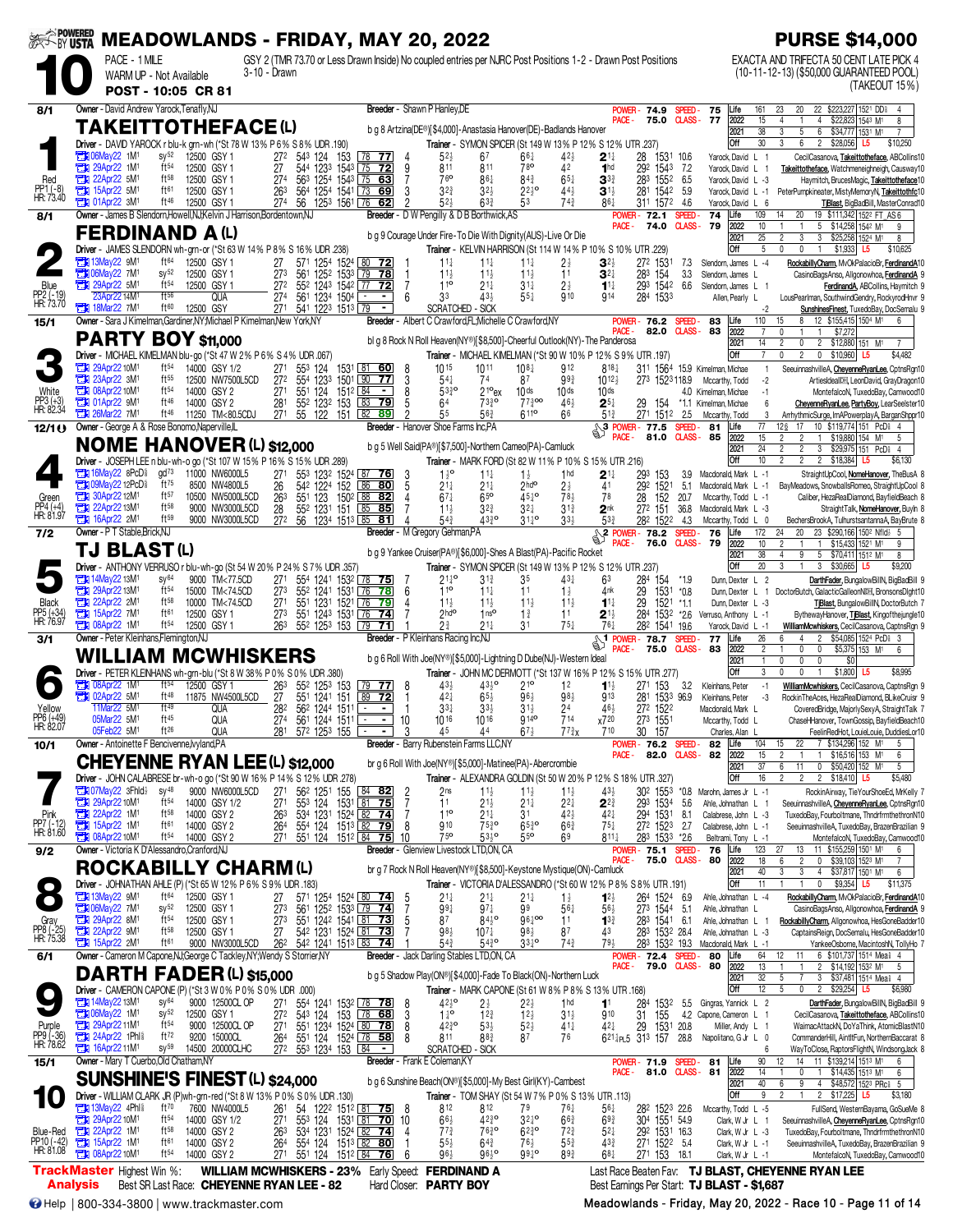# MEADOWLANDS - FRIDAY, MAY 20, 2022

**PURSE $14,000**

**10** PACE - 1 MILE — GSY 2 (TMR 73.70 or Less Drawn Inside) No coupled entries per NJRC Post Positions 1-2 - Drawn Post Positions 3-10 - Drawn

WARM UP - Not Available

**POST - 10:05 CR 81**

EXACTA AND TRIFECTA 50 CENT LATE PICK 4 (10-11-12-13) ($50,000 GUARANTEED POOL) (TAKEOUT 15%)

---

## 1 — TAKEITTOTHEFACE (L) — 8/1 — Red — PP1 (-8) — HR: 73.40

Owner - David Andrew Yarock,Tenafly,NJ — Breeder - Shawn P Hanley,DE

b g 8 Artzina(DE®)[$4,000]-Anastasia Hanover(DE)-Badlands Hanover

Driver - DAVID YAROCK r blu-k grn-wh (*St 78 W 13% P 6% S 8% UDR .190) — Trainer - SYMON SPICER (St 149 W 13% P 12% S 12% UTR .237)

POWER - 74.9 SPEED - 75 — PACE - 75.0 CLASS - 77

| | Starts | W | P | S | Earnings | Best |
|---|---|---|---|---|---|---|
| Life | 161 | 23 | 20 | 22 | $223,227 | 1521 DD⅞ 4 |
| 2022 | 15 | 4 | 1 | 4 | $22,823 | 1543 M¹ 8 |
| 2021 | 38 | 3 | 5 | 6 | $34,777 | 1531 M¹ 7 |
| Off | 30 | 3 | 6 | 2 | $28,056 | L5 $10,250 |

| Date | Race | Cond | Fractions | SR | Post | Calls | Fin | Last/Time | Odds | Driver | Order of Finish |
|---|---|---|---|---|---|---|---|---|---|---|---|
| 06May22 1M¹ | sy52 | 12500 GSY 1 | 272 543 124 153 | 78 77 | 4 | 5²½ 6⁷ 6⁶¾ 4²¾ | 2¹¼ | 28 1531 10.6 | Yarock, David L 1 | CeciICasanova, Takeitthetoface, ABCollins10 |
| 29Apr22 1M¹ | ft54 | 12500 GSY 1 | 27 544 1233 1543 | 75 72 | 9 | 8¹¹ 8¹¹ 7⁸° 4² | 1hd | 292 1543 7.2 | Yarock, David L 1 | Takeitthetoface, Watchmeneighneigh, Causway10 |
| 22Apr22 5M¹ | ft58 | 12500 GSY 1 | 274 563 1254 1543 | 75 63 | 7 | 7⁶° 8⁶½ 8⁴¾ 6⁵½ | 3³¾ | 283 1552 6.5 | Yarock, David L -3 | Haymitch, BrucesMagic, Takeitthetoface10 |
| 15Apr22 5M¹ | ft61 | 12500 GSY 1 | 263 564 1254 1541 | 73 69 | 3 | 3²¾ 3²½ 2²¾° 4⁴½ | 3¹½ | 281 1542 5.9 | Yarock, David L -1 | PeterPumpkineater, MistyMemoryN, Takeitthefc10 |
| 01Apr22 3M¹ | ft46 | 12500 GSY 1 | 274 56 1253 1561 | 76 62 | 2 | 5²½ 6³¾ 5³ 7⁴¾ | 8⁶½ | 311 1572 4.6 | Yarock, David L 6 | TjBlast, BigBadBill, MasterConrad10 |

---

## 2 — FERDINAND A (L) — 8/1 — Blue — PP2 (-19) — HR: 73.70

Owner - James B Slendorn,Howell,NJ;Kelvin J Harrison,Bordentown,NJ — Breeder - D W Pengilly & D B Borthwick,AS

b g 9 Courage Under Fire-To Die With Dignity(AUS)-Live Or Die

Driver - JAMES SLENDORN wh-grn-or (*St 63 W 14% P 8% S 16% UDR .238) — Trainer - KELVIN HARRISON (St 114 W 14% P 10% S 10% UTR .229)

POWER - 72.1 SPEED - 74 — PACE - 74.0 CLASS - 79

| | Starts | W | P | S | Earnings | Best |
|---|---|---|---|---|---|---|
| Life | 109 | 14 | 20 | 19 | $111,342 | 1522 FT_AS 6 |
| 2022 | 10 | 1 | 1 | 5 | $14,258 | 1542 M¹ 9 |
| 2021 | 25 | 2 | 3 | 3 | $25,258 | 1524 M¹ 8 |
| Off | 5 | 0 | 0 | 1 | $1,933 | L5 $10,625 |

| Date | Race | Cond | Fractions | SR | Post | Calls | Fin | Last/Time | Odds | Driver | Order of Finish |
|---|---|---|---|---|---|---|---|---|---|---|---|
| 13May22 9M¹ | ft64 | 12500 GSY 1 | 27 571 1254 1524 | 80 72 | 1 | 1¹¼ 1¹½ 1¹¾ 2¾ | 3²¼ | 272 1531 7.3 | Slendorn, James L -4 | RockabillyCharm, MvCkPalacioBr, FerdinandA10 |
| 06May22 7M¹ | sy52 | 12500 GSY 1 | 273 561 1252 1533 | 79 78 | 1 | 1¹½ 1¹½ 1¹½ 1¹ | 3²¼ | 283 154 3.3 | Slendorn, James L | CasinoBagsAnso, Algonowhoa, FerdinandA 9 |
| 29Apr22 5M¹ | ft54 | 12500 GSY 1 | 272 552 1243 1542 | 77 72 | 7 | 1¹° 2¹½ 3¹½ 2¾ | 1¹½ | 293 1542 6.6 | Slendorn, James L 1 | FerdinandA, ABCollins, Haymitch 9 |
| 23Apr22 14M¹ | ft58 | QUA | 274 561 1234 1504 | - - | 6 | 3³ 4³½ 5⁵½ 9¹⁰ | 9¹⁴ | 284 1533 | Allen, Pearly L | LousPearlman, SouthwindGendry, RockyrodHnvr 9 |
| 18Mar22 7M¹ | ft60 | 12500 GSY | 271 541 1223 1513 | 79 - | | SCRATCHED - SICK | | | | SunshinesFinest, TuxedoBay, DocSemalu 9 |

---

## 3 — PARTY BOY $11,000 — 15/1 — White — PP3 (+3) — HR: 82.34

Owner - Sara J Kimelman,Gardiner,NY;Michael P Kimelman,New York,NY — Breeder - Albert C Crawford,FL;Michelle C Crawford,NY

bl g 8 Rock N Roll Heaven(NY®)[$8,500]-Cheerful Outlook(NY)-The Panderosa

Driver - MICHAEL KIMELMAN blu-gy (*St 47 W 2% P 6% S 4% UDR .067) — Trainer - MICHAEL KIMELMAN (*St 90 W 10% P 12% S 9% UTR .197)

POWER - 76.2 SPEED - 83 — PACE - 82.0 CLASS - 83

| | Starts | W | P | S | Earnings | Best |
|---|---|---|---|---|---|---|
| Life | 110 | 15 | 8 | 12 | $155,415 | 1504 M¹ 6 |
| 2022 | 7 | 0 | 1 | 0 | $7,272 | |
| 2021 | 14 | 2 | 0 | 2 | $12,880 | 151 M¹ 7 |
| Off | 7 | 0 | 0 | 2 | $10,960 | L5 $4,482 |

| Date | Race | Cond | Fractions | SR | Post | Calls | Fin | Last/Time | Odds | Driver | Order of Finish |
|---|---|---|---|---|---|---|---|---|---|---|---|
| 29Apr22 10M¹ | ft54 | 14000 GSY 1/2 | 271 553 124 1531 | 81 60 | 8 | 10¹⁵ 10¹¹ 10⁸¼ 9¹² | 8¹⁸¼ | 311 1564 15.9 | Kimelman, Michae 1 | SeeuinnashvilleA, CheyenneRyanLee, CptnsRgn10 |
| 23Apr22 3M¹ | ft55 | 15000 NW7500L5CD | 272 554 1233 1501 | 90 77 | 3 | 5⁴¼ 7⁴ 8⁷ 9⁹¾ | 10¹²¾ | 273 1523 118.9 | Mccarthy, Todd -2 | ArtiesIdealDM, LeonDavid, GrayDragon10 |
| 08Apr22 10M¹ | ft54 | 14000 GSY 2 | 271 551 124 1512 | 84 - | 8 | 5³¾° 2¹°ex 10ds 10ds | 10ds | 4.0 | Kimelman, Michae -1 | MontefalcoN, TuxedoBay, Camwood10 |
| 01Apr22 9M¹ | ft46 | 14000 GSY 2 | 281 552 1232 153 | 83 79 | 5 | 6⁴ 7³¾° 7⁷¾°° 4⁶¾ | 2⁵¼ | 29 154 *1.1 | Kimelman, Michae 6 | CheyenneRyanLee, PartyBoy, LearSeelster10 |
| 26Mar22 7M¹ | ft48 | 11250 TM<80.5CDJ | 271 55 122 151 | 82 69 | 2 | 5⁵ 5⁶¾ 6¹¹° 6⁶ | 5¹³ | 271 1512 2.5 | Mccarthy, Todd 3 | ArrhythmicSurge, ImAPowerplayA, BarganShppr10 |

---

## 4 — NOME HANOVER (L) $12,000 — 12/1 — Green — PP4 (+4) — HR: 81.97

Owner - George A & Rose Bonomo,Naperville,IL — Breeder - Hanover Shoe Farms Inc,PA

b g 5 Well Said(PA®)[$7,500]-Northern Cameo(PA)-Camluck

Driver - JOSEPH LEE n blu-wh-o go (*St 107 W 15% P 16% S 15% UDR .289) — Trainer - MARK FORD (St 82 W 11% P 10% S 15% UTR .216)

3 POWER - 77.5 SPEED - 81 — PACE - 81.0 CLASS - 85

| | Starts | W | P | S | Earnings | Best |
|---|---|---|---|---|---|---|
| Life | 77 | 12 | 17 | 10 | $119,774 | 151 PcD⅝ 4 |
| 2022 | 15 | 2 | 2 | 1 | $19,880 | 154 M¹ 5 |
| 2021 | 24 | 2 | 2 | 3 | $29,975 | 151 PcD⅝ 4 |
| Off | 10 | 2 | 2 | 2 | $18,384 | L5 $6,130 |

| Date | Race | Cond | Fractions | SR | Post | Calls | Fin | Last/Time | Odds | Driver | Order of Finish |
|---|---|---|---|---|---|---|---|---|---|---|---|
| 16May22 8PcD⅝ | gd73 | 11000 NW6000L5 | 271 553 1232 1524 | 87 76 | 3 | 1¾° 1¹¼ 1½ 1hd | 2¹¼ | 293 153 3.9 | Macdonald, Mark L -1 | StraightUpCool, NomeHanover, TheBusA 8 |
| 09May22 12PcD⅝ | ft75 | 8500 NW4800L5 | 26 542 1224 152 | 86 80 | 5 | 2¹¼ 2¹¼ 2hd° 4² | 4¹ | 292 1521 5.0 | Macdonald, Mark L -1 | BayMeadows, SnowballsRomeo, StraightUpCool 8 |
| 30Apr22 12M¹ | ft57 | 10500 NW5000L5CD | 263 551 123 1502 | 88 82 | 4 | 6⁷¼ 6⁵° 4⁵¾° 7⁸½ | 7⁸ | 28 152 20.7 | Mccarthy, Todd L -1 | Caliber, HezaRealDiamond, BayfieldBeach 8 |
| 22Apr22 13M¹ | ft58 | 9000 NW3000L5CD | 28 552 1231 151 | 85 85 | 1 | 1¹½ 3²¾ 3²¼ 3¹¾ | 2nk | 272 151 36.8 | Macdonald, Mark L -3 | StraightTalk, NomeHanover, Buyln 8 |
| 16Apr22 2M¹ | ft59 | 9000 NW3000L5CD | 272 56 1234 1513 | 85 81 | 4 | 5⁴¾ 4³¾° 3¹¾° 3³¾ | 5³¾ | 282 1522 4.3 | Mccarthy, Todd L 0 | BechersBrookA, TulhurstsantannaA, BayBrute 8 |

---

## 5 — TJ BLAST (L) — 7/2 — Black — PP5 (+34) — HR: 76.97

Owner - P T Stable,Brick,NJ — Breeder - M Gregory Gehman,PA

b g 9 Yankee Cruiser(PA®)[$6,000]-Shes A Blast(PA)-Pacific Rocket

Driver - ANTHONY VERRUSO r blu-wh-go (St 54 W 20% P 24% S 7% UDR .357) — Trainer - SYMON SPICER (St 149 W 13% P 12% S 12% UTR .237)

2 POWER - 78.2 SPEED - 76 — PACE - 76.0 CLASS - 79

| | Starts | W | P | S | Earnings | Best |
|---|---|---|---|---|---|---|
| Life | 172 | 24 | 20 | 23 | $290,166 | 150² Nfld⅝ 5 |
| 2022 | 10 | 2 | 1 | 1 | $15,433 | 1521 M¹ 9 |
| 2021 | 38 | 4 | 9 | 5 | $70,411 | 1512 M¹ 8 |
| Off | 20 | 3 | 1 | 3 | $30,665 | L5 $9,200 |

| Date | Race | Cond | Fractions | SR | Post | Calls | Fin | Last/Time | Odds | Driver | Order of Finish |
|---|---|---|---|---|---|---|---|---|---|---|---|
| 14May22 13M¹ | sy64 | 9000 TM<77.5CD | 271 554 1241 1532 | 78 75 | 7 | 2¹¾° 3¹¾ 3⁵ 4³¾ | 6³ | 284 154 *1.9 | Dunn, Dexter L 2 | DarthFader, BungalowBillN, BigBadBill 9 |
| 29Apr22 13M¹ | ft54 | 15000 TM<74.5CD | 273 552 1241 1531 | 76 78 | 6 | 1¹° 1¹¼ 1¹ 1½ | 4nk | 29 1531 *0.8 | Dunn, Dexter L 1 | DoctorButch, GalacticGalleonDM, BronsonsDight10 |
| 22Apr22 2M¹ | ft58 | 10000 TM<74.5CD | 271 551 1231 1521 | 76 79 | 4 | 1¹½ 1¹½ 1¹½ 1¹½ | 1¹½ | 29 1521 *1.1 | Dunn, Dexter L -3 | TjBlast, BungalowBillN, DoctorButch 7 |
| 15Apr22 7M¹ | ft61 | 12500 GSY 1 | 273 551 1243 1531 | 76 74 | 7 | 2hd° 1ns° 1¾ 1¹ | 2¹½ | 284 1532 *2.6 | Verruso, Anthony L -1 | BythewayHanover, TjBlast, Kingofthejungle10 |
| 08Apr22 1M¹ | ft54 | 12500 GSY 1 | 263 552 1253 153 | 79 71 | 1 | 2¾ 2¹¼ 3¹ 7⁵¼ | 7⁶¼ | 282 1541 19.6 | Yarock, David L -1 | WilliamMcwhiskers, CeciICasanova, CaptnsRgn 9 |

---

## 6 — WILLIAM MCWHISKERS — 3/1 — Yellow — PP6 (+49) — HR: 82.07

Owner - Peter Kleinhans,Flemington,NJ — Breeder - P Kleinhans Racing Inc,NJ

b g 6 Roll With Joe(NY®)[$5,000]-Lightning D Dube(NJ)-Western Ideal

Driver - PETER KLEINHANS wh-grn-blu (*St 8 W 38% P 0% S 0% UDR .380) — Trainer - JOHN MC DERMOTT (*St 137 W 16% P 12% S 15% UTR .277)

1 POWER - 78.7 SPEED - 77 — PACE - 75.0 CLASS - 83

| | Starts | W | P | S | Earnings | Best |
|---|---|---|---|---|---|---|
| Life | 26 | 6 | 4 | 2 | $54,085 | 1524 PcD⅝ 3 |
| 2022 | 2 | 1 | 0 | 0 | $5,375 | 153 M¹ 6 |
| 2021 | 1 | 0 | 0 | 0 | $0 | |
| Off | 3 | 0 | 0 | 0 | $1,800 | L5 $8,995 |

| Date | Race | Cond | Fractions | SR | Post | Calls | Fin | Last/Time | Odds | Driver | Order of Finish |
|---|---|---|---|---|---|---|---|---|---|---|---|
| 08Apr22 1M¹ | ft54 | 12500 GSY 1 | 263 552 1253 153 | 79 77 | 8 | 4³½ 4³½° 2¹° 1² | 1¹½ | 271 153 3.2 | Kleinhans, Peter -1 | WilliamMcwhiskers, CeciICasanova, CaptnsRgn 9 |
| 02Apr22 5M¹ | ft48 | 11875 NW4500L5CD | 27 551 1241 151 | 89 72 | 1 | 4²½ 6⁵½ 9⁶½ 9⁸½ | 9¹³ | 281 1533 96.9 | Kleinhans, Peter -3 | RockinTheAces, HezaRealDiamond, BLikeCruisr 9 |
| 11Mar22 5M¹ | ft49 | QUA | 282 562 1244 1511 | - - | | 3³½ 3³½ 3¹½ 2⁴ | 4⁶½ | 272 1522 | Macdonald, Mark L | CoveredBridge, MajorlySexyA, StraightTalk 7 |
| 05Mar22 5M¹ | ft45 | QUA | 274 561 1244 1511 | - - | 10 | 10¹⁶ 10¹⁶ 9¹⁴° 7¹⁴ | x7²⁰ | 273 1551 | Mccarthy, Todd L | ChaseHHanover, TownGossip, BayfieldBeach10 |
| 05Feb22 5M¹ | ft26 | QUA | 281 572 1253 155 | - - | 3 | 4⁵ 4⁴ 6⁷½ 7⁷½x | 7¹⁰ | 30 157 | Charles, Alan L | FeelinRedHot, LouieLouie, DuddiesLor10 |

---

## 7 — CHEYENNE RYAN LEE (L) $12,000 — 10/1 — Pink — PP7 (-12) — HR: 81.60

Owner - Antoinette F Bencivenne,Iyland,PA — Breeder - Barry Rubenstein Farms LLC,NY

br g 6 Roll With Joe(NY®)[$5,000]-Matinee(PA)-Abercrombie

Driver - JOHN CALABRESE br-wh-o go (*St 90 W 16% P 14% S 12% UDR .278) — Trainer - ALEXANDRA GOLDIN (St 50 W 20% P 12% S 18% UTR .327)

POWER - 76.2 SPEED - 82 — PACE - 82.0 CLASS - 82

| | Starts | W | P | S | Earnings | Best |
|---|---|---|---|---|---|---|
| Life | 104 | 15 | 22 | 7 | $134,296 | 152 M¹ 5 |
| 2022 | 15 | 2 | 1 | 1 | $16,516 | 153 M¹ 6 |
| 2021 | 37 | 6 | 11 | 0 | $50,420 | 152 M¹ 5 |
| Off | 16 | 2 | 2 | 2 | $18,410 | L5 $5,480 |

| Date | Race | Cond | Fractions | SR | Post | Calls | Fin | Last/Time | Odds | Driver | Order of Finish |
|---|---|---|---|---|---|---|---|---|---|---|---|
| 07May22 3Fhld⅝ | sy48 | 9000 NW6000L5CD | 271 562 1251 155 | 84 82 | 2 | 2ns 1¹½ 1¹½ 1¹½ | 4³½ | 302 1553 *0.8 | Marohn, James Jr L -1 | RockinAirway, TieYourShoeEd, MrKelly 7 |
| 29Apr22 10M¹ | ft54 | 14000 GSY 1/2 | 271 553 124 1531 | 81 75 | 7 | 1¹ 2¹½ 2¹½ 2²¼ | 2²¾ | 293 1534 5.6 | Ahle, Johnathan L 1 | SeeuinnashvilleA, CheyenneRyanLee, CptnsRgn10 |
| 22Apr22 1M¹ | ft58 | 14000 GSY 2 | 263 534 1231 1524 | 82 74 | 4 | 1¹° 2¹½ 3¹ 4²¾ | 4²½ | 294 1531 8.1 | Calabrese, John L -3 | TuxedoBay, Fourbolt, Thndrfrmthethrn N10 |
| 15Apr22 7M¹ | ft61 | 14000 GSY 2 | 264 554 124 1513 | 82 79 | 8 | 9¹⁰ 7⁵¾° 6⁵¾° 6⁶¾ | 7⁵½ | 272 1523 2.7 | Calabrese, John L -1 | SeeuinnashvilleA, TuxedoBay, BrazenBrazilian 9 |
| 08Apr22 10M¹ | ft54 | 14000 GSY 2 | 271 551 124 1512 | 84 75 | 10 | 7⁵° 5³¾° 5⁵° 6⁹ | 8¹¹¼ | 283 1533 *2.6 | Beltrami, Tony L -1 | MontefalcoN, TuxedoBay, Camwood10 |

---

## 8 — ROCKABILLY CHARM (L) — 9/2 — Gray — PP8 (-25) — HR: 75.38

Owner - Victoria K D'Alessandro,Cranford,NJ — Breeder - Glenview Livestock LTD,ON, CA

br g 7 Rock N Roll Heaven(NY®)[$8,500]-Keystone Mystique(ON)-Camluck

Driver - JOHNATHAN AHLE (P) (*St 65 W 12% P 6% S 9% UDR .183) — Trainer - VICTORIA D'ALESSANDRO (*St 60 W 12% P 8% S 8% UTR .191)

POWER - 75.1 SPEED - 76 — PACE - 75.0 CLASS - 80

| | Starts | W | P | S | Earnings | Best |
|---|---|---|---|---|---|---|
| Life | 123 | 27 | 13 | 11 | $155,259 | 1501 M¹ 6 |
| 2022 | 18 | 6 | 2 | 0 | $39,103 | 1523 M¹ 7 |
| 2021 | 40 | 3 | 3 | 4 | $37,817 | 1501 M¹ 6 |
| Off | 11 | 1 | 1 | 0 | $9,354 | L5 $11,375 |

| Date | Race | Cond | Fractions | SR | Post | Calls | Fin | Last/Time | Odds | Driver | Order of Finish |
|---|---|---|---|---|---|---|---|---|---|---|---|
| 13May22 9M¹ | ft64 | 12500 GSY 1 | 27 571 1254 1524 | 80 74 | 5 | 2¹¼ 2¹¼ 2¹¼ 1¾ | 1²¼ | 264 1524 6.9 | Ahle, Johnathan L -4 | RockabillyCharm, MvCkPalacioBr, FerdinandA10 |
| 06May22 7M¹ | sy52 | 12500 GSY 1 | 273 561 1252 1533 | 79 74 | 7 | 9⁹½ 9⁷½ 9⁹ 5⁶½ | 5⁶¾ | 273 1544 5.1 | Ahle, Johnathan L | CasinoBagsAnso, Algonowhoa, FerdinandA 9 |
| 29Apr22 8M¹ | ft54 | 12500 GSY 1 | 273 551 1242 1541 | 81 73 | 5 | 8⁷ 8⁴¾° 9⁶¾°° 1¹ | 1³¾ | 283 1541 6.1 | Ahle, Johnathan L 1 | RockabillyCharm, Algonowhoa, HesGoneBadder10 |
| 22Apr22 9M¹ | ft58 | 12500 GSY 1 | 27 542 1231 1524 | 81 73 | 7 | 9⁸½ 10⁷½ 9⁸½ 8⁷ | 4³ | 283 1532 28.4 | Ahle, Johnathan L -3 | CaptainsReign, DocSemalu, HesGoneBadder10 |
| 15Apr22 2M¹ | ft61 | 9000 NW3000L5CD | 262 542 1241 153 | 83 74 | 4 | 5⁴¾ 5⁴¾° 3³¾° 7⁴¾ | 7⁹½ | 283 1532 19.3 | Macdonald, Mark L -1 | YankeeOsborne, MacintoshN, TollyHo 7 |

---

## 9 — DARTH FADER (L) $15,000 — 6/1 — Purple — PP9 (-36) — HR: 78.62

Owner - Cameron M Capone,NJ;George C Tackley,NY;Wendy S Storrier,NY — Breeder - Jack Darling Stables LTD,ON, CA

b g 5 Shadow Play(ON®)[$4,000]-Fade To Black(ON)-Northern Luck

Driver - CAMERON CAPONE (P) (*St 3 W 0% P 0% S 0% UDR .000) — Trainer - MARK CAPONE (St 61 W 8% P 8% S 13% UTR .168)

POWER - 72.4 SPEED - 80 — PACE - 79.0 CLASS - 80

| | Starts | W | P | S | Earnings | Best |
|---|---|---|---|---|---|---|
| Life | 64 | 12 | 11 | 6 | $101,737 | 1514 Mea⅝ 4 |
| 2022 | 13 | 1 | 1 | 2 | $14,192 | 1532 M¹ 5 |
| 2021 | 32 | 5 | 7 | 3 | $37,481 | 1514 Mea⅝ 4 |
| Off | 12 | 5 | 0 | 2 | $29,254 | L5 $6,980 |

| Date | Race | Cond | Fractions | SR | Post | Calls | Fin | Last/Time | Odds | Driver | Order of Finish |
|---|---|---|---|---|---|---|---|---|---|---|---|
| 14May22 13M¹ | sy64 | 9000 12500CL OP | 271 554 1241 1532 | 78 78 | 8 | 4²¾° 2¾ 2²¼ 1hd | 1¹ | 284 1532 5.5 | Gingras, Yannick L 2 | DarthFader, BungalowBillN, BigBadBill 9 |
| 06May22 1M¹ | sy52 | 12500 GSY 1 | 272 543 124 153 | 78 68 | 3 | 1¾° 1²¾ 1²¾ 3¹½ | 9¹⁰ | 31 155 4.2 | Capone, Cameron L 1 | CeciICasanova, Takeitthetoface, ABCollins10 |
| 29Apr22 11M¹ | ft54 | 9000 12500CL OP | 271 551 1234 1524 | 80 78 | 8 | 4²¾° 5³½ 5²½ 4¹½ | 4²¼ | 29 1531 20.8 | Miller, Andy L 1 | WaimacAttackN, DoYaThink, AtomicBlastN10 |
| 24Apr22 1Phl⅝ | ft72 | 9200 15000CL | 264 551 124 1524 | 78 58 | 8 | 8¹¹ 8⁸½ 8⁷ 7⁶ | 6²¹½ᵢₙ.₅ | 313 157 28.8 | Napolitano, G Jr L 0 | CommanderHill, AintItFun, NorthernBaccarat 8 |
| 16Apr22 11M¹ | sy59 | 14500 20000CLHC | 272 553 1234 153 | 84 - | | SCRATCHED - SICK | | | | WayToClose, RaptorsFlightN, WindsongJack 8 |

---

## 10 — SUNSHINE'S FINEST (L) $24,000 — 15/1 — Blue-Red — PP10 (-42) — HR: 81.08

Owner - Mary T Cuerbo,Old Chatham,NY — Breeder - Frank E Coleman,KY

b g 6 Sunshine Beach(ON®)[$5,000]-My Best Girl(KY)-Cambest

Driver - WILLIAM CLARK JR (P)wh-grn-red (*St 8 W 13% P 0% S 0% UDR .130) — Trainer - TOM SHAY (St 54 W 7% P 0% S 13% UTR .113)

POWER - 71.9 SPEED - 81 — PACE - 81.0 CLASS - 81

| | Starts | W | P | S | Earnings | Best |
|---|---|---|---|---|---|---|
| Life | 90 | 12 | 14 | 11 | $139,214 | 1513 M¹ 6 |
| 2022 | 14 | 0 | 1 | 0 | $14,435 | 1513 M¹ 6 |
| 2021 | 40 | 6 | 9 | 4 | $48,572 | 1523 PRc⅝ 5 |
| Off | 9 | 2 | 1 | 2 | $17,225 | L5 $3,180 |

| Date | Race | Cond | Fractions | SR | Post | Calls | Fin | Last/Time | Odds | Driver | Order of Finish |
|---|---|---|---|---|---|---|---|---|---|---|---|
| 13May22 4Phl⅝ | ft70 | 7600 NW4000L5 | 261 54 1222 1512 | 81 75 | 8 | 8¹² 8¹² 7⁹ 7⁶½ | 5⁶¼ | 282 1523 22.6 | Mccarthy, Tom L -5 | FullSend, WesternBayama, GoSueMe 8 |
| 29Apr22 10M¹ | ft54 | 14000 GSY 1/2 | 271 553 124 1531 | 81 70 | 10 | 6⁶½ 4²¾° 3²¾° 6⁶¾ | 6⁹¾ | 304 1551 54.9 | Clark, W Jr L 1 | SeeuinnashvilleA, CheyenneRyanLee, CptnsRgn10 |
| 22Apr22 1M¹ | ft58 | 14000 GSY 2 | 263 534 1231 1524 | 82 74 | 4 | 7⁷¾ 7⁶¾° 6²¾° 7²½ | 5²½ | 292 1531 16.3 | Clark, W Jr L -3 | TuxedoBay, Fourbolt, Thndrfrmthethrn N10 |
| 15Apr22 7M¹ | ft61 | 14000 GSY 2 | 264 554 124 1513 | 82 80 | 1 | 5⁵½ 6⁴¾ 7⁶½ 5⁵¾ | 4³¾ | 271 1522 5.4 | Clark, W Jr L -1 | SeeuinnashvilleA, TuxedoBay, BrazenBrazilian 9 |
| 08Apr22 10M¹ | ft54 | 14000 GSY 2 | 271 551 124 1512 | 84 76 | 6 | 9⁶½ 9⁶½° 9⁹½° 8⁹¾ | 6⁸½ | 271 153 18.1 | Clark, W Jr L -1 | MontefalcoN, TuxedoBay, Camwood10 |

---

**TrackMaster Analysis**

- Highest Win %: **WILLIAM MCWHISKERS - 23%**
- Best SR Last Race: **CHEYENNE RYAN LEE - 82**
- Early Speed: **FERDINAND A**
- Hard Closer: **PARTY BOY**
- Last Race Beaten Fav: **TJ BLAST, CHEYENNE RYAN LEE**
- Best Earnings Per Start: **TJ BLAST - $1,687**

Help | 800-334-3800 | www.trackmaster.com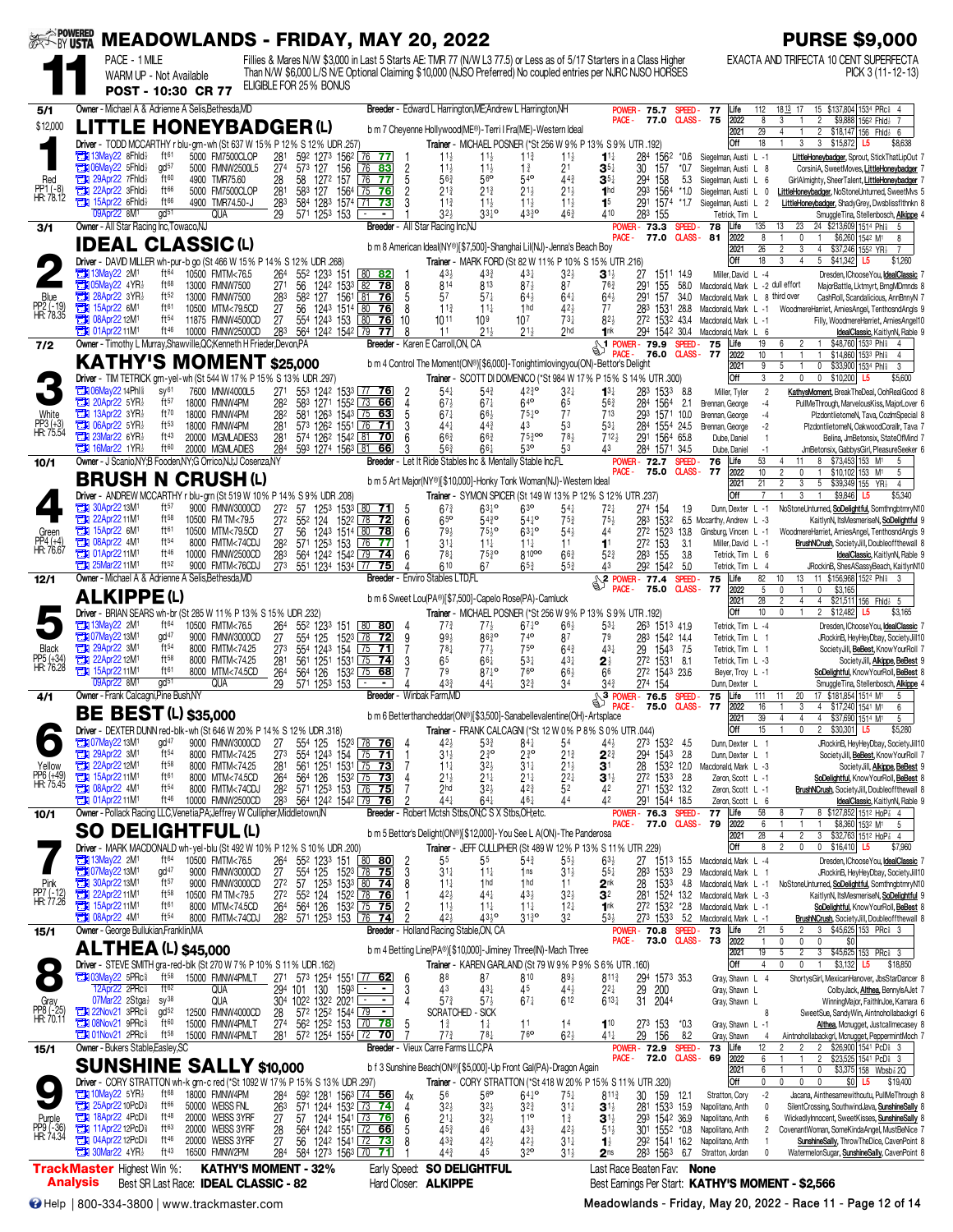# MEADOWLANDS - FRIDAY, MAY 20, 2022

**PURSE $9,000**

**11** — PACE - 1 MILE — WARM UP - Not Available — POST - 10:30 CR 77

Fillies & Mares N/W $3,000 in Last 5 Starts AE: TMR 77 (N/W L3 77.5) or Less as of 5/17 Starters in a Class Higher Than N/W $6,000 L/5 N/E Optional Claiming $10,000 (NJSO Preferred) No coupled entries per NJRC NJSO HORSES ELIGIBLE FOR 25% BONUS

EXACTA AND TRIFECTA 10 CENT SUPERFECTA PICK 3 (11-12-13)

---

## 1 — LITTLE HONEYBADGER (L) — 5/1 — $12,000 — Red — PP1 (-8) — HR: 78.12

Owner - Michael A & Adrienne A Selis,Bethesda,MD — Breeder - Edward L Harrington,ME;Andrew L Harrington,NH

b m 7 Cheyenne Hollywood(ME®) - Terri I Fra(ME) - Western Ideal

Driver - TODD MCCARTHY r blu-grn-wh (St 637 W 15% P 12% S 12% UDR .257) — Trainer - MICHAEL POSNER (*St 256 W 9% P 13% S 9% UTR .192)

POWER - 75.7 SPEED - 77 / PACE - 77.0 CLASS - 75

| | Starts | W | P | S | Earnings | Best |
|---|---|---|---|---|---|---|
| Life | 112 | 18 13 | 17 | 15 | $137,804 | 1534 PRc⅝ 4 |
| 2022 | 8 | 3 | 1 | 2 | $9,888 | 1562 Fhld⅝ 7 |
| 2021 | 29 | 4 | 1 | 2 | $18,147 | 156 Fhld⅝ 6 |
| Off | 18 | 1 | 3 | 3 | $15,872 L5 | $8,638 |

| Date | Trk | Cond | Class | Fractions | Spd | PP | 1/4 | 1/2 | 3/4 | Str | Fin | Time | Odds | Driver | Order |
|---|---|---|---|---|---|---|---|---|---|---|---|---|---|---|---|
| 13May22 8Fhld⅝ | ft61 | | 5000 FM7500CLOP | 281 592 1273 1562 | 76 77 | 1 | 1½ | 1½ | 1½ | 1½ | 1¼ | 284 1562 | *0.6 | Siegelman, Austi L -1 | LittleHoneybadger, Sprout, StickThatLipOut 7 |
| 06May22 5Fhld⅝ | gd57 | | 5000 FM7500CL5 | 274 573 127 156 | 76 83 | 2 | 1½ | 1½ | 1½ | 2¹ | 3⁵¼ | 30 157 | *0.7 | Siegelman, Austi L 8 | CorsiniA, SweetMoves, LittleHoneybadger 7 |
| 29Apr22 7Fhld⅝ | ft60 | | 4900 TMR75.60 | 28 58 1272 157 | 76 77 | 5 | 5⁶½ | 5⁶° | 5⁴° | 4⁴½ | 3⁵¼ | 294 158 | 5.3 | Siegelman, Austi L 6 | GirlAlmighty, SheerTalent, LittleHoneybadger 7 |
| 22Apr22 3Fhld⅝ | ft66 | | 5000 FM7500CLOP | 281 583 127 1564 | 75 76 | 2 | 2¹½ | 2¹½ | 2¹½ | 2¹½ | 1hd | 293 1564 | *1.0 | Siegelman, Austi L 0 | LittleHoneybadger, NoStoneUnturned, SweetMvs 5 |
| 15Apr22 6Fhld⅝ | ft66 | | 4900 TMR74.50-J | 283 584 1283 1574 | 71 73 | 3 | 1½ | 1½ | 1½ | 1½ | 1⁵ | 291 1574 | *1.7 | Siegelman, Austi L 2 | LittleHoneybadger, ShadyGrey, Dwsblissflthnkn 8 |
| 09Apr22 8M! | gd51 | | QUA | 29 571 1253 153 | - | 1 | 3²½ | 3³½° | 4³½° | 4⁶½ | 4¹⁰ | 283 155 | | Tetrick, Tim L | SmuggleTina, Stellenbosch, Alkippe 4 |

---

## 2 — IDEAL CLASSIC (L) — 3/1 — Blue — PP2 (-19) — HR: 78.35

Owner - All Star Racing Inc,Towaco,NJ — Breeder - All Star Racing Inc,NJ

b m 8 American Ideal(NY®)[$7,500] - Shanghai Lil(NJ) - Jenna's Beach Boy

Driver - DAVID MILLER wh-pur-b go (St 466 W 15% P 14% S 12% UDR .268) — Trainer - MARK FORD (St 82 W 11% P 10% S 15% UTR .216)

POWER - 73.3 SPEED - 78 / PACE - 77.0 CLASS - 81

| | Starts | W | P | S | Earnings | Best |
|---|---|---|---|---|---|---|
| Life | 135 | 13 | 23 | 24 | $213,609 | 154 Phl⅝ 5 |
| 2022 | 8 | 1 | 0 | 1 | $6,260 | 1542 M! 8 |
| 2021 | 26 | 2 | 3 | 4 | $37,246 | 1552 YR½ 7 |
| Off | 18 | 3 | 4 | 5 | $41,342 L5 | $1,260 |

| Date | Trk | Cond | Class | Fractions | Spd | PP | 1/4 | 1/2 | 3/4 | Str | Fin | Time | Odds | Driver | Order |
|---|---|---|---|---|---|---|---|---|---|---|---|---|---|---|---|
| 13May22 2M! | ft64 | | 10500 FMTMC<76.5 | 264 552 1233 151 | 80 82 | 1 | 4³½ | 4³½ | 4³½ | 3²½ | 3¹½ | 27 1511 | 14.9 | Miller, David L -4 | Dresden, IChooseYou, IdealClassic 7 |
| 05May22 4YR½ | ft68 | | 13000 FMNW7500 | 271 56 1242 1533 | 82 78 | 8 | 8¹⁴ | 8¹³ | 8⁷½ | 8⁷ | 7⁶½ | 291 155 | 58.0 | Macdonald, Mark L -2 dull effort | MajorBattle, Lktmyrt, BrngMDmnds 8 |
| 28Apr22 3YR½ | ft52 | | 13000 FMNW7500 | 283 582 127 1561 | 81 76 | 5 | 5⁷ | 5⁷½ | 6⁴½ | 6⁴½ | 6⁴½ | 291 157 | 34.0 | Macdonald, Mark L 8 third over | CashRoll, Scandalicious, AnnBnnyN 7 |
| 15Apr22 6M! | ft61 | | 10500 MTM<79.5CD | 27 56 1243 1514 | 80 76 | 8 | 1½ | 1½ | 1hd | 4²½ | 7⁷ | 283 1531 | 28.8 | Macdonald, Mark L -1 | WoodmereHarriet, AmiesAngel, TenthosndAngls 9 |
| 08Apr22 12M! | ft54 | | 11875 FMNW4500CD | 27 554 1243 153 | 80 76 | 10 | 10¹¹ | 10⁹ | 10⁷ | 7³½ | 8²½ | 272 1532 | 43.4 | Macdonald, Mark L -1 | Filly, WoodmereHarriet, AmiesAngel 10 |
| 01Apr22 11M! | ft46 | | 10000 FMNW2500CD | 283 564 1242 1542 | 79 77 | 8 | 1¹ | 2¹½ | 2¹½ | 2hd | 1nk | 294 1542 | 30.4 | Macdonald, Mark L 6 | IdealClassic, KaitlynN, Rable 9 |

---

## 3 — KATHY'S MOMENT $25,000 — 7/2 — White — PP3 (+3) — HR: 75.54

Owner - Timothy L Murray,Shawville,QC;Kenneth H Frieder,Devon,PA — Breeder - Karen E Carroll,ON, CA

b m 4 Control The Moment(ON®)[$6,000] - Tonightimlovingyou(ON) - Bettor's Delight

Driver - TIM TETRICK grn-yel-wh (St 544 W 17% P 15% S 13% UDR .297) — Trainer - SCOTT DI DOMENICO (*St 984 W 17% P 15% S 14% UTR .300)

POWER - 79.9 SPEED - 75 / PACE - 76.0 CLASS - 77

| | Starts | W | P | S | Earnings | Best |
|---|---|---|---|---|---|---|
| Life | 19 | 6 | 2 | 1 | $48,760 | 1533 Phl⅝ 4 |
| 2022 | 10 | 1 | 1 | 1 | $14,860 | 1533 Phl⅝ 4 |
| 2021 | 9 | 5 | 1 | 0 | $33,900 | 1534 Phl⅝ 3 |
| Off | 3 | 2 | 0 | 0 | $10,200 L5 | $5,600 |

| Date | Trk | Cond | Class | Fractions | Spd | PP | 1/4 | 1/2 | 3/4 | Str | Fin | Time | Odds | Driver | Order |
|---|---|---|---|---|---|---|---|---|---|---|---|---|---|---|---|
| 06May22 14Phl⅝ | sy61 | | 7600 MNW4000L5 | 271 553 1242 1533 | 77 76 | 2 | 5⁴½ | 5⁴½ | 4²½° | 3²½ | 1¾ | 283 1533 | 8.8 | Miller, Tyler 2 | KathysMoment, BreakTheDeal, OohRealGood 8 |
| 20Apr22 5YR½ | ft57 | | 18000 FMNW4PM | 282 583 1271 1552 | 73 66 | 4 | 6⁷½ | 6⁷½ | 6⁴° | 6⁵ | 5⁶½ | 284 1564 | 2.1 | Brennan, George -4 | PullMeThrough, MarvelousKiss, MajorLover 6 |
| 13Apr22 3YR½ | ft70 | | 18000 FMNW4PM | 282 581 1263 1543 | 75 63 | 5 | 6⁷½ | 6⁶½ | 7⁵½° | 7⁷ | 7¹³ | 293 1571 | 10.0 | Brennan, George -4 | PlzdontletiomeN, Tava, CozmSpecial 8 |
| 06Apr22 5YR½ | ft53 | | 18000 FMNW4PM | 281 573 1262 1551 | 76 71 | 3 | 4⁴½ | 4⁴½ | 4³ | 5³ | 5³½ | 284 1554 | 24.5 | Brennan, George -2 | PlzdontletiomeN, OakwoodCoralr, Tava 7 |
| 23Mar22 6YR½ | ft43 | | 20000 MGMLADIES3 | 281 574 1262 1542 | 81 70 | 6 | 6⁶½ | 6⁶½ | 7⁵½°° | 7⁸½ | 7¹²½ | 291 1564 | 65.8 | Dube, Daniel 1 | Belina, JmBetonsix, StateOfMind 7 |
| 16Mar22 1YR½ | ft60 | | 20000 MGMLADIES | 284 593 1274 1563 | 81 66 | 3 | 5⁶½ | 6⁶½ | 5³° | 5³ | 4³ | 284 1571 | 34.5 | Dube, Daniel -1 | JmBetonsix, GabbysGirl, PleasureSeeker 6 |

---

## 4 — BRUSH N CRUSH (L) — 10/1 — Green — PP4 (+4) — HR: 76.67

Owner - J Scanio,NY;B Fooden,NY;G Orrico,NJ;J Cosenza,NY — Breeder - Let It Ride Stables Inc & Mentally Stable Inc,FL

b m 5 Art Major(NY®)[$10,000] - Honky Tonk Woman(NJ) - Western Ideal

Driver - ANDREW MCCARTHY r blu-grn (St 519 W 10% P 14% S 9% UDR .208) — Trainer - SYMON SPICER (St 149 W 13% P 12% S 12% UTR .237)

POWER - 72.7 SPEED - 76 / PACE - 75.0 CLASS - 77

| | Starts | W | P | S | Earnings | Best |
|---|---|---|---|---|---|---|
| Life | 53 | 4 | 11 | 8 | $73,453 | 153 M! 5 |
| 2022 | 10 | 2 | 1 | 0 | $10,102 | 153 M! 5 |
| 2021 | 21 | 2 | 3 | 5 | $39,349 | 155 YR½ 4 |
| Off | 7 | 1 | 3 | 1 | $9,846 L5 | $5,340 |

| Date | Trk | Cond | Class | Fractions | Spd | PP | 1/4 | 1/2 | 3/4 | Str | Fin | Time | Odds | Driver | Order |
|---|---|---|---|---|---|---|---|---|---|---|---|---|---|---|---|
| 30Apr22 13M! | ft57 | | 9000 FMNW3000CD | 272 57 1253 1533 | 80 71 | 5 | 6⁷½ | 6³½° | 6³° | 5⁴½ | 7²½ | 274 154 | 1.9 | Dunn, Dexter L -1 | NoStoneUnturned, SoDelightful, Somthngbtrny N10 |
| 22Apr22 11M! | ft58 | | 10500 FM TM<79.5 | 272 552 124 1522 | 78 72 | 6 | 6⁵° | 5⁴½° | 5⁴½° | 7⁵½ | 7⁵½ | 283 1532 | 6.5 | Mccarthy, Andrew L -3 | KaitlynN, ItsMesmeriseN, SoDelightful 9 |
| 15Apr22 6M! | ft61 | | 10500 MTM<79.5CD | 27 56 1243 1514 | 80 78 | 6 | 7⁹½ | 7⁵½° | 6³½° | 5⁴½ | 4⁴ | 272 1523 | 13.8 | Ginsburg, Vincen L -1 | WoodmereHarriet, AmiesAngel, TenthosndAngls 9 |
| 08Apr22 4M! | ft54 | | 8000 FMTM<74CDJ | 282 571 1253 153 | 76 77 | 1 | 3¹½ | 1¹½ | 1¹½ | 1¹ | 1¹ | 272 153 | 3.1 | Miller, David L -1 | BrushNCrush, SocietyJill, Doubleoffthewall 8 |
| 01Apr22 11M! | ft46 | | 10000 FMNW2500CD | 283 564 1242 1542 | 79 74 | 6 | 7⁸½ | 7⁵½° | 8¹⁰°° | 6⁶½ | 5²½ | 283 155 | 3.8 | Tetrick, Tim L 6 | IdealClassic, KaitlynN, Rable 9 |
| 25Mar22 11M! | ft52 | | 9000 FMTM<76CDJ | 273 551 1234 1534 | 77 75 | 4 | 6¹⁰ | 6⁷ | 6⁵½ | 5⁵½ | 4³ | 292 1542 | 5.0 | Tetrick, Tim L 4 | JRockinB, ShesASassyBeach, KaitlynN 10 |

---

## 5 — ALKIPPE (L) — 12/1 — Black — PP5 (+34) — HR: 76.28

Owner - Michael A & Adrienne A Selis,Bethesda,MD — Breeder - Enviro Stables LTD,FL

b m 6 Sweet Lou(PA®)[$7,500] - Capelo Rose(PA) - Camluck

Driver - BRIAN SEARS wh-br (St 285 W 11% P 13% S 15% UDR .232) — Trainer - MICHAEL POSNER (*St 256 W 9% P 13% S 9% UTR .192)

POWER - 77.4 SPEED - 75 / PACE - 75.0 CLASS - 77

| | Starts | W | P | S | Earnings | Best |
|---|---|---|---|---|---|---|
| Life | 82 | 10 | 13 | 11 | $156,968 | 1522 Phl⅝ 3 |
| 2022 | 5 | 0 | 1 | 0 | $3,165 | |
| 2021 | 28 | 2 | 4 | 4 | $21,511 | 156 Fhld⅝ 5 |
| Off | 10 | 0 | 1 | 2 | $12,482 L5 | $3,165 |

| Date | Trk | Cond | Class | Fractions | Spd | PP | 1/4 | 1/2 | 3/4 | Str | Fin | Time | Odds | Driver | Order |
|---|---|---|---|---|---|---|---|---|---|---|---|---|---|---|---|
| 13May22 2M! | ft64 | | 10500 FMTMC<76.5 | 264 552 1233 151 | 80 80 | 4 | 7⁷½ | 7⁷½ | 6⁷½° | 6⁶½ | 5³½ | 263 1513 | 41.9 | Tetrick, Tim L -4 | Dresden, IChooseYou, IdealClassic 7 |
| 07May22 13M! | gd47 | | 9000 FMNW3000CD | 27 554 125 1523 | 78 72 | 9 | 9⁹½ | 8⁶½° | 7⁴° | 8⁷ | 7⁹ | 283 1542 | 14.4 | Tetrick, Tim L -4 | JRockinB, HeyHeyDbay, SocietyJill 10 |
| 29Apr22 3M! | ft54 | | 8000 FMTMC<74.25 | 273 554 1243 154 | 75 71 | 1 | 7⁸½ | 7⁷½ | 7⁵° | 6⁴½ | 4³½ | 29 1543 | 7.5 | Tetrick, Tim L 1 | SocietyJill, BeBest, KnowYourRoll 7 |
| 22Apr22 12M! | ft58 | | 8000 FMTMC<74.25 | 281 561 1251 1531 | 75 74 | 3 | 6⁵ | 6⁶½ | 5³½ | 4³½ | 2¾ | 272 1531 | 8.1 | Tetrick, Tim L -3 | SocietyJill, Alkippe, BeBest 9 |
| 15Apr22 11M! | ft61 | | 8000 MTMC<74.5CD | 264 564 126 1532 | 75 68 | 7 | 7⁹ | 8⁷½° | 7⁶° | 6⁶½ | 6⁶ | 272 1543 | 23.6 | Beyer, Troy L -1 | SoDelightful, KnowYourRoll, BeBest 8 |
| 09Apr22 8M! | gd51 | | QUA | 29 571 1253 153 | - | 4 | 4³½ | 4⁴½ | 3²½ | 3⁴ | 3⁴½ | 274 154 | | Dunn, Dexter L | SmuggleTina, Stellenbosch, Alkippe 4 |

---

## 6 — BE BEST (L) $35,000 — 4/1 — Yellow — PP6 (+49) — HR: 75.45

Owner - Frank Calcagni,Pine Bush,NY — Breeder - Winbak Farm,MD

b m 6 Betterthancheddar(ON®)[$3,500] - Sanabellevalentine(ON) - Artsplace

Driver - DEXTER DUNN red-blk-wh (St 646 W 20% P 14% S 12% UDR .318) — Trainer - FRANK CALCAGNI (*St 12 W 0% P 8% S 0% UTR .044)

POWER - 76.5 SPEED - 75 / PACE - 75.0 CLASS - 77

| | Starts | W | P | S | Earnings | Best |
|---|---|---|---|---|---|---|
| Life | 111 | 11 | 20 | 17 | $181,854 | 1514 M! 5 |
| 2022 | 16 | 1 | 3 | 4 | $17,240 | 1541 M! 6 |
| 2021 | 39 | 4 | 4 | 4 | $37,690 | 1514 M! 5 |
| Off | 15 | 1 | 0 | 2 | $30,301 L5 | $5,280 |

| Date | Trk | Cond | Class | Fractions | Spd | PP | 1/4 | 1/2 | 3/4 | Str | Fin | Time | Odds | Driver | Order |
|---|---|---|---|---|---|---|---|---|---|---|---|---|---|---|---|
| 07May22 13M! | gd47 | | 9000 FMNW3000CD | 27 554 125 1523 | 78 76 | 4 | 4²½ | 5³½ | 8⁴½ | 5⁴ | 4⁴½ | 273 1532 | 4.5 | Dunn, Dexter L 1 | JRockinB, HeyHeyDbay, SocietyJill 10 |
| 29Apr22 3M! | ft54 | | 8000 FMTMC<74.25 | 273 554 1243 154 | 75 71 | 3 | 3¹½ | 2³° | 2³° | 2¹½ | 2²½ | 294 1543 | 2.8 | Dunn, Dexter L 1 | SocietyJill, BeBest, KnowYourRoll 7 |
| 22Apr22 12M! | ft58 | | 8000 FMTMC<74.25 | 281 561 1251 1531 | 75 73 | 7 | 1¹½ | 3²½ | 3¹½ | 2¹½ | 3¹ | 28 1532 | 12.0 | Macdonald, Mark L -3 | SocietyJill, Alkippe, BeBest 9 |
| 15Apr22 11M! | ft61 | | 8000 MTMC<74.5CD | 264 564 126 1532 | 75 73 | 4 | 2¹½ | 2¹½ | 2¹½ | 2²½ | 3¹½ | 272 1533 | 2.8 | Zeron, Scott L 1 | SoDelightful, KnowYourRoll, BeBest 8 |
| 08Apr22 4M! | ft54 | | 8000 FMTMC<74CDJ | 282 571 1253 153 | 76 75 | 7 | 2hd | 3²½ | 4²½ | 5² | 4² | 271 1532 | 13.2 | Zeron, Scott L -1 | BrushNCrush, SocietyJill, Doubleoffthewall 8 |
| 01Apr22 11M! | ft46 | | 10000 FMNW2500CD | 283 564 1242 1542 | 79 76 | 2 | 4⁴½ | 6⁴½ | 4⁶½ | 4⁴ | 4² | 291 1544 | 18.5 | Zeron, Scott L 6 | IdealClassic, KaitlynN, Rable 9 |

---

## 7 — SO DELIGHTFUL (L) — 10/1 — Pink — PP7 (-12) — HR: 77.26

Owner - Pollack Racing LLC,Venetia,PA;Jeffrey W Cullipher,Middletown,IN — Breeder - Robert Mctsh Stbs,ON;C S X Stbs,OH;etc.

b m 5 Bettor's Delight(ON®)[$12,000] - You See L A(ON) - The Panderosa

Driver - MARK MACDONALD wh-yel-blu (St 492 W 10% P 12% S 10% UDR .200) — Trainer - JEFF CULLIPHER (St 489 W 12% P 13% S 11% UTR .229)

POWER - 76.3 SPEED - 77 / PACE - 77.0 CLASS - 79

| | Starts | W | P | S | Earnings | Best |
|---|---|---|---|---|---|---|
| Life | 58 | 8 | 7 | 8 | $127,852 | 1512 HoP⅞ 4 |
| 2022 | 6 | 1 | 1 | 1 | $8,360 | 1532 M! 5 |
| 2021 | 28 | 4 | 2 | 3 | $32,763 | 1512 HoP⅞ 4 |
| Off | 8 | 2 | 0 | 0 | $16,410 L5 | $7,960 |

| Date | Trk | Cond | Class | Fractions | Spd | PP | 1/4 | 1/2 | 3/4 | Str | Fin | Time | Odds | Driver | Order |
|---|---|---|---|---|---|---|---|---|---|---|---|---|---|---|---|
| 13May22 2M! | ft64 | | 10500 FMTMC<76.5 | 264 552 1233 151 | 80 80 | 2 | 5⁵ | 5⁵ | 5⁴½ | 5⁵½ | 6³½ | 27 1513 | 15.5 | Macdonald, Mark L -4 | Dresden, IChooseYou, IdealClassic 7 |
| 07May22 13M! | gd47 | | 9000 FMNW3000CD | 27 554 125 1523 | 78 75 | 3 | 3¹½ | 1¹½ | 1ns | 3¹½ | 5⁵½ | 283 1533 | 2.9 | Macdonald, Mark L 1 | JRockinB, HeyHeyDbay, SocietyJill 10 |
| 30Apr22 13M! | ft57 | | 9000 FMNW3000CD | 272 57 1253 1533 | 80 74 | 8 | 1½ | 1½ | 1hd | 1½ | 2nk | 28 1533 | 4.8 | Macdonald, Mark L -1 | NoStoneUnturned, SoDelightful, Somthngbtrny N10 |
| 22Apr22 11M! | ft58 | | 10500 FM TM<79.5 | 272 552 124 1522 | 78 76 | 1 | 4²½ | 4⁴½ | 4³½ | 3²½ | 3² | 281 1524 | 13.2 | Macdonald, Mark L -3 | KaitlynN, ItsMesmeriseN, SoDelightful 9 |
| 15Apr22 11M! | ft61 | | 8000 MTMC<74.5CD | 264 564 126 1532 | 75 75 | 2 | 1½ | 1½ | 1½ | 1²½ | 1¾ | 272 1532 | *2.8 | Macdonald, Mark L 1 | SoDelightful, KnowYourRoll, BeBest 8 |
| 08Apr22 4M! | ft54 | | 8000 FMTMC<74CDJ | 282 571 1253 153 | 76 74 | 2 | 4²½ | 4³½° | 3¹½° | 3² | 5³½ | 273 1533 | 5.2 | Macdonald, Mark L -1 | BrushNCrush, SocietyJill, Doubleoffthewall 8 |

---

## 8 — ALTHEA (L) $45,000 — 15/1 — Gray — PP8 (-25) — HR: 70.11

Owner - George Bullukian,Franklin,MA — Breeder - Holland Racing Stable,ON, CA

b m 4 Betting Line(PA®)[$10,000] - Jiminey Three(IN) - Mach Three

Driver - STEVE SMITH gra-red-blk (St 270 W 7% P 10% S 11% UDR .162) — Trainer - KAREN GARLAND (St 79 W 9% P 9% S 6% UTR .160)

POWER - 70.8 SPEED - 73 / PACE - 73.0 CLASS - 73

| | Starts | W | P | S | Earnings | Best |
|---|---|---|---|---|---|---|
| Life | 21 | 5 | 2 | 3 | $45,625 | 153 PRc⅝ 3 |
| 2022 | 1 | 0 | 0 | 0 | $0 | |
| 2021 | 19 | 5 | 2 | 3 | $45,625 | 153 PRc⅝ 3 |
| Off | 4 | 0 | 1 | 0 | $3,132 L5 | $18,850 |

| Date | Trk | Cond | Class | Fractions | Spd | PP | 1/4 | 1/2 | 3/4 | Str | Fin | Time | Odds | Driver | Order |
|---|---|---|---|---|---|---|---|---|---|---|---|---|---|---|---|
| 03May22 5PRc⅝ | ft58 | | 15000 FMNW4PMLT | 271 573 1254 1551 | 77 62 | 6 | 8⁸ | 8⁷ | 8¹⁰ | 8⁹½ | 8¹¹¼ | 294 1573 | 35.3 | Gray, Shawn L 4 | ShortysGirl, MexicanHanover, JbsStarDancer 8 |
| 12Apr22 2PRc⅝ | ft62 | | QUA | 294 101 130 1593 | - | 3 | 4³ | 4³½ | 4⁵ | 4⁴½ | 2²½ | 29 200 | | Gray, Shawn L | ColbyJack, Althea, BennysAJet 7 |
| 07Mar22 2Stga½ | sy38 | | QUA | 304 1022 1322 2021 | - | 4 | 5⁷½ | 5⁷½ | 6⁷½ | 6¹² | 6¹³½ | 31 2044 | | Gray, Shawn L | WinningMajor, FaithInJoe, Kamara 6 |
| 22Nov21 3PRc⅝ | gd52 | | 12500 FMNW4000CD | 28 572 1252 1544 | 79 - | 8 | SCRATCHED - SICK | | | | | | | | SweetSue, SandyWin, Aintnohollabackgrl 6 |
| 08Nov21 9PRc⅝ | ft60 | | 15000 FMNW4PMLT | 274 562 1252 153 | 78 78 | 5 | 1½ | 1½ | 1¹ | 1⁴ | 1¹⁰ | 273 153 | *0.3 | Gray, Shawn L -1 | Althea, Mcnugget, Justcallmecasey 8 |
| 01Nov21 2PRc⅝ | ft58 | | 15000 FMNW4PMLT | 281 572 1254 1554 | 72 70 | 1 | 7⁷½ | 7⁸½ | 7⁶° | 6²½ | 4¹½ | 29 156 | 8.2 | Gray, Shawn 4 | Aintnohollabackgrl, Mcnugget, PeppermintMoch 7 |

---

## 9 — SUNSHINE SALLY $10,000 — 15/1 — Purple — PP9 (-36) — HR: 74.34

Owner - Bukers Stable,Easley,SC — Breeder - Vieux Carre Farms LLC,PA

b f 3 Sunshine Beach(ON®)[$5,000] - Up Front Gal(PA) - Dragon Again

Driver - CORY STRATTON wh-k grn-c red (*St 1092 W 17% P 15% S 13% UDR .297) — Trainer - CORY STRATTON (*St 418 W 20% P 15% S 11% UTR .320)

POWER - 72.9 SPEED - 73 / PACE - 72.0 CLASS - 69

| | Starts | W | P | S | Earnings | Best |
|---|---|---|---|---|---|---|
| Life | 12 | 2 | 2 | 2 | $26,900 | 1541 PcD⅝ 3 |
| 2022 | 6 | 1 | 1 | 2 | $23,525 | 1541 PcD⅝ 3 |
| 2021 | 6 | 1 | 1 | 0 | $3,375 | 158 Wbsb⅞ 2Q |
| Off | 0 | 0 | 0 | 0 | $0 L5 | $19,400 |

| Date | Trk | Cond | Class | Fractions | Spd | PP | 1/4 | 1/2 | 3/4 | Str | Fin | Time | Odds | Driver | Order |
|---|---|---|---|---|---|---|---|---|---|---|---|---|---|---|---|
| 10May22 5YR½ | ft68 | | 18000 FMNW4PM | 284 592 1281 1563 | 74 56 | 4x | 5⁶ | 5⁶° | 6⁴½° | 7⁵½ | 8¹¹½ | 30 159 | 12.1 | Stratton, Cory -2 | Jacana, Ainthesamewithoutu, PullMeThrough 8 |
| 25Apr22 10PcD⅝ | ft66 | | 50000 WEISS FNL | 263 571 1244 1532 | 73 74 | 4 | 3²½ | 3²½ | 3²½ | 3³½ | 3¹½ | 281 1533 | 15.9 | Napolitano, Anth 0 | SilentCrossing, SouthwindJava, SunshineSally 8 |
| 18Apr22 4PcD⅝ | ft48 | | 20000 WEISS 3YRF | 27 57 1244 1541 | 73 76 | 6 | 2¹½ | 3²½ | 1¹° | 1¾ | 3¹½ | 293 1542 | 36.9 | Napolitano, Anth 6 | WickedlyInnocent, SweetKisses, SunshineSally 8 |
| 11Apr22 12PcD⅝ | ft63 | | 20000 WEISS 3YRF | 28 564 1242 1551 | 72 66 | 5 | 4⁵½ | 4⁶ | 4³½ | 4²½ | 5¹½ | 301 1552 | *0.8 | Napolitano, Anth 2 | CovenantWoman, SomeKindaAngel, MustBeNice 7 |
| 04Apr22 12PcD⅝ | ft46 | | 20000 WEISS 3YRF | 27 56 1242 1541 | 72 73 | 8 | 4³½ | 4²½ | 4²½ | 3¹½ | 1¾ | 292 1541 | 16.2 | Napolitano, Anth 0 | SunshineSally, ThrowTheDice, CavenPoint 8 |
| 30Mar22 4YR½ | ft43 | | 16500 FMNW2PM | 284 584 1273 1563 | 70 71 | 1 | 4⁴½ | 4⁵ | 3²° | 3¹½ | 2ns | 283 1563 | 6.7 | Stratton, Cory 0 | WatermelonSugar, SunshineSally, CavenPoint 8 |

---

**TrackMaster Analysis**

Highest Win %: **KATHY'S MOMENT - 32%** — Best SR Last Race: **IDEAL CLASSIC - 82**

Early Speed: **SO DELIGHTFUL** — Hard Closer: **ALKIPPE**

Last Race Beaten Fav: **None** — Best Earnings Per Start: **KATHY'S MOMENT - $2,566**

Help | 800-334-3800 | www.trackmaster.com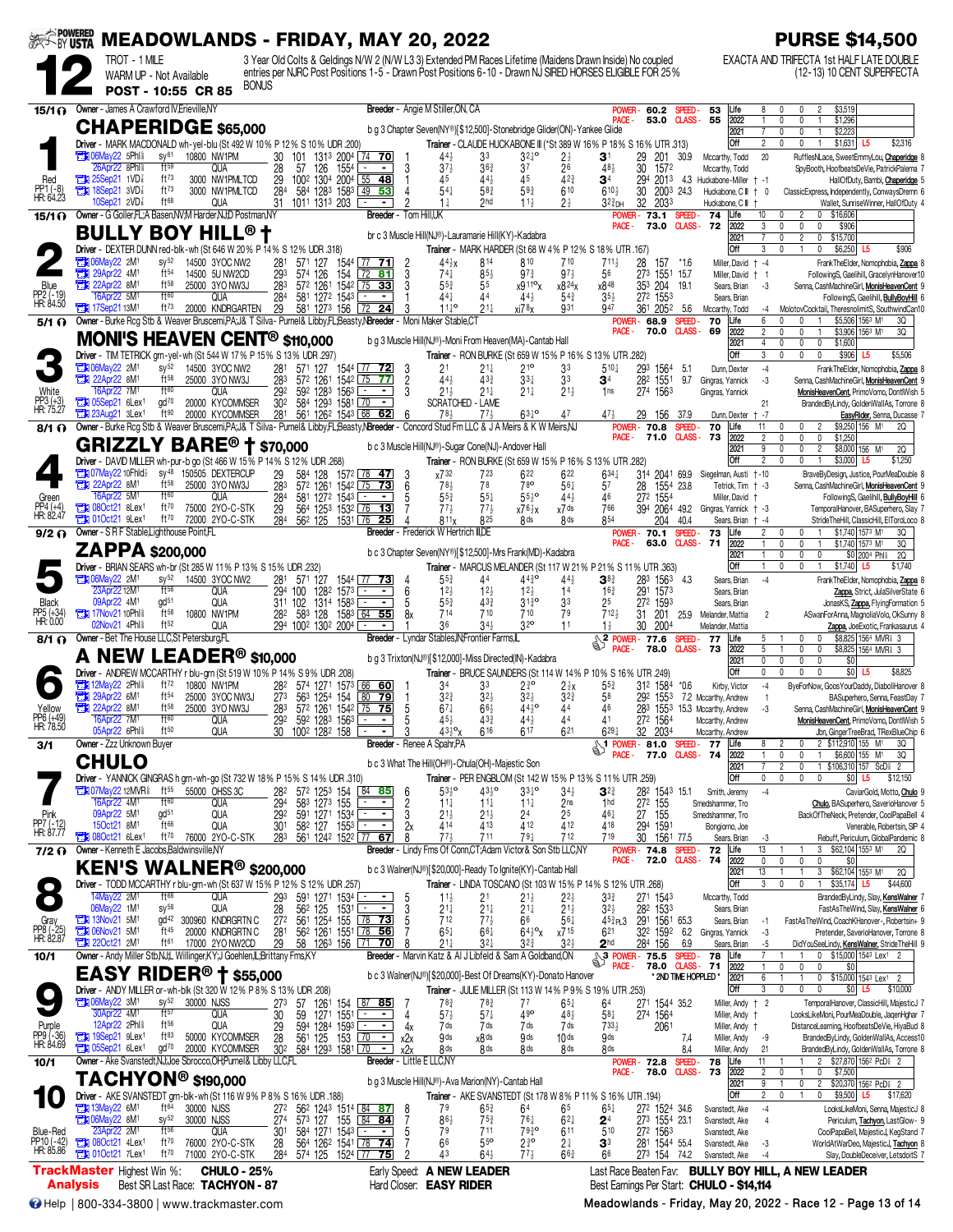# MEADOWLANDS - FRIDAY, MAY 20, 2022

**PURSE $14,500**

## 12

TROT - 1 MILE
WARM UP - Not Available
POST - 10:55 CR 85

3 Year Old Colts & Geldings N/W 2 (N/W L3 3) Extended PM Races Lifetime (Maidens Drawn Inside) No coupled entries per NJRC Post Positions 1-5 - Drawn Post Positions 6-10 - Drawn NJ SIRED HORSES ELIGIBLE FOR 25% BONUS

EXACTA AND TRIFECTA 1st HALF LATE DOUBLE (12-13) 10 CENT SUPERFECTA

---

### 1 — CHAPERIDGE $65,000 (15/1) — Red — PP1 (-8) HR: 64.23

Owner - James A Crawford IV,Erieville,NY | Breeder - Angie M Stiller,ON, CA
b g 3 Chapter Seven(NY®)[$12,500]-Stonebridge Glider(ON)-Yankee Glide
Driver - MARK MACDONALD wh-yel-blu (St 492 W 10% P 12% S 10% UDR .200)
Trainer - CLAUDE HUCKABONE III (*St 389 W 16% P 18% S 16% UTR .313)
POWER - 60.2 SPEED - 53 | PACE - 53.0 CLASS - 55

| | Starts | W | P | S | Earnings | |
|---|---|---|---|---|---|---|
| Life | 8 | 0 | 0 | 2 | $3,519 | |
| 2022 | 1 | 0 | 0 | 1 | $1,296 | |
| 2021 | 7 | 0 | 0 | 1 | $2,223 | |
| Off | 2 | 0 | 0 | 1 | $1,631 | L5 $2,316 |

| Date | Race | Cond | Fractions | Spd | PP | 1/4 | 1/2 | 3/4 | Str | Fin | Time | Odds | Driver | Top Finishers |
|---|---|---|---|---|---|---|---|---|---|---|---|---|---|---|
| 06May22 5Phl⅝ | sy61 10800 NW1PM | 30 101 131³ 200⁴ | 74 70 | 1 | 4⁴½ | 3³ | 3²½° | 2½ | 3¹ | 29 201 | 30.9 | Mccarthy, Todd 20 | RufflesNLace, SweetEmmyLou, Chaperidge 8 |
| 26Apr22 8Phl⅝ | ft59 QUA | 28 57 126 155⁴ | - - | 3 | 3⁷½ | 3⁶¾ | 3⁷ | 2⁶ | 4⁸½ | 30 157² | | Mccarthy, Todd | SpyBooth, HoofbeatsDeVie, PatrickPalema 7 |
| 25Sep21 1VD⅞ | ft73 3000 NW1PMLTCD | 29 100² 130⁴ 200⁴ | 55 48 | 1 | 4⁵ | 4⁴½ | 4⁵ | 4²¾ | 3⁴ | 29⁴ 201³ | 4.3 | Huckabone-Miller † -1 | HallOfDuty, Bambi, Chaperidge 5 |
| 18Sep21 3VD⅞ | ft73 3000 NW1PMLTCD | 28⁴ 58⁴ 128³ 158³ | 49 53 | 4 | 5⁴½ | 5⁸¾ | 5⁹¾ | 6¹⁰ | 6¹⁰½ | 30 200³ | 24.3 | Huckabone, C II † 0 | ClassicExpress, Independently, ConwaysDremn 6 |
| 10Sep21 2VD⅞ | ft68 QUA | 31 101¹ 131³ 203 | - - | 2 | 1½ | 2hd | 1¹½ | 2½ | 3²½DH | 32 203³ | | Huckabone, C II † | Wallet, SunriseWinner, HallOfDuty 4 |

---

### 2 — BULLY BOY HILL® † (15/1) — Blue — PP2 (-19) HR: 84.50

Owner - G Goller,FL;A Basen,NV;M Harder,NJ;D Postman,NY | Breeder - Tom Hill,UK
br c 3 Muscle Hill(NJ®)-Lauramarie Hill(KY)-Kadabra
Driver - DEXTER DUNN red-blk-wh (St 646 W 20% P 14% S 12% UDR .318)
Trainer - MARK HARDER (St 68 W 4% P 12% S 18% UTR .167)
POWER - 73.1 SPEED - 74 | PACE - 73.0 CLASS - 72

| | Starts | W | P | S | Earnings | |
|---|---|---|---|---|---|---|
| Life | 10 | 0 | 2 | 0 | $16,606 | |
| 2022 | 3 | 0 | 0 | 0 | $906 | |
| 2021 | 7 | 0 | 2 | 0 | $15,700 | |
| Off | 3 | 0 | 1 | 0 | $6,250 | L5 $906 |

| Date | Race | Cond | Fractions | Spd | PP | 1/4 | 1/2 | 3/4 | Str | Fin | Time | Odds | Driver | Top Finishers |
|---|---|---|---|---|---|---|---|---|---|---|---|---|---|---|
| 06May22 2M1 | sy52 14500 3YOC NW2 | 28¹ 57¹ 127 154⁴ | 77 71 | 2 | 4⁴½x | 8¹⁴ | 8¹⁰ | 7¹⁰ | 7¹¹½ | 28 157 | *1.6 | Miller, David † -4 | FrankTheElder, Nomophobia, Zappa 8 |
| 29Apr22 4M1 | ft54 14500 5U NW2CD | 29³ 57⁴ 126 154 | 72 81 | 3 | 7⁴½ | 8⁵½ | 9⁷¾ | 9⁷½ | 5⁶ | 27³ 155¹ | 15.7 | Miller, David † 1 | FollowingS, Gaelihill, GracelynHanover10 |
| 22Apr22 8M1 | ft58 25000 3YO NW3J | 28³ 57² 126¹ 154² | 75 33 | 3 | 5⁵¾ | 5⁵ | x9¹¹°x | x8²⁴x | x8⁴⁸ | 35³ 204 | 19.1 | Sears, Brian -3 | Senna, CashMachineGirl, MonisHeavenCent 9 |
| 16Apr22 5M1 | ft60 QUA | 28⁴ 58¹ 127² 154³ | - - | 1 | 4⁴½ | 4⁴ | 4⁴½ | 5⁴¾ | 3⁵½ | 27² 155³ | | Sears, Brian | FollowingS, Gaelihill, BullyBoyHill 6 |
| 17Sep21 13M1 | ft73 20000 KNDRGARTEN | 29 58¹ 127³ 156 | 72 24 | 3 | 1¹½° | 2¹½ | xi7⁸x | 9³¹ | 9⁴⁷ | 36¹ 205² | 5.6 | Mccarthy, Todd -4 | MolotovCocktail, TheresnolimitS, SouthwindCan10 |

---

### 3 — MONI'S HEAVEN CENT® $110,000 (5/1) — White — PP3 (+3) HR: 75.27

Owner - Burke Rcg Stb & Weaver Bruscemi,PA;J& T Silva- Purnel& Libby,FL;Beasty,NJ | Breeder - Moni Maker Stable,CT
b g 3 Muscle Hill(NJ®)-Moni From Heaven(MA)-Cantab Hall
Driver - TIM TETRICK grn-yel-wh (St 544 W 17% P 15% S 13% UDR .297)
Trainer - RON BURKE (St 659 W 15% P 16% S 13% UTR .282)
POWER - 68.9 SPEED - 70 | PACE - 70.0 CLASS - 69

| | Starts | W | P | S | Earnings | |
|---|---|---|---|---|---|---|
| Life | 6 | 0 | 0 | 1 | $5,506 | 156³ M¹ 3Q |
| 2022 | 2 | 0 | 0 | 1 | $3,906 | 156³ M¹ 3Q |
| 2021 | 4 | 0 | 0 | 0 | $1,600 | |
| Off | 3 | 0 | 0 | 0 | $906 | L5 $5,506 |

| Date | Race | Cond | Fractions | Spd | PP | 1/4 | 1/2 | 3/4 | Str | Fin | Time | Odds | Driver | Top Finishers |
|---|---|---|---|---|---|---|---|---|---|---|---|---|---|---|
| 06May22 2M1 | sy52 14500 3YOC NW2 | 28¹ 57¹ 127 154⁴ | 77 72 | 3 | 2¹ | 2¹½ | 2¹° | 3³ | 5¹⁰¼ | 29³ 156⁴ | 5.1 | Dunn, Dexter -4 | FrankTheElder, Nomophobia, Zappa 8 |
| 22Apr22 8M1 | ft58 25000 3YO NW3J | 28³ 57² 126¹ 154² | 75 77 | 2 | 4⁴½ | 4³¾ | 3³¼ | 3³ | 3⁴ | 28² 155¹ | 9.7 | Gingras, Yannick -3 | Senna, CashMachineGirl, MonisHeavenCent 9 |
| 16Apr22 7M1 | ft60 QUA | 29² 59² 128³ 156³ | - - | 3 | 2¹½ | 2¹½ | 2¹½ | 2¹½ | 1ns | 27⁴ 156³ | | Gingras, Yannick | MonisHeavenCent, PrimoVomo, DontWish 5 |
| 05Sep21 6Lex¹ | gd70 20000 KYCOMMSER | 30² 58⁴ 129³ 158¹ | 70 - | | SCRATCHED - LAME | | | | | | | 21 | BrandedByLindy, GoldenWallAs, Torrone 8 |
| 23Aug21 3Lex¹ | ft90 20000 KYCOMMSER | 28¹ 56¹ 126² 154³ | 68 62 | 6 | 7⁸½ | 7⁷½ | 6³½° | 4⁷ | 4⁷½ | 29 156 | 37.9 | Dunn, Dexter † -7 | EasyRider, Senna, Ducasse 7 |

---

### 4 — GRIZZLY BARE® † $70,000 (8/1) — Green — PP4 (+4) HR: 82.47

Owner - Burke Rcg Stb & Weaver Bruscemi,PA;J& T Silva- Purnel& Libby,FL;Beasty,NJ | Breeder - Concord Stud Fm LLC & J A Meirs & K W Meirs,NJ
b c 3 Muscle Hill(NJ®)-Sugar Cone(NJ)-Andover Hall
Driver - DAVID MILLER wh-pur-b go (St 466 W 15% P 14% S 12% UDR .268)
Trainer - RON BURKE (St 659 W 15% P 16% S 13% UTR .282)
POWER - 70.8 SPEED - 70 | PACE - 71.0 CLASS - 73

| | Starts | W | P | S | Earnings | |
|---|---|---|---|---|---|---|
| Life | 11 | 0 | 0 | 2 | $9,250 | 156 M¹ 2Q |
| 2022 | 2 | 0 | 0 | 0 | $1,250 | |
| 2021 | 9 | 0 | 0 | 2 | $8,000 | 156 M¹ 2Q |
| Off | 2 | 0 | 0 | 1 | $3,000 | L5 $1,250 |

| Date | Race | Cond | Fractions | Spd | PP | 1/4 | 1/2 | 3/4 | Str | Fin | Time | Odds | Driver | Top Finishers |
|---|---|---|---|---|---|---|---|---|---|---|---|---|---|---|
| 07May22 10Fhld⅞ | sy48 150505 DEXTERCUP | 29 58⁴ 128 157² | 78 47 | 3 | x7³² | 7²³ | 6²² | 6²² | 6³⁴½ | 31⁴ 204¹ | 69.9 | Siegelman, Austi † -10 | BraveByDesign, Justice, PourMeaDouble 8 |
| 22Apr22 8M1 | ft58 25000 3YO NW3J | 28³ 57² 126¹ 154² | 75 73 | 6 | 7⁶½ | 7⁸ | 7⁶° | 5⁶½ | 5⁷ | 28 155⁴ | 23.8 | Tetrick, Tim † -3 | Senna, CashMachineGirl, MonisHeavenCent 9 |
| 16Apr22 5M1 | ft60 QUA | 28⁴ 58¹ 127² 154³ | - - | 5 | 5⁵¾ | 5⁵½ | 5⁵½° | 4⁴½ | 4⁶ | 27² 155⁴ | | Miller, David † | FollowingS, Gaelihill, BullyBoyHill 6 |
| 08Oct21 8Lex¹ | ft70 75000 2YO-C-STK | 29 56⁴ 125³ 153² | 76 13 | 7 | 7⁷½ | 7⁷½ | x7⁶½x | x7⁰⁵ | 7⁶⁶ | 39⁴ 206⁴ | 49.2 | Gingras, Yannick † -3 | TemporalHanover, BASuperhero, Slay 7 |
| 01Oct21 9Lex¹ | ft70 72000 2YO-C-STK | 28⁴ 56² 125 153¹ | 76 25 | 8 | 8¹¹x | 8²⁵ | 8ds | 8ds | 8⁵⁴ | 20⁴ | 40.4 | Sears, Brian † -4 | StrideTheHill, ClassicHill, ElToroLoco 8 |

---

### 5 — ZAPPA $200,000 (9/2) — Black — PP5 (+34) HR: 0.00

Owner - S R F Stable,Lighthouse Point,FL | Breeder - Frederick W Hertrich III,DE
b c 3 Chapter Seven(NY®)[$12,500]-Mrs Frank(MD)-Kadabra
Driver - BRIAN SEARS wh-br (St 285 W 11% P 13% S 15% UDR .232)
Trainer - MARCUS MELANDER (St 117 W 21% P 21% S 11% UTR .363)
POWER - 70.1 SPEED - 73 | PACE - 63.0 CLASS - 71

| | Starts | W | P | S | Earnings | |
|---|---|---|---|---|---|---|
| Life | 2 | 0 | 0 | 1 | $1,740 | 157³ M¹ 3Q |
| 2022 | 1 | 0 | 0 | 1 | $1,740 | 157³ M¹ 3Q |
| 2021 | 1 | 0 | 0 | 0 | $0 | 200⁴ Phl⅝ 2Q |
| Off | 1 | 0 | 0 | 1 | $1,740 | L5 $1,740 |

| Date | Race | Cond | Fractions | Spd | PP | 1/4 | 1/2 | 3/4 | Str | Fin | Time | Odds | Driver | Top Finishers |
|---|---|---|---|---|---|---|---|---|---|---|---|---|---|---|
| 06May22 2M1 | sy52 14500 3YOC NW2 | 28¹ 57¹ 127 154⁴ | 77 73 | 4 | 5⁵¾ | 4⁴ | 4⁴³° | 4⁴½ | 3⁸¾ | 28³ 156³ | 4.3 | Sears, Brian -4 | FrankTheElder, Nomophobia, Zappa 8 |
| 23Apr22 12M1 | ft56 QUA | 29⁴ 100 128² 157³ | - - | 6 | 1²½ | 1²½ | 1²½ | 1⁴ | 1⁶¾ | 29¹ 157³ | | Sears, Brian | Zappa, Strict, JulaSilverState 6 |
| 09Apr22 4M1 | gd51 QUA | 31¹ 102 131³ 158³ | - - | 5 | 5⁵¾ | 4³¾ | 3¹³° | 3³ | 2⁵ | 27² 159³ | | Sears, Brian | JonasKS, Zappa, FlyingFormation 5 |
| 17Nov21 10Phl⅝ | ft58 10800 NW1PM | 28² 58³ 128 158³ | 64 55 | 8x | 7¹⁴ | 7¹⁰ | 7¹⁰ | 7⁹ | 7¹²½ | 31 201 | 25.9 | Melander, Mattia 2 | ASwanForAnna, MagnoliaVolo, OkSunny 8 |
| 02Nov21 4Phl⅝ | ft52 QUA | 29⁴ 100² 130² 200⁴ | - - | 1 | 3⁶ | 3⁴½ | 3²° | 1¹ | 1½ | 30 200⁴ | | Melander, Mattia | Zappa, JoeExotic, Frankasaurus 4 |

---

### 6 — A NEW LEADER® $10,000 (8/1) — Yellow — PP6 (+49) HR: 78.50

Owner - Bet The House LLC,St Petersburg,FL | Breeder - Lyndar Stables,NJ;Frontier Farms,IL
b g 3 Trixton(NJ®)[$12,000]-Miss Directed(IN)-Kadabra
Driver - ANDREW MCCARTHY r blu-grn (St 519 W 10% P 14% S 9% UDR .208)
Trainer - BRUCE SAUNDERS (St 114 W 14% P 10% S 16% UTR .249)
POWER - 77.6 SPEED - 77 | PACE - 78.0 CLASS - 73 (2)

| | Starts | W | P | S | Earnings | |
|---|---|---|---|---|---|---|
| Life | 5 | 1 | 0 | 0 | $8,825 | 156⁴ MVR⅝ 3 |
| 2022 | 5 | 1 | 0 | 0 | $8,825 | 156⁴ MVR⅝ 3 |
| 2021 | 0 | 0 | 0 | 0 | $0 | |
| Off | 0 | 0 | 0 | 0 | $0 | L5 $8,825 |

| Date | Race | Cond | Fractions | Spd | PP | 1/4 | 1/2 | 3/4 | Str | Fin | Time | Odds | Driver | Top Finishers |
|---|---|---|---|---|---|---|---|---|---|---|---|---|---|---|
| 12May22 2Phl⅝ | ft72 10800 NW1PM | 28² 57⁴ 127¹ 157³ | 66 60 | 1 | 3⁴ | 3³ | 2³° | 2¹½x | 5⁵¾ | 31² 158⁴ | *0.6 | Kirby, Victor -4 | ByeForNow, GoosYourDaddy, DiabolHanover 8 |
| 29Apr22 6M1 | ft54 25000 3YOC NW3J | 27³ 56³ 125⁴ 154 | 80 79 | 1 | 3²¾ | 3²½ | 3²½ | 3²½ | 5⁸ | 29² 155³ | 7.2 | Mccarthy, Andrew 1 | BASuperhero, Senna, FeastDay 7 |
| 22Apr22 8M1 | ft58 25000 3YO NW3J | 28³ 57² 126¹ 154² | 75 75 | 5 | 6⁷½ | 6⁶½ | 4⁴³° | 4⁴ | 4⁶ | 28³ 155³ | 15.3 | Mccarthy, Andrew -3 | Senna, CashMachineGirl, MonisHeavenCent 9 |
| 16Apr22 7M1 | ft60 QUA | 29² 59² 128³ 156³ | - - | 5 | 4⁵½ | 4³¾ | 4⁴½ | 4⁴ | 4¹ | 27² 156⁴ | | Mccarthy, Andrew | MonisHeavenCent, PrimoVomo, DontWish 5 |
| 05Apr22 6Phl⅝ | ft50 QUA | 30 100² 128² 158 | - - | 5 | 4³½° | 6¹⁶ | 6¹⁷ | 6²¹ | 6²⁹½ | 32 203⁴ | | Mccarthy, Andrew | Jbn, GingerTreeBrad, TRexBlueChip 6 |

---

### 7 — CHULO (3/1) — Pink — PP7 (-12) HR: 87.77

Owner - Zzz Unknown Buyer | Breeder - Renee A Spahr,PA
b c 3 What The Hill(OH®)-Chula(OH)-Majestic Son
Driver - YANNICK GINGRAS h grn-wh-go (St 732 W 18% P 15% S 14% UDR .310)
Trainer - PER ENGBLOM (St 142 W 15% P 13% S 11% UTR .259)
POWER - 81.0 SPEED - 77 | PACE - 77.0 CLASS - 74 (1)

| | Starts | W | P | S | Earnings | |
|---|---|---|---|---|---|---|
| Life | 8 | 2 | 0 | 2 | $112,910 | 155 M¹ 3Q |
| 2022 | 1 | 0 | 0 | 1 | $6,600 | 155 M¹ 3Q |
| 2021 | 7 | 2 | 0 | 1 | $106,310 | 157 ScD⅝ 2 |
| Off | 0 | 0 | 0 | 0 | $0 | L5 $12,150 |

| Date | Race | Cond | Fractions | Spd | PP | 1/4 | 1/2 | 3/4 | Str | Fin | Time | Odds | Driver | Top Finishers |
|---|---|---|---|---|---|---|---|---|---|---|---|---|---|---|
| 07May22 12MVR⅝ | ft55 55000 OHSS 3C | 28² 57² 125³ 154 | 84 85 | 6 | 5³½° | 4³½° | 3³½° | 3⁴½ | 3²¾ | 28² 154³ | 15.1 | Smith, Jeremy -4 | CaviarGold, Motto, Chulo 9 |
| 16Apr22 4M1 | ft60 QUA | 29⁴ 58³ 127³ 155 | - - | 2 | 1¹½ | 1¹½ | 1¹½ | 1¹½ | 2ns | 27² 155 | | Smedshammer, Tro | Chulo, BASuperhero, SaverioHanover 5 |
| 09Apr22 5M1 | gd51 QUA | 29² 59¹ 127¹ 153⁴ | - - | 3 | 2¹½ | 2¹½ | 2⁴ | 2⁵ | 4⁶½ | 27 155 | | Smedshammer, Tro | BackOfTheNeck, Pretender, CoolPapaBell 4 |
| 15Oct21 8M1 | ft66 QUA | 30¹ 58² 127 155³ | - - | 2x | 4¹⁴ | 4¹³ | 4¹² | 4¹² | 4¹⁸ | 29⁴ 159¹ | | Bongiorno, Joe | Venerable, Robertsin, SIP 4 |
| 08Oct21 6Lex¹ | ft70 76000 2YO-C-STK | 28³ 56¹ 124² 152² | 77 67 | 8 | 7⁷½ | 7¹¹ | 7⁹¼ | 7¹² | 7¹⁹ | 30 156¹ | 77.5 | Sears, Brian -3 | Rebuff, Periculum, GlobalPandemic 8 |

---

### 8 — KEN'S WALNER® $200,000 (7/2) — Gray — PP8 (+26) HR: 82.87

Owner - Kenneth E Jacobs,Baldwinsville,NY | Breeder - Lindy Fms Of Conn,CT;Adam Victor & Son Stb LLC,NY
b c 3 Walner(NJ®)[$20,000]-Ready To Ignite(KY)-Cantab Hall
Driver - TODD MCCARTHY r blu-grn-wh (St 637 W 15% P 13% S 12% UDR .257)
Trainer - LINDA TOSCANO (St 103 W 15% P 14% S 12% UTR .268)
POWER - 74.8 SPEED - 72 | PACE - 72.0 CLASS - 74

| | Starts | W | P | S | Earnings | |
|---|---|---|---|---|---|---|
| Life | 13 | 1 | 1 | 3 | $62,104 | 155³ M¹ 2Q |
| 2022 | 0 | 0 | 0 | 0 | $0 | |
| 2021 | 13 | 1 | 1 | 3 | $62,104 | 155³ M¹ 2Q |
| Off | 3 | 0 | 0 | 1 | $35,174 | L5 $44,600 |

| Date | Race | Cond | Fractions | Spd | PP | 1/4 | 1/2 | 3/4 | Str | Fin | Time | Odds | Driver | Top Finishers |
|---|---|---|---|---|---|---|---|---|---|---|---|---|---|---|
| 14May22 2M1 | ft68 QUA | 29³ 59¹ 127¹ 153⁴ | - - | 5 | 1¹½ | 2¹ | 2¹½ | 2²¾ | 3³¾ | 27¹ 154³ | | Mccarthy, Todd | BrandedByLindy, Slay, KensWalner 5 |
| 06May22 1M1 | sy58 QUA | 28 56² 125 153¹ | - - | 3 | 2¹¼ | 2¹½ | 2¹½ | 2¹½ | 3²½ | 28² 153³ | | Sears, Brian | FastAsTheWind, Slay, KensWalner 6 |
| 13Nov21 5M1 | gd42 300960 KNDRGRTN C | 27² 56¹ 125⁴ 155 | 78 73 | 5 | 7¹² | 7⁷½ | 6⁸ | 5⁶¼ | 4⁵½PL3 | 29¹ 156¹ | 65.3 | Sears, Brian -1 | FastAsTheWind, CoachKHanover-, Robertsin+ 9 |
| 06Nov21 5M1 | ft45 20000 KNDRGRTN C | 28¹ 56² 126¹ 155¹ | 78 56 | 7 | 6⁵¼ | 6⁶½ | 4⁴½°x | x7¹⁵ | 6²¹ | 32² 159² | 6.2 | Gingras, Yannick -3 | Pretender, SaverioHanover, Torrone 8 |
| 22Oct21 2M1 | ft61 17000 2YO NW2CD | 29 58 126³ 156 | 71 70 | 8 | 2¹½ | 3²½ | 3²³ | 3²½ | 2hd | 28⁴ 156 | 6.9 | Sears, Brian -5 | DidYouSeeLindy, KensWalner, StrideTheHill 9 |

---

### 9 — EASY RIDER® † $55,000 (10/1) — Purple — PP9 (-36) HR: 84.69

Owner - Andy Miller Stb,NJ;L Willinger,KY;J Goehlen,IL;Brittany Fms,KY | Breeder - Marvin Katz & Al J Libfeld & Sam A Goldband,ON
b c 3 Walner(NJ®)[$20,000]-Best Of Dreams(KY)-Donato Hanover
Driver - ANDY MILLER or-wh-blk (St 320 W 12% P 8% S 13% UDR .208)
Trainer - JULIE MILLER (St 113 W 14% P 9% S 19% UTR .253)
POWER - 75.5 SPEED - 78 | PACE - 78.0 CLASS - 71 (3) * 2ND TIME HOPPLED *

| | Starts | W | P | S | Earnings | |
|---|---|---|---|---|---|---|
| Life | 7 | 1 | 0 | 0 | $15,000 | 154³ Lex¹ 2 |
| 2022 | 1 | 0 | 0 | 0 | $0 | |
| 2021 | 6 | 1 | 0 | 0 | $15,000 | 154³ Lex¹ 2 |
| Off | 3 | 0 | 0 | 0 | $0 | L5 $10,000 |

| Date | Race | Cond | Fractions | Spd | PP | 1/4 | 1/2 | 3/4 | Str | Fin | Time | Odds | Driver | Top Finishers |
|---|---|---|---|---|---|---|---|---|---|---|---|---|---|---|
| 06May22 3M1 | sy52 30000 NJSS | 27³ 57 126¹ 154 | 87 85 | 7 | 7⁸¾ | 7⁸¾ | 7⁷ | 6⁵¼ | 6⁴ | 27¹ 154⁴ | 35.2 | Miller, Andy † 2 | TemporalHanover, ClassicHill, MajesticJ 7 |
| 30Apr22 4M1 | ft57 QUA | 30 59 127¹ 155¹ | - - | 4 | 5⁷½ | 5⁷¼ | 4⁹° | 4⁸½ | 5⁸¼ | 27⁴ 156⁴ | | Miller, Andy † | LooksLikeMoni, PourMeaDouble, JagenHighar 7 |
| 12Apr22 2Phl⅝ | ft56 QUA | 29 59⁴ 128⁴ 159³ | - - | 4x | 7ds | 7ds | 7ds | 7ds | 7³³½ | 206¹ | | Miller, Andy † | DistanceLearning, HoofbeatsDeVie, HiyaBud 8 |
| 19Sep21 9Lex¹ | ft82 50000 KYCOMMSER | 28 56¹ 125 153 | 70 - | x2x | 9ds | x8ds | 9ds | 10ds | 9ds | | 7.4 | Miller, Andy -9 | BrandedByLindy, Slay, Access10 |
| 05Sep21 6Lex¹ | gd70 20000 KYCOMMSER | 30² 58⁴ 129³ 158¹ | 70 - | x2x | 8ds | 8ds | 8ds | 8ds | 8ds | | 8.4 | Miller, Andy 21 | BrandedByLindy, GoldenWallAs, Torrone 8 |

---

### 10 — TACHYON® $190,000 (10/1) — Blue-Red — PP10 (-42) HR: 85.86

Owner - Ake Svanstedt,NJ;Joe Sbrocco,OH;Purnel& Libby LLC,FL | Breeder - Little E LLC,NY
b g 3 Muscle Hill(NJ®)-Ava Marion(NY)-Cantab Hall
Driver - AKE SVANSTEDT grn-blk-wh (St 116 W 9% P 8% S 16% UDR .188)
Trainer - AKE SVANSTEDT (St 178 W 8% P 11% S 16% UTR .194)
POWER - 72.8 SPEED - 78 | PACE - 78.0 CLASS - 73

| | Starts | W | P | S | Earnings | |
|---|---|---|---|---|---|---|
| Life | 11 | 1 | 1 | 2 | $27,870 | 156² PcD⅝ 2 |
| 2022 | 2 | 0 | 1 | 0 | $7,500 | |
| 2021 | 9 | 1 | 0 | 2 | $20,370 | 156² PcD⅝ 2 |
| Off | 2 | 0 | 1 | 0 | $9,500 | L5 $17,620 |

| Date | Race | Cond | Fractions | Spd | PP | 1/4 | 1/2 | 3/4 | Str | Fin | Time | Odds | Driver | Top Finishers |
|---|---|---|---|---|---|---|---|---|---|---|---|---|---|---|
| 13May22 6M1 | ft64 30000 NJSS | 27² 56² 124³ 151⁴ | 84 87 | 8 | 7⁹ | 6⁵¾ | 6⁴ | 6⁵ | 6⁵¼ | 27² 152⁴ | 34.6 | Svanstedt, Ake -4 | LooksLikeMoni, Senna, MajesticJ 8 |
| 06May22 3M1 | sy52 30000 NJSS | 27⁴ 57³ 127 155 | 84 84 | 7 | 8⁶½ | 7⁵¾ | 7⁶¼ | 6²½ | 2⁴ | 27³ 155⁴ | 23.1 | Svanstedt, Ake 4 | Periculum, Tachyon, LastGlow- 9 |
| 23Apr22 2M1 | ft56 QUA | 30¹ 58⁴ 127¹ 154³ | - - | 5 | 7⁹ | 7¹¹ | 7⁹¾° | 6¹¹ | 5¹⁰ | 27² 156³ | | Svanstedt, Ake | CoolPapaBell, MajesticJ, KapTapsAll 8 |
| 08Oct21 4Lex¹ | ft70 76000 2YO-C-STK | 28 56⁴ 126² 154¹ | 78 74 | 7 | 6⁶ | 5⁵° | 2³° | 2¼ | 3³ | 28¹ 154⁴ | 55.4 | Svanstedt, Ake -3 | WorldAtWarDeo, MajesticJ, Tachyon 8 |
| 01Oct21 7Lex¹ | ft70 71000 2YO-C-STK | 28⁴ 57⁴ 125 152⁴ | 77 75 | 2 | 4³ | 6⁴½ | 7⁷½ | 6⁶¾ | 6⁶ | 27³ 154 | 74.2 | Svanstedt, Ake -4 | Slay, DoubleDeceiver, LetsdoitS 7 |

---

**TrackMaster Analysis**

Highest Win %: **CHULO - 25%** | Early Speed: **A NEW LEADER** | Last Race Beaten Fav: **BULLY BOY HILL, A NEW LEADER**
Best SR Last Race: **TACHYON - 87** | Hard Closer: **EASY RIDER** | Best Earnings Per Start: **CHULO - $14,114**

Help | 800-334-3800 | www.trackmaster.com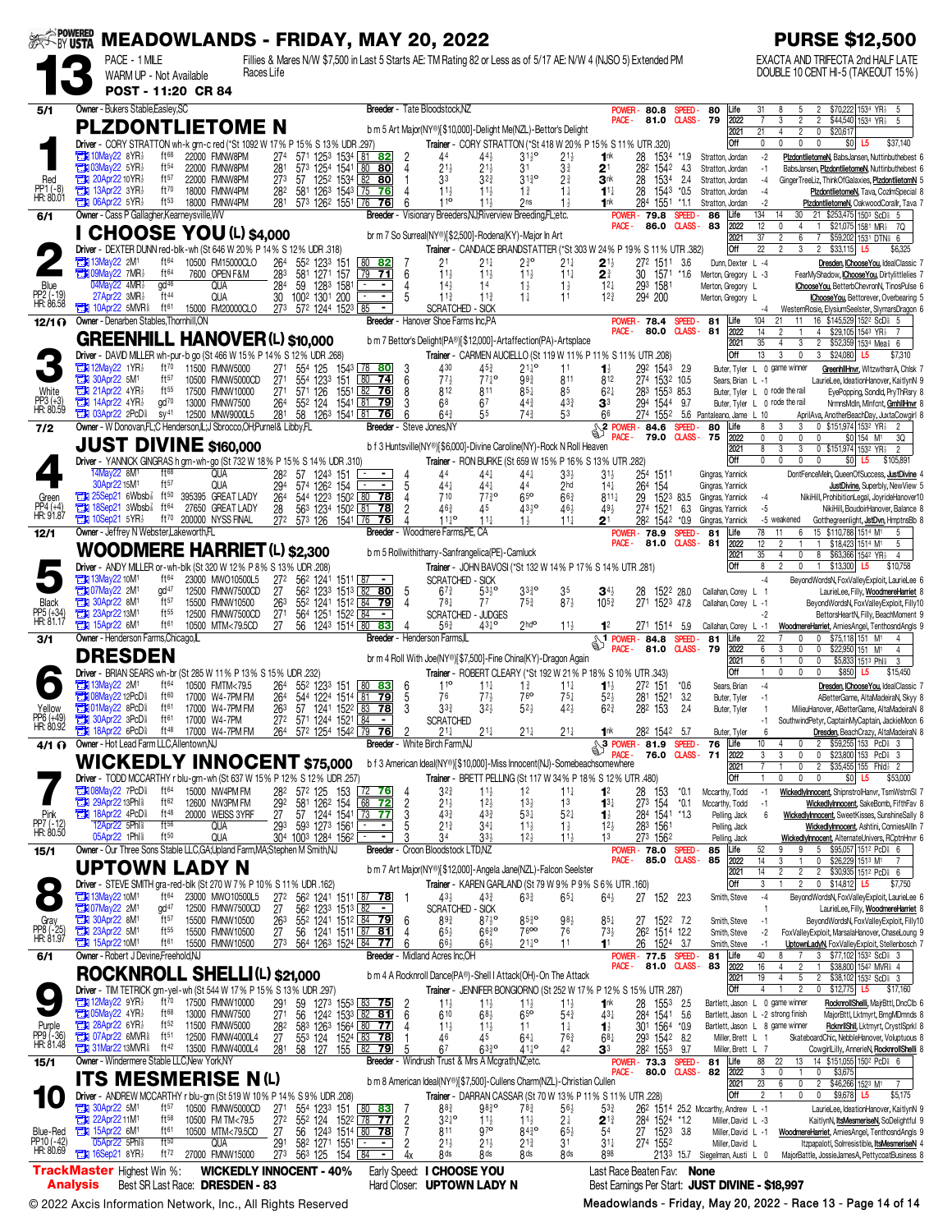# MEADOWLANDS - FRIDAY, MAY 20, 2022

**PURSE $12,500**

**13** PACE - 1 MILE — WARM UP - Not Available — POST - 11:20 CR 84

Fillies & Mares N/W $7,500 in Last 5 Starts AE: TM Rating 82 or Less as of 5/17 AE: N/W 4 (NJSO 5) Extended PM Races Life

EXACTA AND TRIFECTA 2nd HALF LATE DOUBLE 10 CENT HI-5 (TAKEOUT 15%)

---

**5/1** Owner - Bukers Stable,Easley,SC — Breeder - Tate Bloodstock,NZ — POWER - 80.8 SPEED - 80 PACE - 81.0 CLASS - 79

## 1 PLZDONTLIETOME N
b m 5 Art Major(NY®)[$10,000]-Delight Me(NZL)-Bettor's Delight
Driver - CORY STRATTON wh-k grn-c red (*St 1092 W 17% P 15% S 13% UDR .297) — Trainer - CORY STRATTON (*St 418 W 20% P 15% S 11% UTR .320)
Red PP1 (-8) HR: 80.01

| Life | 31 | 8 | 5 | 2 | $70,222 | 1534 YR | 5 |
|---|---|---|---|---|---|---|---|
| 2022 | 7 | 3 | 2 | 2 | $44,540 | 1534 YR | 5 |
| 2021 | 21 | 4 | 2 | 0 | $20,617 | | |
| Off | 0 | 0 | 0 | 0 | $0 | L5 | $37,140 |

| Date | Track | Cond | Class | Fractions | SR | PP | Calls | Fin | Time | Odds | Driver | | Top finishers |
|---|---|---|---|---|---|---|---|---|---|---|---|---|---|
| 10May22 8YR | ft68 | | 22000 FMNW8PM | 274 571 1253 1534 | 81 82 | 2 | 44 44½ 31½° 21½ | 1nk | 28 1534 | *1.9 | Stratton, Jordan | -2 | PlzdontlietomeN, BabsJansen, Nuttinbutthebest 6 |
| 03May22 5YR | ft54 | | 22000 FMNW8PM | 281 573 1254 1541 | 80 80 | 4 | 21½ 21½ 31 3¾ | 2¹ | 28² 1542 | 4.3 | Stratton, Jordan | -1 | BabsJansen, PlzdontlietomeN, Nuttinbutthebest 6 |
| 20Apr22 10YR | ft57 | | 22000 FMNW8PM | 273 57 1252 1534 | 82 80 | 3 | 3³ 32¾ 31¾° 2¾ | 3nk | 28 1534 | 2.4 | Stratton, Jordan | -4 | GingerTreeLiz, ThinkOfGalaxies, PlzdontlietomN 5 |
| 13Apr22 3YR | ft70 | | 18000 FMNW4PM | 282 581 1263 1543 | 75 76 | 4 | 1½ 1½ 1¾ 1½ | 1½ | 28 1543 | *0.5 | Stratton, Jordan | -4 | PlzdontlietomeN, Tava, CozImSpecial 8 |
| 06Apr22 5YR | ft53 | | 18000 FMNW4PM | 281 573 1262 1551 | 76 76 | 6 | 1¹° 1½ 2ns 1½ | 1nk | 28⁴ 1551 | *1.1 | Stratton, Jordan | -2 | PlzdontlietomeN, OakwoodCorallr, Tava 7 |

---

**6/1** Owner - Cass P Gallagher,Kearneysville,WV — Breeder - Visionary Breeders,NJ;Riverview Breeding,FL;etc. — POWER - 79.8 SPEED - 86 PACE - 86.0 CLASS - 83

## 2 I CHOOSE YOU (L) $4,000
br m 7 So Surreal(NY®)[$2,500]-Rodena(KY)-Major In Art
Driver - DEXTER DUNN red-blk-wh (St 646 W 20% P 14% S 12% UDR .318) — Trainer - CANDACE BRANDSTATTER (*St 303 W 24% P 19% S 11% UTR .382)
Blue PP2 (-19) HR: 86.58

| Life | 134 | 14 | 30 | 21 | $253,475 | 1503 ScD⅝ | 5 |
|---|---|---|---|---|---|---|---|
| 2022 | 12 | 0 | 4 | 1 | $21,075 | 1581 MR | 7Q |
| 2021 | 37 | 2 | 6 | 7 | $59,202 | 1531 DTN⅝ | 6 |
| Off | 22 | 2 | 3 | 2 | $33,115 | L5 | $6,325 |

| Date | Track | Cond | Class | Fractions | SR | PP | Calls | Fin | Time | Odds | Driver | | Top finishers |
|---|---|---|---|---|---|---|---|---|---|---|---|---|---|
| 13May22 2M1 | ft64 | | 10500 FM15000CLO | 264 552 1233 151 | 80 82 | 7 | 2¹ 21½ 23½° 21½ | 21½ | 27² 1511 | 3.6 | Dunn, Dexter L -4 | | Dresden, IChooseYou, IdealClassic 7 |
| 09May22 7MR | ft64 | | 7600 OPEN F&M | 283 581 1271 157 | 79 71 | 6 | 1½ 1½ 1½ 1½ | 2¾ | 30 1571 | *1.6 | Merton, Gregory L -3 | | FearMyShadow, IChooseYou, Dirtylittlelies 7 |
| 04May22 4MR | gd46 | | QUA | 284 59 1283 1581 | - - | 4 | 1½ 1⁴ 1½ 1¾ | 12½ | 29³ 1581 | | Merton, Gregory L | | IChooseYou, BetterbChevronN, TinosPulse 6 |
| 27Apr22 3MR | ft44 | | QUA | 30 1002 1301 200 | - - | 5 | 11¾ 11¾ 1½ 1¹ | 12¾ | 29⁴ 200 | | Merton, Gregory L | | IChooseYou, Bettorever, Overbearing 5 |
| 10Apr22 5MVR | ft61 | | 15000 FM20000CLO | 273 572 1244 1523 | 85 - | | SCRATCHED - SICK | | | | | -4 | WesternRosie, ElysiumSeelster, StymarsDragon 6 |

---

**12/1** Owner - Denarben Stables,Thornhill,ON — Breeder - Hanover Shoe Farms Inc,PA — POWER - 78.4 SPEED - 81 PACE - 80.0 CLASS - 81

## 3 GREENHILL HANOVER (L) $10,000
b m 7 Bettor's Delight(PA®)[$12,000]-Artaffection(PA)-Artsplace
Driver - DAVID MILLER wh-pur-b go (St 466 W 15% P 14% S 12% UDR .268) — Trainer - CARMEN AUCIELLO (St 119 W 11% P 11% S 11% UTR .208)
White PP3 (+3) HR: 80.59

| Life | 104 | 21 | 11 | 16 | $145,529 | 1522 ScD⅝ | 5 |
|---|---|---|---|---|---|---|---|
| 2022 | 14 | 2 | 1 | 4 | $29,105 | 1543 YR | 7 |
| 2021 | 35 | 4 | 3 | 2 | $52,359 | 1534 Mea⅝ | 6 |
| Off | 13 | 3 | 0 | 3 | $24,080 | L5 | $7,310 |

| Date | Track | Cond | Class | Fractions | SR | PP | Calls | Fin | Time | Odds | Driver | | Top finishers |
|---|---|---|---|---|---|---|---|---|---|---|---|---|---|
| 12May22 1YR | ft70 | | 11500 FMNW5000 | 271 554 125 1543 | 78 80 | 3 | 4³° 45¾ 21½° 1¹ | 1¾ | 29² 1543 | 2.9 | Buter, Tyler L | 0 game winner | GreenhillHnvr, Wltzwthsrr A, Chlsk 7 |
| 30Apr22 5M1 | ft57 | | 10500 FMNW5000CD | 271 554 1233 151 | 80 74 | 6 | 77½ 77¼° 99¾ 811 | 812 | 27⁴ 1532 | 10.5 | Sears, Brian L -1 | | LaurieLee, IdeationHanover, KaitlynN 9 |
| 21Apr22 4YR | ft55 | | 17500 FMNW1000 | 271 561 126 1551 | 82 76 | 8 | 812 811 85¾ 85 | 62½ | 28³ 1553 | 85.3 | Buter, Tyler L | 0 rode the rail | EyePopping, Sondid, PryThRsry 8 |
| 14Apr22 4YR | gd70 | | 13000 FMNW7500 | 264 552 124 1541 | 81 79 | 3 | 6⁸ 6⁷ 44¾ 43¾ | 3³ | 29⁴ 1544 | 9.7 | Buter, Tyler L | 0 rode the rail | NrmnsMdln, Mlnfont, GrnhllHnvr 8 |
| 03Apr22 2PcD | sy41 | | 12500 MNW9000L5 | 281 58 1263 1541 | 81 76 | 6 | 64¾ 5⁵ 74¾ 5³ | 6⁶ | 27⁴ 1552 | 5.6 | Pantaleano, Jame L | 10 | AprilAva, AnotherBeachDay, JustaCowgirl 8 |

---

**7/2** Owner - W Donovan,FL;C Henderson,IL;J Sbrocco,OH;Purnel& Libby,FL — Breeder - Steve Jones,NY — POWER - 84.6 SPEED - 80 PACE - 79.0 CLASS - 75

## 4 JUST DIVINE $160,000
b f 3 Huntsville(NY®)[$6,000]-Divine Caroline(NY)-Rock N Roll Heaven
Driver - YANNICK GINGRAS h grn-wh-go (St 732 W 18% P 15% S 14% UDR .310) — Trainer - RON BURKE (St 659 W 15% P 16% S 13% UTR .282)
Green PP4 (+4) HR: 91.87

| Life | 8 | 3 | 3 | 0 | $151,974 | 1532 YR | 2 |
|---|---|---|---|---|---|---|---|
| 2022 | 0 | 0 | 0 | 0 | $0 | 154 M1 | 3Q |
| 2021 | 8 | 3 | 3 | 0 | $151,974 | 1532 YR | 2 |
| Off | 0 | 0 | 0 | 0 | $0 | L5 | $105,691 |

| Date | Track | Cond | Class | Fractions | SR | PP | Calls | Fin | Time | Odds | Driver | | Top finishers |
|---|---|---|---|---|---|---|---|---|---|---|---|---|---|
| 14May22 8M1 | ft68 | | QUA | 282 57 1243 151 | - - | 4 | 4⁴ 44½ 44½ 33½ | 31½ | 25⁴ 1511 | | Gingras, Yannick | | DontFenceMeIn, QueenOfSuccess, JustDivine 4 |
| 30Apr22 15M1 | ft57 | | QUA | 294 574 1262 154 | - - | 5 | 44½ 44½ 4⁴ 2hd | 14½ | 26⁴ 154 | | Gingras, Yannick | | JustDivine, Superbly, New View 5 |
| 25Sep21 6Wbsb | ft50 | | 395395 GREAT LADY | 264 544 1223 1502 | 80 78 | 4 | 710 77¾° 6⁵° 66¾ | 811¼ | 29 1523 | 83.5 | Gingras, Yannick | -4 | NikiHill, ProhibitionLegal, JoyrideHanover10 |
| 18Sep21 3Wbsb | ft64 | | 27650 GREAT LADY | 28 563 1234 1502 | 81 78 | 2 | 46¾ 4⁵ 43¾° 46¾ | 49½ | 27⁴ 1521 | 6.3 | Gingras, Yannick | -5 | NikiHill, BoudoirHanover, Balance 8 |
| 10Sep21 5YR | ft70 | | 200000 NYSS FINAL | 272 573 126 1541 | 76 76 | 4 | 11¹° 11½ 1½ 11¾ | 2¹ | 28² 1542 | *0.9 | Gingras, Yannick | -5 weakened | Gotthegreenlight, JstDvn, HmptnsBb 8 |

---

**12/1** Owner - Jeffrey N Webster,Lakeworth,FL — Breeder - Woodmere Farms,PE, CA — POWER - 78.9 SPEED - 81 PACE - 81.0 CLASS - 81

## 5 WOODMERE HARRIET (L) $2,300
b m 5 Rollwithitharry-Sanfrangelica(PE)-Camluck
Driver - ANDY MILLER or-wh-blk (St 320 W 12% P 8% S 13% UDR .208) — Trainer - JOHN BAVOSI (*St 132 W 14% P 17% S 14% UTR .281)
Black PP5 (+34) HR: 81.17

| Life | 78 | 11 | 6 | 15 | $110,788 | 1514 M1 | 5 |
|---|---|---|---|---|---|---|---|
| 2022 | 12 | 2 | 1 | 2 | $18,423 | 1514 M1 | 5 |
| 2021 | 35 | 4 | 0 | 8 | $63,366 | 1542 YR | 4 |
| Off | 8 | 2 | 0 | 1 | $13,300 | L5 | $10,758 |

| Date | Track | Cond | Class | Fractions | SR | PP | Calls | Fin | Time | Odds | Driver | | Top finishers |
|---|---|---|---|---|---|---|---|---|---|---|---|---|---|
| 13May22 10M1 | ft64 | | 23000 MWO10500L5 | 272 562 1241 1511 | 87 - | | SCRATCHED - SICK | | | | | -4 | BeyondWordsN, FoxValleyExploit, LaurieLee 6 |
| 07May22 2M1 | gd47 | | 12500 FMNW7500CD | 27 562 1233 1513 | 82 80 | 5 | 67¾ 53¾° 33¾° 3⁵ | 34½ | 28 1522 | 28.0 | Callahan, Corey L -1 | | LaurieLee, Filly, WoodmereHarriet 8 |
| 30Apr22 8M1 | ft57 | | 15500 FMNW10500 | 263 552 1241 1512 | 84 79 | 4 | 78½ 7⁷ 75¾ 87½ | 105¾ | 27¹ 1523 | 47.8 | Callahan, Corey L -1 | | BeyondWordsN, FoxValleyExploit, Filly10 |
| 23Apr22 13M1 | ft55 | | 12500 FMNW7500CD | 271 564 1251 1522 | 84 - | | SCRATCHED - JUDGES | | | | | -2 | BettorsHeartN, Filly, BeachMoment 9 |
| 15Apr22 6M1 | ft61 | | 10500 MTM<79.5CD | 27 56 1243 1514 | 80 83 | 4 | 56¾ 43½° 2hd° 11½ | 1² | 27¹ 1514 | 5.9 | Callahan, Corey L -1 | | WoodmereHarriet, AmiesAngel, TenthosndAngls 9 |

---

**3/1** Owner - Henderson Farms,Chicago,IL — Breeder - Henderson Farms,IL — POWER - 84.8 SPEED - 81 PACE - 81.0 CLASS - 79

## 6 DRESDEN
br m 4 Roll With Joe(NY®)[$7,500]-Fine China(KY)-Dragon Again
Driver - BRIAN SEARS wh-br (St 285 W 11% P 13% S 15% UDR .232) — Trainer - ROBERT CLEARY (*St 192 W 21% P 18% S 10% UTR .343)
Yellow PP6 (+49) HR: 80.92

| Life | 22 | 7 | 0 | 0 | $75,118 | 151 M1 | 4 |
|---|---|---|---|---|---|---|---|
| 2022 | 6 | 3 | 0 | 0 | $22,950 | 151 M1 | 4 |
| 2021 | 6 | 1 | 0 | 0 | $5,833 | 1513 Phl⅝ | 3 |
| Off | 1 | 0 | 0 | 0 | $850 | L5 | $15,450 |

| Date | Track | Cond | Class | Fractions | SR | PP | Calls | Fin | Time | Odds | Driver | | Top finishers |
|---|---|---|---|---|---|---|---|---|---|---|---|---|---|
| 13May22 2M1 | ft64 | | 10500 FMTM<79.5 | 264 552 1233 151 | 80 83 | 6 | 1¹° 11½ 1¾ 11¼ | 11½ | 27² 151 | *0.6 | Sears, Brian | -4 | Dresden, IChooseYou, IdealClassic 7 |
| 08May22 12PcD | ft60 | | 17000 W4-7PM FM | 264 544 1224 1514 | 81 79 | 5 | 7⁶ 77½ 7⁶° 75½ | 52½ | 28¹ 1521 | 3.2 | Buter, Tyler | -1 | ABetterGame, AltaMadeiraN, Skyy 8 |
| 01May22 8PcD | ft61 | | 17000 W4-7PM FM | 263 57 1241 1522 | 83 78 | 3 | 33¾ 32½ 52¼ 42¼ | 62¾ | 28² 153 | 2.4 | Buter, Tyler | -1 | MilieuHanover, ABetterGame, AltaMadeiraN 8 |
| 30Apr22 3PcD | ft61 | | 17000 W4-7PM | 272 571 1244 1521 | 84 - | | SCRATCHED | | | | | -1 | SouthwindPetyr, CaptainMyCaptain, JackieMoon 6 |
| 18Apr22 6PcD | ft48 | | 17000 W4-7PM FM | 264 572 1254 1542 | 79 76 | 2 | 21¼ 21¼ 21¼ 21¼ | 1nk | 28² 1542 | 5.7 | Buter, Tyler | 6 | Dresden, BeachCrazy, AltaMadeiraN 8 |

---

**4/1** Owner - Hot Lead Farm LLC,Allentown,NJ — Breeder - White Birch Farm,NJ — POWER - 81.9 SPEED - 76 PACE - 76.0 CLASS - 71

## 7 WICKEDLY INNOCENT $75,000
b f 3 American Ideal(NY®)[$10,000]-Miss Innocent(NJ)-Somebeachsomewhere
Driver - TODD McCARTHY r blu-grn-wh (St 637 W 15% P 12% S 12% UDR .257) — Trainer - BRETT PELLING (St 117 W 34% P 18% S 12% UTR .480)
Pink PP7 (-12) HR: 80.50

| Life | 10 | 4 | 0 | 2 | $59,255 | 153 PcD⅝ | 3 |
|---|---|---|---|---|---|---|---|
| 2022 | 3 | 3 | 0 | 0 | $23,800 | 153 PcD⅝ | 3 |
| 2021 | 7 | 1 | 0 | 2 | $35,455 | 155 Fhld | 2 |
| Off | 1 | 0 | 0 | 0 | $0 | L5 | $53,000 |

| Date | Track | Cond | Class | Fractions | SR | PP | Calls | Fin | Time | Odds | Driver | | Top finishers |
|---|---|---|---|---|---|---|---|---|---|---|---|---|---|
| 08May22 7PcD | ft64 | | 15000 NW4PM FM | 282 572 125 153 | 72 76 | 4 | 32¾ 11½ 1² 1¾ | 1² | 28 153 | *0.1 | Mccarthy, Todd | -1 | WickedlyInnocent, ShipnstrolHanvr, TsmWstrnSl 7 |
| 29Apr22 13Phl | ft62 | | 12600 NW3PM FM | 292 581 1262 154 | 68 72 | 2 | 21½ 12½ 13½ 1³ | 13½ | 27³ 154 | *0.1 | Mccarthy, Todd | -1 | WickedlyInnocent, SakeBomb, FifthFav 8 |
| 18Apr22 4PcD | ft48 | | 20000 WEISS 3YRF | 27 57 1244 1541 | 73 77 | 3 | 43¾ 43¾ 53¼ 52½ | 1¾ | 28⁴ 1541 | *1.3 | Pelling, Jack | 6 | WickedlyInnocent, SweetKisses, SunshineSally 8 |
| 12Apr22 5Phl | ft58 | | QUA | 293 593 1273 1561 | - - | 5 | 21¾ 34½ 11½ 1½ | 12½ | 28³ 1561 | | Pelling, Jack | | WickedlyInnocent, Ashtini, ConniesAllIn 7 |
| 05Apr22 1Phl | ft50 | | QUA | 304 1003 1284 1562 | - - | 3 | 3⁴ 33½ 12½ 11½ | 1³ | 27³ 1562 | | Pelling, Jack | | WickedlyInnocent, AlternateUnivers, RCptnHnvr 6 |

---

**15/1** Owner - Our Three Sons Stable LLC,GA;Upland Farm,MA;Stephen M Smith,NJ — Breeder - Croon Bloodstock LTD,NZ — POWER - 78.0 SPEED - 85 PACE - 85.0 CLASS - 85

## 8 UPTOWN LADY N
b m 7 Art Major(NY®)[$12,000]-Angela Jane(NZL)-Falcon Seelster
Driver - STEVE SMITH gra-red-blk (St 270 W 7% P 10% S 15% UDR .162) — Trainer - KAREN GARLAND (St 79 W 9% P 9% S 6% UTR .160)
Gray PP8 (-25) HR: 81.97

| Life | 52 | 9 | 9 | 5 | $95,057 | 1512 PcD⅝ | 6 |
|---|---|---|---|---|---|---|---|
| 2022 | 14 | 3 | 1 | 0 | $26,229 | 1513 M1 | 7 |
| 2021 | 14 | 2 | 2 | 2 | $30,935 | 1512 PcD⅝ | 6 |
| Off | 3 | 1 | 2 | 0 | $14,812 | L5 | $7,750 |

| Date | Track | Cond | Class | Fractions | SR | PP | Calls | Fin | Time | Odds | Driver | | Top finishers |
|---|---|---|---|---|---|---|---|---|---|---|---|---|---|
| 13May22 10M1 | ft64 | | 23000 MWO10500L5 | 272 562 1241 1511 | 87 78 | 1 | 43½ 43¾ 63¾ 65¼ | 64½ | 27 152 | 22.3 | Smith, Steve | -4 | BeyondWordsN, FoxValleyExploit, LaurieLee 6 |
| 07May22 2M1 | gd47 | | 12500 FMNW7500CD | 27 562 1233 1513 | 82 - | | SCRATCHED - SICK | | | | | 1 | LaurieLee, Filly, WoodmereHarriet 8 |
| 30Apr22 8M1 | ft57 | | 15500 FMNW10500 | 263 552 1241 1512 | 84 79 | 6 | 89¾ 87½° 85¾° 98½ | 85¾ | 27 1522 | 7.2 | Smith, Steve | -1 | BeyondWordsN, FoxValleyExploit, Filly10 |
| 23Apr22 5M1 | ft55 | | 15500 FMNW10500 | 27 56 1241 1512 | 81 81 | 4 | 65¾ 66¾° 76°° 7⁶ | 73½ | 26² 1514 | 12.2 | Smith, Steve | -2 | FoxValleyExploit, MarsalaHanover, ChaseLoung 9 |
| 15Apr22 10M1 | ft61 | | 15500 FMNW10500 | 273 564 1263 1524 | 84 77 | 6 | 66¾ 66¾ 21½° 1¹ | 1¹ | 26 1524 | 3.7 | Smith, Steve | -1 | UptownLadyN, FoxValleyExploit, Stellenbosch 7 |

---

**6/1** Owner - Robert J Devine,Freehold,NJ — Breeder - Midland Acres Inc,OH — POWER - 77.5 SPEED - 81 PACE - 81.0 CLASS - 83

## 9 ROCKNROLL SHELLI (L) $21,000
b m 4 A Rocknroll Dance(PA®)-Shell I Attack(OH)-On The Attack
Driver - TIM TETRICK grn-yel-wh (St 544 W 17% P 15% S 13% UDR .297) — Trainer - JENNIFER BONGIORNO (St 252 W 17% P 12% S 15% UTR .287)
Purple PP9 (-36) HR: 81.48

| Life | 40 | 8 | 7 | 3 | $77,102 | 1532 ScD⅝ | 3 |
|---|---|---|---|---|---|---|---|
| 2022 | 16 | 4 | 2 | 1 | $38,800 | 1542 MVR | 4 |
| 2021 | 19 | 4 | 5 | 2 | $38,102 | 1532 ScD⅝ | 3 |
| Off | 4 | 1 | 2 | 0 | $12,775 | L5 | $17,160 |

| Date | Track | Cond | Class | Fractions | SR | PP | Calls | Fin | Time | Odds | Driver | | Top finishers |
|---|---|---|---|---|---|---|---|---|---|---|---|---|---|
| 12May22 9YR | ft70 | | 17500 FMNW10000 | 291 59 1273 1553 | 83 75 | 2 | 11½ 11½ 11½ 11½ | 1nk | 28 1553 | 2.5 | Bartlett, Jason L | 0 game winner | RocknrollShelli, MajiBttl, DncClb 6 |
| 05May22 4YR | ft68 | | 13000 FMNW7500 | 271 56 1242 1533 | 82 81 | 6 | 6¹⁰ 68½ 6⁵° 54¾ | 43½ | 28⁴ 1541 | 5.6 | Bartlett, Jason L | -2 strong finish | MajorBttl, Lktmyrt, BrngMDmnds 8 |
| 28Apr22 6YR | ft52 | | 11500 FMNW5000 | 282 583 1263 1564 | 80 77 | 4 | 11½ 11½ 1¹ 1¾ | 1¾ | 30¹ 1564 | *0.9 | Bartlett, Jason L | 8 game winner | RcknrllShll, Lktmyrt, CrystlSprkl 8 |
| 07Apr22 6MVR | ft51 | | 12500 FMNW4000L4 | 281 573 124 1524 | 83 78 | 1 | 4⁶ 4⁵ 64¾ 76¾ | 68¾ | 29³ 1542 | 8.2 | Miller, Brett L | 1 | SkateboardChic, NebbieHanover, Voluptuous 8 |
| 31Mar22 13MVR | ft42 | | 13500 FMNW4000L4 | 281 58 127 155 | 82 79 | 5 | 6⁷ 63¾° 41¾° 4² | 3³ | 28² 1553 | 9.7 | Miller, Brett L | 7 | CowgirlLilly, AnnerieN, RocknrollShelli 8 |

---

**15/1** Owner - Windermere Stable LLC,New York,NY — Breeder - Windrush Trust & Mrs A Mcgrath,NZ;etc. — POWER - 73.3 SPEED - 81 PACE - 80.0 CLASS - 82

## 10 ITS MESMERISE N (L)
b m 8 American Ideal(NY®)[$7,500]-Cullens Charm(NZL)-Christian Cullen
Driver - ANDREW McCARTHY r blu-grn (St 519 W 10% P 14% S 9% UDR .208) — Trainer - DARRAN CASSAR (St 70 W 13% P 11% S 11% UTR .228)
Blue-Red PP10 (-42) HR: 80.69

| Life | 88 | 22 | 13 | 14 | $151,055 | 1502 PcD⅝ | 6 |
|---|---|---|---|---|---|---|---|
| 2022 | 3 | 0 | 1 | 0 | $3,675 | | |
| 2021 | 23 | 6 | 0 | 2 | $46,266 | 1523 M1 | 7 |
| Off | 2 | 1 | 0 | 0 | $9,678 | L5 | $5,175 |

| Date | Track | Cond | Class | Fractions | SR | PP | Calls | Fin | Time | Odds | Driver | | Top finishers |
|---|---|---|---|---|---|---|---|---|---|---|---|---|---|
| 30Apr22 5M1 | ft57 | | 10500 FMNW5000CD | 271 554 1233 151 | 80 83 | 7 | 88¾ 98¾° 78¾ 5⁶ | 53¾ | 26² 1514 | 25.2 | Mccarthy, Andrew L -1 | | LaurieLee, IdeationHanover, KaitlynN 9 |
| 22Apr22 11M1 | ft58 | | 10500 FM TM<79.5 | 272 552 124 1522 | 78 77 | 7 | 32½° 11½ 11½ 2½ | 21¾ | 28⁴ 1524 | *1.2 | Miller, David L -3 | | KaitlynN, ItsMesmeriseN, SoDelightful 9 |
| 15Apr22 6M1 | ft61 | | 10500 MTM<79.5CD | 27 56 1243 1514 | 80 78 | 7 | 811 9⁷° 84¾° 65¼ | 5⁴ | 27 1523 | 3.8 | Miller, David L -1 | | WoodmereHarriet, AmiesAngel, TenthosndAngls 9 |
| 05Apr22 5M1 | ft50 | | QUA | 291 582 1271 1551 | - - | 2 | 21½ 21½ 21¾ 3¹ | 31½ | 27⁴ 1552 | | Miller, David L | | Itzpapalotl, Solresistible, ItsMesmeriseN 4 |
| 16Sep21 8YR | ft72 | | 27000 FMNW15000 | 273 563 125 154 | 84 - | 4x | 8ds 8ds 8ds 8ds | 898 | 2133 157 | 5.1 | Siegelman, Austi L 0 | | MajorBattle, JossieJamesA, PettycoatBusiness 8 |

---

**TrackMaster Analysis**

Highest Win %: **WICKEDLY INNOCENT - 40%** — Early Speed: **I CHOOSE YOU** — Last Race Beaten Fav: **None**

Best SR Last Race: **DRESDEN - 83** — Hard Closer: **UPTOWN LADY N** — Best Earnings Per Start: **JUST DIVINE - $18,997**

© 2022 Axcis Information Network, Inc., All Rights Reserved